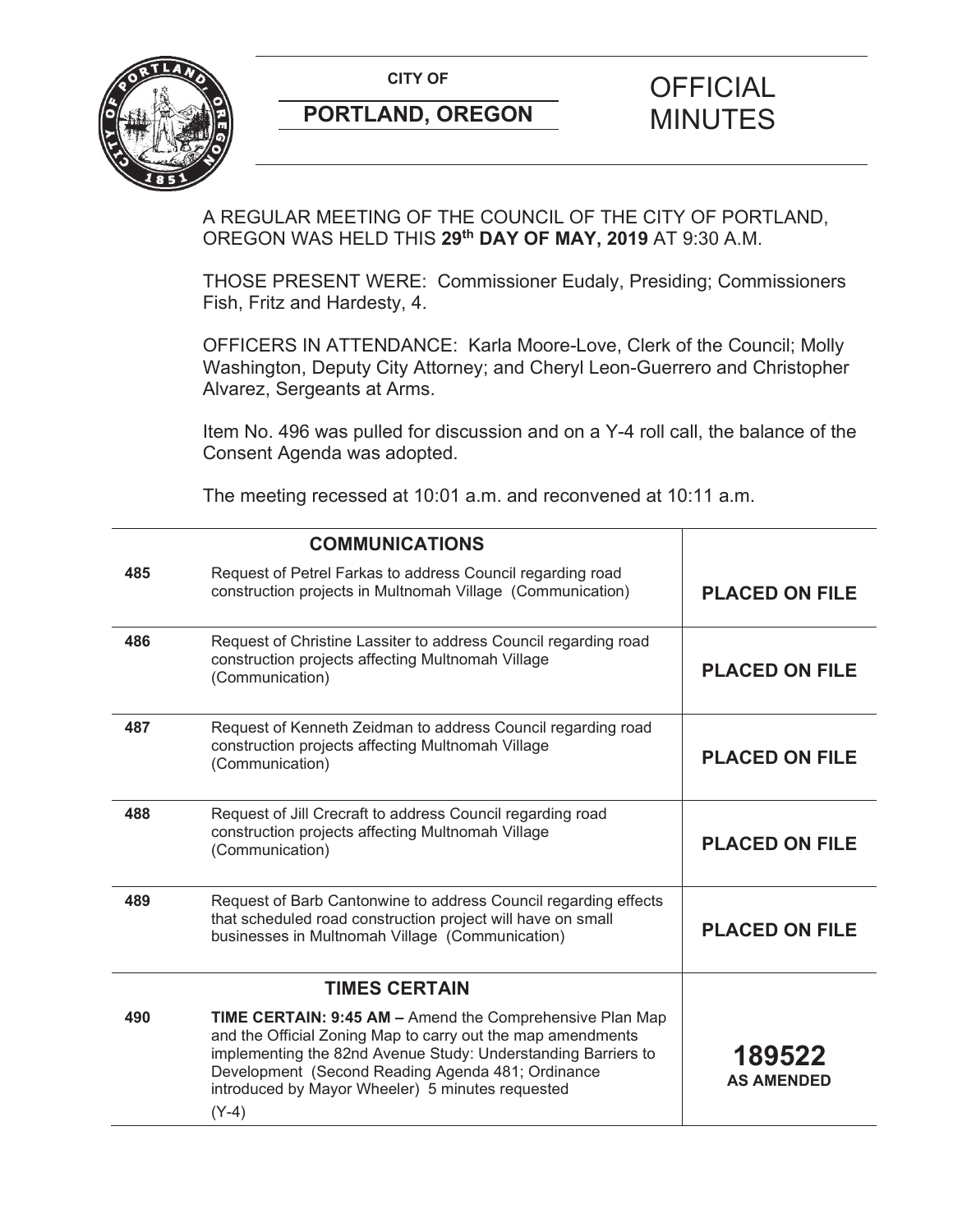**CITY OF**

**PORTLAND, OREGON**

# OFFICIAL MINUTES

A REGULAR MEETING OF THE COUNCIL OF THE CITY OF PORTLAND, OREGON WAS HELD THIS **29th DAY OF MAY, 2019** AT 9:30 A.M.

THOSE PRESENT WERE: Commissioner Eudaly, Presiding; Commissioners Fish, Fritz and Hardesty, 4.

OFFICERS IN ATTENDANCE: Karla Moore-Love, Clerk of the Council; Molly Washington, Deputy City Attorney; and Cheryl Leon-Guerrero and Christopher Alvarez, Sergeants at Arms.

Item No. 496 was pulled for discussion and on a Y-4 roll call, the balance of the Consent Agenda was adopted.

The meeting recessed at 10:01 a.m. and reconvened at 10:11 a.m.

| | **COMMUNICATIONS** | |
|---|---|---|
| **485** | Request of Petrel Farkas to address Council regarding road construction projects in Multnomah Village (Communication) | **PLACED ON FILE** |
| **486** | Request of Christine Lassiter to address Council regarding road construction projects affecting Multnomah Village (Communication) | **PLACED ON FILE** |
| **487** | Request of Kenneth Zeidman to address Council regarding road construction projects affecting Multnomah Village (Communication) | **PLACED ON FILE** |
| **488** | Request of Jill Crecraft to address Council regarding road construction projects affecting Multnomah Village (Communication) | **PLACED ON FILE** |
| **489** | Request of Barb Cantonwine to address Council regarding effects that scheduled road construction project will have on small businesses in Multnomah Village (Communication) | **PLACED ON FILE** |
| | **TIMES CERTAIN** | |
| **490** | **TIME CERTAIN: 9:45 AM –** Amend the Comprehensive Plan Map and the Official Zoning Map to carry out the map amendments implementing the 82nd Avenue Study: Understanding Barriers to Development (Second Reading Agenda 481; Ordinance introduced by Mayor Wheeler) 5 minutes requested (Y-4) | **189522 AS AMENDED** |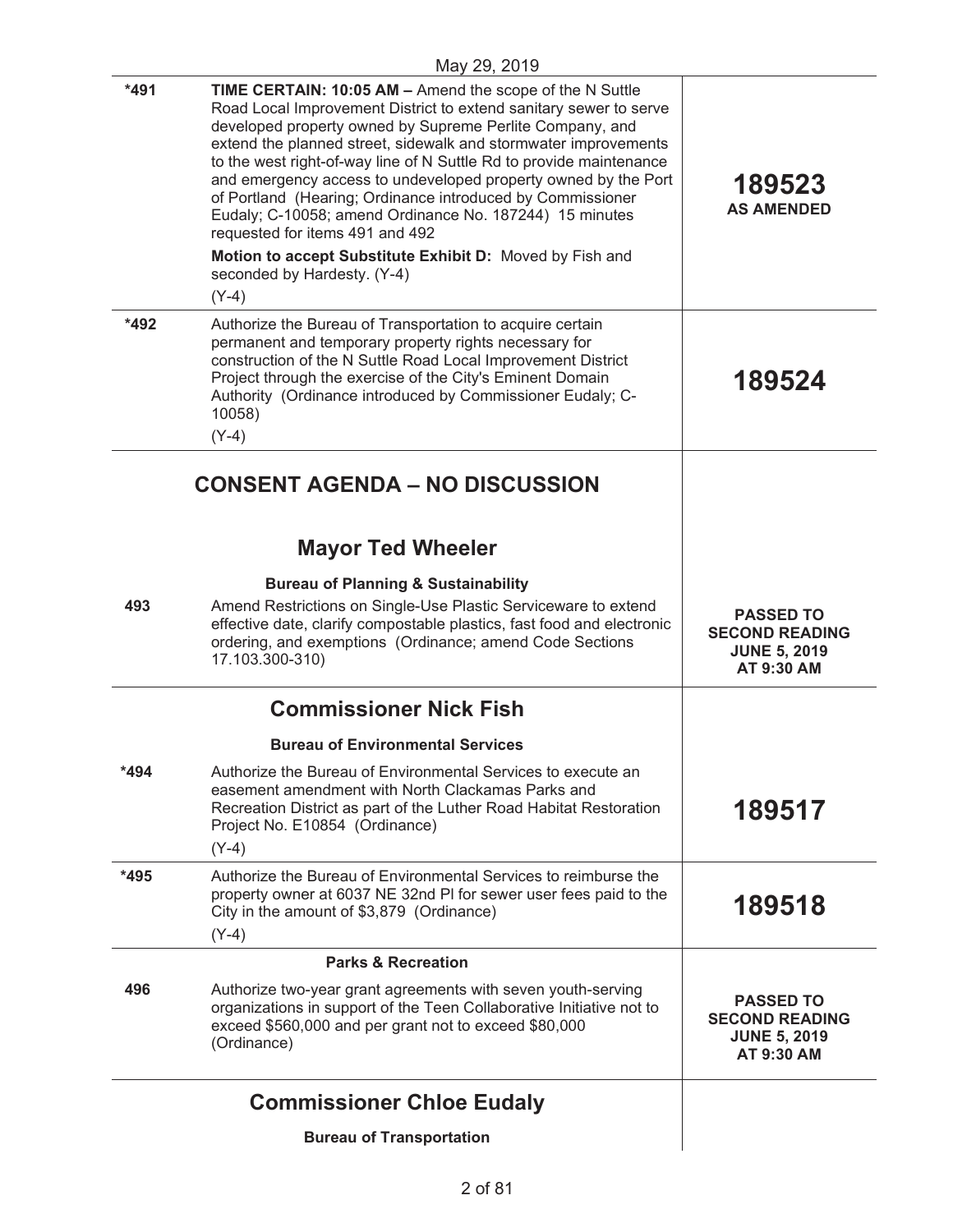May 29, 2019

| | | |
|---|---|---|
| *491 | **TIME CERTAIN: 10:05 AM –** Amend the scope of the N Suttle Road Local Improvement District to extend sanitary sewer to serve developed property owned by Supreme Perlite Company, and extend the planned street, sidewalk and stormwater improvements to the west right-of-way line of N Suttle Rd to provide maintenance and emergency access to undeveloped property owned by the Port of Portland (Hearing; Ordinance introduced by Commissioner Eudaly; C-10058; amend Ordinance No. 187244) 15 minutes requested for items 491 and 492<br><br>**Motion to accept Substitute Exhibit D:** Moved by Fish and seconded by Hardesty. (Y-4)<br><br>(Y-4) | **189523**<br>**AS AMENDED** |
| *492 | Authorize the Bureau of Transportation to acquire certain permanent and temporary property rights necessary for construction of the N Suttle Road Local Improvement District Project through the exercise of the City's Eminent Domain Authority (Ordinance introduced by Commissioner Eudaly; C-10058)<br><br>(Y-4) | **189524** |

## CONSENT AGENDA – NO DISCUSSION

### Mayor Ted Wheeler

**Bureau of Planning & Sustainability**

| | | |
|---|---|---|
| 493 | Amend Restrictions on Single-Use Plastic Serviceware to extend effective date, clarify compostable plastics, fast food and electronic ordering, and exemptions (Ordinance; amend Code Sections 17.103.300-310) | **PASSED TO SECOND READING JUNE 5, 2019 AT 9:30 AM** |

### Commissioner Nick Fish

**Bureau of Environmental Services**

| | | |
|---|---|---|
| *494 | Authorize the Bureau of Environmental Services to execute an easement amendment with North Clackamas Parks and Recreation District as part of the Luther Road Habitat Restoration Project No. E10854 (Ordinance)<br><br>(Y-4) | **189517** |
| *495 | Authorize the Bureau of Environmental Services to reimburse the property owner at 6037 NE 32nd Pl for sewer user fees paid to the City in the amount of $3,879 (Ordinance)<br><br>(Y-4) | **189518** |

**Parks & Recreation**

| | | |
|---|---|---|
| 496 | Authorize two-year grant agreements with seven youth-serving organizations in support of the Teen Collaborative Initiative not to exceed $560,000 and per grant not to exceed $80,000 (Ordinance) | **PASSED TO SECOND READING JUNE 5, 2019 AT 9:30 AM** |

### Commissioner Chloe Eudaly

**Bureau of Transportation**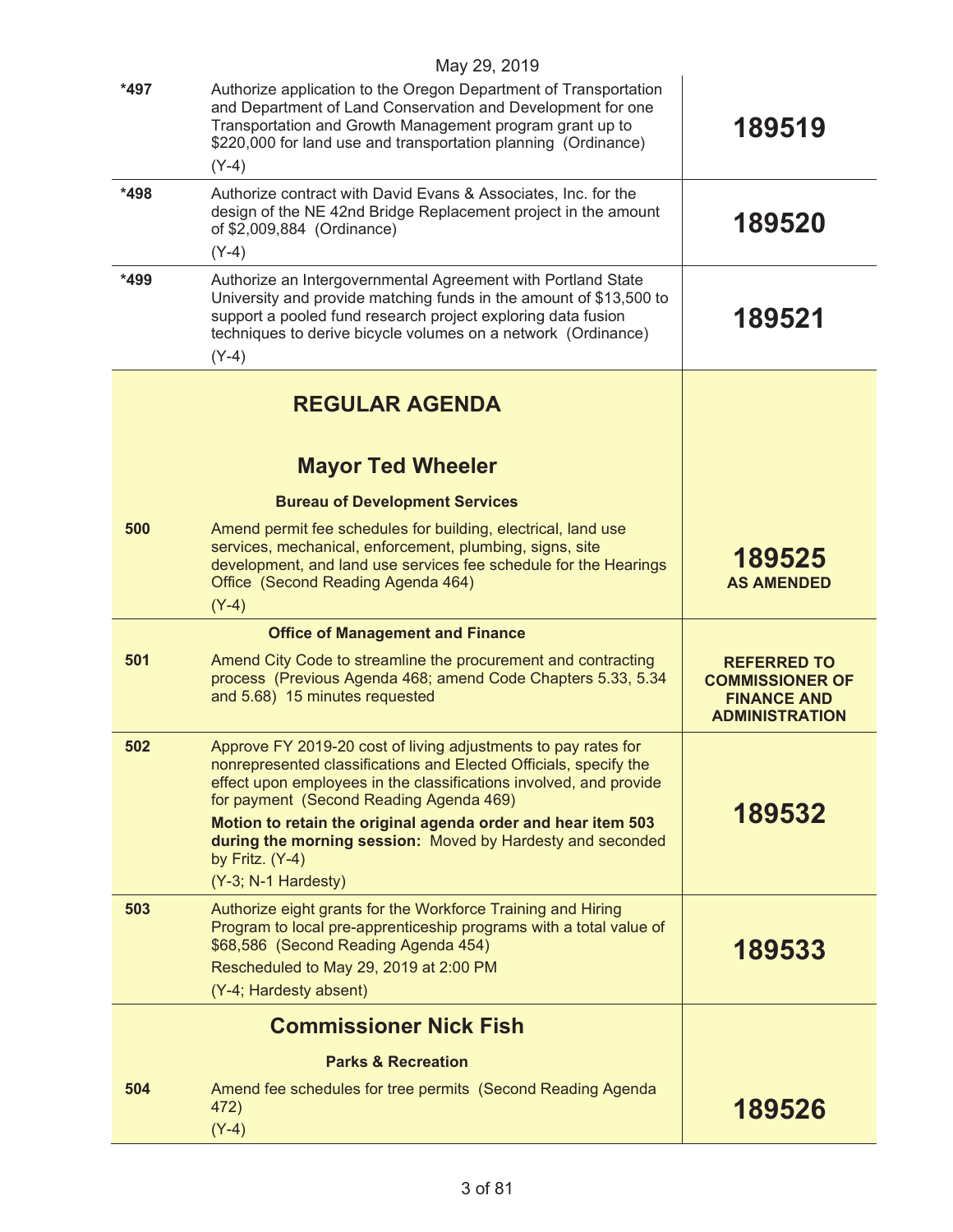May 29, 2019

| | | |
|---|---|---|
| *497 | Authorize application to the Oregon Department of Transportation and Department of Land Conservation and Development for one Transportation and Growth Management program grant up to $220,000 for land use and transportation planning (Ordinance)<br>(Y-4) | **189519** |
| *498 | Authorize contract with David Evans & Associates, Inc. for the design of the NE 42nd Bridge Replacement project in the amount of $2,009,884 (Ordinance)<br>(Y-4) | **189520** |
| *499 | Authorize an Intergovernmental Agreement with Portland State University and provide matching funds in the amount of $13,500 to support a pooled fund research project exploring data fusion techniques to derive bicycle volumes on a network (Ordinance)<br>(Y-4) | **189521** |

## REGULAR AGENDA

## Mayor Ted Wheeler

**Bureau of Development Services**

| | | |
|---|---|---|
| 500 | Amend permit fee schedules for building, electrical, land use services, mechanical, enforcement, plumbing, signs, site development, and land use services fee schedule for the Hearings Office (Second Reading Agenda 464)<br>(Y-4) | **189525 AS AMENDED** |

**Office of Management and Finance**

| | | |
|---|---|---|
| 501 | Amend City Code to streamline the procurement and contracting process (Previous Agenda 468; amend Code Chapters 5.33, 5.34 and 5.68) 15 minutes requested | **REFERRED TO COMMISSIONER OF FINANCE AND ADMINISTRATION** |
| 502 | Approve FY 2019-20 cost of living adjustments to pay rates for nonrepresented classifications and Elected Officials, specify the effect upon employees in the classifications involved, and provide for payment (Second Reading Agenda 469)<br>**Motion to retain the original agenda order and hear item 503 during the morning session:** Moved by Hardesty and seconded by Fritz. (Y-4)<br>(Y-3; N-1 Hardesty) | **189532** |
| 503 | Authorize eight grants for the Workforce Training and Hiring Program to local pre-apprenticeship programs with a total value of $68,586 (Second Reading Agenda 454)<br>Rescheduled to May 29, 2019 at 2:00 PM<br>(Y-4; Hardesty absent) | **189533** |

## Commissioner Nick Fish

**Parks & Recreation**

| | | |
|---|---|---|
| 504 | Amend fee schedules for tree permits (Second Reading Agenda 472)<br>(Y-4) | **189526** |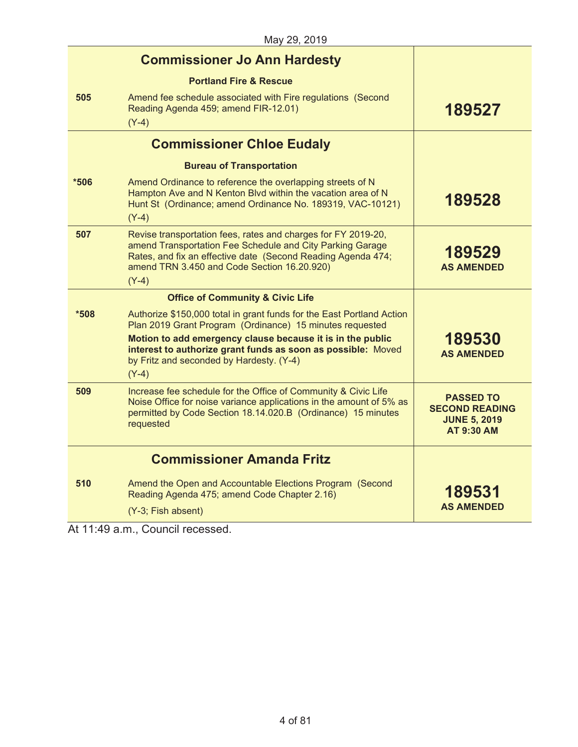May 29, 2019

| | | |
|---|---|---|
| | **Commissioner Jo Ann Hardesty** | |
| | **Portland Fire & Rescue** | |
| **505** | Amend fee schedule associated with Fire regulations (Second Reading Agenda 459; amend FIR-12.01)<br>(Y-4) | **189527** |
| | **Commissioner Chloe Eudaly** | |
| | **Bureau of Transportation** | |
| **\*506** | Amend Ordinance to reference the overlapping streets of N Hampton Ave and N Kenton Blvd within the vacation area of N Hunt St (Ordinance; amend Ordinance No. 189319, VAC-10121)<br>(Y-4) | **189528** |
| **507** | Revise transportation fees, rates and charges for FY 2019-20, amend Transportation Fee Schedule and City Parking Garage Rates, and fix an effective date (Second Reading Agenda 474; amend TRN 3.450 and Code Section 16.20.920)<br>(Y-4) | **189529**<br>**AS AMENDED** |
| | **Office of Community & Civic Life** | |
| **\*508** | Authorize $150,000 total in grant funds for the East Portland Action Plan 2019 Grant Program (Ordinance) 15 minutes requested<br>**Motion to add emergency clause because it is in the public interest to authorize grant funds as soon as possible:** Moved by Fritz and seconded by Hardesty. (Y-4)<br>(Y-4) | **189530**<br>**AS AMENDED** |
| **509** | Increase fee schedule for the Office of Community & Civic Life Noise Office for noise variance applications in the amount of 5% as permitted by Code Section 18.14.020.B (Ordinance) 15 minutes requested | **PASSED TO SECOND READING JUNE 5, 2019 AT 9:30 AM** |
| | **Commissioner Amanda Fritz** | |
| **510** | Amend the Open and Accountable Elections Program (Second Reading Agenda 475; amend Code Chapter 2.16)<br>(Y-3; Fish absent) | **189531**<br>**AS AMENDED** |

At 11:49 a.m., Council recessed.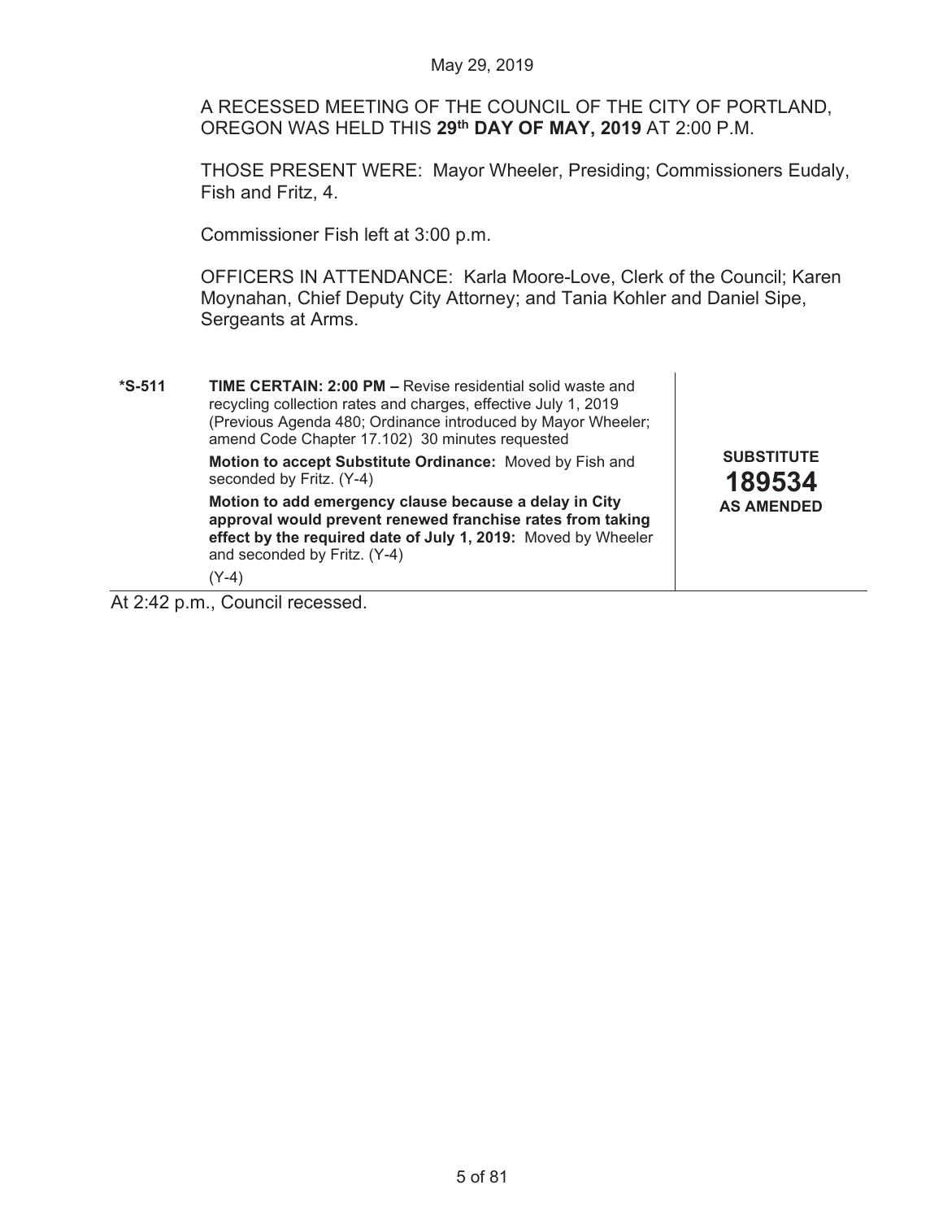A RECESSED MEETING OF THE COUNCIL OF THE CITY OF PORTLAND, OREGON WAS HELD THIS **29th DAY OF MAY, 2019** AT 2:00 P.M.

THOSE PRESENT WERE: Mayor Wheeler, Presiding; Commissioners Eudaly, Fish and Fritz, 4.

Commissioner Fish left at 3:00 p.m.

OFFICERS IN ATTENDANCE: Karla Moore-Love, Clerk of the Council; Karen Moynahan, Chief Deputy City Attorney; and Tania Kohler and Daniel Sipe, Sergeants at Arms.

| | | |
|---|---|---|
| ***S-511** | **TIME CERTAIN: 2:00 PM –** Revise residential solid waste and recycling collection rates and charges, effective July 1, 2019 (Previous Agenda 480; Ordinance introduced by Mayor Wheeler; amend Code Chapter 17.102) 30 minutes requested<br><br>**Motion to accept Substitute Ordinance:** Moved by Fish and seconded by Fritz. (Y-4)<br><br>**Motion to add emergency clause because a delay in City approval would prevent renewed franchise rates from taking effect by the required date of July 1, 2019:** Moved by Wheeler and seconded by Fritz. (Y-4)<br><br>(Y-4) | **SUBSTITUTE**<br>**189534**<br>**AS AMENDED** |

At 2:42 p.m., Council recessed.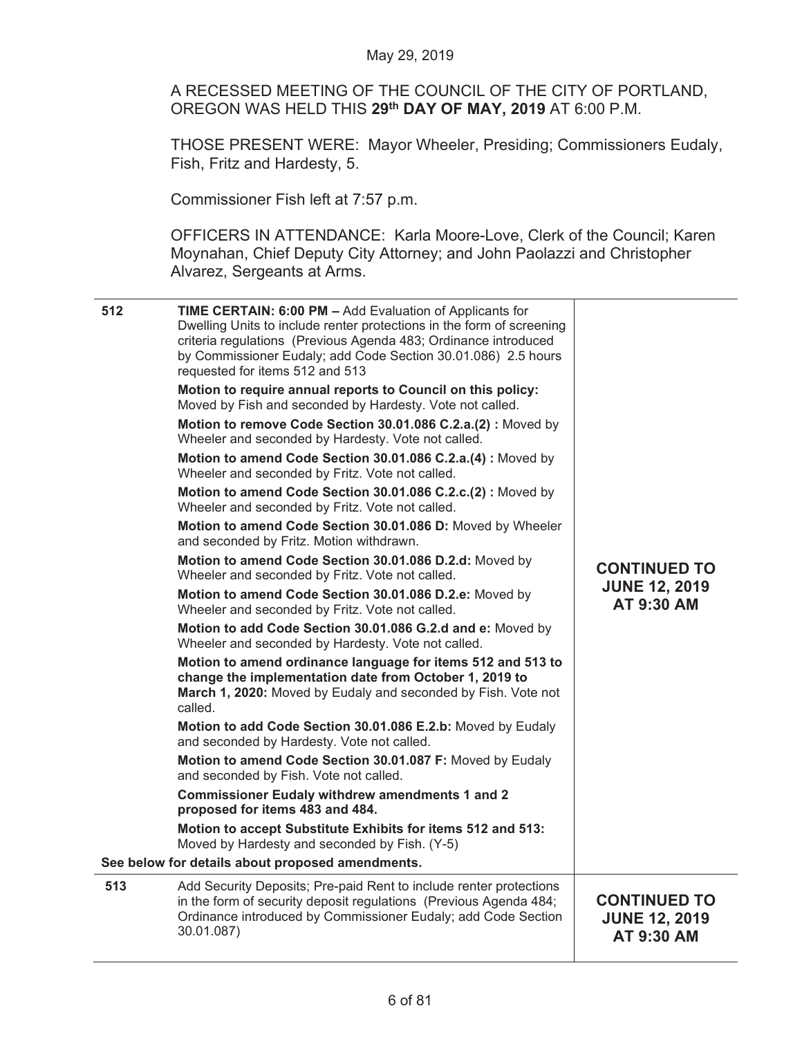May 29, 2019

A RECESSED MEETING OF THE COUNCIL OF THE CITY OF PORTLAND, OREGON WAS HELD THIS **29th DAY OF MAY, 2019** AT 6:00 P.M.

THOSE PRESENT WERE: Mayor Wheeler, Presiding; Commissioners Eudaly, Fish, Fritz and Hardesty, 5.

Commissioner Fish left at 7:57 p.m.

OFFICERS IN ATTENDANCE: Karla Moore-Love, Clerk of the Council; Karen Moynahan, Chief Deputy City Attorney; and John Paolazzi and Christopher Alvarez, Sergeants at Arms.

| | | |
|---|---|---|
| **512** | **TIME CERTAIN: 6:00 PM –** Add Evaluation of Applicants for Dwelling Units to include renter protections in the form of screening criteria regulations (Previous Agenda 483; Ordinance introduced by Commissioner Eudaly; add Code Section 30.01.086) 2.5 hours requested for items 512 and 513<br><br>**Motion to require annual reports to Council on this policy:** Moved by Fish and seconded by Hardesty. Vote not called.<br><br>**Motion to remove Code Section 30.01.086 C.2.a.(2) :** Moved by Wheeler and seconded by Hardesty. Vote not called.<br><br>**Motion to amend Code Section 30.01.086 C.2.a.(4) :** Moved by Wheeler and seconded by Fritz. Vote not called.<br><br>**Motion to amend Code Section 30.01.086 C.2.c.(2) :** Moved by Wheeler and seconded by Fritz. Vote not called.<br><br>**Motion to amend Code Section 30.01.086 D:** Moved by Wheeler and seconded by Fritz. Motion withdrawn.<br><br>**Motion to amend Code Section 30.01.086 D.2.d:** Moved by Wheeler and seconded by Fritz. Vote not called.<br><br>**Motion to amend Code Section 30.01.086 D.2.e:** Moved by Wheeler and seconded by Fritz. Vote not called.<br><br>**Motion to add Code Section 30.01.086 G.2.d and e:** Moved by Wheeler and seconded by Hardesty. Vote not called.<br><br>**Motion to amend ordinance language for items 512 and 513 to change the implementation date from October 1, 2019 to March 1, 2020:** Moved by Eudaly and seconded by Fish. Vote not called.<br><br>**Motion to add Code Section 30.01.086 E.2.b:** Moved by Eudaly and seconded by Hardesty. Vote not called.<br><br>**Motion to amend Code Section 30.01.087 F:** Moved by Eudaly and seconded by Fish. Vote not called.<br><br>**Commissioner Eudaly withdrew amendments 1 and 2 proposed for items 483 and 484.**<br><br>**Motion to accept Substitute Exhibits for items 512 and 513:** Moved by Hardesty and seconded by Fish. (Y-5)<br><br>**See below for details about proposed amendments.** | **CONTINUED TO JUNE 12, 2019 AT 9:30 AM** |
| **513** | Add Security Deposits; Pre-paid Rent to include renter protections in the form of security deposit regulations (Previous Agenda 484; Ordinance introduced by Commissioner Eudaly; add Code Section 30.01.087) | **CONTINUED TO JUNE 12, 2019 AT 9:30 AM** |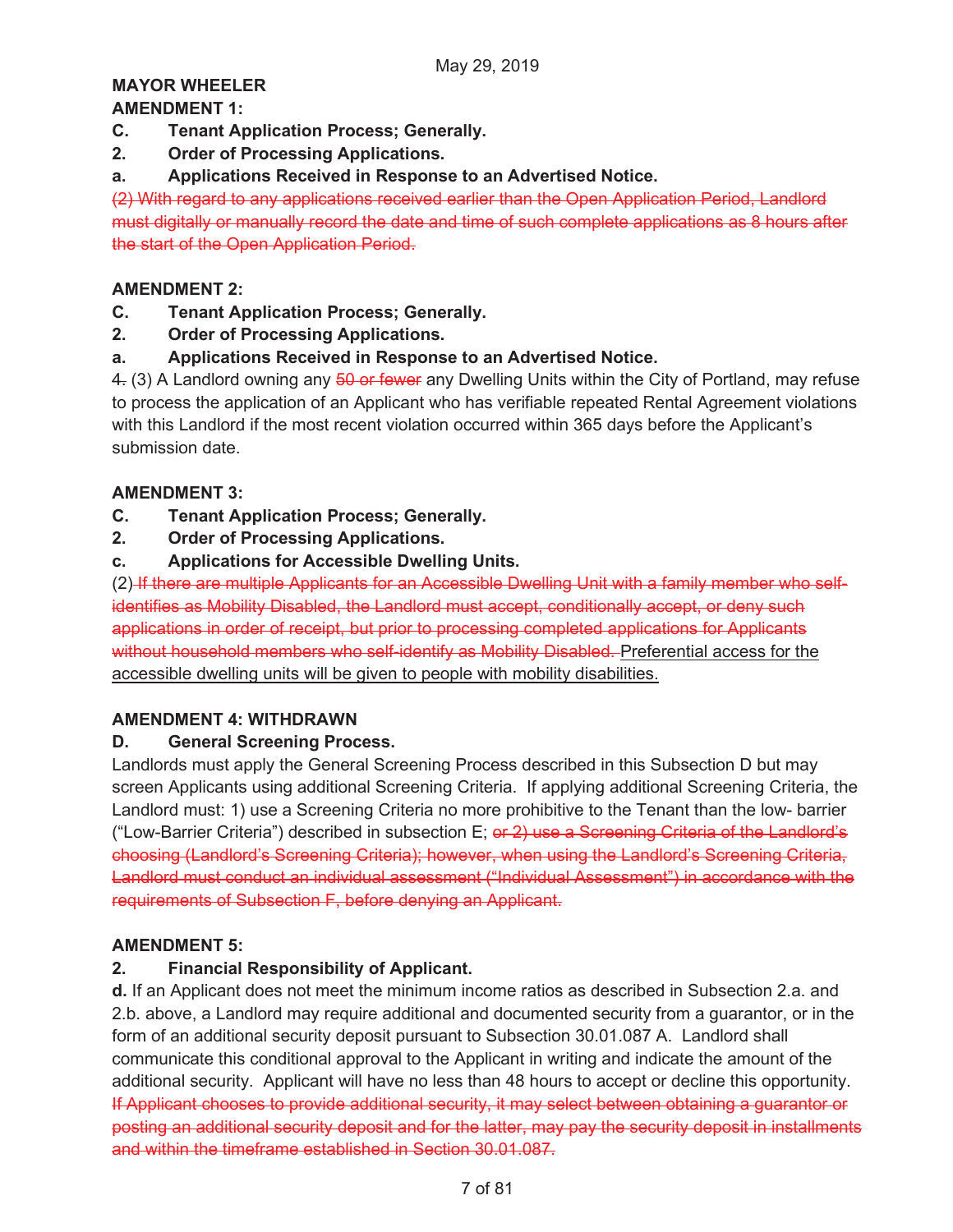May 29, 2019

**MAYOR WHEELER**

**AMENDMENT 1:**

**C. Tenant Application Process; Generally.**

**2. Order of Processing Applications.**

**a. Applications Received in Response to an Advertised Notice.**

~~(2) With regard to any applications received earlier than the Open Application Period, Landlord must digitally or manually record the date and time of such complete applications as 8 hours after the start of the Open Application Period.~~

**AMENDMENT 2:**

**C. Tenant Application Process; Generally.**

**2. Order of Processing Applications.**

**a. Applications Received in Response to an Advertised Notice.**

4~~.~~ (3) A Landlord owning any ~~50 or fewer~~ any Dwelling Units within the City of Portland, may refuse to process the application of an Applicant who has verifiable repeated Rental Agreement violations with this Landlord if the most recent violation occurred within 365 days before the Applicant's submission date.

**AMENDMENT 3:**

**C. Tenant Application Process; Generally.**

**2. Order of Processing Applications.**

**c. Applications for Accessible Dwelling Units.**

(2) ~~If there are multiple Applicants for an Accessible Dwelling Unit with a family member who self-identifies as Mobility Disabled, the Landlord must accept, conditionally accept, or deny such applications in order of receipt, but prior to processing completed applications for Applicants without household members who self-identify as Mobility Disabled.~~ <u>Preferential access for the accessible dwelling units will be given to people with mobility disabilities.</u>

**AMENDMENT 4: WITHDRAWN**

**D. General Screening Process.**

Landlords must apply the General Screening Process described in this Subsection D but may screen Applicants using additional Screening Criteria. If applying additional Screening Criteria, the Landlord must: 1) use a Screening Criteria no more prohibitive to the Tenant than the low- barrier ("Low-Barrier Criteria") described in subsection E; ~~or 2) use a Screening Criteria of the Landlord's choosing (Landlord's Screening Criteria); however, when using the Landlord's Screening Criteria, Landlord must conduct an individual assessment ("Individual Assessment") in accordance with the requirements of Subsection F, before denying an Applicant.~~

**AMENDMENT 5:**

**2. Financial Responsibility of Applicant.**

**d.** If an Applicant does not meet the minimum income ratios as described in Subsection 2.a. and 2.b. above, a Landlord may require additional and documented security from a guarantor, or in the form of an additional security deposit pursuant to Subsection 30.01.087 A. Landlord shall communicate this conditional approval to the Applicant in writing and indicate the amount of the additional security. Applicant will have no less than 48 hours to accept or decline this opportunity. ~~If Applicant chooses to provide additional security, it may select between obtaining a guarantor or posting an additional security deposit and for the latter, may pay the security deposit in installments and within the timeframe established in Section 30.01.087.~~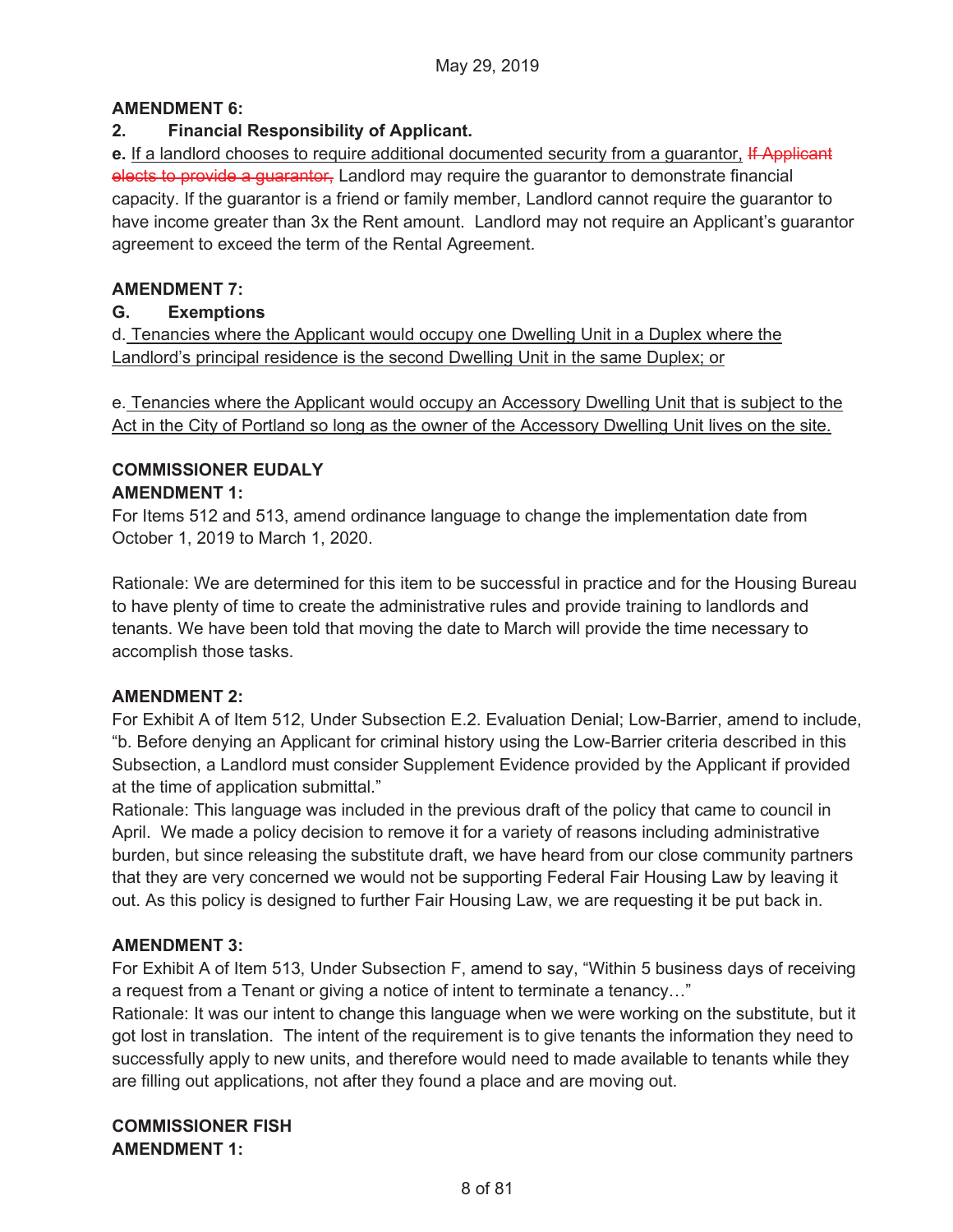**AMENDMENT 6:**

**2. Financial Responsibility of Applicant.**

**e.** <u>If a landlord chooses to require additional documented security from a guarantor,</u> ~~If Applicant elects to provide a guarantor,~~ Landlord may require the guarantor to demonstrate financial capacity. If the guarantor is a friend or family member, Landlord cannot require the guarantor to have income greater than 3x the Rent amount. Landlord may not require an Applicant's guarantor agreement to exceed the term of the Rental Agreement.

**AMENDMENT 7:**

**G. Exemptions**

d. <u>Tenancies where the Applicant would occupy one Dwelling Unit in a Duplex where the Landlord's principal residence is the second Dwelling Unit in the same Duplex; or</u>

e. <u>Tenancies where the Applicant would occupy an Accessory Dwelling Unit that is subject to the Act in the City of Portland so long as the owner of the Accessory Dwelling Unit lives on the site.</u>

**COMMISSIONER EUDALY**

**AMENDMENT 1:**

For Items 512 and 513, amend ordinance language to change the implementation date from October 1, 2019 to March 1, 2020.

Rationale: We are determined for this item to be successful in practice and for the Housing Bureau to have plenty of time to create the administrative rules and provide training to landlords and tenants. We have been told that moving the date to March will provide the time necessary to accomplish those tasks.

**AMENDMENT 2:**

For Exhibit A of Item 512, Under Subsection E.2. Evaluation Denial; Low-Barrier, amend to include, "b. Before denying an Applicant for criminal history using the Low-Barrier criteria described in this Subsection, a Landlord must consider Supplement Evidence provided by the Applicant if provided at the time of application submittal."

Rationale: This language was included in the previous draft of the policy that came to council in April. We made a policy decision to remove it for a variety of reasons including administrative burden, but since releasing the substitute draft, we have heard from our close community partners that they are very concerned we would not be supporting Federal Fair Housing Law by leaving it out. As this policy is designed to further Fair Housing Law, we are requesting it be put back in.

**AMENDMENT 3:**

For Exhibit A of Item 513, Under Subsection F, amend to say, "Within 5 business days of receiving a request from a Tenant or giving a notice of intent to terminate a tenancy…"

Rationale: It was our intent to change this language when we were working on the substitute, but it got lost in translation. The intent of the requirement is to give tenants the information they need to successfully apply to new units, and therefore would need to made available to tenants while they are filling out applications, not after they found a place and are moving out.

**COMMISSIONER FISH**

**AMENDMENT 1:**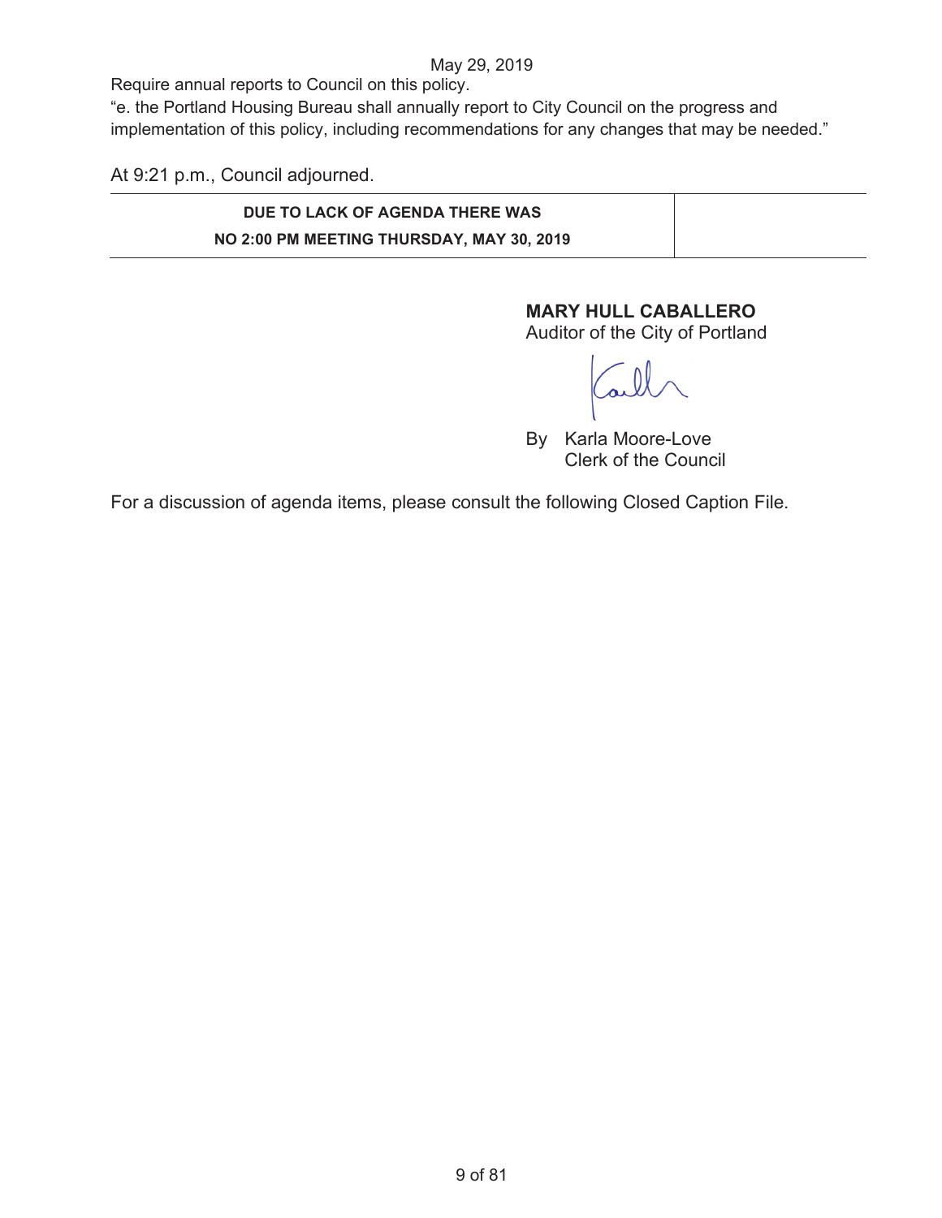May 29, 2019

Require annual reports to Council on this policy.

"e. the Portland Housing Bureau shall annually report to City Council on the progress and implementation of this policy, including recommendations for any changes that may be needed."

At 9:21 p.m., Council adjourned.

| DUE TO LACK OF AGENDA THERE WAS NO 2:00 PM MEETING THURSDAY, MAY 30, 2019 | |
|---|---|

**MARY HULL CABALLERO**
Auditor of the City of Portland

By Karla Moore-Love
Clerk of the Council

For a discussion of agenda items, please consult the following Closed Caption File.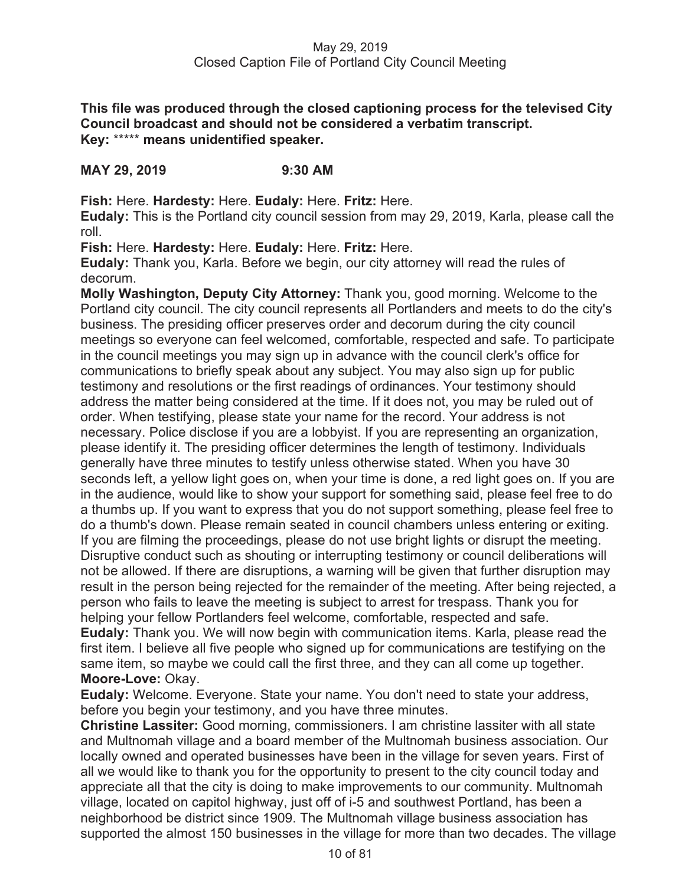**This file was produced through the closed captioning process for the televised City Council broadcast and should not be considered a verbatim transcript.**
**Key: ***** means unidentified speaker.**

**MAY 29, 2019 9:30 AM**

**Fish:** Here. **Hardesty:** Here. **Eudaly:** Here. **Fritz:** Here.

**Eudaly:** This is the Portland city council session from may 29, 2019, Karla, please call the roll.

**Fish:** Here. **Hardesty:** Here. **Eudaly:** Here. **Fritz:** Here.

**Eudaly:** Thank you, Karla. Before we begin, our city attorney will read the rules of decorum.

**Molly Washington, Deputy City Attorney:** Thank you, good morning. Welcome to the Portland city council. The city council represents all Portlanders and meets to do the city's business. The presiding officer preserves order and decorum during the city council meetings so everyone can feel welcomed, comfortable, respected and safe. To participate in the council meetings you may sign up in advance with the council clerk's office for communications to briefly speak about any subject. You may also sign up for public testimony and resolutions or the first readings of ordinances. Your testimony should address the matter being considered at the time. If it does not, you may be ruled out of order. When testifying, please state your name for the record. Your address is not necessary. Police disclose if you are a lobbyist. If you are representing an organization, please identify it. The presiding officer determines the length of testimony. Individuals generally have three minutes to testify unless otherwise stated. When you have 30 seconds left, a yellow light goes on, when your time is done, a red light goes on. If you are in the audience, would like to show your support for something said, please feel free to do a thumbs up. If you want to express that you do not support something, please feel free to do a thumb's down. Please remain seated in council chambers unless entering or exiting. If you are filming the proceedings, please do not use bright lights or disrupt the meeting. Disruptive conduct such as shouting or interrupting testimony or council deliberations will not be allowed. If there are disruptions, a warning will be given that further disruption may result in the person being rejected for the remainder of the meeting. After being rejected, a person who fails to leave the meeting is subject to arrest for trespass. Thank you for helping your fellow Portlanders feel welcome, comfortable, respected and safe.

**Eudaly:** Thank you. We will now begin with communication items. Karla, please read the first item. I believe all five people who signed up for communications are testifying on the same item, so maybe we could call the first three, and they can all come up together.

**Moore-Love:** Okay.

**Eudaly:** Welcome. Everyone. State your name. You don't need to state your address, before you begin your testimony, and you have three minutes.

**Christine Lassiter:** Good morning, commissioners. I am christine lassiter with all state and Multnomah village and a board member of the Multnomah business association. Our locally owned and operated businesses have been in the village for seven years. First of all we would like to thank you for the opportunity to present to the city council today and appreciate all that the city is doing to make improvements to our community. Multnomah village, located on capitol highway, just off of i-5 and southwest Portland, has been a neighborhood be district since 1909. The Multnomah village business association has supported the almost 150 businesses in the village for more than two decades. The village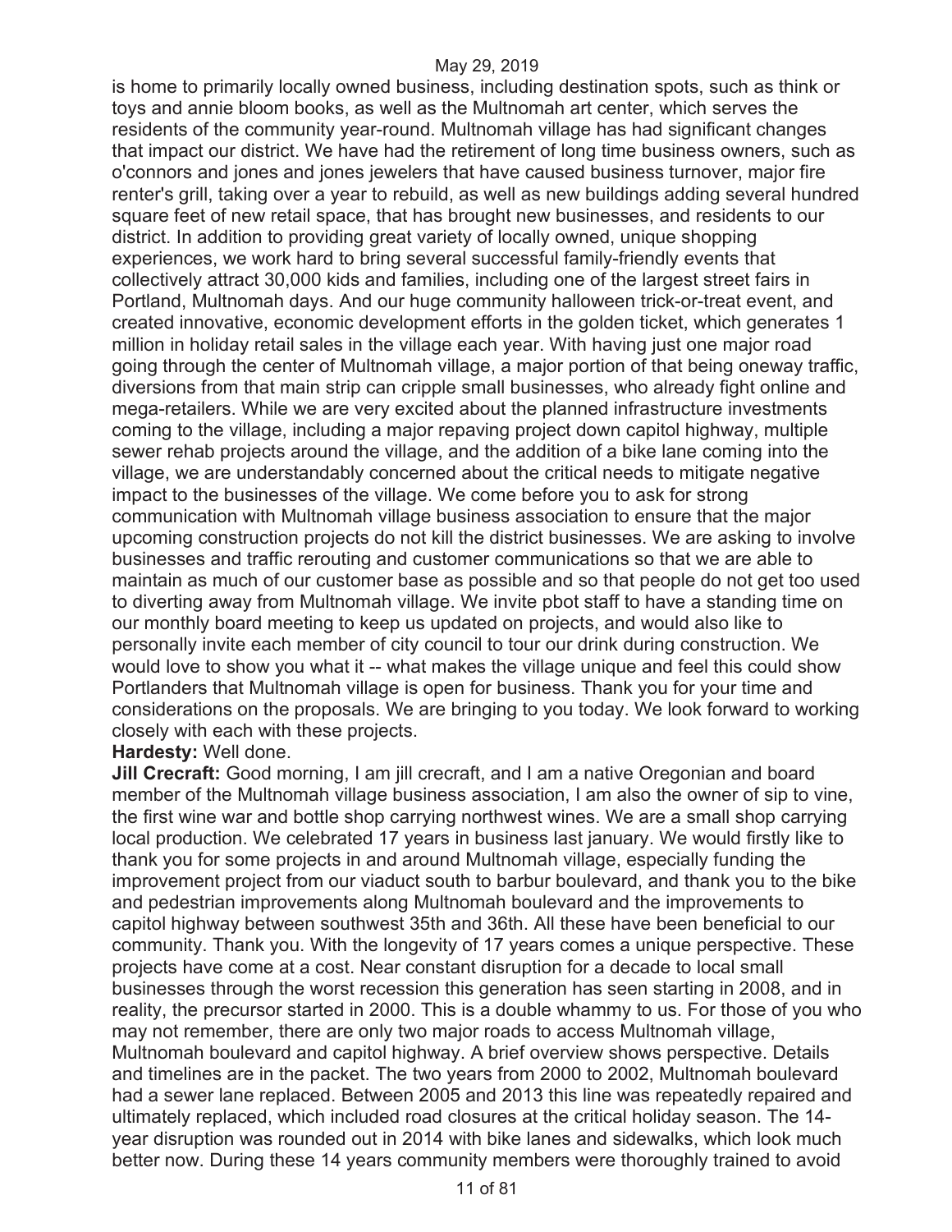is home to primarily locally owned business, including destination spots, such as think or toys and annie bloom books, as well as the Multnomah art center, which serves the residents of the community year-round. Multnomah village has had significant changes that impact our district. We have had the retirement of long time business owners, such as o'connors and jones and jones jewelers that have caused business turnover, major fire renter's grill, taking over a year to rebuild, as well as new buildings adding several hundred square feet of new retail space, that has brought new businesses, and residents to our district. In addition to providing great variety of locally owned, unique shopping experiences, we work hard to bring several successful family-friendly events that collectively attract 30,000 kids and families, including one of the largest street fairs in Portland, Multnomah days. And our huge community halloween trick-or-treat event, and created innovative, economic development efforts in the golden ticket, which generates 1 million in holiday retail sales in the village each year. With having just one major road going through the center of Multnomah village, a major portion of that being oneway traffic, diversions from that main strip can cripple small businesses, who already fight online and mega-retailers. While we are very excited about the planned infrastructure investments coming to the village, including a major repaving project down capitol highway, multiple sewer rehab projects around the village, and the addition of a bike lane coming into the village, we are understandably concerned about the critical needs to mitigate negative impact to the businesses of the village. We come before you to ask for strong communication with Multnomah village business association to ensure that the major upcoming construction projects do not kill the district businesses. We are asking to involve businesses and traffic rerouting and customer communications so that we are able to maintain as much of our customer base as possible and so that people do not get too used to diverting away from Multnomah village. We invite pbot staff to have a standing time on our monthly board meeting to keep us updated on projects, and would also like to personally invite each member of city council to tour our drink during construction. We would love to show you what it -- what makes the village unique and feel this could show Portlanders that Multnomah village is open for business. Thank you for your time and considerations on the proposals. We are bringing to you today. We look forward to working closely with each with these projects.

**Hardesty:** Well done.

**Jill Crecraft:** Good morning, I am jill crecraft, and I am a native Oregonian and board member of the Multnomah village business association, I am also the owner of sip to vine, the first wine war and bottle shop carrying northwest wines. We are a small shop carrying local production. We celebrated 17 years in business last january. We would firstly like to thank you for some projects in and around Multnomah village, especially funding the improvement project from our viaduct south to barbur boulevard, and thank you to the bike and pedestrian improvements along Multnomah boulevard and the improvements to capitol highway between southwest 35th and 36th. All these have been beneficial to our community. Thank you. With the longevity of 17 years comes a unique perspective. These projects have come at a cost. Near constant disruption for a decade to local small businesses through the worst recession this generation has seen starting in 2008, and in reality, the precursor started in 2000. This is a double whammy to us. For those of you who may not remember, there are only two major roads to access Multnomah village, Multnomah boulevard and capitol highway. A brief overview shows perspective. Details and timelines are in the packet. The two years from 2000 to 2002, Multnomah boulevard had a sewer lane replaced. Between 2005 and 2013 this line was repeatedly repaired and ultimately replaced, which included road closures at the critical holiday season. The 14-year disruption was rounded out in 2014 with bike lanes and sidewalks, which look much better now. During these 14 years community members were thoroughly trained to avoid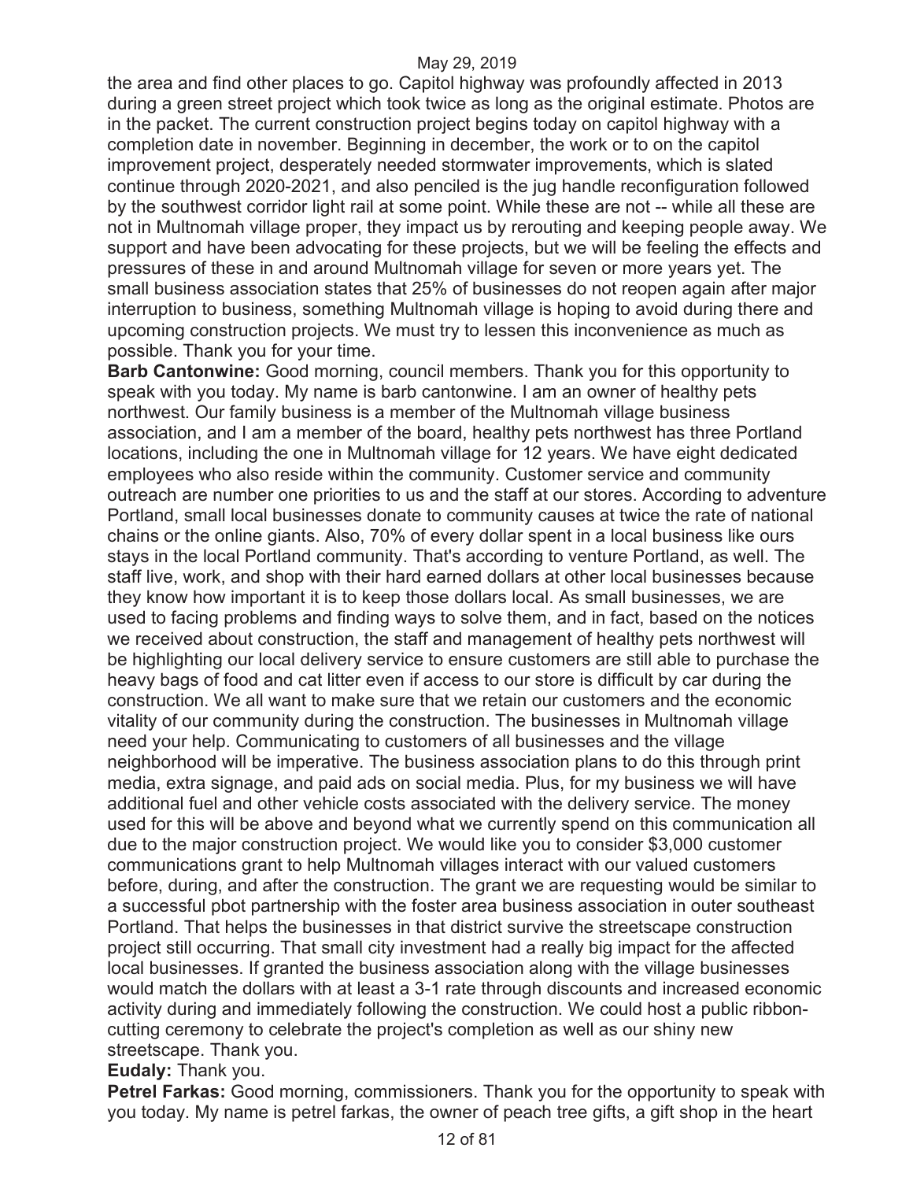the area and find other places to go. Capitol highway was profoundly affected in 2013 during a green street project which took twice as long as the original estimate. Photos are in the packet. The current construction project begins today on capitol highway with a completion date in november. Beginning in december, the work or to on the capitol improvement project, desperately needed stormwater improvements, which is slated continue through 2020-2021, and also penciled is the jug handle reconfiguration followed by the southwest corridor light rail at some point. While these are not -- while all these are not in Multnomah village proper, they impact us by rerouting and keeping people away. We support and have been advocating for these projects, but we will be feeling the effects and pressures of these in and around Multnomah village for seven or more years yet. The small business association states that 25% of businesses do not reopen again after major interruption to business, something Multnomah village is hoping to avoid during there and upcoming construction projects. We must try to lessen this inconvenience as much as possible. Thank you for your time.

**Barb Cantonwine:** Good morning, council members. Thank you for this opportunity to speak with you today. My name is barb cantonwine. I am an owner of healthy pets northwest. Our family business is a member of the Multnomah village business association, and I am a member of the board, healthy pets northwest has three Portland locations, including the one in Multnomah village for 12 years. We have eight dedicated employees who also reside within the community. Customer service and community outreach are number one priorities to us and the staff at our stores. According to adventure Portland, small local businesses donate to community causes at twice the rate of national chains or the online giants. Also, 70% of every dollar spent in a local business like ours stays in the local Portland community. That's according to venture Portland, as well. The staff live, work, and shop with their hard earned dollars at other local businesses because they know how important it is to keep those dollars local. As small businesses, we are used to facing problems and finding ways to solve them, and in fact, based on the notices we received about construction, the staff and management of healthy pets northwest will be highlighting our local delivery service to ensure customers are still able to purchase the heavy bags of food and cat litter even if access to our store is difficult by car during the construction. We all want to make sure that we retain our customers and the economic vitality of our community during the construction. The businesses in Multnomah village need your help. Communicating to customers of all businesses and the village neighborhood will be imperative. The business association plans to do this through print media, extra signage, and paid ads on social media. Plus, for my business we will have additional fuel and other vehicle costs associated with the delivery service. The money used for this will be above and beyond what we currently spend on this communication all due to the major construction project. We would like you to consider $3,000 customer communications grant to help Multnomah villages interact with our valued customers before, during, and after the construction. The grant we are requesting would be similar to a successful pbot partnership with the foster area business association in outer southeast Portland. That helps the businesses in that district survive the streetscape construction project still occurring. That small city investment had a really big impact for the affected local businesses. If granted the business association along with the village businesses would match the dollars with at least a 3-1 rate through discounts and increased economic activity during and immediately following the construction. We could host a public ribbon-cutting ceremony to celebrate the project's completion as well as our shiny new streetscape. Thank you.

**Eudaly:** Thank you.

**Petrel Farkas:** Good morning, commissioners. Thank you for the opportunity to speak with you today. My name is petrel farkas, the owner of peach tree gifts, a gift shop in the heart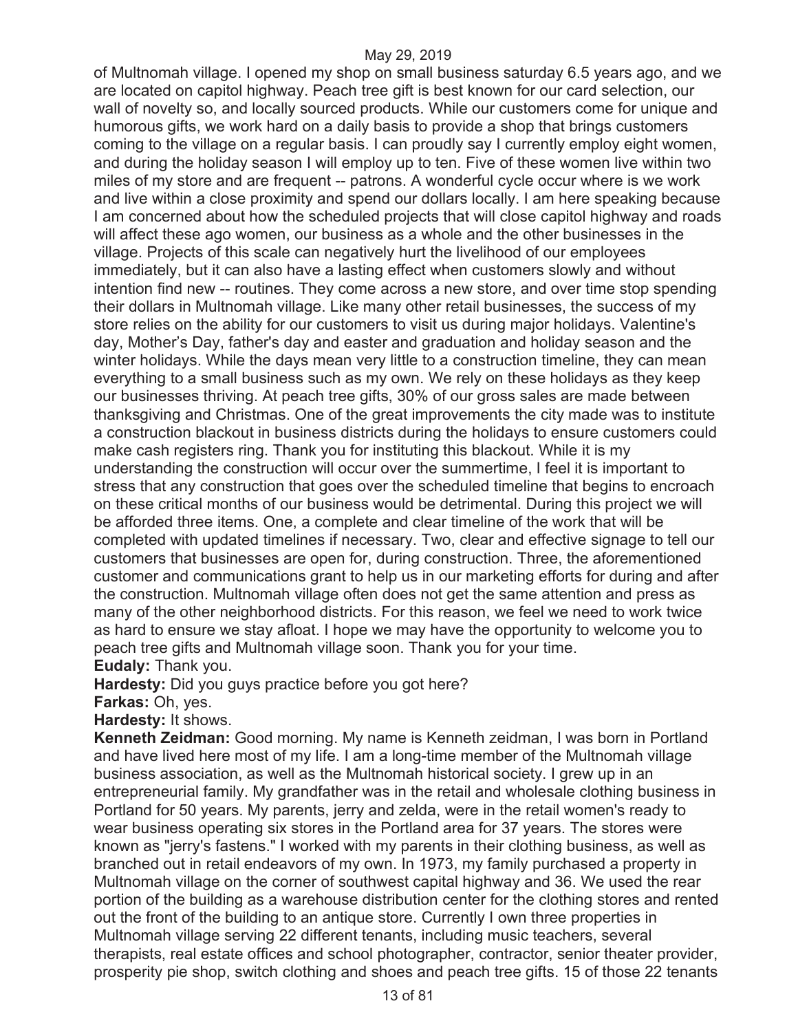of Multnomah village. I opened my shop on small business saturday 6.5 years ago, and we are located on capitol highway. Peach tree gift is best known for our card selection, our wall of novelty so, and locally sourced products. While our customers come for unique and humorous gifts, we work hard on a daily basis to provide a shop that brings customers coming to the village on a regular basis. I can proudly say I currently employ eight women, and during the holiday season I will employ up to ten. Five of these women live within two miles of my store and are frequent -- patrons. A wonderful cycle occur where is we work and live within a close proximity and spend our dollars locally. I am here speaking because I am concerned about how the scheduled projects that will close capitol highway and roads will affect these ago women, our business as a whole and the other businesses in the village. Projects of this scale can negatively hurt the livelihood of our employees immediately, but it can also have a lasting effect when customers slowly and without intention find new -- routines. They come across a new store, and over time stop spending their dollars in Multnomah village. Like many other retail businesses, the success of my store relies on the ability for our customers to visit us during major holidays. Valentine's day, Mother's Day, father's day and easter and graduation and holiday season and the winter holidays. While the days mean very little to a construction timeline, they can mean everything to a small business such as my own. We rely on these holidays as they keep our businesses thriving. At peach tree gifts, 30% of our gross sales are made between thanksgiving and Christmas. One of the great improvements the city made was to institute a construction blackout in business districts during the holidays to ensure customers could make cash registers ring. Thank you for instituting this blackout. While it is my understanding the construction will occur over the summertime, I feel it is important to stress that any construction that goes over the scheduled timeline that begins to encroach on these critical months of our business would be detrimental. During this project we will be afforded three items. One, a complete and clear timeline of the work that will be completed with updated timelines if necessary. Two, clear and effective signage to tell our customers that businesses are open for, during construction. Three, the aforementioned customer and communications grant to help us in our marketing efforts for during and after the construction. Multnomah village often does not get the same attention and press as many of the other neighborhood districts. For this reason, we feel we need to work twice as hard to ensure we stay afloat. I hope we may have the opportunity to welcome you to peach tree gifts and Multnomah village soon. Thank you for your time.

**Eudaly:** Thank you.

**Hardesty:** Did you guys practice before you got here?

**Farkas:** Oh, yes.

**Hardesty:** It shows.

**Kenneth Zeidman:** Good morning. My name is Kenneth zeidman, I was born in Portland and have lived here most of my life. I am a long-time member of the Multnomah village business association, as well as the Multnomah historical society. I grew up in an entrepreneurial family. My grandfather was in the retail and wholesale clothing business in Portland for 50 years. My parents, jerry and zelda, were in the retail women's ready to wear business operating six stores in the Portland area for 37 years. The stores were known as "jerry's fastens." I worked with my parents in their clothing business, as well as branched out in retail endeavors of my own. In 1973, my family purchased a property in Multnomah village on the corner of southwest capital highway and 36. We used the rear portion of the building as a warehouse distribution center for the clothing stores and rented out the front of the building to an antique store. Currently I own three properties in Multnomah village serving 22 different tenants, including music teachers, several therapists, real estate offices and school photographer, contractor, senior theater provider, prosperity pie shop, switch clothing and shoes and peach tree gifts. 15 of those 22 tenants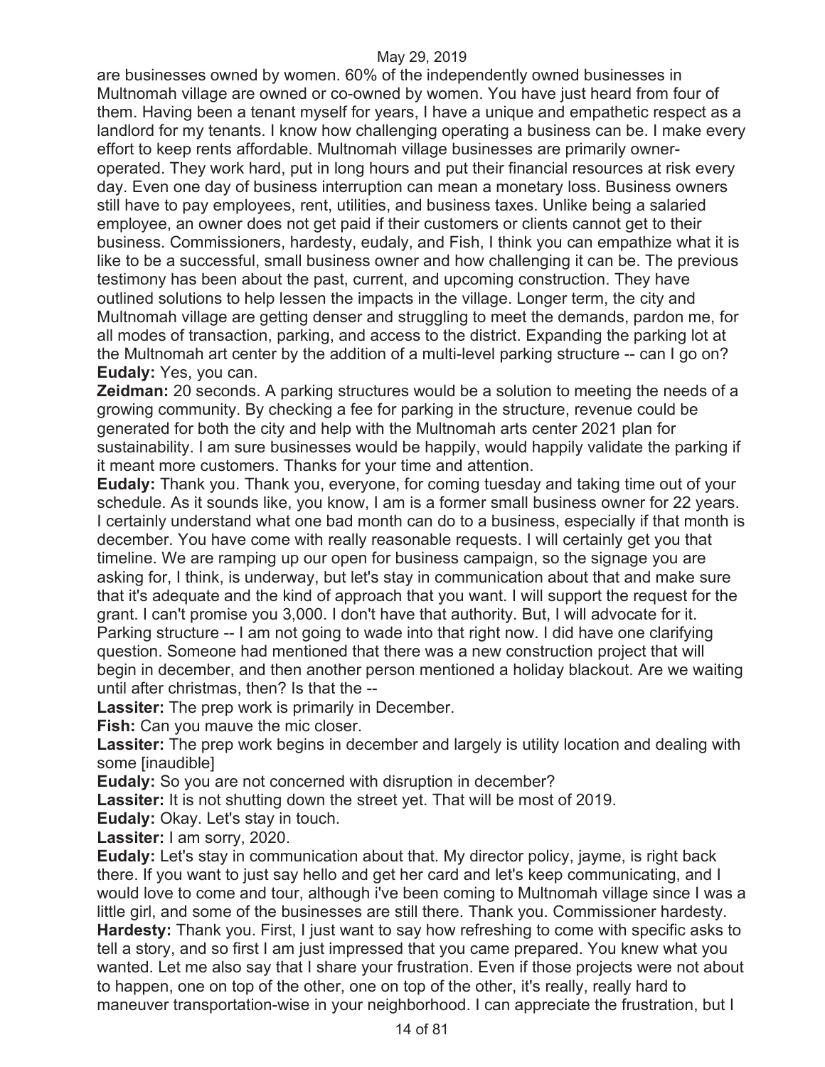are businesses owned by women. 60% of the independently owned businesses in Multnomah village are owned or co-owned by women. You have just heard from four of them. Having been a tenant myself for years, I have a unique and empathetic respect as a landlord for my tenants. I know how challenging operating a business can be. I make every effort to keep rents affordable. Multnomah village businesses are primarily owner-operated. They work hard, put in long hours and put their financial resources at risk every day. Even one day of business interruption can mean a monetary loss. Business owners still have to pay employees, rent, utilities, and business taxes. Unlike being a salaried employee, an owner does not get paid if their customers or clients cannot get to their business. Commissioners, hardesty, eudaly, and Fish, I think you can empathize what it is like to be a successful, small business owner and how challenging it can be. The previous testimony has been about the past, current, and upcoming construction. They have outlined solutions to help lessen the impacts in the village. Longer term, the city and Multnomah village are getting denser and struggling to meet the demands, pardon me, for all modes of transaction, parking, and access to the district. Expanding the parking lot at the Multnomah art center by the addition of a multi-level parking structure -- can I go on?

**Eudaly:** Yes, you can.

**Zeidman:** 20 seconds. A parking structures would be a solution to meeting the needs of a growing community. By checking a fee for parking in the structure, revenue could be generated for both the city and help with the Multnomah arts center 2021 plan for sustainability. I am sure businesses would be happily, would happily validate the parking if it meant more customers. Thanks for your time and attention.

**Eudaly:** Thank you. Thank you, everyone, for coming tuesday and taking time out of your schedule. As it sounds like, you know, I am is a former small business owner for 22 years. I certainly understand what one bad month can do to a business, especially if that month is december. You have come with really reasonable requests. I will certainly get you that timeline. We are ramping up our open for business campaign, so the signage you are asking for, I think, is underway, but let's stay in communication about that and make sure that it's adequate and the kind of approach that you want. I will support the request for the grant. I can't promise you 3,000. I don't have that authority. But, I will advocate for it. Parking structure -- I am not going to wade into that right now. I did have one clarifying question. Someone had mentioned that there was a new construction project that will begin in december, and then another person mentioned a holiday blackout. Are we waiting until after christmas, then? Is that the --

**Lassiter:** The prep work is primarily in December.

**Fish:** Can you mauve the mic closer.

**Lassiter:** The prep work begins in december and largely is utility location and dealing with some [inaudible]

**Eudaly:** So you are not concerned with disruption in december?

**Lassiter:** It is not shutting down the street yet. That will be most of 2019.

**Eudaly:** Okay. Let's stay in touch.

**Lassiter:** I am sorry, 2020.

**Eudaly:** Let's stay in communication about that. My director policy, jayme, is right back there. If you want to just say hello and get her card and let's keep communicating, and I would love to come and tour, although i've been coming to Multnomah village since I was a little girl, and some of the businesses are still there. Thank you. Commissioner hardesty.

**Hardesty:** Thank you. First, I just want to say how refreshing to come with specific asks to tell a story, and so first I am just impressed that you came prepared. You knew what you wanted. Let me also say that I share your frustration. Even if those projects were not about to happen, one on top of the other, one on top of the other, it's really, really hard to maneuver transportation-wise in your neighborhood. I can appreciate the frustration, but I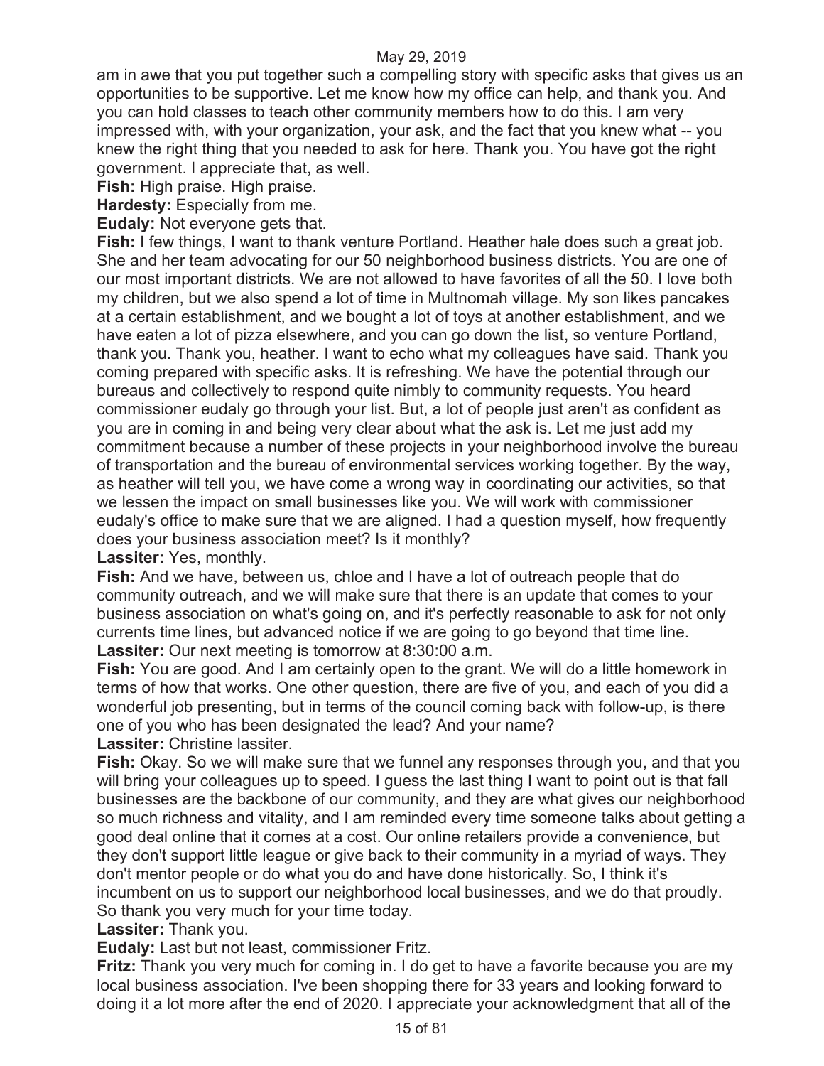am in awe that you put together such a compelling story with specific asks that gives us an opportunities to be supportive. Let me know how my office can help, and thank you. And you can hold classes to teach other community members how to do this. I am very impressed with, with your organization, your ask, and the fact that you knew what -- you knew the right thing that you needed to ask for here. Thank you. You have got the right government. I appreciate that, as well.

**Fish:** High praise. High praise.

**Hardesty:** Especially from me.

**Eudaly:** Not everyone gets that.

**Fish:** I few things, I want to thank venture Portland. Heather hale does such a great job. She and her team advocating for our 50 neighborhood business districts. You are one of our most important districts. We are not allowed to have favorites of all the 50. I love both my children, but we also spend a lot of time in Multnomah village. My son likes pancakes at a certain establishment, and we bought a lot of toys at another establishment, and we have eaten a lot of pizza elsewhere, and you can go down the list, so venture Portland, thank you. Thank you, heather. I want to echo what my colleagues have said. Thank you coming prepared with specific asks. It is refreshing. We have the potential through our bureaus and collectively to respond quite nimbly to community requests. You heard commissioner eudaly go through your list. But, a lot of people just aren't as confident as you are in coming in and being very clear about what the ask is. Let me just add my commitment because a number of these projects in your neighborhood involve the bureau of transportation and the bureau of environmental services working together. By the way, as heather will tell you, we have come a wrong way in coordinating our activities, so that we lessen the impact on small businesses like you. We will work with commissioner eudaly's office to make sure that we are aligned. I had a question myself, how frequently does your business association meet? Is it monthly?

**Lassiter:** Yes, monthly.

**Fish:** And we have, between us, chloe and I have a lot of outreach people that do community outreach, and we will make sure that there is an update that comes to your business association on what's going on, and it's perfectly reasonable to ask for not only currents time lines, but advanced notice if we are going to go beyond that time line.

**Lassiter:** Our next meeting is tomorrow at 8:30:00 a.m.

**Fish:** You are good. And I am certainly open to the grant. We will do a little homework in terms of how that works. One other question, there are five of you, and each of you did a wonderful job presenting, but in terms of the council coming back with follow-up, is there one of you who has been designated the lead? And your name?

**Lassiter:** Christine lassiter.

**Fish:** Okay. So we will make sure that we funnel any responses through you, and that you will bring your colleagues up to speed. I guess the last thing I want to point out is that fall businesses are the backbone of our community, and they are what gives our neighborhood so much richness and vitality, and I am reminded every time someone talks about getting a good deal online that it comes at a cost. Our online retailers provide a convenience, but they don't support little league or give back to their community in a myriad of ways. They don't mentor people or do what you do and have done historically. So, I think it's incumbent on us to support our neighborhood local businesses, and we do that proudly. So thank you very much for your time today.

**Lassiter:** Thank you.

**Eudaly:** Last but not least, commissioner Fritz.

**Fritz:** Thank you very much for coming in. I do get to have a favorite because you are my local business association. I've been shopping there for 33 years and looking forward to doing it a lot more after the end of 2020. I appreciate your acknowledgment that all of the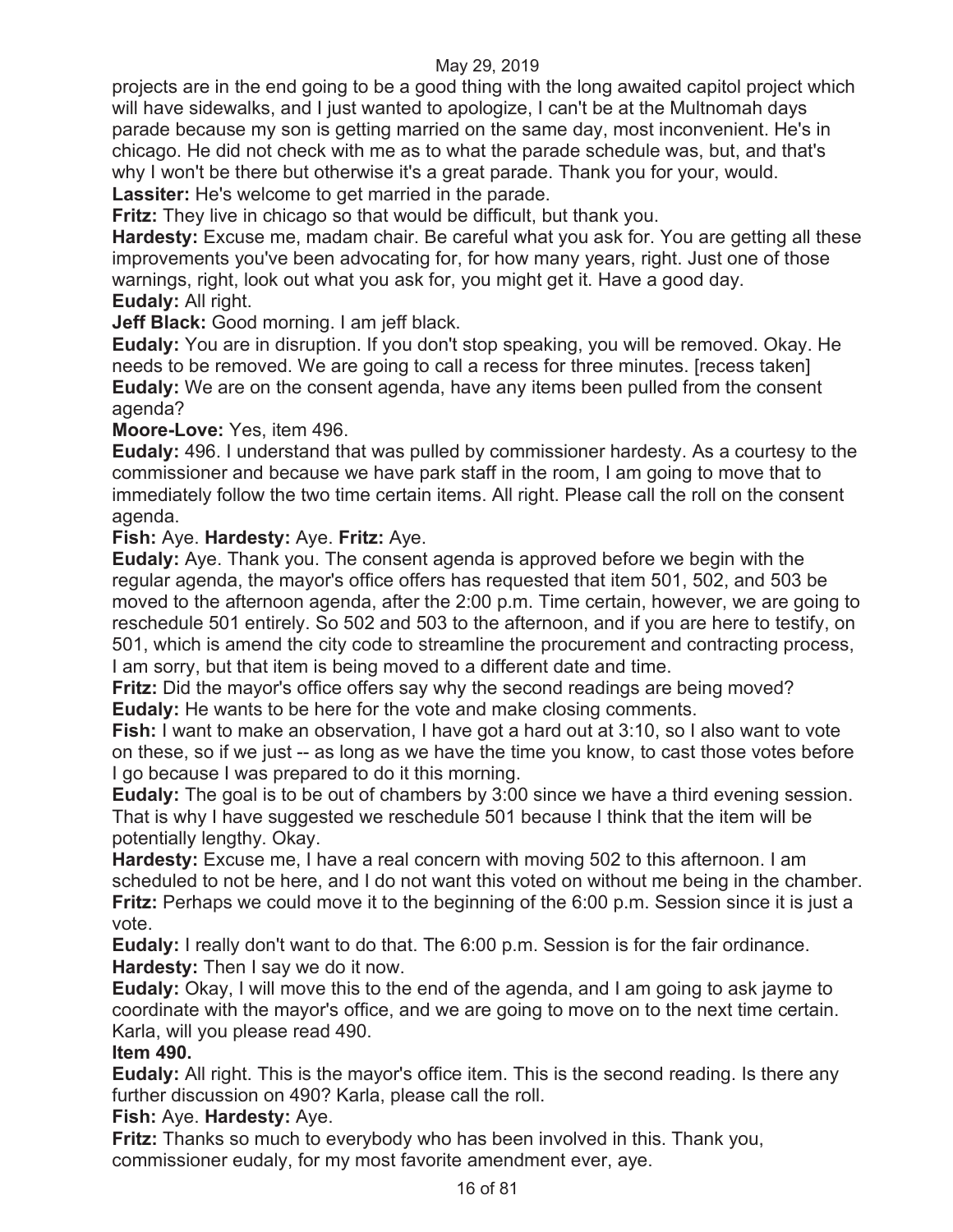projects are in the end going to be a good thing with the long awaited capitol project which will have sidewalks, and I just wanted to apologize, I can't be at the Multnomah days parade because my son is getting married on the same day, most inconvenient. He's in chicago. He did not check with me as to what the parade schedule was, but, and that's why I won't be there but otherwise it's a great parade. Thank you for your, would.

**Lassiter:** He's welcome to get married in the parade.

**Fritz:** They live in chicago so that would be difficult, but thank you.

**Hardesty:** Excuse me, madam chair. Be careful what you ask for. You are getting all these improvements you've been advocating for, for how many years, right. Just one of those warnings, right, look out what you ask for, you might get it. Have a good day.

**Eudaly:** All right.

**Jeff Black:** Good morning. I am jeff black.

**Eudaly:** You are in disruption. If you don't stop speaking, you will be removed. Okay. He needs to be removed. We are going to call a recess for three minutes. [recess taken]

**Eudaly:** We are on the consent agenda, have any items been pulled from the consent agenda?

**Moore-Love:** Yes, item 496.

**Eudaly:** 496. I understand that was pulled by commissioner hardesty. As a courtesy to the commissioner and because we have park staff in the room, I am going to move that to immediately follow the two time certain items. All right. Please call the roll on the consent agenda.

**Fish:** Aye. **Hardesty:** Aye. **Fritz:** Aye.

**Eudaly:** Aye. Thank you. The consent agenda is approved before we begin with the regular agenda, the mayor's office offers has requested that item 501, 502, and 503 be moved to the afternoon agenda, after the 2:00 p.m. Time certain, however, we are going to reschedule 501 entirely. So 502 and 503 to the afternoon, and if you are here to testify, on 501, which is amend the city code to streamline the procurement and contracting process, I am sorry, but that item is being moved to a different date and time.

**Fritz:** Did the mayor's office offers say why the second readings are being moved?

**Eudaly:** He wants to be here for the vote and make closing comments.

**Fish:** I want to make an observation, I have got a hard out at 3:10, so I also want to vote on these, so if we just -- as long as we have the time you know, to cast those votes before I go because I was prepared to do it this morning.

**Eudaly:** The goal is to be out of chambers by 3:00 since we have a third evening session. That is why I have suggested we reschedule 501 because I think that the item will be potentially lengthy. Okay.

**Hardesty:** Excuse me, I have a real concern with moving 502 to this afternoon. I am scheduled to not be here, and I do not want this voted on without me being in the chamber.

**Fritz:** Perhaps we could move it to the beginning of the 6:00 p.m. Session since it is just a vote.

**Eudaly:** I really don't want to do that. The 6:00 p.m. Session is for the fair ordinance.

**Hardesty:** Then I say we do it now.

**Eudaly:** Okay, I will move this to the end of the agenda, and I am going to ask jayme to coordinate with the mayor's office, and we are going to move on to the next time certain. Karla, will you please read 490.

**Item 490.**

**Eudaly:** All right. This is the mayor's office item. This is the second reading. Is there any further discussion on 490? Karla, please call the roll.

**Fish:** Aye. **Hardesty:** Aye.

**Fritz:** Thanks so much to everybody who has been involved in this. Thank you, commissioner eudaly, for my most favorite amendment ever, aye.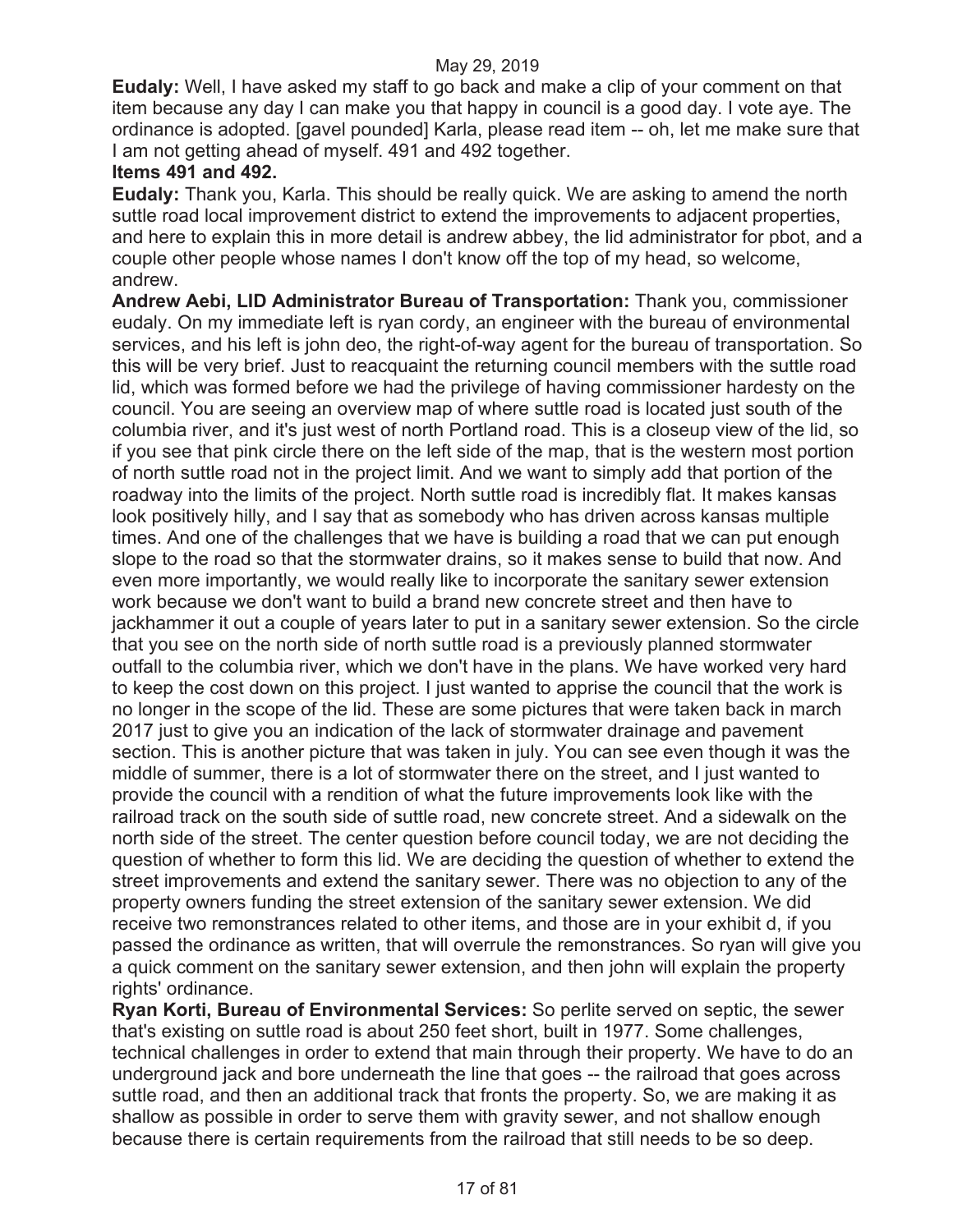**Eudaly:** Well, I have asked my staff to go back and make a clip of your comment on that item because any day I can make you that happy in council is a good day. I vote aye. The ordinance is adopted. [gavel pounded] Karla, please read item -- oh, let me make sure that I am not getting ahead of myself. 491 and 492 together.

**Items 491 and 492.**

**Eudaly:** Thank you, Karla. This should be really quick. We are asking to amend the north suttle road local improvement district to extend the improvements to adjacent properties, and here to explain this in more detail is andrew abbey, the lid administrator for pbot, and a couple other people whose names I don't know off the top of my head, so welcome, andrew.

**Andrew Aebi, LID Administrator Bureau of Transportation:** Thank you, commissioner eudaly. On my immediate left is ryan cordy, an engineer with the bureau of environmental services, and his left is john deo, the right-of-way agent for the bureau of transportation. So this will be very brief. Just to reacquaint the returning council members with the suttle road lid, which was formed before we had the privilege of having commissioner hardesty on the council. You are seeing an overview map of where suttle road is located just south of the columbia river, and it's just west of north Portland road. This is a closeup view of the lid, so if you see that pink circle there on the left side of the map, that is the western most portion of north suttle road not in the project limit. And we want to simply add that portion of the roadway into the limits of the project. North suttle road is incredibly flat. It makes kansas look positively hilly, and I say that as somebody who has driven across kansas multiple times. And one of the challenges that we have is building a road that we can put enough slope to the road so that the stormwater drains, so it makes sense to build that now. And even more importantly, we would really like to incorporate the sanitary sewer extension work because we don't want to build a brand new concrete street and then have to jackhammer it out a couple of years later to put in a sanitary sewer extension. So the circle that you see on the north side of north suttle road is a previously planned stormwater outfall to the columbia river, which we don't have in the plans. We have worked very hard to keep the cost down on this project. I just wanted to apprise the council that the work is no longer in the scope of the lid. These are some pictures that were taken back in march 2017 just to give you an indication of the lack of stormwater drainage and pavement section. This is another picture that was taken in july. You can see even though it was the middle of summer, there is a lot of stormwater there on the street, and I just wanted to provide the council with a rendition of what the future improvements look like with the railroad track on the south side of suttle road, new concrete street. And a sidewalk on the north side of the street. The center question before council today, we are not deciding the question of whether to form this lid. We are deciding the question of whether to extend the street improvements and extend the sanitary sewer. There was no objection to any of the property owners funding the street extension of the sanitary sewer extension. We did receive two remonstrances related to other items, and those are in your exhibit d, if you passed the ordinance as written, that will overrule the remonstrances. So ryan will give you a quick comment on the sanitary sewer extension, and then john will explain the property rights' ordinance.

**Ryan Korti, Bureau of Environmental Services:** So perlite served on septic, the sewer that's existing on suttle road is about 250 feet short, built in 1977. Some challenges, technical challenges in order to extend that main through their property. We have to do an underground jack and bore underneath the line that goes -- the railroad that goes across suttle road, and then an additional track that fronts the property. So, we are making it as shallow as possible in order to serve them with gravity sewer, and not shallow enough because there is certain requirements from the railroad that still needs to be so deep.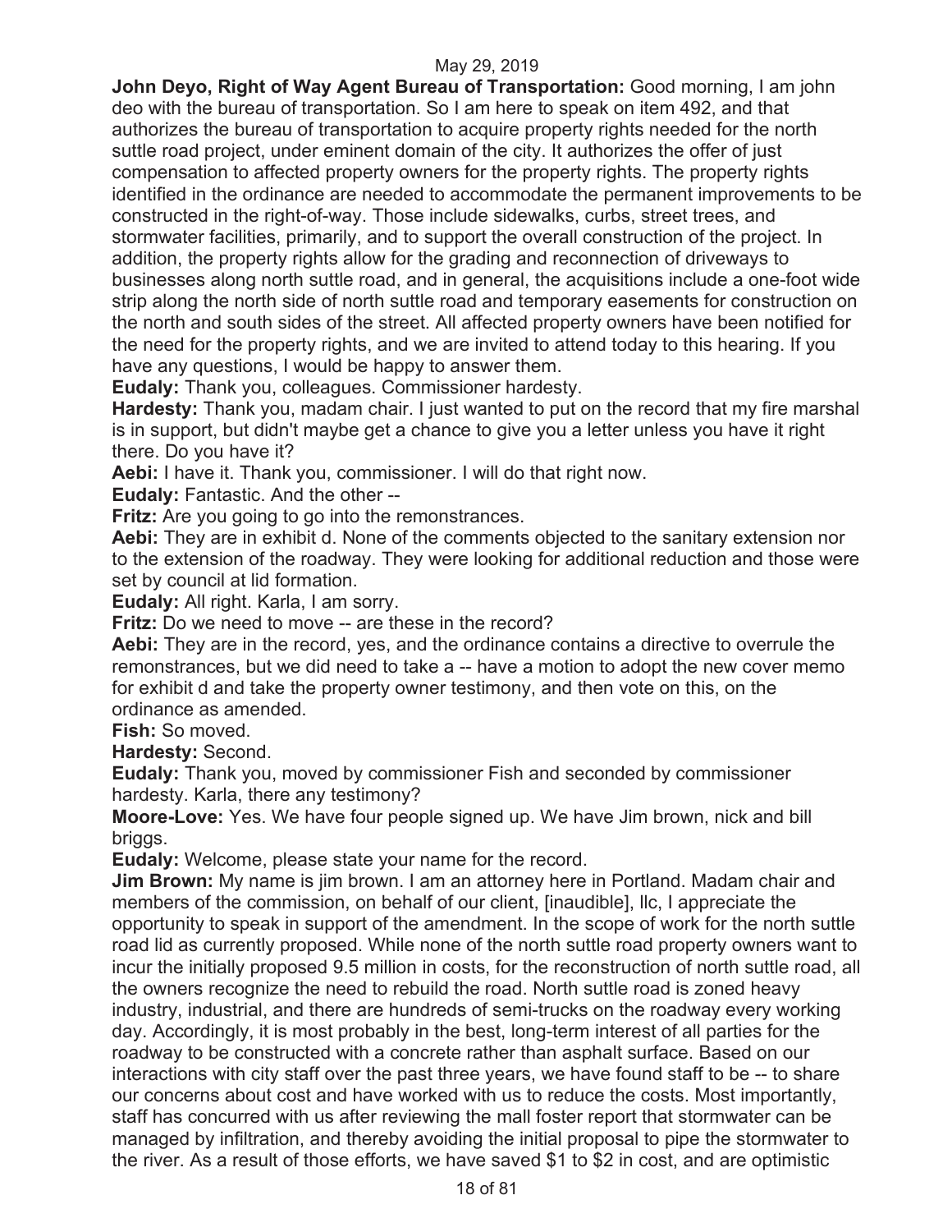**John Deyo, Right of Way Agent Bureau of Transportation:** Good morning, I am john deo with the bureau of transportation. So I am here to speak on item 492, and that authorizes the bureau of transportation to acquire property rights needed for the north suttle road project, under eminent domain of the city. It authorizes the offer of just compensation to affected property owners for the property rights. The property rights identified in the ordinance are needed to accommodate the permanent improvements to be constructed in the right-of-way. Those include sidewalks, curbs, street trees, and stormwater facilities, primarily, and to support the overall construction of the project. In addition, the property rights allow for the grading and reconnection of driveways to businesses along north suttle road, and in general, the acquisitions include a one-foot wide strip along the north side of north suttle road and temporary easements for construction on the north and south sides of the street. All affected property owners have been notified for the need for the property rights, and we are invited to attend today to this hearing. If you have any questions, I would be happy to answer them.

**Eudaly:** Thank you, colleagues. Commissioner hardesty.

**Hardesty:** Thank you, madam chair. I just wanted to put on the record that my fire marshal is in support, but didn't maybe get a chance to give you a letter unless you have it right there. Do you have it?

**Aebi:** I have it. Thank you, commissioner. I will do that right now.

**Eudaly:** Fantastic. And the other --

**Fritz:** Are you going to go into the remonstrances.

**Aebi:** They are in exhibit d. None of the comments objected to the sanitary extension nor to the extension of the roadway. They were looking for additional reduction and those were set by council at lid formation.

**Eudaly:** All right. Karla, I am sorry.

**Fritz:** Do we need to move -- are these in the record?

**Aebi:** They are in the record, yes, and the ordinance contains a directive to overrule the remonstrances, but we did need to take a -- have a motion to adopt the new cover memo for exhibit d and take the property owner testimony, and then vote on this, on the ordinance as amended.

**Fish:** So moved.

**Hardesty:** Second.

**Eudaly:** Thank you, moved by commissioner Fish and seconded by commissioner hardesty. Karla, there any testimony?

**Moore-Love:** Yes. We have four people signed up. We have Jim brown, nick and bill briggs.

**Eudaly:** Welcome, please state your name for the record.

**Jim Brown:** My name is jim brown. I am an attorney here in Portland. Madam chair and members of the commission, on behalf of our client, [inaudible], llc, I appreciate the opportunity to speak in support of the amendment. In the scope of work for the north suttle road lid as currently proposed. While none of the north suttle road property owners want to incur the initially proposed 9.5 million in costs, for the reconstruction of north suttle road, all the owners recognize the need to rebuild the road. North suttle road is zoned heavy industry, industrial, and there are hundreds of semi-trucks on the roadway every working day. Accordingly, it is most probably in the best, long-term interest of all parties for the roadway to be constructed with a concrete rather than asphalt surface. Based on our interactions with city staff over the past three years, we have found staff to be -- to share our concerns about cost and have worked with us to reduce the costs. Most importantly, staff has concurred with us after reviewing the mall foster report that stormwater can be managed by infiltration, and thereby avoiding the initial proposal to pipe the stormwater to the river. As a result of those efforts, we have saved $1 to $2 in cost, and are optimistic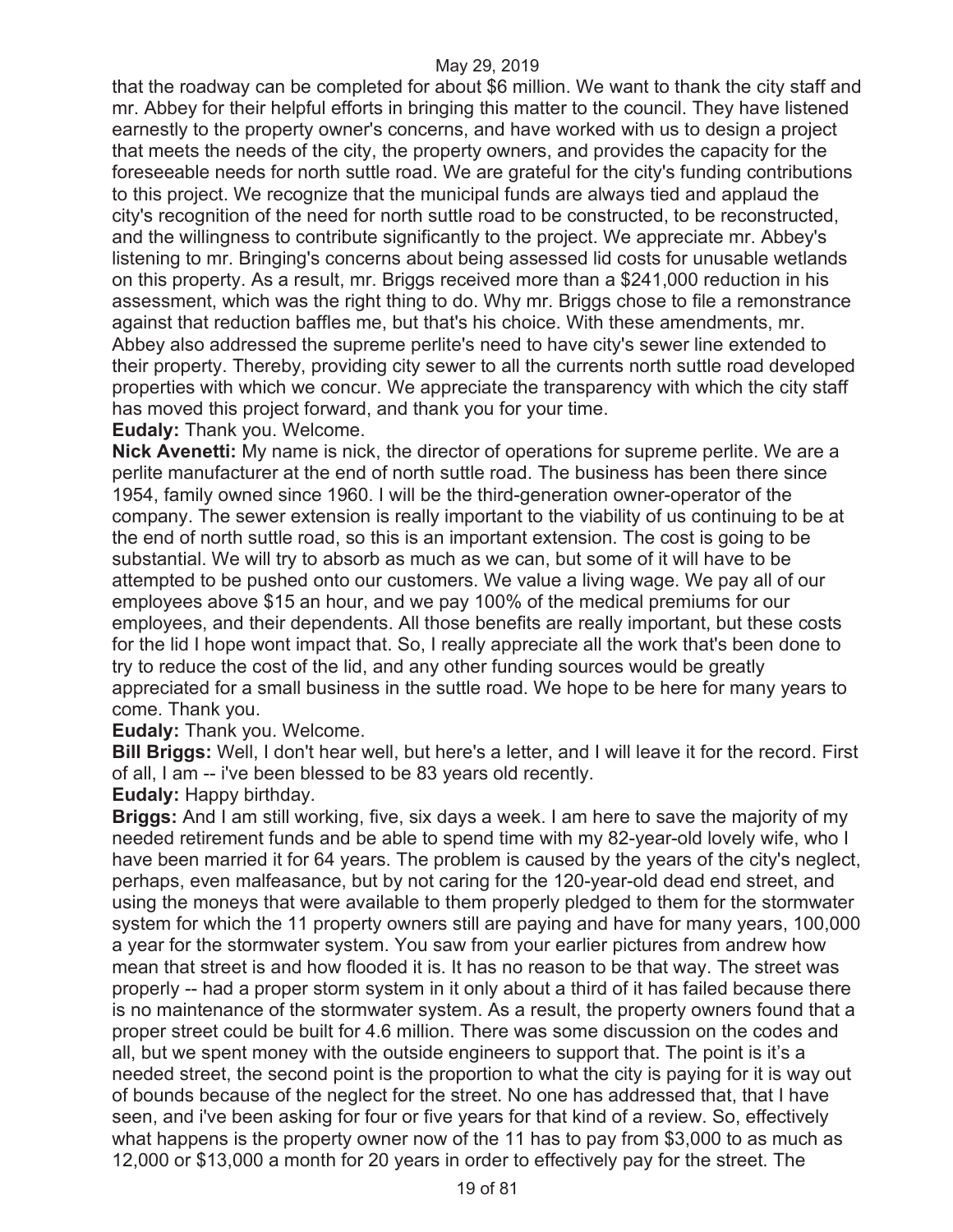that the roadway can be completed for about $6 million. We want to thank the city staff and mr. Abbey for their helpful efforts in bringing this matter to the council. They have listened earnestly to the property owner's concerns, and have worked with us to design a project that meets the needs of the city, the property owners, and provides the capacity for the foreseeable needs for north suttle road. We are grateful for the city's funding contributions to this project. We recognize that the municipal funds are always tied and applaud the city's recognition of the need for north suttle road to be constructed, to be reconstructed, and the willingness to contribute significantly to the project. We appreciate mr. Abbey's listening to mr. Bringing's concerns about being assessed lid costs for unusable wetlands on this property. As a result, mr. Briggs received more than a $241,000 reduction in his assessment, which was the right thing to do. Why mr. Briggs chose to file a remonstrance against that reduction baffles me, but that's his choice. With these amendments, mr. Abbey also addressed the supreme perlite's need to have city's sewer line extended to their property. Thereby, providing city sewer to all the currents north suttle road developed properties with which we concur. We appreciate the transparency with which the city staff has moved this project forward, and thank you for your time.

**Eudaly:** Thank you. Welcome.

**Nick Avenetti:** My name is nick, the director of operations for supreme perlite. We are a perlite manufacturer at the end of north suttle road. The business has been there since 1954, family owned since 1960. I will be the third-generation owner-operator of the company. The sewer extension is really important to the viability of us continuing to be at the end of north suttle road, so this is an important extension. The cost is going to be substantial. We will try to absorb as much as we can, but some of it will have to be attempted to be pushed onto our customers. We value a living wage. We pay all of our employees above $15 an hour, and we pay 100% of the medical premiums for our employees, and their dependents. All those benefits are really important, but these costs for the lid I hope wont impact that. So, I really appreciate all the work that's been done to try to reduce the cost of the lid, and any other funding sources would be greatly appreciated for a small business in the suttle road. We hope to be here for many years to come. Thank you.

**Eudaly:** Thank you. Welcome.

**Bill Briggs:** Well, I don't hear well, but here's a letter, and I will leave it for the record. First of all, I am -- i've been blessed to be 83 years old recently.

**Eudaly:** Happy birthday.

**Briggs:** And I am still working, five, six days a week. I am here to save the majority of my needed retirement funds and be able to spend time with my 82-year-old lovely wife, who I have been married it for 64 years. The problem is caused by the years of the city's neglect, perhaps, even malfeasance, but by not caring for the 120-year-old dead end street, and using the moneys that were available to them properly pledged to them for the stormwater system for which the 11 property owners still are paying and have for many years, 100,000 a year for the stormwater system. You saw from your earlier pictures from andrew how mean that street is and how flooded it is. It has no reason to be that way. The street was properly -- had a proper storm system in it only about a third of it has failed because there is no maintenance of the stormwater system. As a result, the property owners found that a proper street could be built for 4.6 million. There was some discussion on the codes and all, but we spent money with the outside engineers to support that. The point is it's a needed street, the second point is the proportion to what the city is paying for it is way out of bounds because of the neglect for the street. No one has addressed that, that I have seen, and i've been asking for four or five years for that kind of a review. So, effectively what happens is the property owner now of the 11 has to pay from $3,000 to as much as 12,000 or $13,000 a month for 20 years in order to effectively pay for the street. The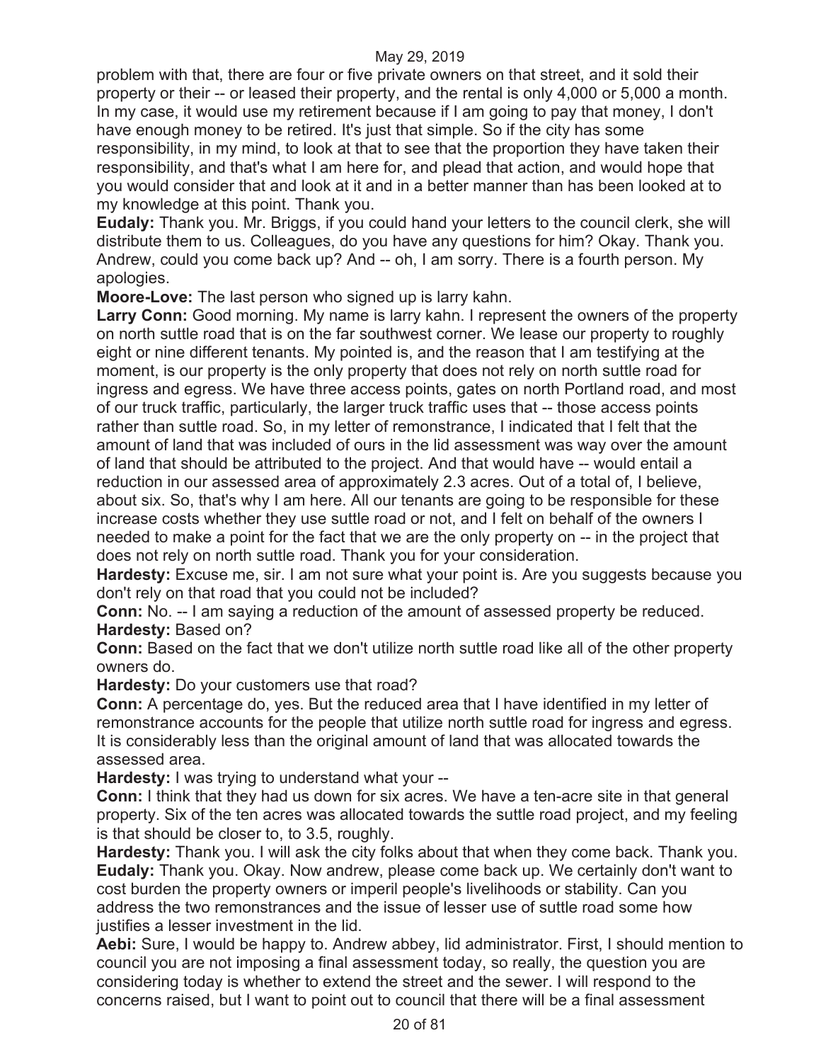problem with that, there are four or five private owners on that street, and it sold their property or their -- or leased their property, and the rental is only 4,000 or 5,000 a month. In my case, it would use my retirement because if I am going to pay that money, I don't have enough money to be retired. It's just that simple. So if the city has some responsibility, in my mind, to look at that to see that the proportion they have taken their responsibility, and that's what I am here for, and plead that action, and would hope that you would consider that and look at it and in a better manner than has been looked at to my knowledge at this point. Thank you.

**Eudaly:** Thank you. Mr. Briggs, if you could hand your letters to the council clerk, she will distribute them to us. Colleagues, do you have any questions for him? Okay. Thank you. Andrew, could you come back up? And -- oh, I am sorry. There is a fourth person. My apologies.

**Moore-Love:** The last person who signed up is larry kahn.

**Larry Conn:** Good morning. My name is larry kahn. I represent the owners of the property on north suttle road that is on the far southwest corner. We lease our property to roughly eight or nine different tenants. My pointed is, and the reason that I am testifying at the moment, is our property is the only property that does not rely on north suttle road for ingress and egress. We have three access points, gates on north Portland road, and most of our truck traffic, particularly, the larger truck traffic uses that -- those access points rather than suttle road. So, in my letter of remonstrance, I indicated that I felt that the amount of land that was included of ours in the lid assessment was way over the amount of land that should be attributed to the project. And that would have -- would entail a reduction in our assessed area of approximately 2.3 acres. Out of a total of, I believe, about six. So, that's why I am here. All our tenants are going to be responsible for these increase costs whether they use suttle road or not, and I felt on behalf of the owners I needed to make a point for the fact that we are the only property on -- in the project that does not rely on north suttle road. Thank you for your consideration.

**Hardesty:** Excuse me, sir. I am not sure what your point is. Are you suggests because you don't rely on that road that you could not be included?

**Conn:** No. -- I am saying a reduction of the amount of assessed property be reduced.

**Hardesty:** Based on?

**Conn:** Based on the fact that we don't utilize north suttle road like all of the other property owners do.

**Hardesty:** Do your customers use that road?

**Conn:** A percentage do, yes. But the reduced area that I have identified in my letter of remonstrance accounts for the people that utilize north suttle road for ingress and egress. It is considerably less than the original amount of land that was allocated towards the assessed area.

**Hardesty:** I was trying to understand what your --

**Conn:** I think that they had us down for six acres. We have a ten-acre site in that general property. Six of the ten acres was allocated towards the suttle road project, and my feeling is that should be closer to, to 3.5, roughly.

**Hardesty:** Thank you. I will ask the city folks about that when they come back. Thank you.

**Eudaly:** Thank you. Okay. Now andrew, please come back up. We certainly don't want to cost burden the property owners or imperil people's livelihoods or stability. Can you address the two remonstrances and the issue of lesser use of suttle road some how justifies a lesser investment in the lid.

**Aebi:** Sure, I would be happy to. Andrew abbey, lid administrator. First, I should mention to council you are not imposing a final assessment today, so really, the question you are considering today is whether to extend the street and the sewer. I will respond to the concerns raised, but I want to point out to council that there will be a final assessment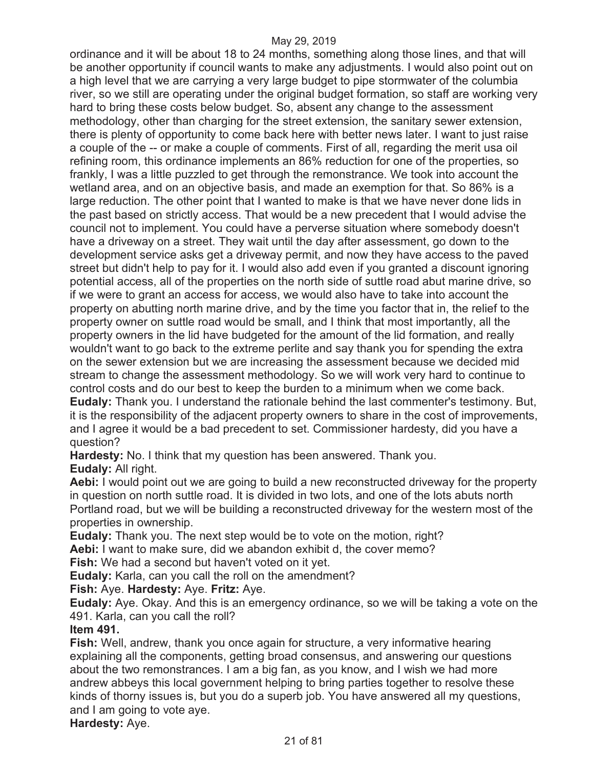ordinance and it will be about 18 to 24 months, something along those lines, and that will be another opportunity if council wants to make any adjustments. I would also point out on a high level that we are carrying a very large budget to pipe stormwater of the columbia river, so we still are operating under the original budget formation, so staff are working very hard to bring these costs below budget. So, absent any change to the assessment methodology, other than charging for the street extension, the sanitary sewer extension, there is plenty of opportunity to come back here with better news later. I want to just raise a couple of the -- or make a couple of comments. First of all, regarding the merit usa oil refining room, this ordinance implements an 86% reduction for one of the properties, so frankly, I was a little puzzled to get through the remonstrance. We took into account the wetland area, and on an objective basis, and made an exemption for that. So 86% is a large reduction. The other point that I wanted to make is that we have never done lids in the past based on strictly access. That would be a new precedent that I would advise the council not to implement. You could have a perverse situation where somebody doesn't have a driveway on a street. They wait until the day after assessment, go down to the development service asks get a driveway permit, and now they have access to the paved street but didn't help to pay for it. I would also add even if you granted a discount ignoring potential access, all of the properties on the north side of suttle road abut marine drive, so if we were to grant an access for access, we would also have to take into account the property on abutting north marine drive, and by the time you factor that in, the relief to the property owner on suttle road would be small, and I think that most importantly, all the property owners in the lid have budgeted for the amount of the lid formation, and really wouldn't want to go back to the extreme perlite and say thank you for spending the extra on the sewer extension but we are increasing the assessment because we decided mid stream to change the assessment methodology. So we will work very hard to continue to control costs and do our best to keep the burden to a minimum when we come back.

**Eudaly:** Thank you. I understand the rationale behind the last commenter's testimony. But, it is the responsibility of the adjacent property owners to share in the cost of improvements, and I agree it would be a bad precedent to set. Commissioner hardesty, did you have a question?

**Hardesty:** No. I think that my question has been answered. Thank you.

**Eudaly:** All right.

**Aebi:** I would point out we are going to build a new reconstructed driveway for the property in question on north suttle road. It is divided in two lots, and one of the lots abuts north Portland road, but we will be building a reconstructed driveway for the western most of the properties in ownership.

**Eudaly:** Thank you. The next step would be to vote on the motion, right?

**Aebi:** I want to make sure, did we abandon exhibit d, the cover memo?

**Fish:** We had a second but haven't voted on it yet.

**Eudaly:** Karla, can you call the roll on the amendment?

**Fish:** Aye. **Hardesty:** Aye. **Fritz:** Aye.

**Eudaly:** Aye. Okay. And this is an emergency ordinance, so we will be taking a vote on the 491. Karla, can you call the roll?

**Item 491.**

**Fish:** Well, andrew, thank you once again for structure, a very informative hearing explaining all the components, getting broad consensus, and answering our questions about the two remonstrances. I am a big fan, as you know, and I wish we had more andrew abbeys this local government helping to bring parties together to resolve these kinds of thorny issues is, but you do a superb job. You have answered all my questions, and I am going to vote aye.

**Hardesty:** Aye.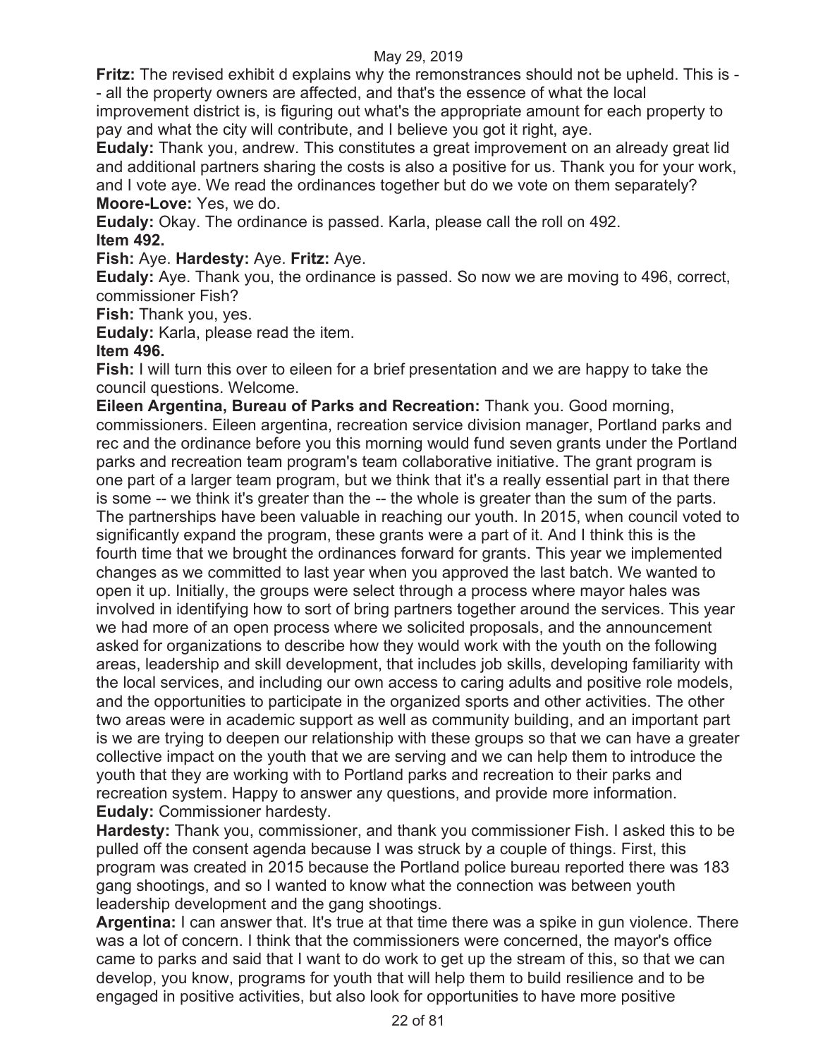**Fritz:** The revised exhibit d explains why the remonstrances should not be upheld. This is -- all the property owners are affected, and that's the essence of what the local improvement district is, is figuring out what's the appropriate amount for each property to pay and what the city will contribute, and I believe you got it right, aye.

**Eudaly:** Thank you, andrew. This constitutes a great improvement on an already great lid and additional partners sharing the costs is also a positive for us. Thank you for your work, and I vote aye. We read the ordinances together but do we vote on them separately?

**Moore-Love:** Yes, we do.

**Eudaly:** Okay. The ordinance is passed. Karla, please call the roll on 492.

**Item 492.**

**Fish:** Aye. **Hardesty:** Aye. **Fritz:** Aye.

**Eudaly:** Aye. Thank you, the ordinance is passed. So now we are moving to 496, correct, commissioner Fish?

**Fish:** Thank you, yes.

**Eudaly:** Karla, please read the item.

**Item 496.**

**Fish:** I will turn this over to eileen for a brief presentation and we are happy to take the council questions. Welcome.

**Eileen Argentina, Bureau of Parks and Recreation:** Thank you. Good morning, commissioners. Eileen argentina, recreation service division manager, Portland parks and rec and the ordinance before you this morning would fund seven grants under the Portland parks and recreation team program's team collaborative initiative. The grant program is one part of a larger team program, but we think that it's a really essential part in that there is some -- we think it's greater than the -- the whole is greater than the sum of the parts. The partnerships have been valuable in reaching our youth. In 2015, when council voted to significantly expand the program, these grants were a part of it. And I think this is the fourth time that we brought the ordinances forward for grants. This year we implemented changes as we committed to last year when you approved the last batch. We wanted to open it up. Initially, the groups were select through a process where mayor hales was involved in identifying how to sort of bring partners together around the services. This year we had more of an open process where we solicited proposals, and the announcement asked for organizations to describe how they would work with the youth on the following areas, leadership and skill development, that includes job skills, developing familiarity with the local services, and including our own access to caring adults and positive role models, and the opportunities to participate in the organized sports and other activities. The other two areas were in academic support as well as community building, and an important part is we are trying to deepen our relationship with these groups so that we can have a greater collective impact on the youth that we are serving and we can help them to introduce the youth that they are working with to Portland parks and recreation to their parks and recreation system. Happy to answer any questions, and provide more information.

**Eudaly:** Commissioner hardesty.

**Hardesty:** Thank you, commissioner, and thank you commissioner Fish. I asked this to be pulled off the consent agenda because I was struck by a couple of things. First, this program was created in 2015 because the Portland police bureau reported there was 183 gang shootings, and so I wanted to know what the connection was between youth leadership development and the gang shootings.

**Argentina:** I can answer that. It's true at that time there was a spike in gun violence. There was a lot of concern. I think that the commissioners were concerned, the mayor's office came to parks and said that I want to do work to get up the stream of this, so that we can develop, you know, programs for youth that will help them to build resilience and to be engaged in positive activities, but also look for opportunities to have more positive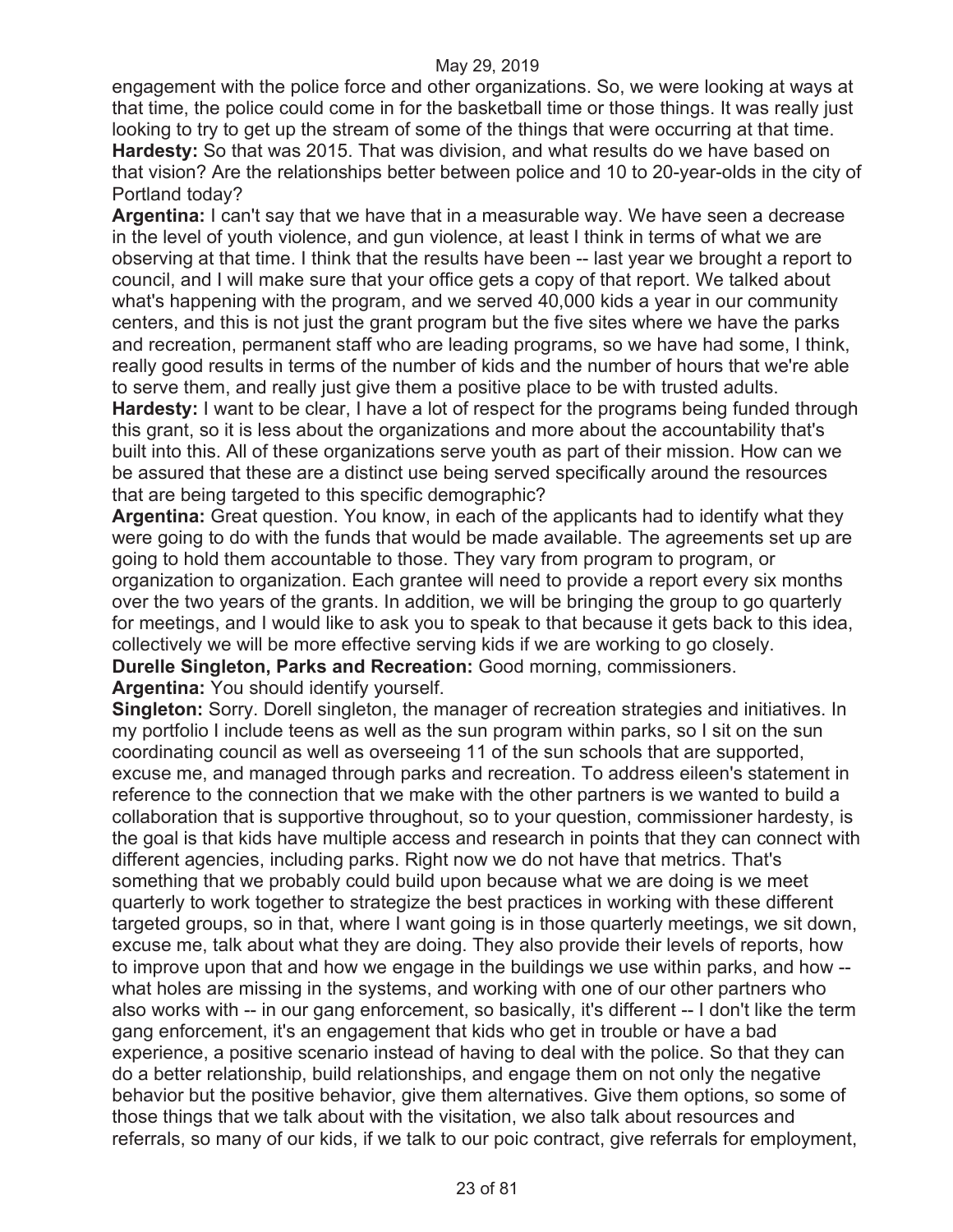engagement with the police force and other organizations. So, we were looking at ways at that time, the police could come in for the basketball time or those things. It was really just looking to try to get up the stream of some of the things that were occurring at that time.

**Hardesty:** So that was 2015. That was division, and what results do we have based on that vision? Are the relationships better between police and 10 to 20-year-olds in the city of Portland today?

**Argentina:** I can't say that we have that in a measurable way. We have seen a decrease in the level of youth violence, and gun violence, at least I think in terms of what we are observing at that time. I think that the results have been -- last year we brought a report to council, and I will make sure that your office gets a copy of that report. We talked about what's happening with the program, and we served 40,000 kids a year in our community centers, and this is not just the grant program but the five sites where we have the parks and recreation, permanent staff who are leading programs, so we have had some, I think, really good results in terms of the number of kids and the number of hours that we're able to serve them, and really just give them a positive place to be with trusted adults.

**Hardesty:** I want to be clear, I have a lot of respect for the programs being funded through this grant, so it is less about the organizations and more about the accountability that's built into this. All of these organizations serve youth as part of their mission. How can we be assured that these are a distinct use being served specifically around the resources that are being targeted to this specific demographic?

**Argentina:** Great question. You know, in each of the applicants had to identify what they were going to do with the funds that would be made available. The agreements set up are going to hold them accountable to those. They vary from program to program, or organization to organization. Each grantee will need to provide a report every six months over the two years of the grants. In addition, we will be bringing the group to go quarterly for meetings, and I would like to ask you to speak to that because it gets back to this idea, collectively we will be more effective serving kids if we are working to go closely.

**Durelle Singleton, Parks and Recreation:** Good morning, commissioners.

**Argentina:** You should identify yourself.

**Singleton:** Sorry. Dorell singleton, the manager of recreation strategies and initiatives. In my portfolio I include teens as well as the sun program within parks, so I sit on the sun coordinating council as well as overseeing 11 of the sun schools that are supported, excuse me, and managed through parks and recreation. To address eileen's statement in reference to the connection that we make with the other partners is we wanted to build a collaboration that is supportive throughout, so to your question, commissioner hardesty, is the goal is that kids have multiple access and research in points that they can connect with different agencies, including parks. Right now we do not have that metrics. That's something that we probably could build upon because what we are doing is we meet quarterly to work together to strategize the best practices in working with these different targeted groups, so in that, where I want going is in those quarterly meetings, we sit down, excuse me, talk about what they are doing. They also provide their levels of reports, how to improve upon that and how we engage in the buildings we use within parks, and how -- what holes are missing in the systems, and working with one of our other partners who also works with -- in our gang enforcement, so basically, it's different -- I don't like the term gang enforcement, it's an engagement that kids who get in trouble or have a bad experience, a positive scenario instead of having to deal with the police. So that they can do a better relationship, build relationships, and engage them on not only the negative behavior but the positive behavior, give them alternatives. Give them options, so some of those things that we talk about with the visitation, we also talk about resources and referrals, so many of our kids, if we talk to our poic contract, give referrals for employment,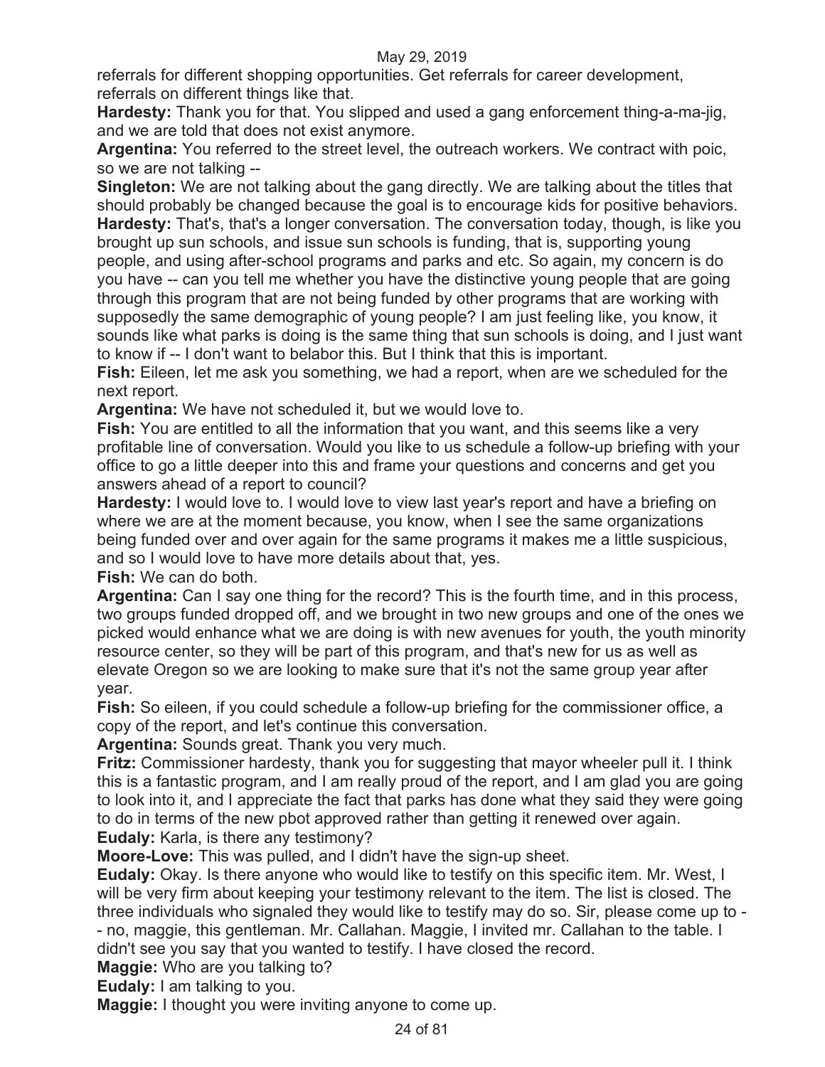referrals for different shopping opportunities. Get referrals for career development, referrals on different things like that.

**Hardesty:** Thank you for that. You slipped and used a gang enforcement thing-a-ma-jig, and we are told that does not exist anymore.

**Argentina:** You referred to the street level, the outreach workers. We contract with poic, so we are not talking --

**Singleton:** We are not talking about the gang directly. We are talking about the titles that should probably be changed because the goal is to encourage kids for positive behaviors.

**Hardesty:** That's, that's a longer conversation. The conversation today, though, is like you brought up sun schools, and issue sun schools is funding, that is, supporting young people, and using after-school programs and parks and etc. So again, my concern is do you have -- can you tell me whether you have the distinctive young people that are going through this program that are not being funded by other programs that are working with supposedly the same demographic of young people? I am just feeling like, you know, it sounds like what parks is doing is the same thing that sun schools is doing, and I just want to know if -- I don't want to belabor this. But I think that this is important.

**Fish:** Eileen, let me ask you something, we had a report, when are we scheduled for the next report.

**Argentina:** We have not scheduled it, but we would love to.

**Fish:** You are entitled to all the information that you want, and this seems like a very profitable line of conversation. Would you like to us schedule a follow-up briefing with your office to go a little deeper into this and frame your questions and concerns and get you answers ahead of a report to council?

**Hardesty:** I would love to. I would love to view last year's report and have a briefing on where we are at the moment because, you know, when I see the same organizations being funded over and over again for the same programs it makes me a little suspicious, and so I would love to have more details about that, yes.

**Fish:** We can do both.

**Argentina:** Can I say one thing for the record? This is the fourth time, and in this process, two groups funded dropped off, and we brought in two new groups and one of the ones we picked would enhance what we are doing is with new avenues for youth, the youth minority resource center, so they will be part of this program, and that's new for us as well as elevate Oregon so we are looking to make sure that it's not the same group year after year.

**Fish:** So eileen, if you could schedule a follow-up briefing for the commissioner office, a copy of the report, and let's continue this conversation.

**Argentina:** Sounds great. Thank you very much.

**Fritz:** Commissioner hardesty, thank you for suggesting that mayor wheeler pull it. I think this is a fantastic program, and I am really proud of the report, and I am glad you are going to look into it, and I appreciate the fact that parks has done what they said they were going to do in terms of the new pbot approved rather than getting it renewed over again.

**Eudaly:** Karla, is there any testimony?

**Moore-Love:** This was pulled, and I didn't have the sign-up sheet.

**Eudaly:** Okay. Is there anyone who would like to testify on this specific item. Mr. West, I will be very firm about keeping your testimony relevant to the item. The list is closed. The three individuals who signaled they would like to testify may do so. Sir, please come up to -- no, maggie, this gentleman. Mr. Callahan. Maggie, I invited mr. Callahan to the table. I didn't see you say that you wanted to testify. I have closed the record.

**Maggie:** Who are you talking to?

**Eudaly:** I am talking to you.

**Maggie:** I thought you were inviting anyone to come up.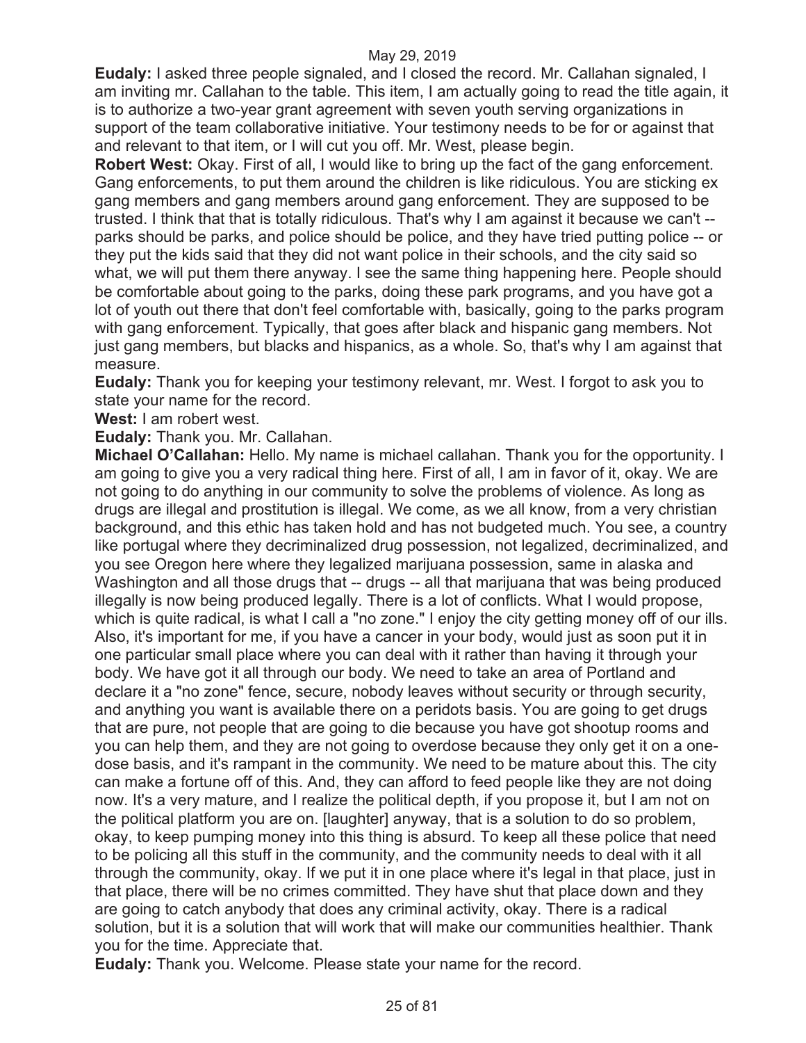**Eudaly:** I asked three people signaled, and I closed the record. Mr. Callahan signaled, I am inviting mr. Callahan to the table. This item, I am actually going to read the title again, it is to authorize a two-year grant agreement with seven youth serving organizations in support of the team collaborative initiative. Your testimony needs to be for or against that and relevant to that item, or I will cut you off. Mr. West, please begin.

**Robert West:** Okay. First of all, I would like to bring up the fact of the gang enforcement. Gang enforcements, to put them around the children is like ridiculous. You are sticking ex gang members and gang members around gang enforcement. They are supposed to be trusted. I think that that is totally ridiculous. That's why I am against it because we can't -- parks should be parks, and police should be police, and they have tried putting police -- or they put the kids said that they did not want police in their schools, and the city said so what, we will put them there anyway. I see the same thing happening here. People should be comfortable about going to the parks, doing these park programs, and you have got a lot of youth out there that don't feel comfortable with, basically, going to the parks program with gang enforcement. Typically, that goes after black and hispanic gang members. Not just gang members, but blacks and hispanics, as a whole. So, that's why I am against that measure.

**Eudaly:** Thank you for keeping your testimony relevant, mr. West. I forgot to ask you to state your name for the record.

**West:** I am robert west.

**Eudaly:** Thank you. Mr. Callahan.

**Michael O'Callahan:** Hello. My name is michael callahan. Thank you for the opportunity. I am going to give you a very radical thing here. First of all, I am in favor of it, okay. We are not going to do anything in our community to solve the problems of violence. As long as drugs are illegal and prostitution is illegal. We come, as we all know, from a very christian background, and this ethic has taken hold and has not budgeted much. You see, a country like portugal where they decriminalized drug possession, not legalized, decriminalized, and you see Oregon here where they legalized marijuana possession, same in alaska and Washington and all those drugs that -- drugs -- all that marijuana that was being produced illegally is now being produced legally. There is a lot of conflicts. What I would propose, which is quite radical, is what I call a "no zone." I enjoy the city getting money off of our ills. Also, it's important for me, if you have a cancer in your body, would just as soon put it in one particular small place where you can deal with it rather than having it through your body. We have got it all through our body. We need to take an area of Portland and declare it a "no zone" fence, secure, nobody leaves without security or through security, and anything you want is available there on a peridots basis. You are going to get drugs that are pure, not people that are going to die because you have got shootup rooms and you can help them, and they are not going to overdose because they only get it on a one-dose basis, and it's rampant in the community. We need to be mature about this. The city can make a fortune off of this. And, they can afford to feed people like they are not doing now. It's a very mature, and I realize the political depth, if you propose it, but I am not on the political platform you are on. [laughter] anyway, that is a solution to do so problem, okay, to keep pumping money into this thing is absurd. To keep all these police that need to be policing all this stuff in the community, and the community needs to deal with it all through the community, okay. If we put it in one place where it's legal in that place, just in that place, there will be no crimes committed. They have shut that place down and they are going to catch anybody that does any criminal activity, okay. There is a radical solution, but it is a solution that will work that will make our communities healthier. Thank you for the time. Appreciate that.

**Eudaly:** Thank you. Welcome. Please state your name for the record.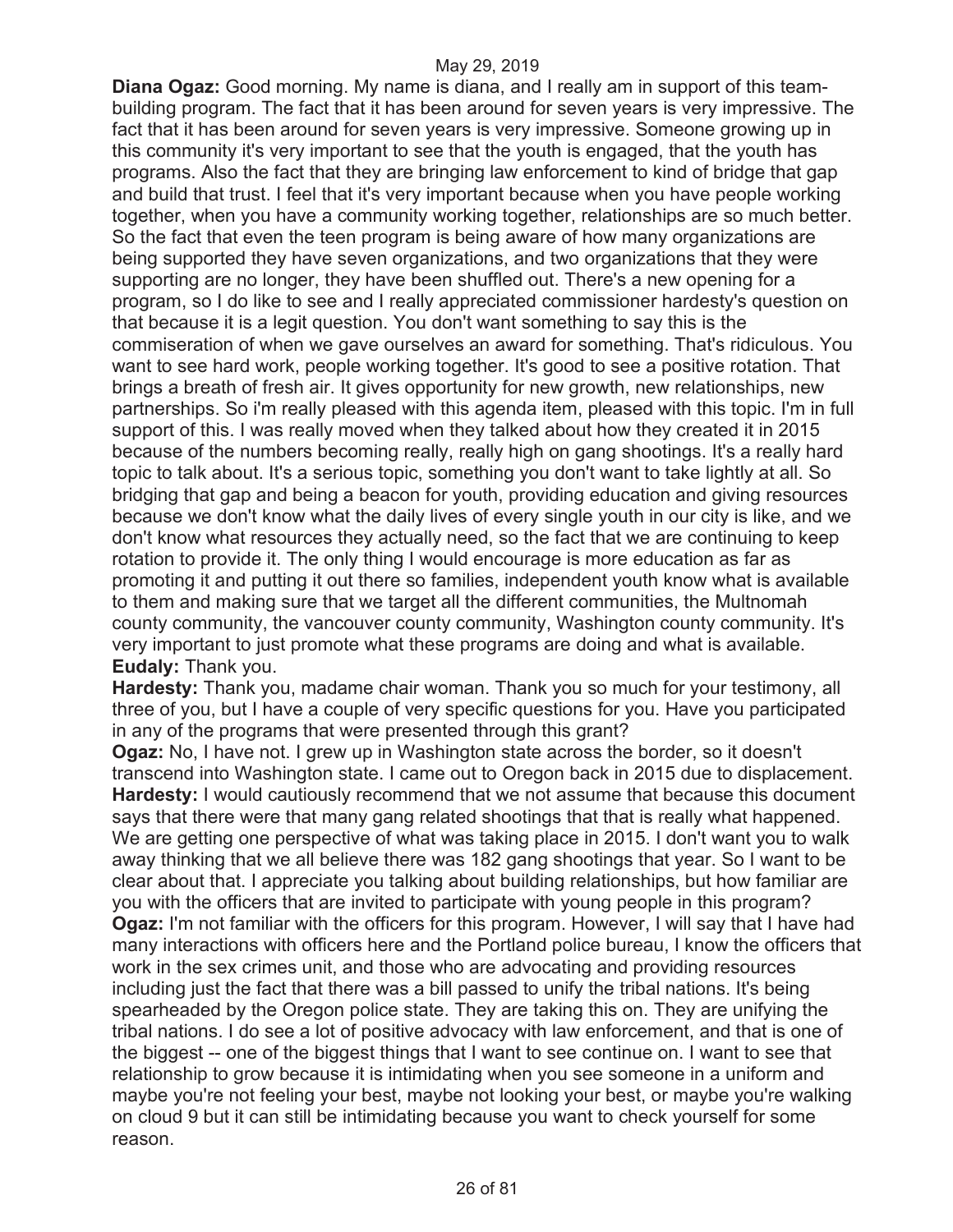**Diana Ogaz:** Good morning. My name is diana, and I really am in support of this team-building program. The fact that it has been around for seven years is very impressive. The fact that it has been around for seven years is very impressive. Someone growing up in this community it's very important to see that the youth is engaged, that the youth has programs. Also the fact that they are bringing law enforcement to kind of bridge that gap and build that trust. I feel that it's very important because when you have people working together, when you have a community working together, relationships are so much better. So the fact that even the teen program is being aware of how many organizations are being supported they have seven organizations, and two organizations that they were supporting are no longer, they have been shuffled out. There's a new opening for a program, so I do like to see and I really appreciated commissioner hardesty's question on that because it is a legit question. You don't want something to say this is the commiseration of when we gave ourselves an award for something. That's ridiculous. You want to see hard work, people working together. It's good to see a positive rotation. That brings a breath of fresh air. It gives opportunity for new growth, new relationships, new partnerships. So i'm really pleased with this agenda item, pleased with this topic. I'm in full support of this. I was really moved when they talked about how they created it in 2015 because of the numbers becoming really, really high on gang shootings. It's a really hard topic to talk about. It's a serious topic, something you don't want to take lightly at all. So bridging that gap and being a beacon for youth, providing education and giving resources because we don't know what the daily lives of every single youth in our city is like, and we don't know what resources they actually need, so the fact that we are continuing to keep rotation to provide it. The only thing I would encourage is more education as far as promoting it and putting it out there so families, independent youth know what is available to them and making sure that we target all the different communities, the Multnomah county community, the vancouver county community, Washington county community. It's very important to just promote what these programs are doing and what is available.
**Eudaly:** Thank you.
**Hardesty:** Thank you, madame chair woman. Thank you so much for your testimony, all three of you, but I have a couple of very specific questions for you. Have you participated in any of the programs that were presented through this grant?
**Ogaz:** No, I have not. I grew up in Washington state across the border, so it doesn't transcend into Washington state. I came out to Oregon back in 2015 due to displacement.
**Hardesty:** I would cautiously recommend that we not assume that because this document says that there were that many gang related shootings that that is really what happened. We are getting one perspective of what was taking place in 2015. I don't want you to walk away thinking that we all believe there was 182 gang shootings that year. So I want to be clear about that. I appreciate you talking about building relationships, but how familiar are you with the officers that are invited to participate with young people in this program?
**Ogaz:** I'm not familiar with the officers for this program. However, I will say that I have had many interactions with officers here and the Portland police bureau, I know the officers that work in the sex crimes unit, and those who are advocating and providing resources including just the fact that there was a bill passed to unify the tribal nations. It's being spearheaded by the Oregon police state. They are taking this on. They are unifying the tribal nations. I do see a lot of positive advocacy with law enforcement, and that is one of the biggest -- one of the biggest things that I want to see continue on. I want to see that relationship to grow because it is intimidating when you see someone in a uniform and maybe you're not feeling your best, maybe not looking your best, or maybe you're walking on cloud 9 but it can still be intimidating because you want to check yourself for some reason.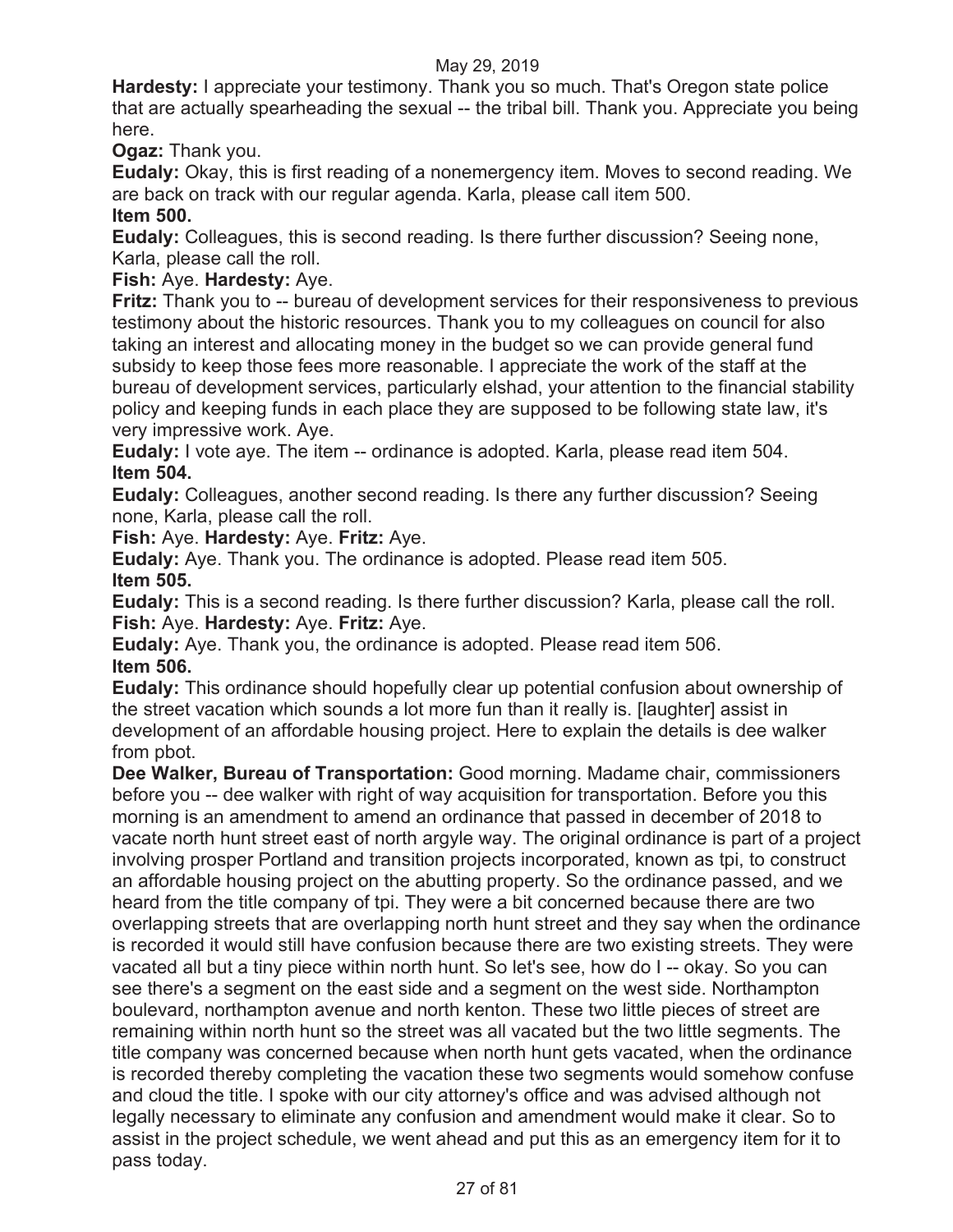**Hardesty:** I appreciate your testimony. Thank you so much. That's Oregon state police that are actually spearheading the sexual -- the tribal bill. Thank you. Appreciate you being here.

**Ogaz:** Thank you.

**Eudaly:** Okay, this is first reading of a nonemergency item. Moves to second reading. We are back on track with our regular agenda. Karla, please call item 500.

**Item 500.**

**Eudaly:** Colleagues, this is second reading. Is there further discussion? Seeing none, Karla, please call the roll.

**Fish:** Aye. **Hardesty:** Aye.

**Fritz:** Thank you to -- bureau of development services for their responsiveness to previous testimony about the historic resources. Thank you to my colleagues on council for also taking an interest and allocating money in the budget so we can provide general fund subsidy to keep those fees more reasonable. I appreciate the work of the staff at the bureau of development services, particularly elshad, your attention to the financial stability policy and keeping funds in each place they are supposed to be following state law, it's very impressive work. Aye.

**Eudaly:** I vote aye. The item -- ordinance is adopted. Karla, please read item 504.

**Item 504.**

**Eudaly:** Colleagues, another second reading. Is there any further discussion? Seeing none, Karla, please call the roll.

**Fish:** Aye. **Hardesty:** Aye. **Fritz:** Aye.

**Eudaly:** Aye. Thank you. The ordinance is adopted. Please read item 505.

**Item 505.**

**Eudaly:** This is a second reading. Is there further discussion? Karla, please call the roll.

**Fish:** Aye. **Hardesty:** Aye. **Fritz:** Aye.

**Eudaly:** Aye. Thank you, the ordinance is adopted. Please read item 506.

**Item 506.**

**Eudaly:** This ordinance should hopefully clear up potential confusion about ownership of the street vacation which sounds a lot more fun than it really is. [laughter] assist in development of an affordable housing project. Here to explain the details is dee walker from pbot.

**Dee Walker, Bureau of Transportation:** Good morning. Madame chair, commissioners before you -- dee walker with right of way acquisition for transportation. Before you this morning is an amendment to amend an ordinance that passed in december of 2018 to vacate north hunt street east of north argyle way. The original ordinance is part of a project involving prosper Portland and transition projects incorporated, known as tpi, to construct an affordable housing project on the abutting property. So the ordinance passed, and we heard from the title company of tpi. They were a bit concerned because there are two overlapping streets that are overlapping north hunt street and they say when the ordinance is recorded it would still have confusion because there are two existing streets. They were vacated all but a tiny piece within north hunt. So let's see, how do I -- okay. So you can see there's a segment on the east side and a segment on the west side. Northampton boulevard, northampton avenue and north kenton. These two little pieces of street are remaining within north hunt so the street was all vacated but the two little segments. The title company was concerned because when north hunt gets vacated, when the ordinance is recorded thereby completing the vacation these two segments would somehow confuse and cloud the title. I spoke with our city attorney's office and was advised although not legally necessary to eliminate any confusion and amendment would make it clear. So to assist in the project schedule, we went ahead and put this as an emergency item for it to pass today.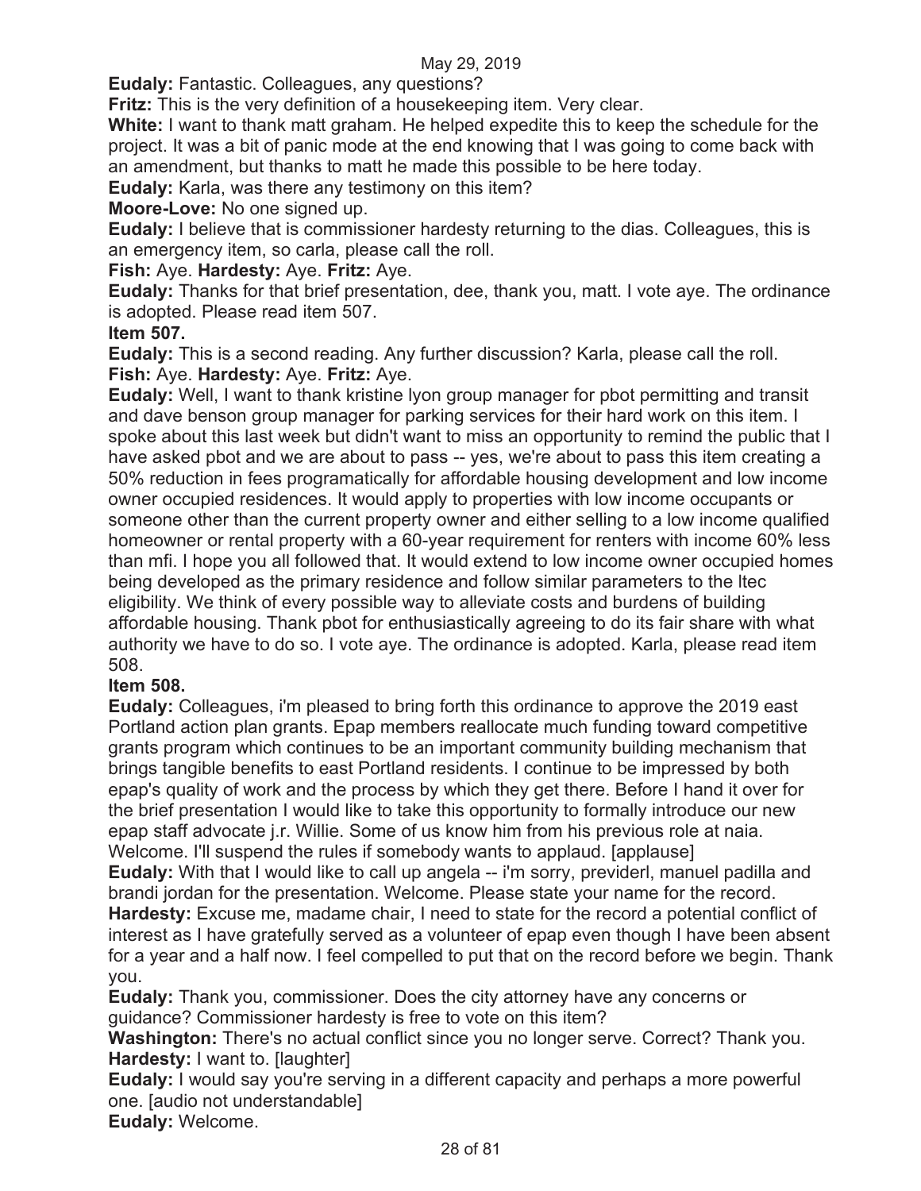**Eudaly:** Fantastic. Colleagues, any questions?

**Fritz:** This is the very definition of a housekeeping item. Very clear.

**White:** I want to thank matt graham. He helped expedite this to keep the schedule for the project. It was a bit of panic mode at the end knowing that I was going to come back with an amendment, but thanks to matt he made this possible to be here today.

**Eudaly:** Karla, was there any testimony on this item?

**Moore-Love:** No one signed up.

**Eudaly:** I believe that is commissioner hardesty returning to the dias. Colleagues, this is an emergency item, so carla, please call the roll.

**Fish:** Aye. **Hardesty:** Aye. **Fritz:** Aye.

**Eudaly:** Thanks for that brief presentation, dee, thank you, matt. I vote aye. The ordinance is adopted. Please read item 507.

**Item 507.**

**Eudaly:** This is a second reading. Any further discussion? Karla, please call the roll.

**Fish:** Aye. **Hardesty:** Aye. **Fritz:** Aye.

**Eudaly:** Well, I want to thank kristine lyon group manager for pbot permitting and transit and dave benson group manager for parking services for their hard work on this item. I spoke about this last week but didn't want to miss an opportunity to remind the public that I have asked pbot and we are about to pass -- yes, we're about to pass this item creating a 50% reduction in fees programatically for affordable housing development and low income owner occupied residences. It would apply to properties with low income occupants or someone other than the current property owner and either selling to a low income qualified homeowner or rental property with a 60-year requirement for renters with income 60% less than mfi. I hope you all followed that. It would extend to low income owner occupied homes being developed as the primary residence and follow similar parameters to the ltec eligibility. We think of every possible way to alleviate costs and burdens of building affordable housing. Thank pbot for enthusiastically agreeing to do its fair share with what authority we have to do so. I vote aye. The ordinance is adopted. Karla, please read item 508.

**Item 508.**

**Eudaly:** Colleagues, i'm pleased to bring forth this ordinance to approve the 2019 east Portland action plan grants. Epap members reallocate much funding toward competitive grants program which continues to be an important community building mechanism that brings tangible benefits to east Portland residents. I continue to be impressed by both epap's quality of work and the process by which they get there. Before I hand it over for the brief presentation I would like to take this opportunity to formally introduce our new epap staff advocate j.r. Willie. Some of us know him from his previous role at naia. Welcome. I'll suspend the rules if somebody wants to applaud. [applause]

**Eudaly:** With that I would like to call up angela -- i'm sorry, previderl, manuel padilla and brandi jordan for the presentation. Welcome. Please state your name for the record.

**Hardesty:** Excuse me, madame chair, I need to state for the record a potential conflict of interest as I have gratefully served as a volunteer of epap even though I have been absent for a year and a half now. I feel compelled to put that on the record before we begin. Thank you.

**Eudaly:** Thank you, commissioner. Does the city attorney have any concerns or guidance? Commissioner hardesty is free to vote on this item?

**Washington:** There's no actual conflict since you no longer serve. Correct? Thank you.

**Hardesty:** I want to. [laughter]

**Eudaly:** I would say you're serving in a different capacity and perhaps a more powerful one. [audio not understandable]

**Eudaly:** Welcome.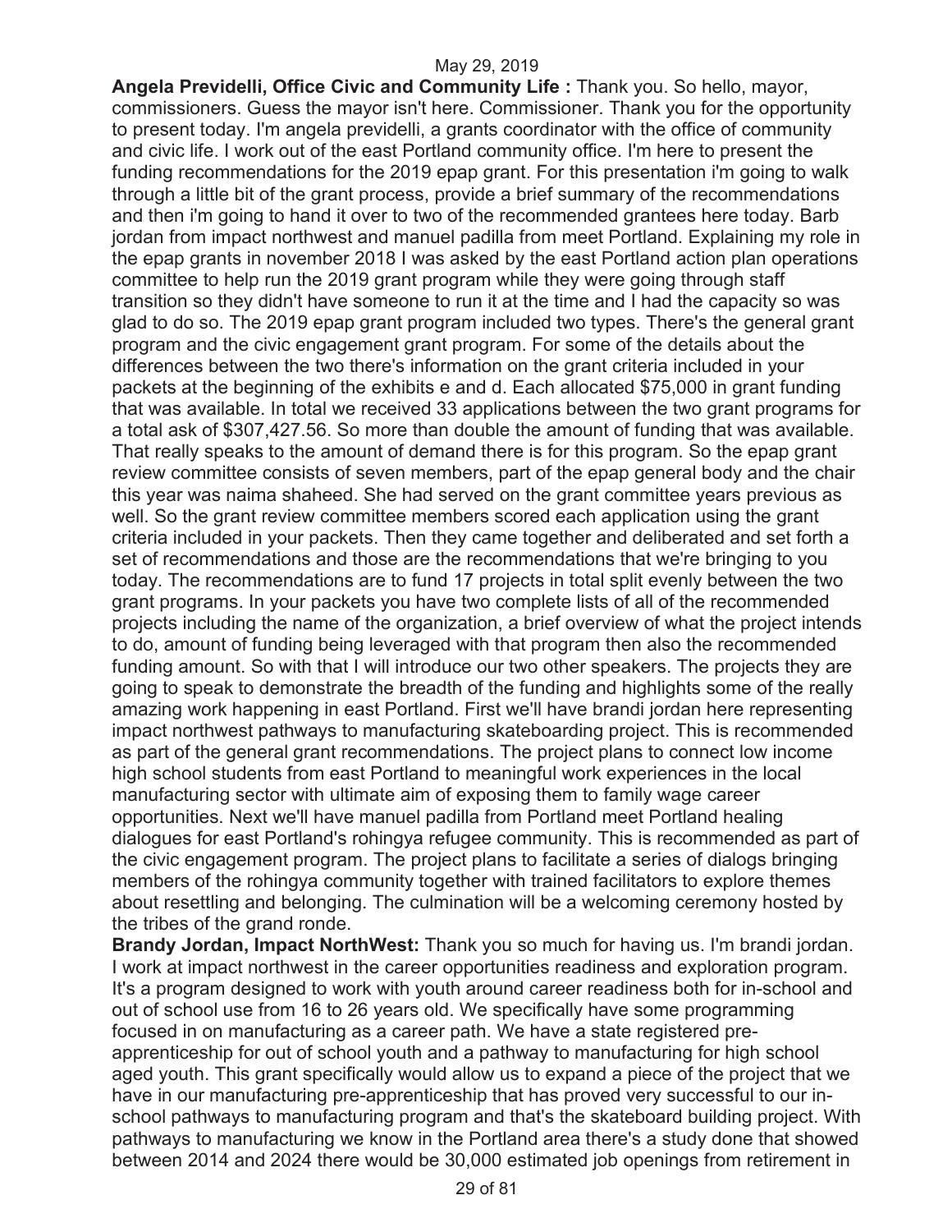**Angela Previdelli, Office Civic and Community Life :** Thank you. So hello, mayor, commissioners. Guess the mayor isn't here. Commissioner. Thank you for the opportunity to present today. I'm angela previdelli, a grants coordinator with the office of community and civic life. I work out of the east Portland community office. I'm here to present the funding recommendations for the 2019 epap grant. For this presentation i'm going to walk through a little bit of the grant process, provide a brief summary of the recommendations and then i'm going to hand it over to two of the recommended grantees here today. Barb jordan from impact northwest and manuel padilla from meet Portland. Explaining my role in the epap grants in november 2018 I was asked by the east Portland action plan operations committee to help run the 2019 grant program while they were going through staff transition so they didn't have someone to run it at the time and I had the capacity so was glad to do so. The 2019 epap grant program included two types. There's the general grant program and the civic engagement grant program. For some of the details about the differences between the two there's information on the grant criteria included in your packets at the beginning of the exhibits e and d. Each allocated $75,000 in grant funding that was available. In total we received 33 applications between the two grant programs for a total ask of $307,427.56. So more than double the amount of funding that was available. That really speaks to the amount of demand there is for this program. So the epap grant review committee consists of seven members, part of the epap general body and the chair this year was naima shaheed. She had served on the grant committee years previous as well. So the grant review committee members scored each application using the grant criteria included in your packets. Then they came together and deliberated and set forth a set of recommendations and those are the recommendations that we're bringing to you today. The recommendations are to fund 17 projects in total split evenly between the two grant programs. In your packets you have two complete lists of all of the recommended projects including the name of the organization, a brief overview of what the project intends to do, amount of funding being leveraged with that program then also the recommended funding amount. So with that I will introduce our two other speakers. The projects they are going to speak to demonstrate the breadth of the funding and highlights some of the really amazing work happening in east Portland. First we'll have brandi jordan here representing impact northwest pathways to manufacturing skateboarding project. This is recommended as part of the general grant recommendations. The project plans to connect low income high school students from east Portland to meaningful work experiences in the local manufacturing sector with ultimate aim of exposing them to family wage career opportunities. Next we'll have manuel padilla from Portland meet Portland healing dialogues for east Portland's rohingya refugee community. This is recommended as part of the civic engagement program. The project plans to facilitate a series of dialogs bringing members of the rohingya community together with trained facilitators to explore themes about resettling and belonging. The culmination will be a welcoming ceremony hosted by the tribes of the grand ronde.

**Brandy Jordan, Impact NorthWest:** Thank you so much for having us. I'm brandi jordan. I work at impact northwest in the career opportunities readiness and exploration program. It's a program designed to work with youth around career readiness both for in-school and out of school use from 16 to 26 years old. We specifically have some programming focused in on manufacturing as a career path. We have a state registered pre-apprenticeship for out of school youth and a pathway to manufacturing for high school aged youth. This grant specifically would allow us to expand a piece of the project that we have in our manufacturing pre-apprenticeship that has proved very successful to our in-school pathways to manufacturing program and that's the skateboard building project. With pathways to manufacturing we know in the Portland area there's a study done that showed between 2014 and 2024 there would be 30,000 estimated job openings from retirement in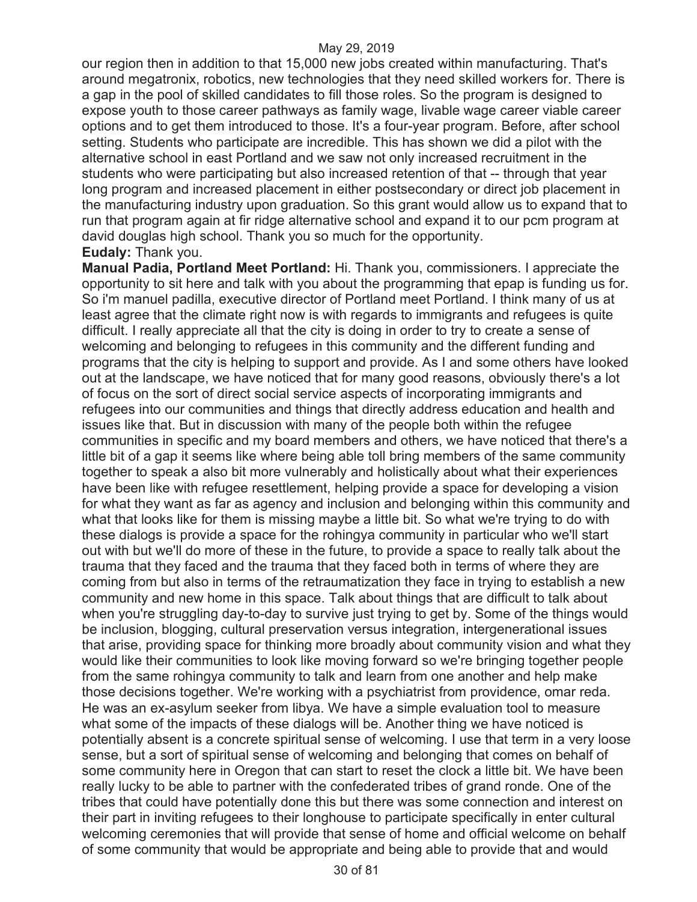our region then in addition to that 15,000 new jobs created within manufacturing. That's around megatronix, robotics, new technologies that they need skilled workers for. There is a gap in the pool of skilled candidates to fill those roles. So the program is designed to expose youth to those career pathways as family wage, livable wage career viable career options and to get them introduced to those. It's a four-year program. Before, after school setting. Students who participate are incredible. This has shown we did a pilot with the alternative school in east Portland and we saw not only increased recruitment in the students who were participating but also increased retention of that -- through that year long program and increased placement in either postsecondary or direct job placement in the manufacturing industry upon graduation. So this grant would allow us to expand that to run that program again at fir ridge alternative school and expand it to our pcm program at david douglas high school. Thank you so much for the opportunity.

**Eudaly:** Thank you.

**Manual Padia, Portland Meet Portland:** Hi. Thank you, commissioners. I appreciate the opportunity to sit here and talk with you about the programming that epap is funding us for. So i'm manuel padilla, executive director of Portland meet Portland. I think many of us at least agree that the climate right now is with regards to immigrants and refugees is quite difficult. I really appreciate all that the city is doing in order to try to create a sense of welcoming and belonging to refugees in this community and the different funding and programs that the city is helping to support and provide. As I and some others have looked out at the landscape, we have noticed that for many good reasons, obviously there's a lot of focus on the sort of direct social service aspects of incorporating immigrants and refugees into our communities and things that directly address education and health and issues like that. But in discussion with many of the people both within the refugee communities in specific and my board members and others, we have noticed that there's a little bit of a gap it seems like where being able toll bring members of the same community together to speak a also bit more vulnerably and holistically about what their experiences have been like with refugee resettlement, helping provide a space for developing a vision for what they want as far as agency and inclusion and belonging within this community and what that looks like for them is missing maybe a little bit. So what we're trying to do with these dialogs is provide a space for the rohingya community in particular who we'll start out with but we'll do more of these in the future, to provide a space to really talk about the trauma that they faced and the trauma that they faced both in terms of where they are coming from but also in terms of the retraumatization they face in trying to establish a new community and new home in this space. Talk about things that are difficult to talk about when you're struggling day-to-day to survive just trying to get by. Some of the things would be inclusion, blogging, cultural preservation versus integration, intergenerational issues that arise, providing space for thinking more broadly about community vision and what they would like their communities to look like moving forward so we're bringing together people from the same rohingya community to talk and learn from one another and help make those decisions together. We're working with a psychiatrist from providence, omar reda. He was an ex-asylum seeker from libya. We have a simple evaluation tool to measure what some of the impacts of these dialogs will be. Another thing we have noticed is potentially absent is a concrete spiritual sense of welcoming. I use that term in a very loose sense, but a sort of spiritual sense of welcoming and belonging that comes on behalf of some community here in Oregon that can start to reset the clock a little bit. We have been really lucky to be able to partner with the confederated tribes of grand ronde. One of the tribes that could have potentially done this but there was some connection and interest on their part in inviting refugees to their longhouse to participate specifically in enter cultural welcoming ceremonies that will provide that sense of home and official welcome on behalf of some community that would be appropriate and being able to provide that and would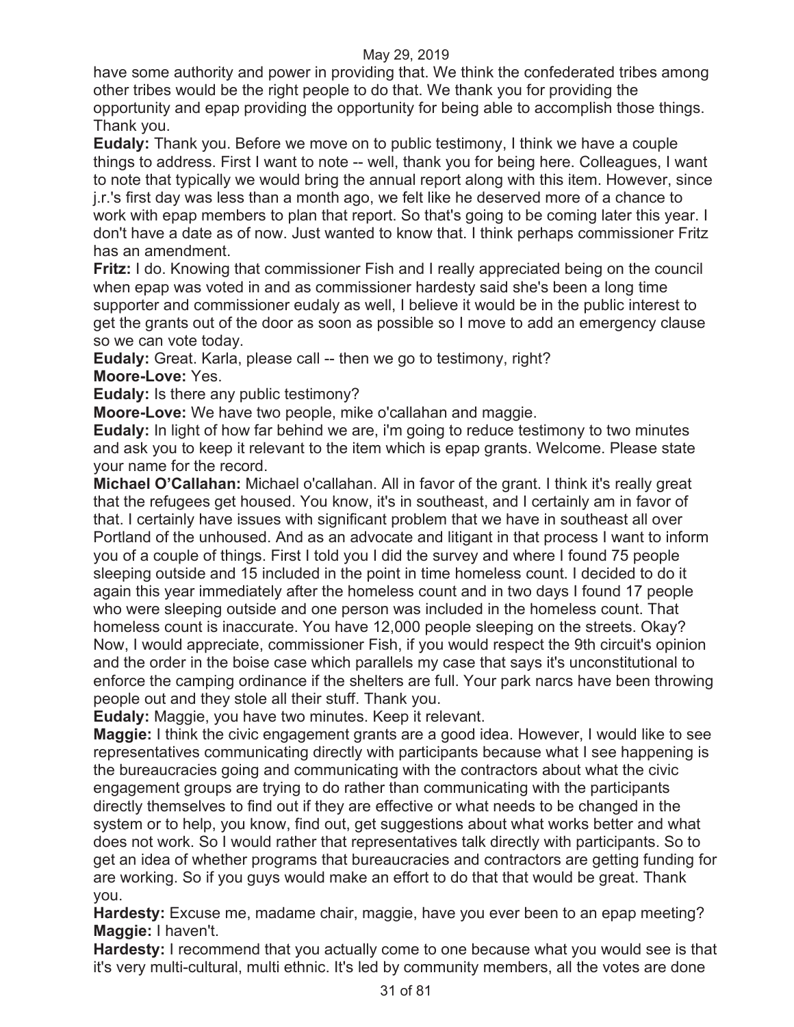have some authority and power in providing that. We think the confederated tribes among other tribes would be the right people to do that. We thank you for providing the opportunity and epap providing the opportunity for being able to accomplish those things. Thank you.

**Eudaly:** Thank you. Before we move on to public testimony, I think we have a couple things to address. First I want to note -- well, thank you for being here. Colleagues, I want to note that typically we would bring the annual report along with this item. However, since j.r.'s first day was less than a month ago, we felt like he deserved more of a chance to work with epap members to plan that report. So that's going to be coming later this year. I don't have a date as of now. Just wanted to know that. I think perhaps commissioner Fritz has an amendment.

**Fritz:** I do. Knowing that commissioner Fish and I really appreciated being on the council when epap was voted in and as commissioner hardesty said she's been a long time supporter and commissioner eudaly as well, I believe it would be in the public interest to get the grants out of the door as soon as possible so I move to add an emergency clause so we can vote today.

**Eudaly:** Great. Karla, please call -- then we go to testimony, right?

**Moore-Love:** Yes.

**Eudaly:** Is there any public testimony?

**Moore-Love:** We have two people, mike o'callahan and maggie.

**Eudaly:** In light of how far behind we are, i'm going to reduce testimony to two minutes and ask you to keep it relevant to the item which is epap grants. Welcome. Please state your name for the record.

**Michael O'Callahan:** Michael o'callahan. All in favor of the grant. I think it's really great that the refugees get housed. You know, it's in southeast, and I certainly am in favor of that. I certainly have issues with significant problem that we have in southeast all over Portland of the unhoused. And as an advocate and litigant in that process I want to inform you of a couple of things. First I told you I did the survey and where I found 75 people sleeping outside and 15 included in the point in time homeless count. I decided to do it again this year immediately after the homeless count and in two days I found 17 people who were sleeping outside and one person was included in the homeless count. That homeless count is inaccurate. You have 12,000 people sleeping on the streets. Okay? Now, I would appreciate, commissioner Fish, if you would respect the 9th circuit's opinion and the order in the boise case which parallels my case that says it's unconstitutional to enforce the camping ordinance if the shelters are full. Your park narcs have been throwing people out and they stole all their stuff. Thank you.

**Eudaly:** Maggie, you have two minutes. Keep it relevant.

**Maggie:** I think the civic engagement grants are a good idea. However, I would like to see representatives communicating directly with participants because what I see happening is the bureaucracies going and communicating with the contractors about what the civic engagement groups are trying to do rather than communicating with the participants directly themselves to find out if they are effective or what needs to be changed in the system or to help, you know, find out, get suggestions about what works better and what does not work. So I would rather that representatives talk directly with participants. So to get an idea of whether programs that bureaucracies and contractors are getting funding for are working. So if you guys would make an effort to do that that would be great. Thank you.

**Hardesty:** Excuse me, madame chair, maggie, have you ever been to an epap meeting?

**Maggie:** I haven't.

**Hardesty:** I recommend that you actually come to one because what you would see is that it's very multi-cultural, multi ethnic. It's led by community members, all the votes are done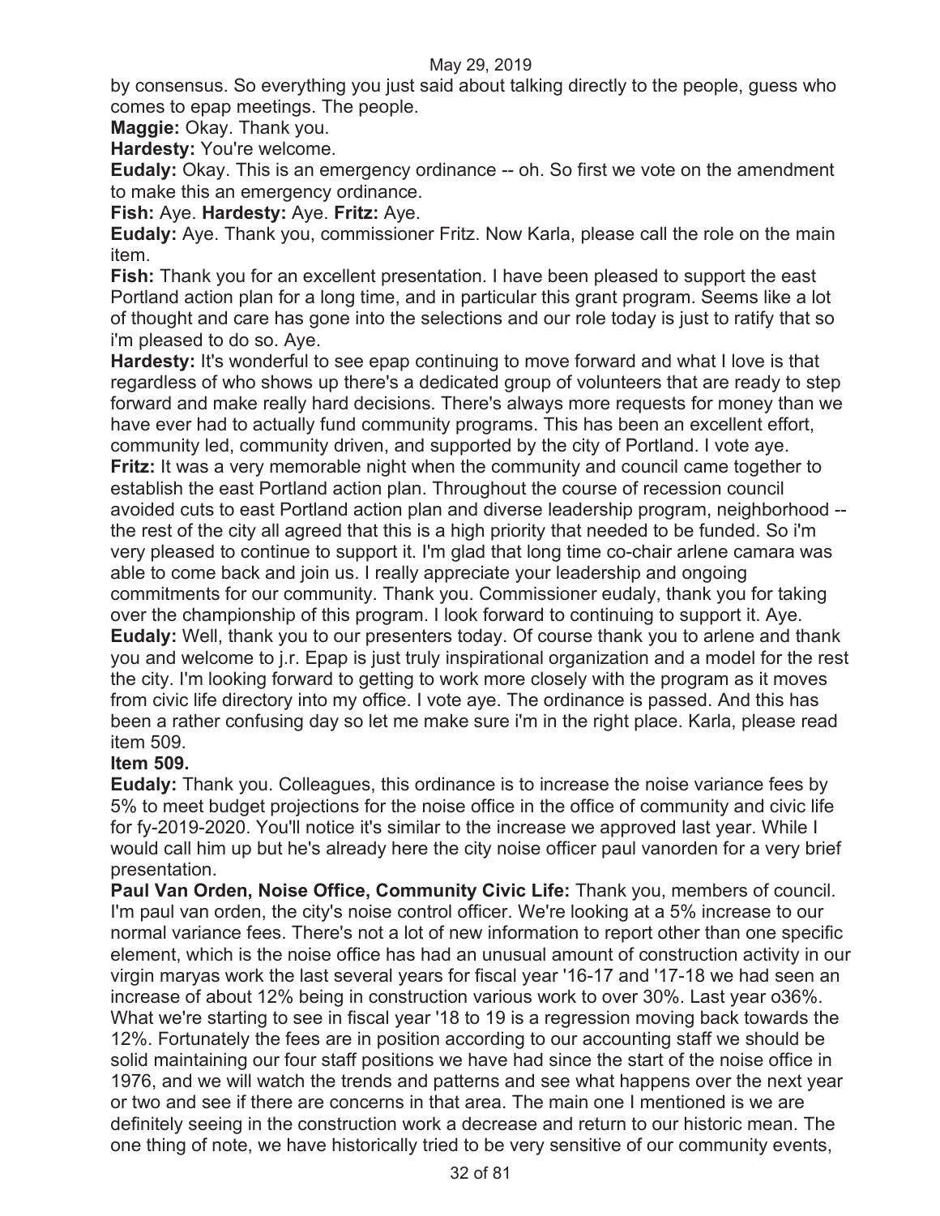by consensus. So everything you just said about talking directly to the people, guess who comes to epap meetings. The people.

**Maggie:** Okay. Thank you.

**Hardesty:** You're welcome.

**Eudaly:** Okay. This is an emergency ordinance -- oh. So first we vote on the amendment to make this an emergency ordinance.

**Fish:** Aye. **Hardesty:** Aye. **Fritz:** Aye.

**Eudaly:** Aye. Thank you, commissioner Fritz. Now Karla, please call the role on the main item.

**Fish:** Thank you for an excellent presentation. I have been pleased to support the east Portland action plan for a long time, and in particular this grant program. Seems like a lot of thought and care has gone into the selections and our role today is just to ratify that so i'm pleased to do so. Aye.

**Hardesty:** It's wonderful to see epap continuing to move forward and what I love is that regardless of who shows up there's a dedicated group of volunteers that are ready to step forward and make really hard decisions. There's always more requests for money than we have ever had to actually fund community programs. This has been an excellent effort, community led, community driven, and supported by the city of Portland. I vote aye.

**Fritz:** It was a very memorable night when the community and council came together to establish the east Portland action plan. Throughout the course of recession council avoided cuts to east Portland action plan and diverse leadership program, neighborhood -- the rest of the city all agreed that this is a high priority that needed to be funded. So i'm very pleased to continue to support it. I'm glad that long time co-chair arlene camara was able to come back and join us. I really appreciate your leadership and ongoing commitments for our community. Thank you. Commissioner eudaly, thank you for taking over the championship of this program. I look forward to continuing to support it. Aye.

**Eudaly:** Well, thank you to our presenters today. Of course thank you to arlene and thank you and welcome to j.r. Epap is just truly inspirational organization and a model for the rest the city. I'm looking forward to getting to work more closely with the program as it moves from civic life directory into my office. I vote aye. The ordinance is passed. And this has been a rather confusing day so let me make sure i'm in the right place. Karla, please read item 509.

**Item 509.**

**Eudaly:** Thank you. Colleagues, this ordinance is to increase the noise variance fees by 5% to meet budget projections for the noise office in the office of community and civic life for fy-2019-2020. You'll notice it's similar to the increase we approved last year. While I would call him up but he's already here the city noise officer paul vanorden for a very brief presentation.

**Paul Van Orden, Noise Office, Community Civic Life:** Thank you, members of council. I'm paul van orden, the city's noise control officer. We're looking at a 5% increase to our normal variance fees. There's not a lot of new information to report other than one specific element, which is the noise office has had an unusual amount of construction activity in our virgin maryas work the last several years for fiscal year '16-17 and '17-18 we had seen an increase of about 12% being in construction various work to over 30%. Last year o36%. What we're starting to see in fiscal year '18 to 19 is a regression moving back towards the 12%. Fortunately the fees are in position according to our accounting staff we should be solid maintaining our four staff positions we have had since the start of the noise office in 1976, and we will watch the trends and patterns and see what happens over the next year or two and see if there are concerns in that area. The main one I mentioned is we are definitely seeing in the construction work a decrease and return to our historic mean. The one thing of note, we have historically tried to be very sensitive of our community events,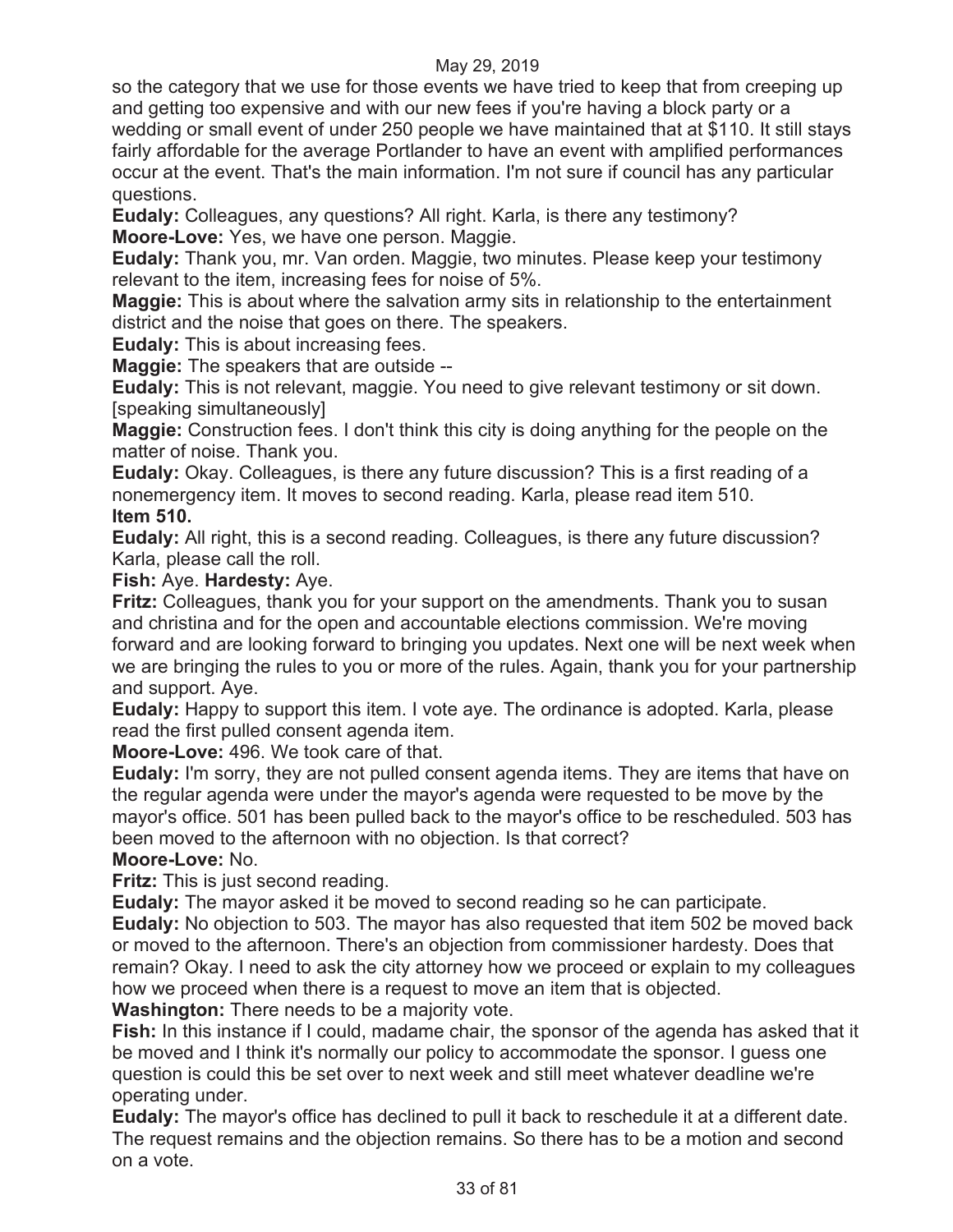so the category that we use for those events we have tried to keep that from creeping up and getting too expensive and with our new fees if you're having a block party or a wedding or small event of under 250 people we have maintained that at $110. It still stays fairly affordable for the average Portlander to have an event with amplified performances occur at the event. That's the main information. I'm not sure if council has any particular questions.

**Eudaly:** Colleagues, any questions? All right. Karla, is there any testimony?

**Moore-Love:** Yes, we have one person. Maggie.

**Eudaly:** Thank you, mr. Van orden. Maggie, two minutes. Please keep your testimony relevant to the item, increasing fees for noise of 5%.

**Maggie:** This is about where the salvation army sits in relationship to the entertainment district and the noise that goes on there. The speakers.

**Eudaly:** This is about increasing fees.

**Maggie:** The speakers that are outside --

**Eudaly:** This is not relevant, maggie. You need to give relevant testimony or sit down. [speaking simultaneously]

**Maggie:** Construction fees. I don't think this city is doing anything for the people on the matter of noise. Thank you.

**Eudaly:** Okay. Colleagues, is there any future discussion? This is a first reading of a nonemergency item. It moves to second reading. Karla, please read item 510.

**Item 510.**

**Eudaly:** All right, this is a second reading. Colleagues, is there any future discussion? Karla, please call the roll.

**Fish:** Aye. **Hardesty:** Aye.

**Fritz:** Colleagues, thank you for your support on the amendments. Thank you to susan and christina and for the open and accountable elections commission. We're moving forward and are looking forward to bringing you updates. Next one will be next week when we are bringing the rules to you or more of the rules. Again, thank you for your partnership and support. Aye.

**Eudaly:** Happy to support this item. I vote aye. The ordinance is adopted. Karla, please read the first pulled consent agenda item.

**Moore-Love:** 496. We took care of that.

**Eudaly:** I'm sorry, they are not pulled consent agenda items. They are items that have on the regular agenda were under the mayor's agenda were requested to be move by the mayor's office. 501 has been pulled back to the mayor's office to be rescheduled. 503 has been moved to the afternoon with no objection. Is that correct?

**Moore-Love:** No.

**Fritz:** This is just second reading.

**Eudaly:** The mayor asked it be moved to second reading so he can participate.

**Eudaly:** No objection to 503. The mayor has also requested that item 502 be moved back or moved to the afternoon. There's an objection from commissioner hardesty. Does that remain? Okay. I need to ask the city attorney how we proceed or explain to my colleagues how we proceed when there is a request to move an item that is objected.

**Washington:** There needs to be a majority vote.

**Fish:** In this instance if I could, madame chair, the sponsor of the agenda has asked that it be moved and I think it's normally our policy to accommodate the sponsor. I guess one question is could this be set over to next week and still meet whatever deadline we're operating under.

**Eudaly:** The mayor's office has declined to pull it back to reschedule it at a different date. The request remains and the objection remains. So there has to be a motion and second on a vote.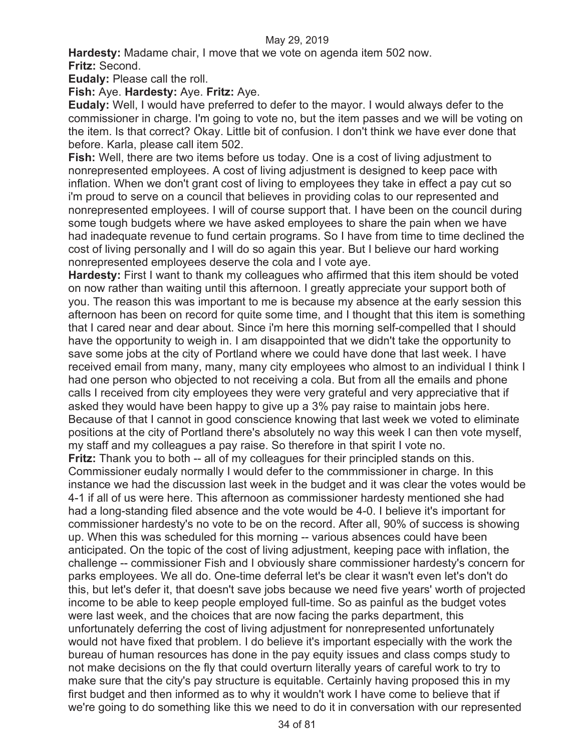May 29, 2019

**Hardesty:** Madame chair, I move that we vote on agenda item 502 now.

**Fritz:** Second.

**Eudaly:** Please call the roll.

**Fish:** Aye. **Hardesty:** Aye. **Fritz:** Aye.

**Eudaly:** Well, I would have preferred to defer to the mayor. I would always defer to the commissioner in charge. I'm going to vote no, but the item passes and we will be voting on the item. Is that correct? Okay. Little bit of confusion. I don't think we have ever done that before. Karla, please call item 502.

**Fish:** Well, there are two items before us today. One is a cost of living adjustment to nonrepresented employees. A cost of living adjustment is designed to keep pace with inflation. When we don't grant cost of living to employees they take in effect a pay cut so i'm proud to serve on a council that believes in providing colas to our represented and nonrepresented employees. I will of course support that. I have been on the council during some tough budgets where we have asked employees to share the pain when we have had inadequate revenue to fund certain programs. So I have from time to time declined the cost of living personally and I will do so again this year. But I believe our hard working nonrepresented employees deserve the cola and I vote aye.

**Hardesty:** First I want to thank my colleagues who affirmed that this item should be voted on now rather than waiting until this afternoon. I greatly appreciate your support both of you. The reason this was important to me is because my absence at the early session this afternoon has been on record for quite some time, and I thought that this item is something that I cared near and dear about. Since i'm here this morning self-compelled that I should have the opportunity to weigh in. I am disappointed that we didn't take the opportunity to save some jobs at the city of Portland where we could have done that last week. I have received email from many, many, many city employees who almost to an individual I think I had one person who objected to not receiving a cola. But from all the emails and phone calls I received from city employees they were very grateful and very appreciative that if asked they would have been happy to give up a 3% pay raise to maintain jobs here. Because of that I cannot in good conscience knowing that last week we voted to eliminate positions at the city of Portland there's absolutely no way this week I can then vote myself, my staff and my colleagues a pay raise. So therefore in that spirit I vote no.

**Fritz:** Thank you to both -- all of my colleagues for their principled stands on this. Commissioner eudaly normally I would defer to the commmissioner in charge. In this instance we had the discussion last week in the budget and it was clear the votes would be 4-1 if all of us were here. This afternoon as commissioner hardesty mentioned she had had a long-standing filed absence and the vote would be 4-0. I believe it's important for commissioner hardesty's no vote to be on the record. After all, 90% of success is showing up. When this was scheduled for this morning -- various absences could have been anticipated. On the topic of the cost of living adjustment, keeping pace with inflation, the challenge -- commissioner Fish and I obviously share commissioner hardesty's concern for parks employees. We all do. One-time deferral let's be clear it wasn't even let's don't do this, but let's defer it, that doesn't save jobs because we need five years' worth of projected income to be able to keep people employed full-time. So as painful as the budget votes were last week, and the choices that are now facing the parks department, this unfortunately deferring the cost of living adjustment for nonrepresented unfortunately would not have fixed that problem. I do believe it's important especially with the work the bureau of human resources has done in the pay equity issues and class comps study to not make decisions on the fly that could overturn literally years of careful work to try to make sure that the city's pay structure is equitable. Certainly having proposed this in my first budget and then informed as to why it wouldn't work I have come to believe that if we're going to do something like this we need to do it in conversation with our represented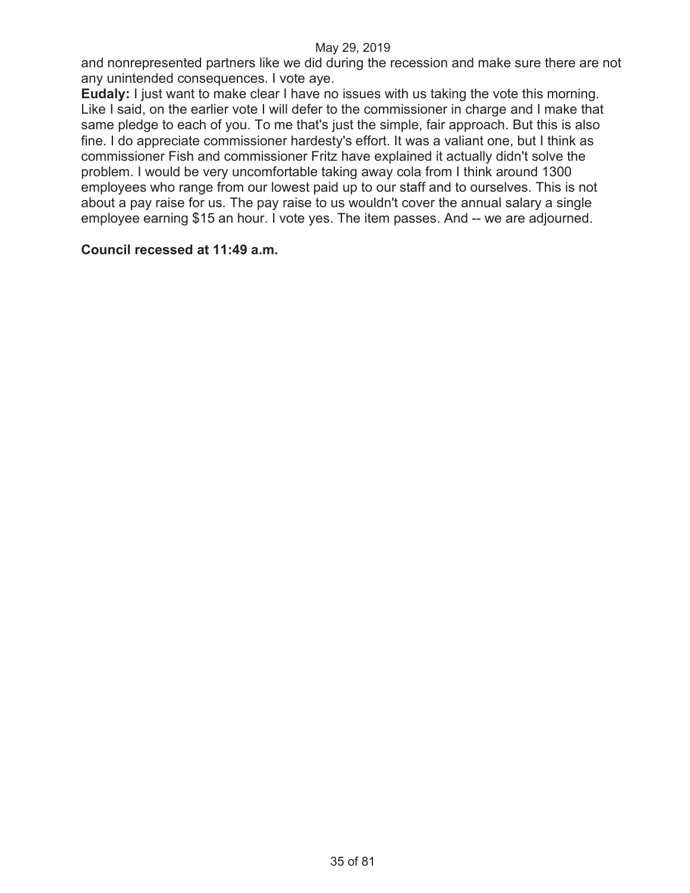and nonrepresented partners like we did during the recession and make sure there are not any unintended consequences. I vote aye.

**Eudaly:** I just want to make clear I have no issues with us taking the vote this morning. Like I said, on the earlier vote I will defer to the commissioner in charge and I make that same pledge to each of you. To me that's just the simple, fair approach. But this is also fine. I do appreciate commissioner hardesty's effort. It was a valiant one, but I think as commissioner Fish and commissioner Fritz have explained it actually didn't solve the problem. I would be very uncomfortable taking away cola from I think around 1300 employees who range from our lowest paid up to our staff and to ourselves. This is not about a pay raise for us. The pay raise to us wouldn't cover the annual salary a single employee earning $15 an hour. I vote yes. The item passes. And -- we are adjourned.

**Council recessed at 11:49 a.m.**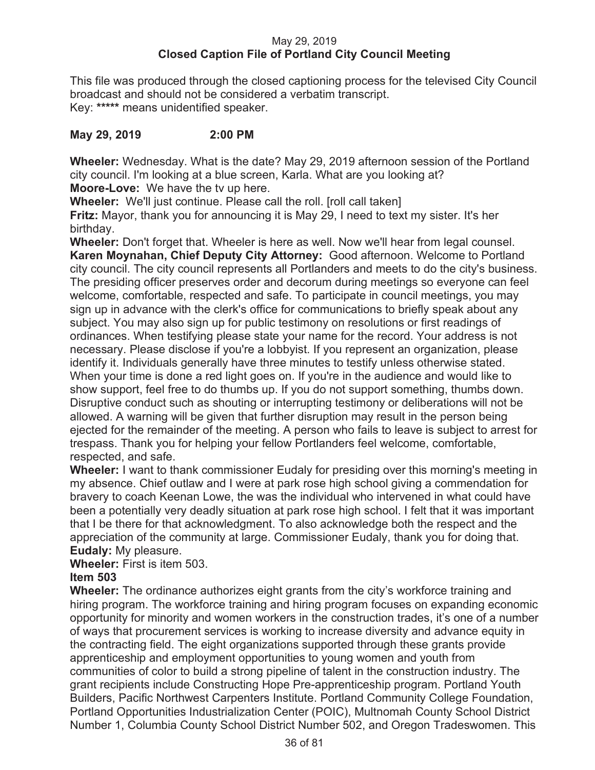May 29, 2019

**Closed Caption File of Portland City Council Meeting**

This file was produced through the closed captioning process for the televised City Council broadcast and should not be considered a verbatim transcript.
Key: ***** means unidentified speaker.

**May 29, 2019 2:00 PM**

**Wheeler:** Wednesday. What is the date? May 29, 2019 afternoon session of the Portland city council. I'm looking at a blue screen, Karla. What are you looking at?

**Moore-Love:** We have the tv up here.

**Wheeler:** We'll just continue. Please call the roll. [roll call taken]

**Fritz:** Mayor, thank you for announcing it is May 29, I need to text my sister. It's her birthday.

**Wheeler:** Don't forget that. Wheeler is here as well. Now we'll hear from legal counsel.

**Karen Moynahan, Chief Deputy City Attorney:** Good afternoon. Welcome to Portland city council. The city council represents all Portlanders and meets to do the city's business. The presiding officer preserves order and decorum during meetings so everyone can feel welcome, comfortable, respected and safe. To participate in council meetings, you may sign up in advance with the clerk's office for communications to briefly speak about any subject. You may also sign up for public testimony on resolutions or first readings of ordinances. When testifying please state your name for the record. Your address is not necessary. Please disclose if you're a lobbyist. If you represent an organization, please identify it. Individuals generally have three minutes to testify unless otherwise stated. When your time is done a red light goes on. If you're in the audience and would like to show support, feel free to do thumbs up. If you do not support something, thumbs down. Disruptive conduct such as shouting or interrupting testimony or deliberations will not be allowed. A warning will be given that further disruption may result in the person being ejected for the remainder of the meeting. A person who fails to leave is subject to arrest for trespass. Thank you for helping your fellow Portlanders feel welcome, comfortable, respected, and safe.

**Wheeler:** I want to thank commissioner Eudaly for presiding over this morning's meeting in my absence. Chief outlaw and I were at park rose high school giving a commendation for bravery to coach Keenan Lowe, the was the individual who intervened in what could have been a potentially very deadly situation at park rose high school. I felt that it was important that I be there for that acknowledgment. To also acknowledge both the respect and the appreciation of the community at large. Commissioner Eudaly, thank you for doing that.

**Eudaly:** My pleasure.

**Wheeler:** First is item 503.

**Item 503**

**Wheeler:** The ordinance authorizes eight grants from the city's workforce training and hiring program. The workforce training and hiring program focuses on expanding economic opportunity for minority and women workers in the construction trades, it's one of a number of ways that procurement services is working to increase diversity and advance equity in the contracting field. The eight organizations supported through these grants provide apprenticeship and employment opportunities to young women and youth from communities of color to build a strong pipeline of talent in the construction industry. The grant recipients include Constructing Hope Pre-apprenticeship program. Portland Youth Builders, Pacific Northwest Carpenters Institute. Portland Community College Foundation, Portland Opportunities Industrialization Center (POIC), Multnomah County School District Number 1, Columbia County School District Number 502, and Oregon Tradeswomen. This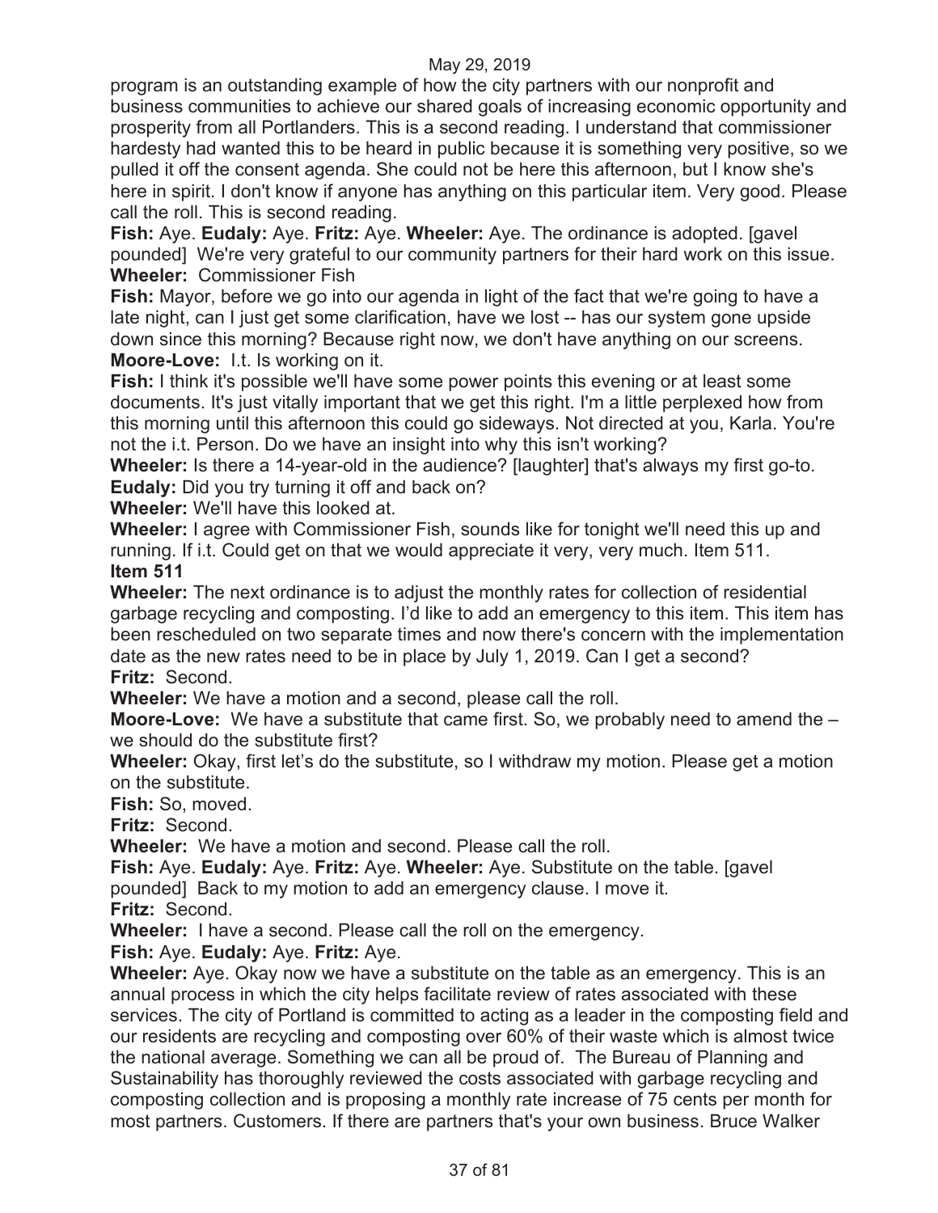program is an outstanding example of how the city partners with our nonprofit and business communities to achieve our shared goals of increasing economic opportunity and prosperity from all Portlanders. This is a second reading. I understand that commissioner hardesty had wanted this to be heard in public because it is something very positive, so we pulled it off the consent agenda. She could not be here this afternoon, but I know she's here in spirit. I don't know if anyone has anything on this particular item. Very good. Please call the roll. This is second reading.

**Fish:** Aye. **Eudaly:** Aye. **Fritz:** Aye. **Wheeler:** Aye. The ordinance is adopted. [gavel pounded] We're very grateful to our community partners for their hard work on this issue.

**Wheeler:** Commissioner Fish

**Fish:** Mayor, before we go into our agenda in light of the fact that we're going to have a late night, can I just get some clarification, have we lost -- has our system gone upside down since this morning? Because right now, we don't have anything on our screens.

**Moore-Love:** I.t. Is working on it.

**Fish:** I think it's possible we'll have some power points this evening or at least some documents. It's just vitally important that we get this right. I'm a little perplexed how from this morning until this afternoon this could go sideways. Not directed at you, Karla. You're not the i.t. Person. Do we have an insight into why this isn't working?

**Wheeler:** Is there a 14-year-old in the audience? [laughter] that's always my first go-to.

**Eudaly:** Did you try turning it off and back on?

**Wheeler:** We'll have this looked at.

**Wheeler:** I agree with Commissioner Fish, sounds like for tonight we'll need this up and running. If i.t. Could get on that we would appreciate it very, very much. Item 511.

**Item 511**

**Wheeler:** The next ordinance is to adjust the monthly rates for collection of residential garbage recycling and composting. I'd like to add an emergency to this item. This item has been rescheduled on two separate times and now there's concern with the implementation date as the new rates need to be in place by July 1, 2019. Can I get a second?

**Fritz:** Second.

**Wheeler:** We have a motion and a second, please call the roll.

**Moore-Love:** We have a substitute that came first. So, we probably need to amend the – we should do the substitute first?

**Wheeler:** Okay, first let's do the substitute, so I withdraw my motion. Please get a motion on the substitute.

**Fish:** So, moved.

**Fritz:** Second.

**Wheeler:** We have a motion and second. Please call the roll.

**Fish:** Aye. **Eudaly:** Aye. **Fritz:** Aye. **Wheeler:** Aye. Substitute on the table. [gavel pounded] Back to my motion to add an emergency clause. I move it.

**Fritz:** Second.

**Wheeler:** I have a second. Please call the roll on the emergency.

**Fish:** Aye. **Eudaly:** Aye. **Fritz:** Aye.

**Wheeler:** Aye. Okay now we have a substitute on the table as an emergency. This is an annual process in which the city helps facilitate review of rates associated with these services. The city of Portland is committed to acting as a leader in the composting field and our residents are recycling and composting over 60% of their waste which is almost twice the national average. Something we can all be proud of. The Bureau of Planning and Sustainability has thoroughly reviewed the costs associated with garbage recycling and composting collection and is proposing a monthly rate increase of 75 cents per month for most partners. Customers. If there are partners that's your own business. Bruce Walker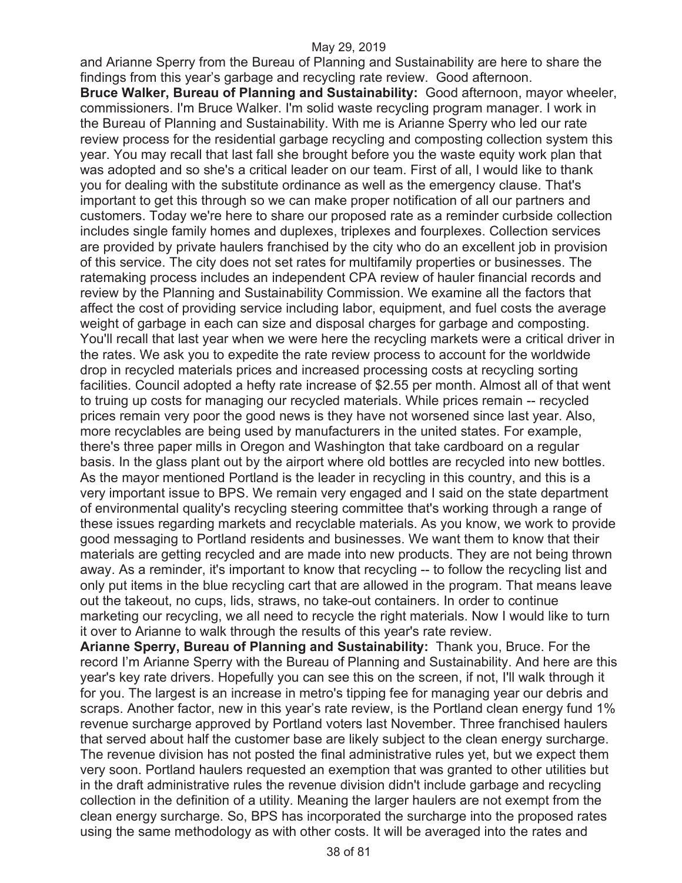and Arianne Sperry from the Bureau of Planning and Sustainability are here to share the findings from this year's garbage and recycling rate review. Good afternoon.

**Bruce Walker, Bureau of Planning and Sustainability:** Good afternoon, mayor wheeler, commissioners. I'm Bruce Walker. I'm solid waste recycling program manager. I work in the Bureau of Planning and Sustainability. With me is Arianne Sperry who led our rate review process for the residential garbage recycling and composting collection system this year. You may recall that last fall she brought before you the waste equity work plan that was adopted and so she's a critical leader on our team. First of all, I would like to thank you for dealing with the substitute ordinance as well as the emergency clause. That's important to get this through so we can make proper notification of all our partners and customers. Today we're here to share our proposed rate as a reminder curbside collection includes single family homes and duplexes, triplexes and fourplexes. Collection services are provided by private haulers franchised by the city who do an excellent job in provision of this service. The city does not set rates for multifamily properties or businesses. The ratemaking process includes an independent CPA review of hauler financial records and review by the Planning and Sustainability Commission. We examine all the factors that affect the cost of providing service including labor, equipment, and fuel costs the average weight of garbage in each can size and disposal charges for garbage and composting. You'll recall that last year when we were here the recycling markets were a critical driver in the rates. We ask you to expedite the rate review process to account for the worldwide drop in recycled materials prices and increased processing costs at recycling sorting facilities. Council adopted a hefty rate increase of $2.55 per month. Almost all of that went to truing up costs for managing our recycled materials. While prices remain -- recycled prices remain very poor the good news is they have not worsened since last year. Also, more recyclables are being used by manufacturers in the united states. For example, there's three paper mills in Oregon and Washington that take cardboard on a regular basis. In the glass plant out by the airport where old bottles are recycled into new bottles. As the mayor mentioned Portland is the leader in recycling in this country, and this is a very important issue to BPS. We remain very engaged and I said on the state department of environmental quality's recycling steering committee that's working through a range of these issues regarding markets and recyclable materials. As you know, we work to provide good messaging to Portland residents and businesses. We want them to know that their materials are getting recycled and are made into new products. They are not being thrown away. As a reminder, it's important to know that recycling -- to follow the recycling list and only put items in the blue recycling cart that are allowed in the program. That means leave out the takeout, no cups, lids, straws, no take-out containers. In order to continue marketing our recycling, we all need to recycle the right materials. Now I would like to turn it over to Arianne to walk through the results of this year's rate review.

**Arianne Sperry, Bureau of Planning and Sustainability:** Thank you, Bruce. For the record I'm Arianne Sperry with the Bureau of Planning and Sustainability. And here are this year's key rate drivers. Hopefully you can see this on the screen, if not, I'll walk through it for you. The largest is an increase in metro's tipping fee for managing year our debris and scraps. Another factor, new in this year's rate review, is the Portland clean energy fund 1% revenue surcharge approved by Portland voters last November. Three franchised haulers that served about half the customer base are likely subject to the clean energy surcharge. The revenue division has not posted the final administrative rules yet, but we expect them very soon. Portland haulers requested an exemption that was granted to other utilities but in the draft administrative rules the revenue division didn't include garbage and recycling collection in the definition of a utility. Meaning the larger haulers are not exempt from the clean energy surcharge. So, BPS has incorporated the surcharge into the proposed rates using the same methodology as with other costs. It will be averaged into the rates and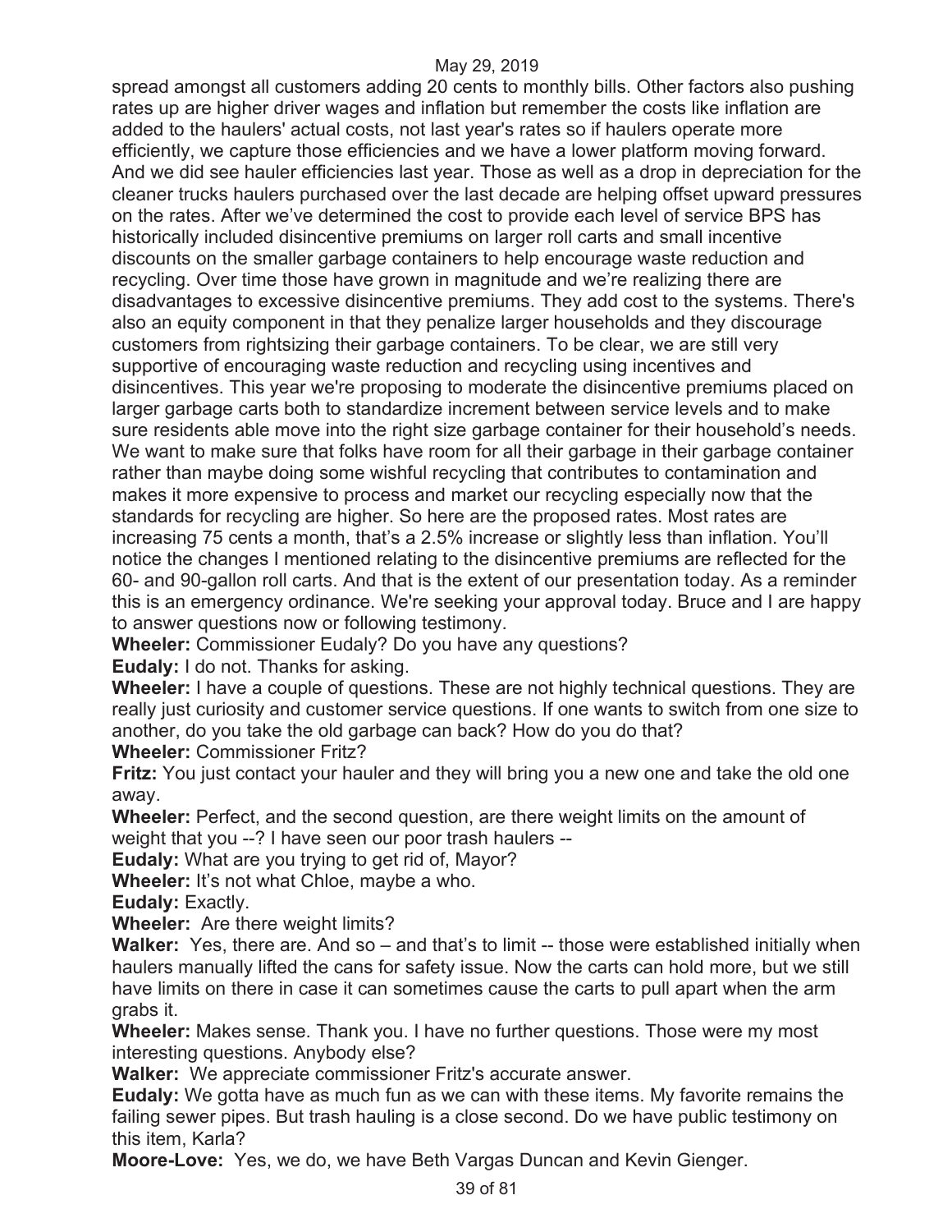spread amongst all customers adding 20 cents to monthly bills. Other factors also pushing rates up are higher driver wages and inflation but remember the costs like inflation are added to the haulers' actual costs, not last year's rates so if haulers operate more efficiently, we capture those efficiencies and we have a lower platform moving forward. And we did see hauler efficiencies last year. Those as well as a drop in depreciation for the cleaner trucks haulers purchased over the last decade are helping offset upward pressures on the rates. After we've determined the cost to provide each level of service BPS has historically included disincentive premiums on larger roll carts and small incentive discounts on the smaller garbage containers to help encourage waste reduction and recycling. Over time those have grown in magnitude and we're realizing there are disadvantages to excessive disincentive premiums. They add cost to the systems. There's also an equity component in that they penalize larger households and they discourage customers from rightsizing their garbage containers. To be clear, we are still very supportive of encouraging waste reduction and recycling using incentives and disincentives. This year we're proposing to moderate the disincentive premiums placed on larger garbage carts both to standardize increment between service levels and to make sure residents able move into the right size garbage container for their household's needs. We want to make sure that folks have room for all their garbage in their garbage container rather than maybe doing some wishful recycling that contributes to contamination and makes it more expensive to process and market our recycling especially now that the standards for recycling are higher. So here are the proposed rates. Most rates are increasing 75 cents a month, that's a 2.5% increase or slightly less than inflation. You'll notice the changes I mentioned relating to the disincentive premiums are reflected for the 60- and 90-gallon roll carts. And that is the extent of our presentation today. As a reminder this is an emergency ordinance. We're seeking your approval today. Bruce and I are happy to answer questions now or following testimony.

**Wheeler:** Commissioner Eudaly? Do you have any questions?

**Eudaly:** I do not. Thanks for asking.

**Wheeler:** I have a couple of questions. These are not highly technical questions. They are really just curiosity and customer service questions. If one wants to switch from one size to another, do you take the old garbage can back? How do you do that?

**Wheeler:** Commissioner Fritz?

**Fritz:** You just contact your hauler and they will bring you a new one and take the old one away.

**Wheeler:** Perfect, and the second question, are there weight limits on the amount of weight that you --? I have seen our poor trash haulers --

**Eudaly:** What are you trying to get rid of, Mayor?

**Wheeler:** It's not what Chloe, maybe a who.

**Eudaly:** Exactly.

**Wheeler:** Are there weight limits?

**Walker:** Yes, there are. And so – and that's to limit -- those were established initially when haulers manually lifted the cans for safety issue. Now the carts can hold more, but we still have limits on there in case it can sometimes cause the carts to pull apart when the arm grabs it.

**Wheeler:** Makes sense. Thank you. I have no further questions. Those were my most interesting questions. Anybody else?

**Walker:** We appreciate commissioner Fritz's accurate answer.

**Eudaly:** We gotta have as much fun as we can with these items. My favorite remains the failing sewer pipes. But trash hauling is a close second. Do we have public testimony on this item, Karla?

**Moore-Love:** Yes, we do, we have Beth Vargas Duncan and Kevin Gienger.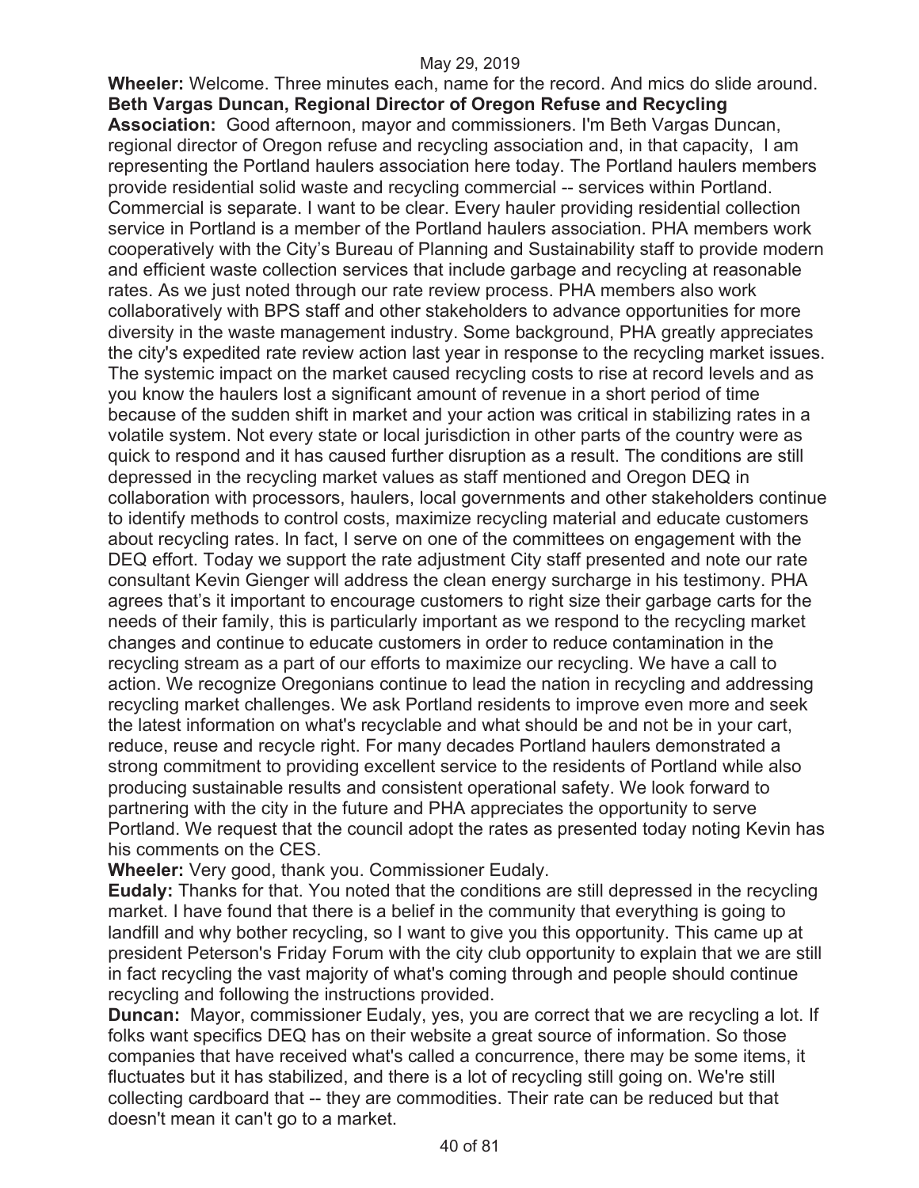**Wheeler:** Welcome. Three minutes each, name for the record. And mics do slide around.

**Beth Vargas Duncan, Regional Director of Oregon Refuse and Recycling Association:** Good afternoon, mayor and commissioners. I'm Beth Vargas Duncan, regional director of Oregon refuse and recycling association and, in that capacity, I am representing the Portland haulers association here today. The Portland haulers members provide residential solid waste and recycling commercial -- services within Portland. Commercial is separate. I want to be clear. Every hauler providing residential collection service in Portland is a member of the Portland haulers association. PHA members work cooperatively with the City's Bureau of Planning and Sustainability staff to provide modern and efficient waste collection services that include garbage and recycling at reasonable rates. As we just noted through our rate review process. PHA members also work collaboratively with BPS staff and other stakeholders to advance opportunities for more diversity in the waste management industry. Some background, PHA greatly appreciates the city's expedited rate review action last year in response to the recycling market issues. The systemic impact on the market caused recycling costs to rise at record levels and as you know the haulers lost a significant amount of revenue in a short period of time because of the sudden shift in market and your action was critical in stabilizing rates in a volatile system. Not every state or local jurisdiction in other parts of the country were as quick to respond and it has caused further disruption as a result. The conditions are still depressed in the recycling market values as staff mentioned and Oregon DEQ in collaboration with processors, haulers, local governments and other stakeholders continue to identify methods to control costs, maximize recycling material and educate customers about recycling rates. In fact, I serve on one of the committees on engagement with the DEQ effort. Today we support the rate adjustment City staff presented and note our rate consultant Kevin Gienger will address the clean energy surcharge in his testimony. PHA agrees that's it important to encourage customers to right size their garbage carts for the needs of their family, this is particularly important as we respond to the recycling market changes and continue to educate customers in order to reduce contamination in the recycling stream as a part of our efforts to maximize our recycling. We have a call to action. We recognize Oregonians continue to lead the nation in recycling and addressing recycling market challenges. We ask Portland residents to improve even more and seek the latest information on what's recyclable and what should be and not be in your cart, reduce, reuse and recycle right. For many decades Portland haulers demonstrated a strong commitment to providing excellent service to the residents of Portland while also producing sustainable results and consistent operational safety. We look forward to partnering with the city in the future and PHA appreciates the opportunity to serve Portland. We request that the council adopt the rates as presented today noting Kevin has his comments on the CES.

**Wheeler:** Very good, thank you. Commissioner Eudaly.

**Eudaly:** Thanks for that. You noted that the conditions are still depressed in the recycling market. I have found that there is a belief in the community that everything is going to landfill and why bother recycling, so I want to give you this opportunity. This came up at president Peterson's Friday Forum with the city club opportunity to explain that we are still in fact recycling the vast majority of what's coming through and people should continue recycling and following the instructions provided.

**Duncan:** Mayor, commissioner Eudaly, yes, you are correct that we are recycling a lot. If folks want specifics DEQ has on their website a great source of information. So those companies that have received what's called a concurrence, there may be some items, it fluctuates but it has stabilized, and there is a lot of recycling still going on. We're still collecting cardboard that -- they are commodities. Their rate can be reduced but that doesn't mean it can't go to a market.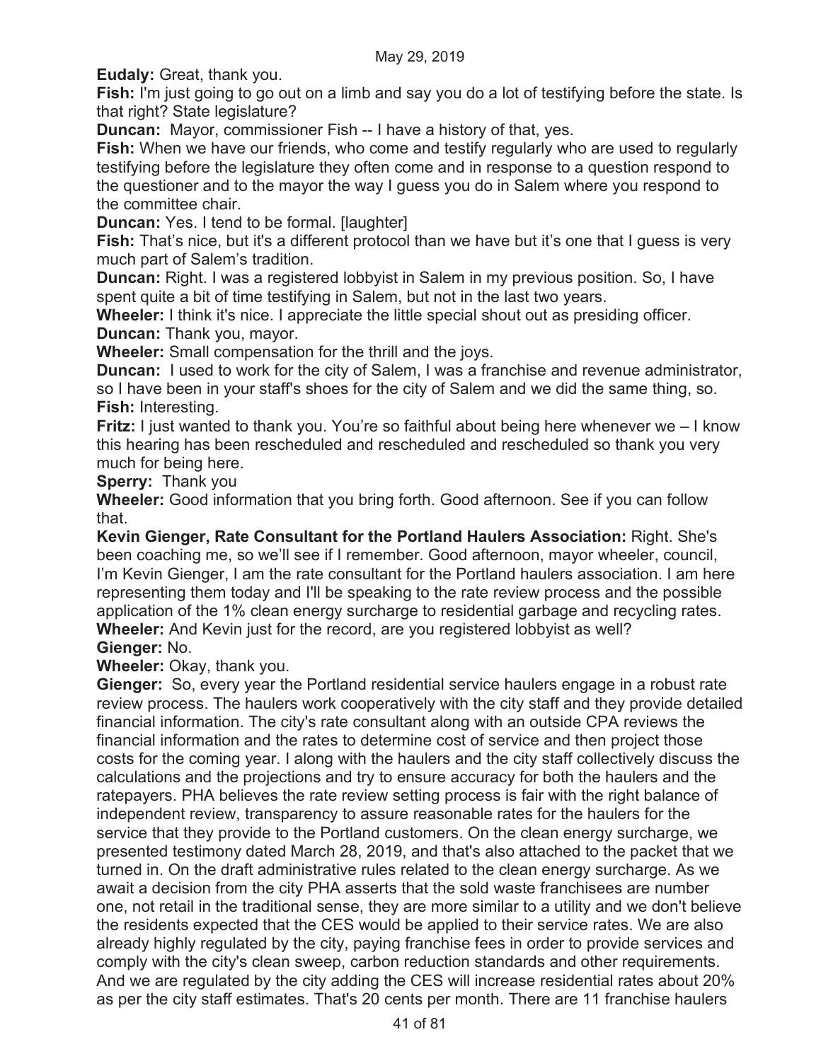**Eudaly:** Great, thank you.

**Fish:** I'm just going to go out on a limb and say you do a lot of testifying before the state. Is that right? State legislature?

**Duncan:** Mayor, commissioner Fish -- I have a history of that, yes.

**Fish:** When we have our friends, who come and testify regularly who are used to regularly testifying before the legislature they often come and in response to a question respond to the questioner and to the mayor the way I guess you do in Salem where you respond to the committee chair.

**Duncan:** Yes. I tend to be formal. [laughter]

**Fish:** That's nice, but it's a different protocol than we have but it's one that I guess is very much part of Salem's tradition.

**Duncan:** Right. I was a registered lobbyist in Salem in my previous position. So, I have spent quite a bit of time testifying in Salem, but not in the last two years.

**Wheeler:** I think it's nice. I appreciate the little special shout out as presiding officer.

**Duncan:** Thank you, mayor.

**Wheeler:** Small compensation for the thrill and the joys.

**Duncan:** I used to work for the city of Salem, I was a franchise and revenue administrator, so I have been in your staff's shoes for the city of Salem and we did the same thing, so.

**Fish:** Interesting.

**Fritz:** I just wanted to thank you. You're so faithful about being here whenever we – I know this hearing has been rescheduled and rescheduled and rescheduled so thank you very much for being here.

**Sperry:** Thank you

**Wheeler:** Good information that you bring forth. Good afternoon. See if you can follow that.

**Kevin Gienger, Rate Consultant for the Portland Haulers Association:** Right. She's been coaching me, so we'll see if I remember. Good afternoon, mayor wheeler, council, I'm Kevin Gienger, I am the rate consultant for the Portland haulers association. I am here representing them today and I'll be speaking to the rate review process and the possible application of the 1% clean energy surcharge to residential garbage and recycling rates.

**Wheeler:** And Kevin just for the record, are you registered lobbyist as well?

**Gienger:** No.

**Wheeler:** Okay, thank you.

**Gienger:** So, every year the Portland residential service haulers engage in a robust rate review process. The haulers work cooperatively with the city staff and they provide detailed financial information. The city's rate consultant along with an outside CPA reviews the financial information and the rates to determine cost of service and then project those costs for the coming year. I along with the haulers and the city staff collectively discuss the calculations and the projections and try to ensure accuracy for both the haulers and the ratepayers. PHA believes the rate review setting process is fair with the right balance of independent review, transparency to assure reasonable rates for the haulers for the service that they provide to the Portland customers. On the clean energy surcharge, we presented testimony dated March 28, 2019, and that's also attached to the packet that we turned in. On the draft administrative rules related to the clean energy surcharge. As we await a decision from the city PHA asserts that the sold waste franchisees are number one, not retail in the traditional sense, they are more similar to a utility and we don't believe the residents expected that the CES would be applied to their service rates. We are also already highly regulated by the city, paying franchise fees in order to provide services and comply with the city's clean sweep, carbon reduction standards and other requirements. And we are regulated by the city adding the CES will increase residential rates about 20% as per the city staff estimates. That's 20 cents per month. There are 11 franchise haulers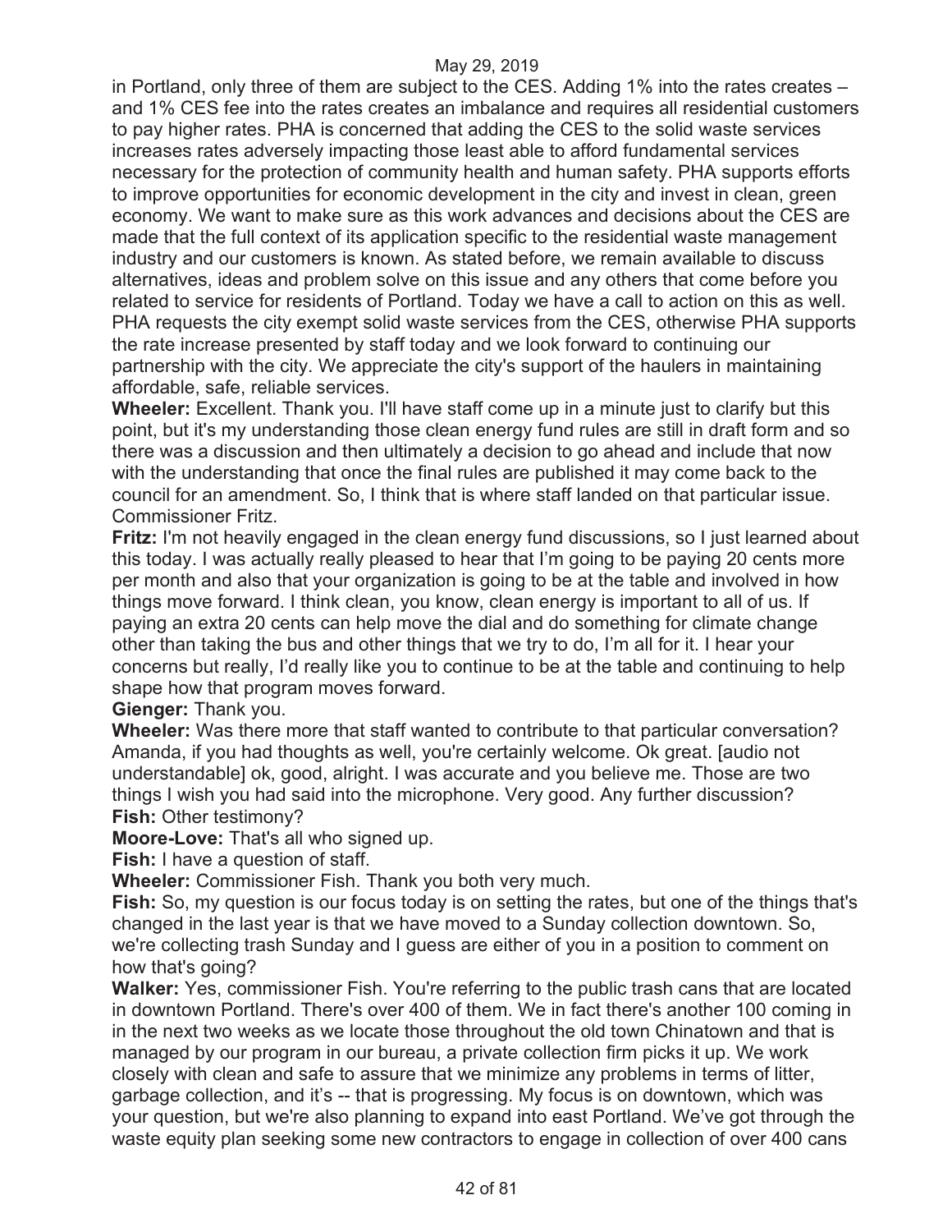in Portland, only three of them are subject to the CES. Adding 1% into the rates creates – and 1% CES fee into the rates creates an imbalance and requires all residential customers to pay higher rates. PHA is concerned that adding the CES to the solid waste services increases rates adversely impacting those least able to afford fundamental services necessary for the protection of community health and human safety. PHA supports efforts to improve opportunities for economic development in the city and invest in clean, green economy. We want to make sure as this work advances and decisions about the CES are made that the full context of its application specific to the residential waste management industry and our customers is known. As stated before, we remain available to discuss alternatives, ideas and problem solve on this issue and any others that come before you related to service for residents of Portland. Today we have a call to action on this as well. PHA requests the city exempt solid waste services from the CES, otherwise PHA supports the rate increase presented by staff today and we look forward to continuing our partnership with the city. We appreciate the city's support of the haulers in maintaining affordable, safe, reliable services.

**Wheeler:** Excellent. Thank you. I'll have staff come up in a minute just to clarify but this point, but it's my understanding those clean energy fund rules are still in draft form and so there was a discussion and then ultimately a decision to go ahead and include that now with the understanding that once the final rules are published it may come back to the council for an amendment. So, I think that is where staff landed on that particular issue. Commissioner Fritz.

**Fritz:** I'm not heavily engaged in the clean energy fund discussions, so I just learned about this today. I was actually really pleased to hear that I'm going to be paying 20 cents more per month and also that your organization is going to be at the table and involved in how things move forward. I think clean, you know, clean energy is important to all of us. If paying an extra 20 cents can help move the dial and do something for climate change other than taking the bus and other things that we try to do, I'm all for it. I hear your concerns but really, I'd really like you to continue to be at the table and continuing to help shape how that program moves forward.

**Gienger:** Thank you.

**Wheeler:** Was there more that staff wanted to contribute to that particular conversation? Amanda, if you had thoughts as well, you're certainly welcome. Ok great. [audio not understandable] ok, good, alright. I was accurate and you believe me. Those are two things I wish you had said into the microphone. Very good. Any further discussion?

**Fish:** Other testimony?

**Moore-Love:** That's all who signed up.

**Fish:** I have a question of staff.

**Wheeler:** Commissioner Fish. Thank you both very much.

**Fish:** So, my question is our focus today is on setting the rates, but one of the things that's changed in the last year is that we have moved to a Sunday collection downtown. So, we're collecting trash Sunday and I guess are either of you in a position to comment on how that's going?

**Walker:** Yes, commissioner Fish. You're referring to the public trash cans that are located in downtown Portland. There's over 400 of them. We in fact there's another 100 coming in in the next two weeks as we locate those throughout the old town Chinatown and that is managed by our program in our bureau, a private collection firm picks it up. We work closely with clean and safe to assure that we minimize any problems in terms of litter, garbage collection, and it's -- that is progressing. My focus is on downtown, which was your question, but we're also planning to expand into east Portland. We've got through the waste equity plan seeking some new contractors to engage in collection of over 400 cans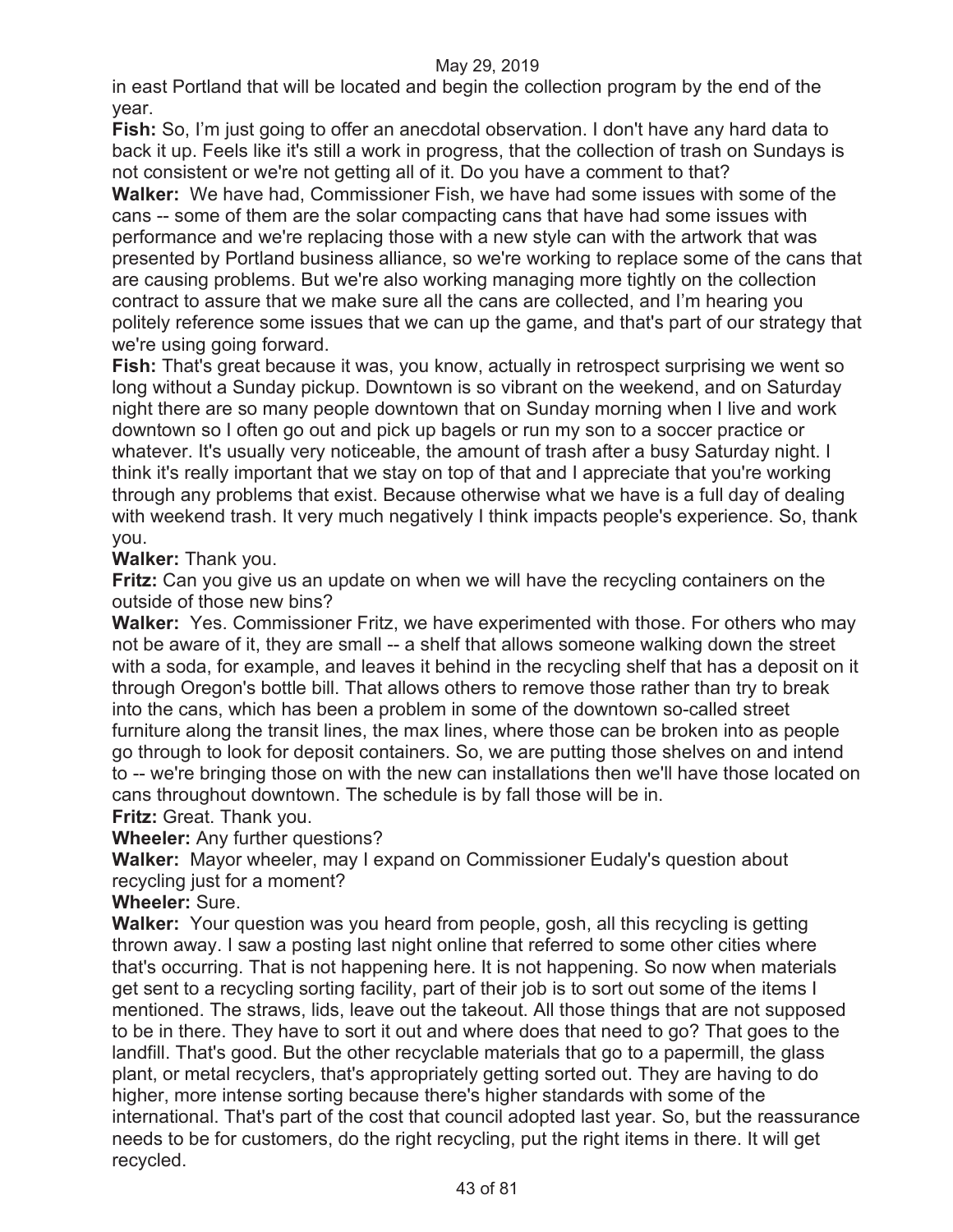in east Portland that will be located and begin the collection program by the end of the year.

**Fish:** So, I'm just going to offer an anecdotal observation. I don't have any hard data to back it up. Feels like it's still a work in progress, that the collection of trash on Sundays is not consistent or we're not getting all of it. Do you have a comment to that?

**Walker:** We have had, Commissioner Fish, we have had some issues with some of the cans -- some of them are the solar compacting cans that have had some issues with performance and we're replacing those with a new style can with the artwork that was presented by Portland business alliance, so we're working to replace some of the cans that are causing problems. But we're also working managing more tightly on the collection contract to assure that we make sure all the cans are collected, and I'm hearing you politely reference some issues that we can up the game, and that's part of our strategy that we're using going forward.

**Fish:** That's great because it was, you know, actually in retrospect surprising we went so long without a Sunday pickup. Downtown is so vibrant on the weekend, and on Saturday night there are so many people downtown that on Sunday morning when I live and work downtown so I often go out and pick up bagels or run my son to a soccer practice or whatever. It's usually very noticeable, the amount of trash after a busy Saturday night. I think it's really important that we stay on top of that and I appreciate that you're working through any problems that exist. Because otherwise what we have is a full day of dealing with weekend trash. It very much negatively I think impacts people's experience. So, thank you.

**Walker:** Thank you.

**Fritz:** Can you give us an update on when we will have the recycling containers on the outside of those new bins?

**Walker:** Yes. Commissioner Fritz, we have experimented with those. For others who may not be aware of it, they are small -- a shelf that allows someone walking down the street with a soda, for example, and leaves it behind in the recycling shelf that has a deposit on it through Oregon's bottle bill. That allows others to remove those rather than try to break into the cans, which has been a problem in some of the downtown so-called street furniture along the transit lines, the max lines, where those can be broken into as people go through to look for deposit containers. So, we are putting those shelves on and intend to -- we're bringing those on with the new can installations then we'll have those located on cans throughout downtown. The schedule is by fall those will be in.

**Fritz:** Great. Thank you.

**Wheeler:** Any further questions?

**Walker:** Mayor wheeler, may I expand on Commissioner Eudaly's question about recycling just for a moment?

**Wheeler:** Sure.

**Walker:** Your question was you heard from people, gosh, all this recycling is getting thrown away. I saw a posting last night online that referred to some other cities where that's occurring. That is not happening here. It is not happening. So now when materials get sent to a recycling sorting facility, part of their job is to sort out some of the items I mentioned. The straws, lids, leave out the takeout. All those things that are not supposed to be in there. They have to sort it out and where does that need to go? That goes to the landfill. That's good. But the other recyclable materials that go to a papermill, the glass plant, or metal recyclers, that's appropriately getting sorted out. They are having to do higher, more intense sorting because there's higher standards with some of the international. That's part of the cost that council adopted last year. So, but the reassurance needs to be for customers, do the right recycling, put the right items in there. It will get recycled.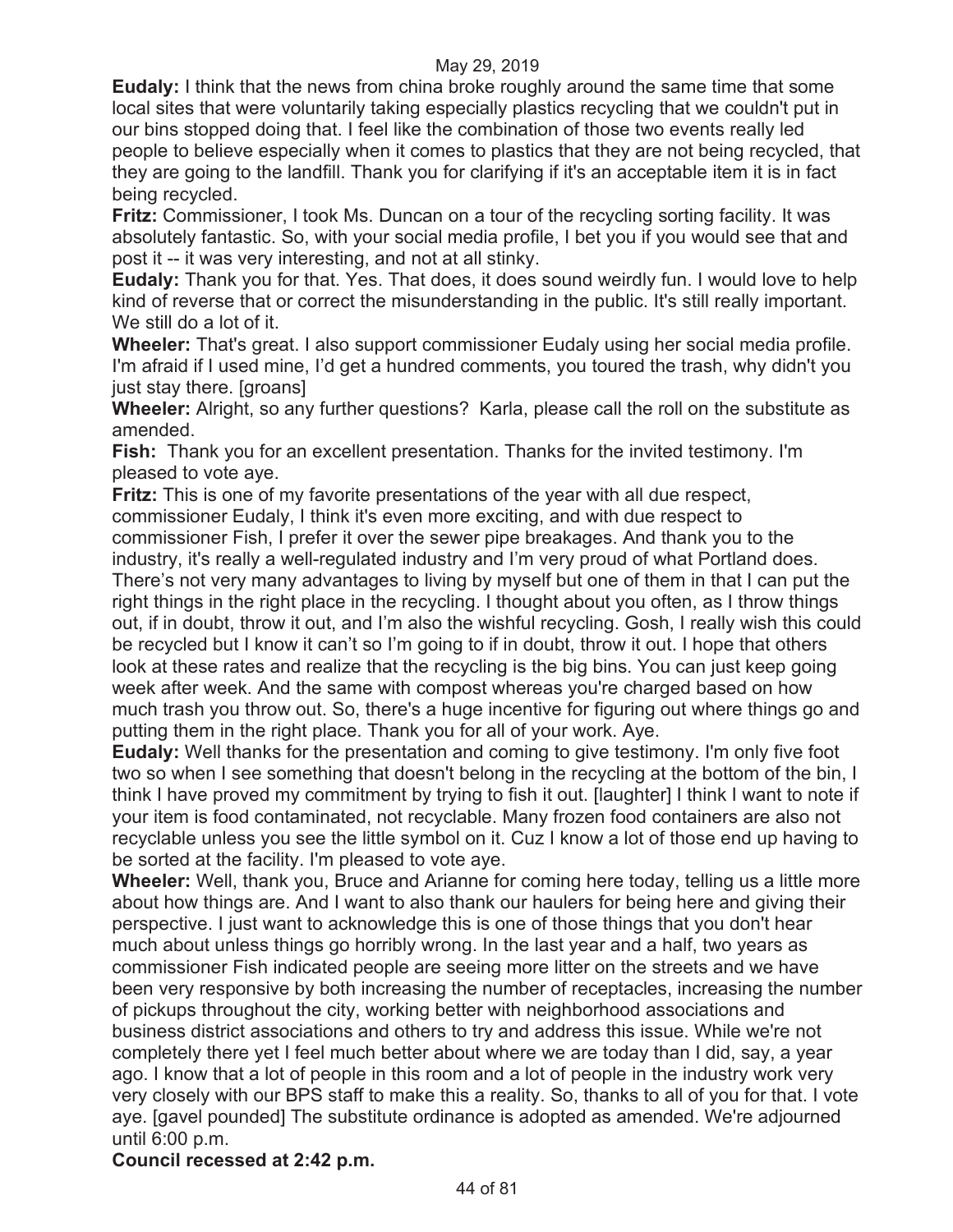**Eudaly:** I think that the news from china broke roughly around the same time that some local sites that were voluntarily taking especially plastics recycling that we couldn't put in our bins stopped doing that. I feel like the combination of those two events really led people to believe especially when it comes to plastics that they are not being recycled, that they are going to the landfill. Thank you for clarifying if it's an acceptable item it is in fact being recycled.

**Fritz:** Commissioner, I took Ms. Duncan on a tour of the recycling sorting facility. It was absolutely fantastic. So, with your social media profile, I bet you if you would see that and post it -- it was very interesting, and not at all stinky.

**Eudaly:** Thank you for that. Yes. That does, it does sound weirdly fun. I would love to help kind of reverse that or correct the misunderstanding in the public. It's still really important. We still do a lot of it.

**Wheeler:** That's great. I also support commissioner Eudaly using her social media profile. I'm afraid if I used mine, I'd get a hundred comments, you toured the trash, why didn't you just stay there. [groans]

**Wheeler:** Alright, so any further questions? Karla, please call the roll on the substitute as amended.

**Fish:** Thank you for an excellent presentation. Thanks for the invited testimony. I'm pleased to vote aye.

**Fritz:** This is one of my favorite presentations of the year with all due respect, commissioner Eudaly, I think it's even more exciting, and with due respect to commissioner Fish, I prefer it over the sewer pipe breakages. And thank you to the industry, it's really a well-regulated industry and I'm very proud of what Portland does. There's not very many advantages to living by myself but one of them in that I can put the right things in the right place in the recycling. I thought about you often, as I throw things out, if in doubt, throw it out, and I'm also the wishful recycling. Gosh, I really wish this could be recycled but I know it can't so I'm going to if in doubt, throw it out. I hope that others look at these rates and realize that the recycling is the big bins. You can just keep going week after week. And the same with compost whereas you're charged based on how much trash you throw out. So, there's a huge incentive for figuring out where things go and putting them in the right place. Thank you for all of your work. Aye.

**Eudaly:** Well thanks for the presentation and coming to give testimony. I'm only five foot two so when I see something that doesn't belong in the recycling at the bottom of the bin, I think I have proved my commitment by trying to fish it out. [laughter] I think I want to note if your item is food contaminated, not recyclable. Many frozen food containers are also not recyclable unless you see the little symbol on it. Cuz I know a lot of those end up having to be sorted at the facility. I'm pleased to vote aye.

**Wheeler:** Well, thank you, Bruce and Arianne for coming here today, telling us a little more about how things are. And I want to also thank our haulers for being here and giving their perspective. I just want to acknowledge this is one of those things that you don't hear much about unless things go horribly wrong. In the last year and a half, two years as commissioner Fish indicated people are seeing more litter on the streets and we have been very responsive by both increasing the number of receptacles, increasing the number of pickups throughout the city, working better with neighborhood associations and business district associations and others to try and address this issue. While we're not completely there yet I feel much better about where we are today than I did, say, a year ago. I know that a lot of people in this room and a lot of people in the industry work very very closely with our BPS staff to make this a reality. So, thanks to all of you for that. I vote aye. [gavel pounded] The substitute ordinance is adopted as amended. We're adjourned until 6:00 p.m.

**Council recessed at 2:42 p.m.**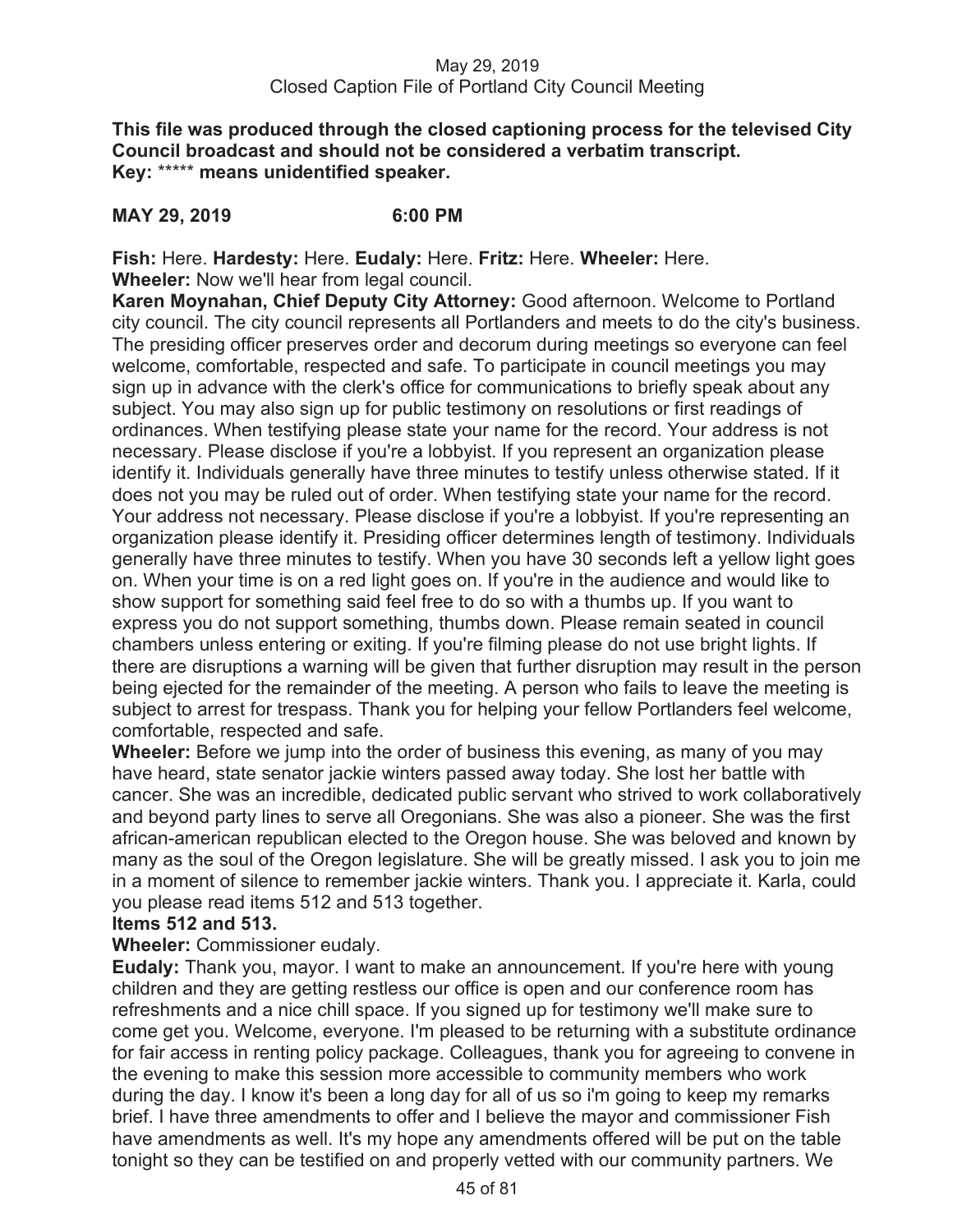**This file was produced through the closed captioning process for the televised City Council broadcast and should not be considered a verbatim transcript.**
**Key:** ***** **means unidentified speaker.**

**MAY 29, 2019 6:00 PM**

**Fish:** Here. **Hardesty:** Here. **Eudaly:** Here. **Fritz:** Here. **Wheeler:** Here.

**Wheeler:** Now we'll hear from legal council.

**Karen Moynahan, Chief Deputy City Attorney:** Good afternoon. Welcome to Portland city council. The city council represents all Portlanders and meets to do the city's business. The presiding officer preserves order and decorum during meetings so everyone can feel welcome, comfortable, respected and safe. To participate in council meetings you may sign up in advance with the clerk's office for communications to briefly speak about any subject. You may also sign up for public testimony on resolutions or first readings of ordinances. When testifying please state your name for the record. Your address is not necessary. Please disclose if you're a lobbyist. If you represent an organization please identify it. Individuals generally have three minutes to testify unless otherwise stated. If it does not you may be ruled out of order. When testifying state your name for the record. Your address not necessary. Please disclose if you're a lobbyist. If you're representing an organization please identify it. Presiding officer determines length of testimony. Individuals generally have three minutes to testify. When you have 30 seconds left a yellow light goes on. When your time is on a red light goes on. If you're in the audience and would like to show support for something said feel free to do so with a thumbs up. If you want to express you do not support something, thumbs down. Please remain seated in council chambers unless entering or exiting. If you're filming please do not use bright lights. If there are disruptions a warning will be given that further disruption may result in the person being ejected for the remainder of the meeting. A person who fails to leave the meeting is subject to arrest for trespass. Thank you for helping your fellow Portlanders feel welcome, comfortable, respected and safe.

**Wheeler:** Before we jump into the order of business this evening, as many of you may have heard, state senator jackie winters passed away today. She lost her battle with cancer. She was an incredible, dedicated public servant who strived to work collaboratively and beyond party lines to serve all Oregonians. She was also a pioneer. She was the first african-american republican elected to the Oregon house. She was beloved and known by many as the soul of the Oregon legislature. She will be greatly missed. I ask you to join me in a moment of silence to remember jackie winters. Thank you. I appreciate it. Karla, could you please read items 512 and 513 together.

**Items 512 and 513.**

**Wheeler:** Commissioner eudaly.

**Eudaly:** Thank you, mayor. I want to make an announcement. If you're here with young children and they are getting restless our office is open and our conference room has refreshments and a nice chill space. If you signed up for testimony we'll make sure to come get you. Welcome, everyone. I'm pleased to be returning with a substitute ordinance for fair access in renting policy package. Colleagues, thank you for agreeing to convene in the evening to make this session more accessible to community members who work during the day. I know it's been a long day for all of us so i'm going to keep my remarks brief. I have three amendments to offer and I believe the mayor and commissioner Fish have amendments as well. It's my hope any amendments offered will be put on the table tonight so they can be testified on and properly vetted with our community partners. We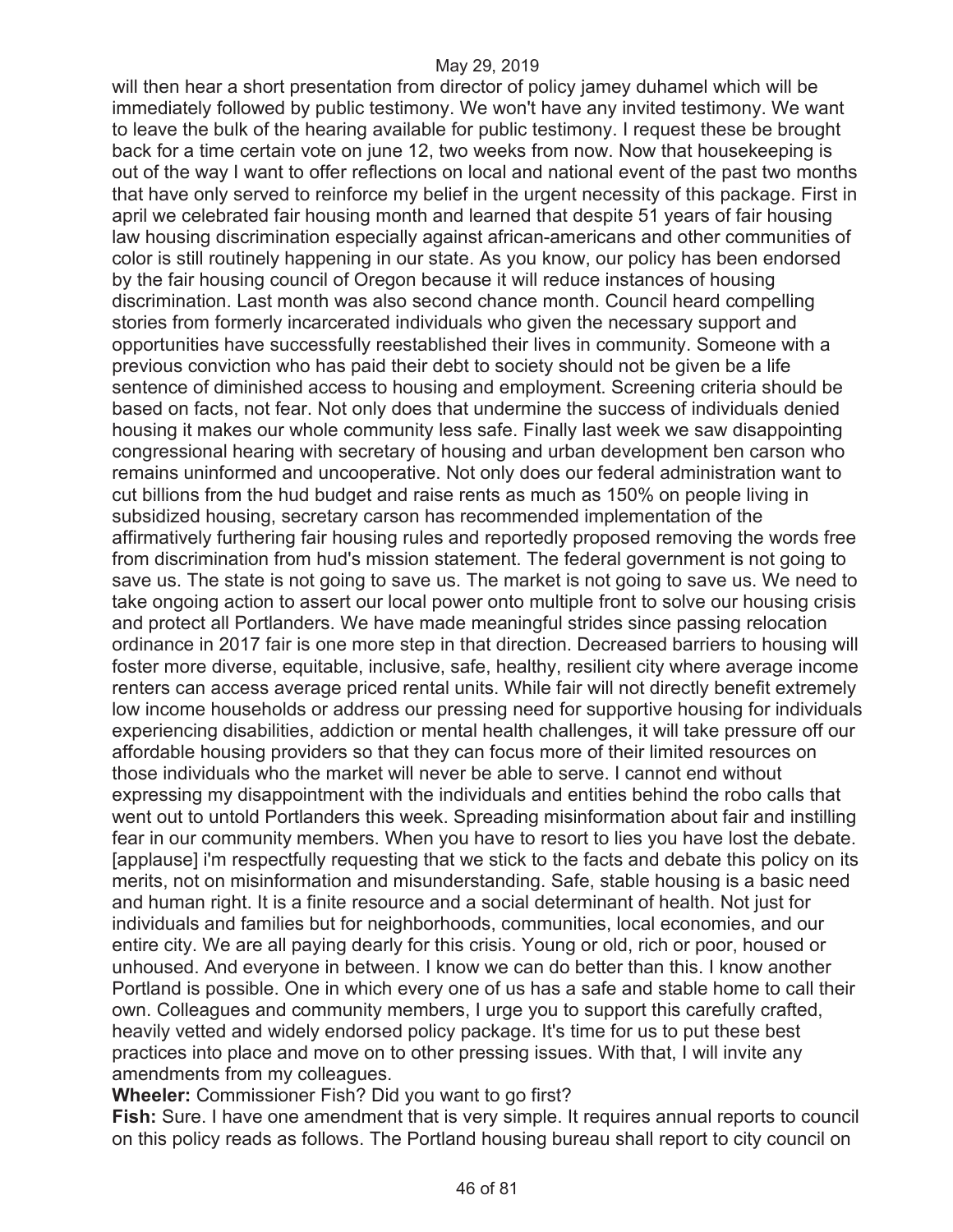will then hear a short presentation from director of policy jamey duhamel which will be immediately followed by public testimony. We won't have any invited testimony. We want to leave the bulk of the hearing available for public testimony. I request these be brought back for a time certain vote on june 12, two weeks from now. Now that housekeeping is out of the way I want to offer reflections on local and national event of the past two months that have only served to reinforce my belief in the urgent necessity of this package. First in april we celebrated fair housing month and learned that despite 51 years of fair housing law housing discrimination especially against african-americans and other communities of color is still routinely happening in our state. As you know, our policy has been endorsed by the fair housing council of Oregon because it will reduce instances of housing discrimination. Last month was also second chance month. Council heard compelling stories from formerly incarcerated individuals who given the necessary support and opportunities have successfully reestablished their lives in community. Someone with a previous conviction who has paid their debt to society should not be given be a life sentence of diminished access to housing and employment. Screening criteria should be based on facts, not fear. Not only does that undermine the success of individuals denied housing it makes our whole community less safe. Finally last week we saw disappointing congressional hearing with secretary of housing and urban development ben carson who remains uninformed and uncooperative. Not only does our federal administration want to cut billions from the hud budget and raise rents as much as 150% on people living in subsidized housing, secretary carson has recommended implementation of the affirmatively furthering fair housing rules and reportedly proposed removing the words free from discrimination from hud's mission statement. The federal government is not going to save us. The state is not going to save us. The market is not going to save us. We need to take ongoing action to assert our local power onto multiple front to solve our housing crisis and protect all Portlanders. We have made meaningful strides since passing relocation ordinance in 2017 fair is one more step in that direction. Decreased barriers to housing will foster more diverse, equitable, inclusive, safe, healthy, resilient city where average income renters can access average priced rental units. While fair will not directly benefit extremely low income households or address our pressing need for supportive housing for individuals experiencing disabilities, addiction or mental health challenges, it will take pressure off our affordable housing providers so that they can focus more of their limited resources on those individuals who the market will never be able to serve. I cannot end without expressing my disappointment with the individuals and entities behind the robo calls that went out to untold Portlanders this week. Spreading misinformation about fair and instilling fear in our community members. When you have to resort to lies you have lost the debate. [applause] i'm respectfully requesting that we stick to the facts and debate this policy on its merits, not on misinformation and misunderstanding. Safe, stable housing is a basic need and human right. It is a finite resource and a social determinant of health. Not just for individuals and families but for neighborhoods, communities, local economies, and our entire city. We are all paying dearly for this crisis. Young or old, rich or poor, housed or unhoused. And everyone in between. I know we can do better than this. I know another Portland is possible. One in which every one of us has a safe and stable home to call their own. Colleagues and community members, I urge you to support this carefully crafted, heavily vetted and widely endorsed policy package. It's time for us to put these best practices into place and move on to other pressing issues. With that, I will invite any amendments from my colleagues.

**Wheeler:** Commissioner Fish? Did you want to go first?

**Fish:** Sure. I have one amendment that is very simple. It requires annual reports to council on this policy reads as follows. The Portland housing bureau shall report to city council on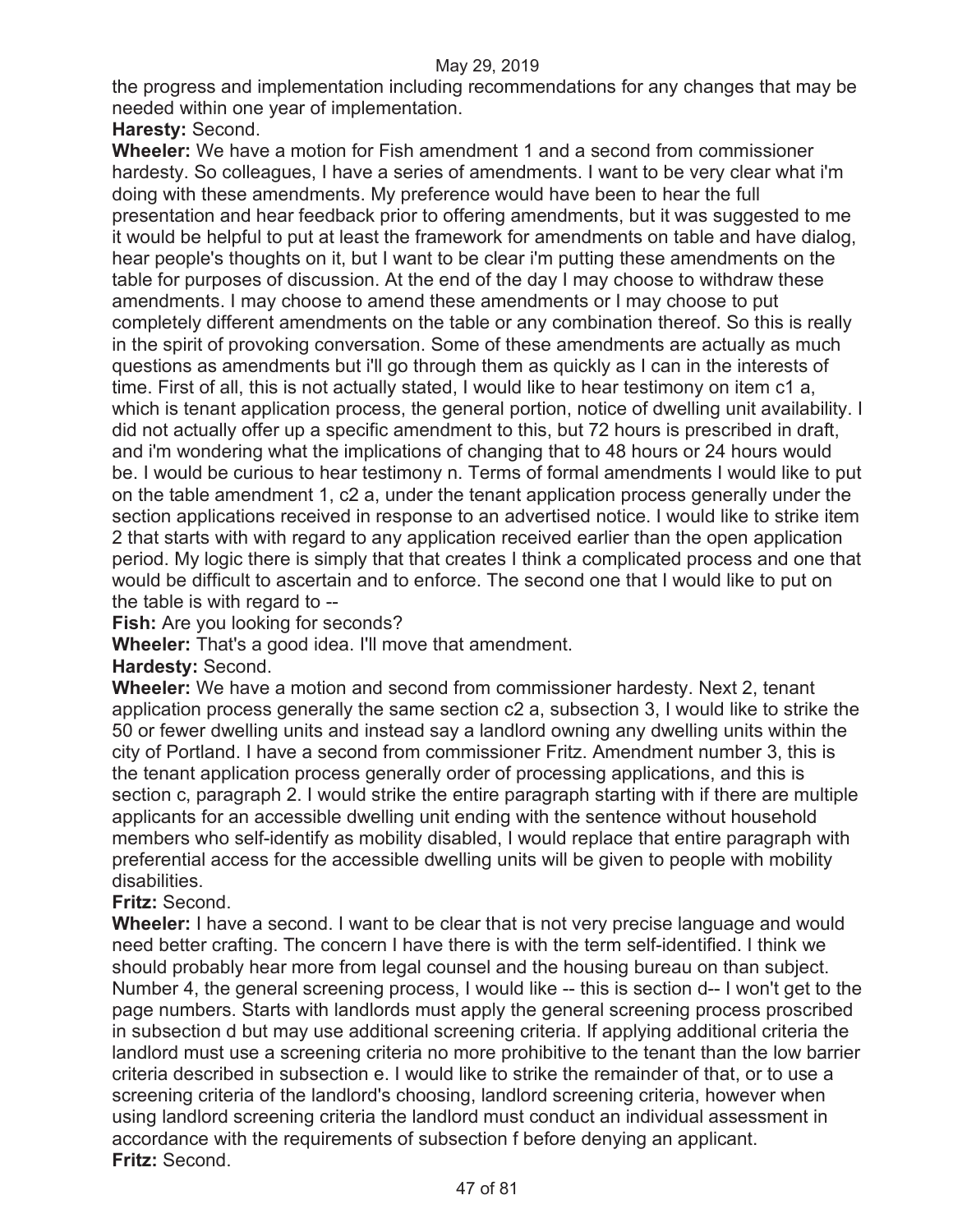the progress and implementation including recommendations for any changes that may be needed within one year of implementation.

**Haresty:** Second.

**Wheeler:** We have a motion for Fish amendment 1 and a second from commissioner hardesty. So colleagues, I have a series of amendments. I want to be very clear what i'm doing with these amendments. My preference would have been to hear the full presentation and hear feedback prior to offering amendments, but it was suggested to me it would be helpful to put at least the framework for amendments on table and have dialog, hear people's thoughts on it, but I want to be clear i'm putting these amendments on the table for purposes of discussion. At the end of the day I may choose to withdraw these amendments. I may choose to amend these amendments or I may choose to put completely different amendments on the table or any combination thereof. So this is really in the spirit of provoking conversation. Some of these amendments are actually as much questions as amendments but i'll go through them as quickly as I can in the interests of time. First of all, this is not actually stated, I would like to hear testimony on item c1 a, which is tenant application process, the general portion, notice of dwelling unit availability. I did not actually offer up a specific amendment to this, but 72 hours is prescribed in draft, and i'm wondering what the implications of changing that to 48 hours or 24 hours would be. I would be curious to hear testimony n. Terms of formal amendments I would like to put on the table amendment 1, c2 a, under the tenant application process generally under the section applications received in response to an advertised notice. I would like to strike item 2 that starts with with regard to any application received earlier than the open application period. My logic there is simply that that creates I think a complicated process and one that would be difficult to ascertain and to enforce. The second one that I would like to put on the table is with regard to --

**Fish:** Are you looking for seconds?

**Wheeler:** That's a good idea. I'll move that amendment.

**Hardesty:** Second.

**Wheeler:** We have a motion and second from commissioner hardesty. Next 2, tenant application process generally the same section c2 a, subsection 3, I would like to strike the 50 or fewer dwelling units and instead say a landlord owning any dwelling units within the city of Portland. I have a second from commissioner Fritz. Amendment number 3, this is the tenant application process generally order of processing applications, and this is section c, paragraph 2. I would strike the entire paragraph starting with if there are multiple applicants for an accessible dwelling unit ending with the sentence without household members who self-identify as mobility disabled, I would replace that entire paragraph with preferential access for the accessible dwelling units will be given to people with mobility disabilities.

**Fritz:** Second.

**Wheeler:** I have a second. I want to be clear that is not very precise language and would need better crafting. The concern I have there is with the term self-identified. I think we should probably hear more from legal counsel and the housing bureau on than subject. Number 4, the general screening process, I would like -- this is section d-- I won't get to the page numbers. Starts with landlords must apply the general screening process proscribed in subsection d but may use additional screening criteria. If applying additional criteria the landlord must use a screening criteria no more prohibitive to the tenant than the low barrier criteria described in subsection e. I would like to strike the remainder of that, or to use a screening criteria of the landlord's choosing, landlord screening criteria, however when using landlord screening criteria the landlord must conduct an individual assessment in accordance with the requirements of subsection f before denying an applicant.

**Fritz:** Second.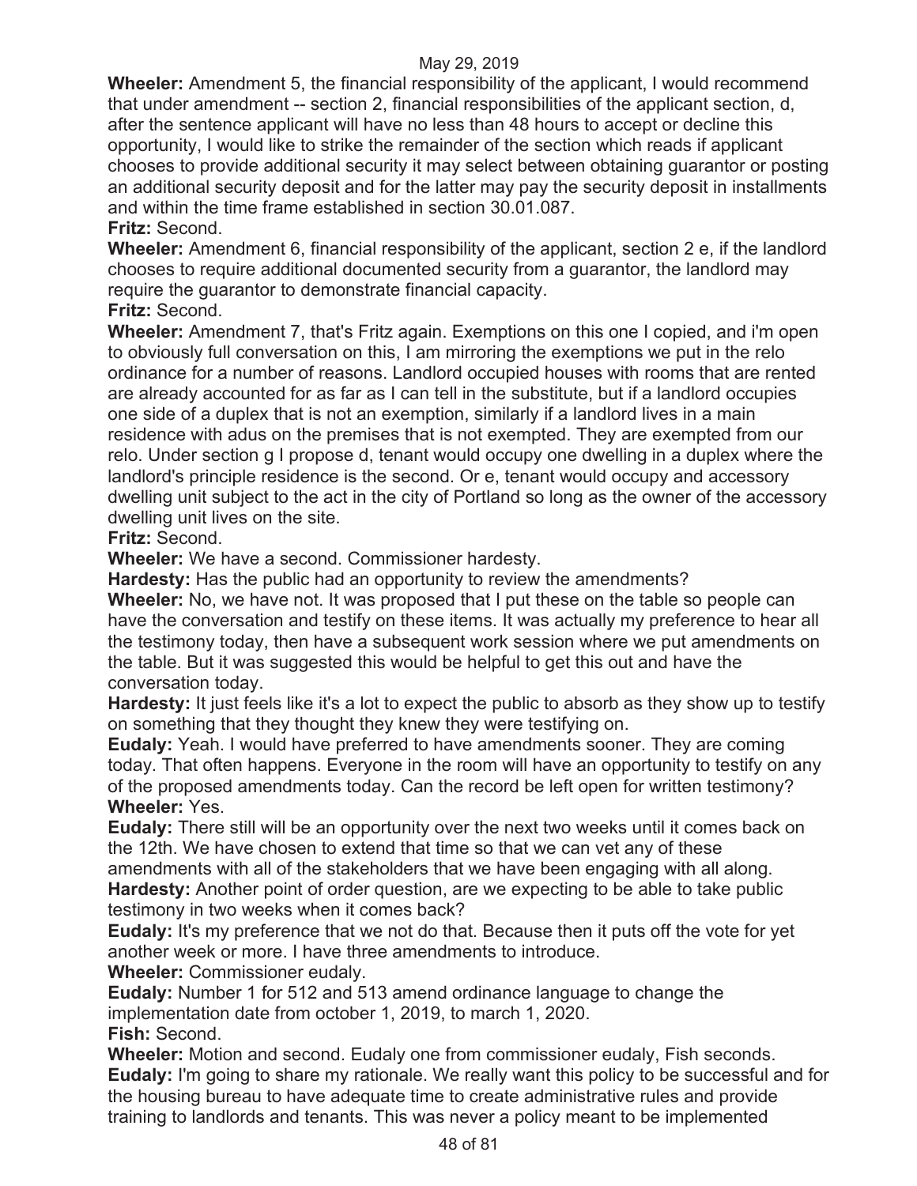**Wheeler:** Amendment 5, the financial responsibility of the applicant, I would recommend that under amendment -- section 2, financial responsibilities of the applicant section, d, after the sentence applicant will have no less than 48 hours to accept or decline this opportunity, I would like to strike the remainder of the section which reads if applicant chooses to provide additional security it may select between obtaining guarantor or posting an additional security deposit and for the latter may pay the security deposit in installments and within the time frame established in section 30.01.087.

**Fritz:** Second.

**Wheeler:** Amendment 6, financial responsibility of the applicant, section 2 e, if the landlord chooses to require additional documented security from a guarantor, the landlord may require the guarantor to demonstrate financial capacity.

**Fritz:** Second.

**Wheeler:** Amendment 7, that's Fritz again. Exemptions on this one I copied, and i'm open to obviously full conversation on this, I am mirroring the exemptions we put in the relo ordinance for a number of reasons. Landlord occupied houses with rooms that are rented are already accounted for as far as I can tell in the substitute, but if a landlord occupies one side of a duplex that is not an exemption, similarly if a landlord lives in a main residence with adus on the premises that is not exempted. They are exempted from our relo. Under section g I propose d, tenant would occupy one dwelling in a duplex where the landlord's principle residence is the second. Or e, tenant would occupy and accessory dwelling unit subject to the act in the city of Portland so long as the owner of the accessory dwelling unit lives on the site.

**Fritz:** Second.

**Wheeler:** We have a second. Commissioner hardesty.

**Hardesty:** Has the public had an opportunity to review the amendments?

**Wheeler:** No, we have not. It was proposed that I put these on the table so people can have the conversation and testify on these items. It was actually my preference to hear all the testimony today, then have a subsequent work session where we put amendments on the table. But it was suggested this would be helpful to get this out and have the conversation today.

**Hardesty:** It just feels like it's a lot to expect the public to absorb as they show up to testify on something that they thought they knew they were testifying on.

**Eudaly:** Yeah. I would have preferred to have amendments sooner. They are coming today. That often happens. Everyone in the room will have an opportunity to testify on any of the proposed amendments today. Can the record be left open for written testimony?

**Wheeler:** Yes.

**Eudaly:** There still will be an opportunity over the next two weeks until it comes back on the 12th. We have chosen to extend that time so that we can vet any of these amendments with all of the stakeholders that we have been engaging with all along.

**Hardesty:** Another point of order question, are we expecting to be able to take public testimony in two weeks when it comes back?

**Eudaly:** It's my preference that we not do that. Because then it puts off the vote for yet another week or more. I have three amendments to introduce.

**Wheeler:** Commissioner eudaly.

**Eudaly:** Number 1 for 512 and 513 amend ordinance language to change the implementation date from october 1, 2019, to march 1, 2020.

**Fish:** Second.

**Wheeler:** Motion and second. Eudaly one from commissioner eudaly, Fish seconds.

**Eudaly:** I'm going to share my rationale. We really want this policy to be successful and for the housing bureau to have adequate time to create administrative rules and provide training to landlords and tenants. This was never a policy meant to be implemented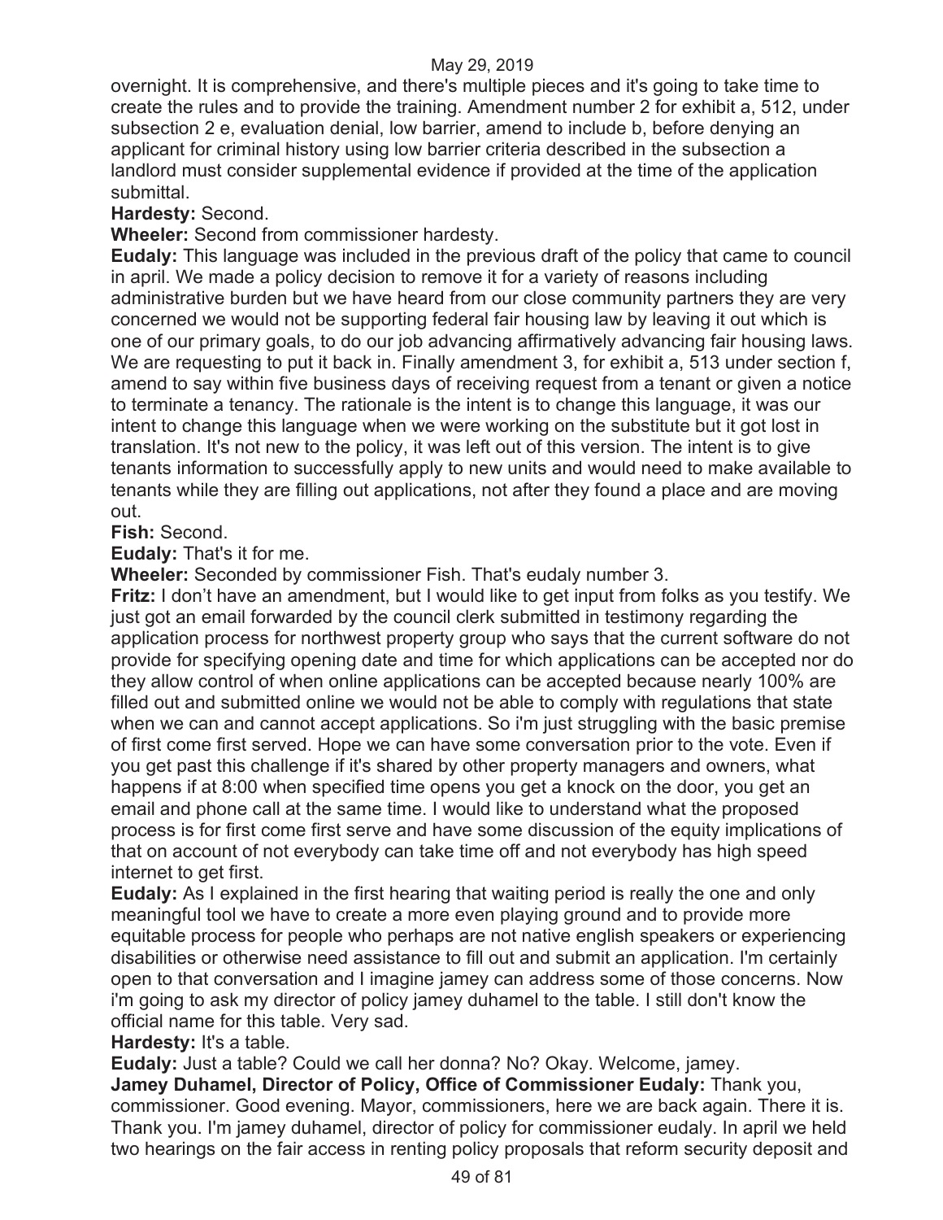overnight. It is comprehensive, and there's multiple pieces and it's going to take time to create the rules and to provide the training. Amendment number 2 for exhibit a, 512, under subsection 2 e, evaluation denial, low barrier, amend to include b, before denying an applicant for criminal history using low barrier criteria described in the subsection a landlord must consider supplemental evidence if provided at the time of the application submittal.

**Hardesty:** Second.

**Wheeler:** Second from commissioner hardesty.

**Eudaly:** This language was included in the previous draft of the policy that came to council in april. We made a policy decision to remove it for a variety of reasons including administrative burden but we have heard from our close community partners they are very concerned we would not be supporting federal fair housing law by leaving it out which is one of our primary goals, to do our job advancing affirmatively advancing fair housing laws. We are requesting to put it back in. Finally amendment 3, for exhibit a, 513 under section f, amend to say within five business days of receiving request from a tenant or given a notice to terminate a tenancy. The rationale is the intent is to change this language, it was our intent to change this language when we were working on the substitute but it got lost in translation. It's not new to the policy, it was left out of this version. The intent is to give tenants information to successfully apply to new units and would need to make available to tenants while they are filling out applications, not after they found a place and are moving out.

**Fish:** Second.

**Eudaly:** That's it for me.

**Wheeler:** Seconded by commissioner Fish. That's eudaly number 3.

**Fritz:** I don't have an amendment, but I would like to get input from folks as you testify. We just got an email forwarded by the council clerk submitted in testimony regarding the application process for northwest property group who says that the current software do not provide for specifying opening date and time for which applications can be accepted nor do they allow control of when online applications can be accepted because nearly 100% are filled out and submitted online we would not be able to comply with regulations that state when we can and cannot accept applications. So i'm just struggling with the basic premise of first come first served. Hope we can have some conversation prior to the vote. Even if you get past this challenge if it's shared by other property managers and owners, what happens if at 8:00 when specified time opens you get a knock on the door, you get an email and phone call at the same time. I would like to understand what the proposed process is for first come first serve and have some discussion of the equity implications of that on account of not everybody can take time off and not everybody has high speed internet to get first.

**Eudaly:** As I explained in the first hearing that waiting period is really the one and only meaningful tool we have to create a more even playing ground and to provide more equitable process for people who perhaps are not native english speakers or experiencing disabilities or otherwise need assistance to fill out and submit an application. I'm certainly open to that conversation and I imagine jamey can address some of those concerns. Now i'm going to ask my director of policy jamey duhamel to the table. I still don't know the official name for this table. Very sad.

**Hardesty:** It's a table.

**Eudaly:** Just a table? Could we call her donna? No? Okay. Welcome, jamey.

**Jamey Duhamel, Director of Policy, Office of Commissioner Eudaly:** Thank you, commissioner. Good evening. Mayor, commissioners, here we are back again. There it is. Thank you. I'm jamey duhamel, director of policy for commissioner eudaly. In april we held two hearings on the fair access in renting policy proposals that reform security deposit and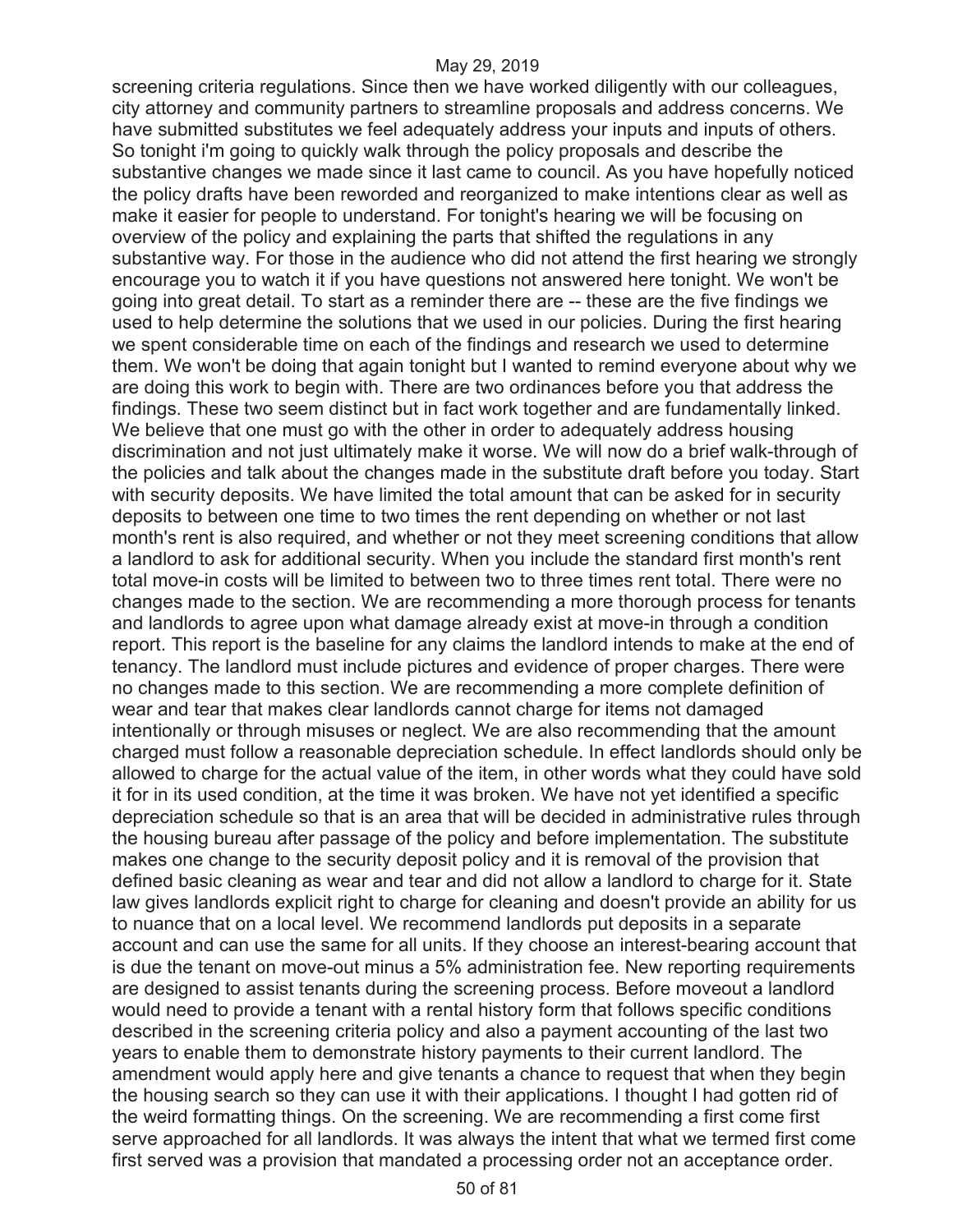screening criteria regulations. Since then we have worked diligently with our colleagues, city attorney and community partners to streamline proposals and address concerns. We have submitted substitutes we feel adequately address your inputs and inputs of others. So tonight i'm going to quickly walk through the policy proposals and describe the substantive changes we made since it last came to council. As you have hopefully noticed the policy drafts have been reworded and reorganized to make intentions clear as well as make it easier for people to understand. For tonight's hearing we will be focusing on overview of the policy and explaining the parts that shifted the regulations in any substantive way. For those in the audience who did not attend the first hearing we strongly encourage you to watch it if you have questions not answered here tonight. We won't be going into great detail. To start as a reminder there are -- these are the five findings we used to help determine the solutions that we used in our policies. During the first hearing we spent considerable time on each of the findings and research we used to determine them. We won't be doing that again tonight but I wanted to remind everyone about why we are doing this work to begin with. There are two ordinances before you that address the findings. These two seem distinct but in fact work together and are fundamentally linked. We believe that one must go with the other in order to adequately address housing discrimination and not just ultimately make it worse. We will now do a brief walk-through of the policies and talk about the changes made in the substitute draft before you today. Start with security deposits. We have limited the total amount that can be asked for in security deposits to between one time to two times the rent depending on whether or not last month's rent is also required, and whether or not they meet screening conditions that allow a landlord to ask for additional security. When you include the standard first month's rent total move-in costs will be limited to between two to three times rent total. There were no changes made to the section. We are recommending a more thorough process for tenants and landlords to agree upon what damage already exist at move-in through a condition report. This report is the baseline for any claims the landlord intends to make at the end of tenancy. The landlord must include pictures and evidence of proper charges. There were no changes made to this section. We are recommending a more complete definition of wear and tear that makes clear landlords cannot charge for items not damaged intentionally or through misuses or neglect. We are also recommending that the amount charged must follow a reasonable depreciation schedule. In effect landlords should only be allowed to charge for the actual value of the item, in other words what they could have sold it for in its used condition, at the time it was broken. We have not yet identified a specific depreciation schedule so that is an area that will be decided in administrative rules through the housing bureau after passage of the policy and before implementation. The substitute makes one change to the security deposit policy and it is removal of the provision that defined basic cleaning as wear and tear and did not allow a landlord to charge for it. State law gives landlords explicit right to charge for cleaning and doesn't provide an ability for us to nuance that on a local level. We recommend landlords put deposits in a separate account and can use the same for all units. If they choose an interest-bearing account that is due the tenant on move-out minus a 5% administration fee. New reporting requirements are designed to assist tenants during the screening process. Before moveout a landlord would need to provide a tenant with a rental history form that follows specific conditions described in the screening criteria policy and also a payment accounting of the last two years to enable them to demonstrate history payments to their current landlord. The amendment would apply here and give tenants a chance to request that when they begin the housing search so they can use it with their applications. I thought I had gotten rid of the weird formatting things. On the screening. We are recommending a first come first serve approached for all landlords. It was always the intent that what we termed first come first served was a provision that mandated a processing order not an acceptance order.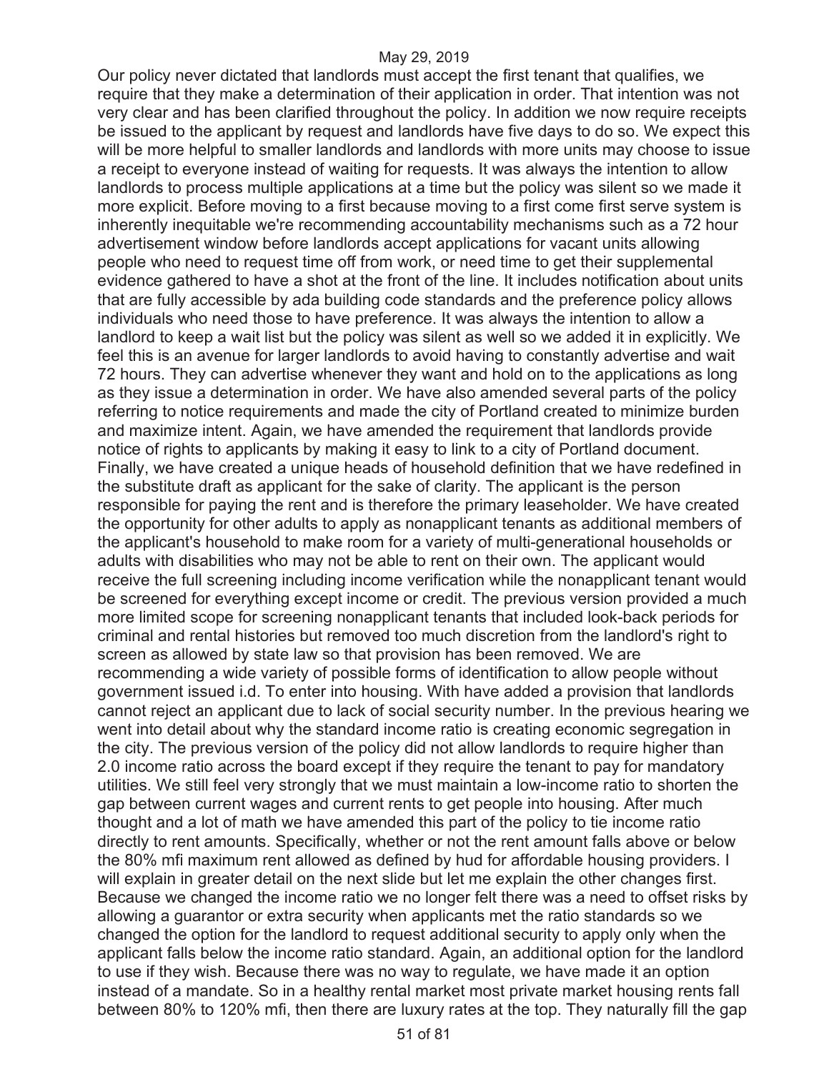Our policy never dictated that landlords must accept the first tenant that qualifies, we require that they make a determination of their application in order. That intention was not very clear and has been clarified throughout the policy. In addition we now require receipts be issued to the applicant by request and landlords have five days to do so. We expect this will be more helpful to smaller landlords and landlords with more units may choose to issue a receipt to everyone instead of waiting for requests. It was always the intention to allow landlords to process multiple applications at a time but the policy was silent so we made it more explicit. Before moving to a first because moving to a first come first serve system is inherently inequitable we're recommending accountability mechanisms such as a 72 hour advertisement window before landlords accept applications for vacant units allowing people who need to request time off from work, or need time to get their supplemental evidence gathered to have a shot at the front of the line. It includes notification about units that are fully accessible by ada building code standards and the preference policy allows individuals who need those to have preference. It was always the intention to allow a landlord to keep a wait list but the policy was silent as well so we added it in explicitly. We feel this is an avenue for larger landlords to avoid having to constantly advertise and wait 72 hours. They can advertise whenever they want and hold on to the applications as long as they issue a determination in order. We have also amended several parts of the policy referring to notice requirements and made the city of Portland created to minimize burden and maximize intent. Again, we have amended the requirement that landlords provide notice of rights to applicants by making it easy to link to a city of Portland document. Finally, we have created a unique heads of household definition that we have redefined in the substitute draft as applicant for the sake of clarity. The applicant is the person responsible for paying the rent and is therefore the primary leaseholder. We have created the opportunity for other adults to apply as nonapplicant tenants as additional members of the applicant's household to make room for a variety of multi-generational households or adults with disabilities who may not be able to rent on their own. The applicant would receive the full screening including income verification while the nonapplicant tenant would be screened for everything except income or credit. The previous version provided a much more limited scope for screening nonapplicant tenants that included look-back periods for criminal and rental histories but removed too much discretion from the landlord's right to screen as allowed by state law so that provision has been removed. We are recommending a wide variety of possible forms of identification to allow people without government issued i.d. To enter into housing. With have added a provision that landlords cannot reject an applicant due to lack of social security number. In the previous hearing we went into detail about why the standard income ratio is creating economic segregation in the city. The previous version of the policy did not allow landlords to require higher than 2.0 income ratio across the board except if they require the tenant to pay for mandatory utilities. We still feel very strongly that we must maintain a low-income ratio to shorten the gap between current wages and current rents to get people into housing. After much thought and a lot of math we have amended this part of the policy to tie income ratio directly to rent amounts. Specifically, whether or not the rent amount falls above or below the 80% mfi maximum rent allowed as defined by hud for affordable housing providers. I will explain in greater detail on the next slide but let me explain the other changes first. Because we changed the income ratio we no longer felt there was a need to offset risks by allowing a guarantor or extra security when applicants met the ratio standards so we changed the option for the landlord to request additional security to apply only when the applicant falls below the income ratio standard. Again, an additional option for the landlord to use if they wish. Because there was no way to regulate, we have made it an option instead of a mandate. So in a healthy rental market most private market housing rents fall between 80% to 120% mfi, then there are luxury rates at the top. They naturally fill the gap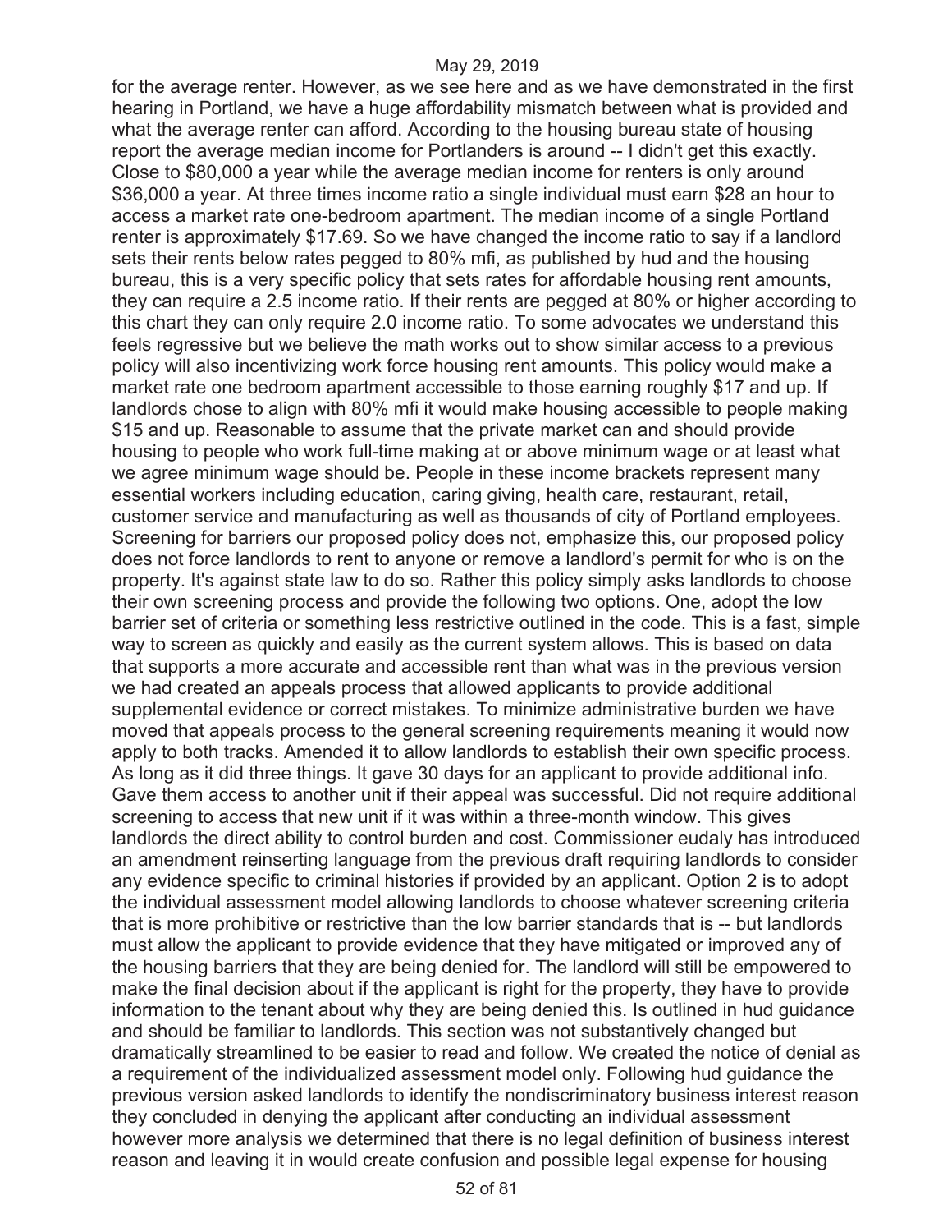for the average renter. However, as we see here and as we have demonstrated in the first hearing in Portland, we have a huge affordability mismatch between what is provided and what the average renter can afford. According to the housing bureau state of housing report the average median income for Portlanders is around -- I didn't get this exactly. Close to $80,000 a year while the average median income for renters is only around $36,000 a year. At three times income ratio a single individual must earn $28 an hour to access a market rate one-bedroom apartment. The median income of a single Portland renter is approximately $17.69. So we have changed the income ratio to say if a landlord sets their rents below rates pegged to 80% mfi, as published by hud and the housing bureau, this is a very specific policy that sets rates for affordable housing rent amounts, they can require a 2.5 income ratio. If their rents are pegged at 80% or higher according to this chart they can only require 2.0 income ratio. To some advocates we understand this feels regressive but we believe the math works out to show similar access to a previous policy will also incentivizing work force housing rent amounts. This policy would make a market rate one bedroom apartment accessible to those earning roughly $17 and up. If landlords chose to align with 80% mfi it would make housing accessible to people making $15 and up. Reasonable to assume that the private market can and should provide housing to people who work full-time making at or above minimum wage or at least what we agree minimum wage should be. People in these income brackets represent many essential workers including education, caring giving, health care, restaurant, retail, customer service and manufacturing as well as thousands of city of Portland employees. Screening for barriers our proposed policy does not, emphasize this, our proposed policy does not force landlords to rent to anyone or remove a landlord's permit for who is on the property. It's against state law to do so. Rather this policy simply asks landlords to choose their own screening process and provide the following two options. One, adopt the low barrier set of criteria or something less restrictive outlined in the code. This is a fast, simple way to screen as quickly and easily as the current system allows. This is based on data that supports a more accurate and accessible rent than what was in the previous version we had created an appeals process that allowed applicants to provide additional supplemental evidence or correct mistakes. To minimize administrative burden we have moved that appeals process to the general screening requirements meaning it would now apply to both tracks. Amended it to allow landlords to establish their own specific process. As long as it did three things. It gave 30 days for an applicant to provide additional info. Gave them access to another unit if their appeal was successful. Did not require additional screening to access that new unit if it was within a three-month window. This gives landlords the direct ability to control burden and cost. Commissioner eudaly has introduced an amendment reinserting language from the previous draft requiring landlords to consider any evidence specific to criminal histories if provided by an applicant. Option 2 is to adopt the individual assessment model allowing landlords to choose whatever screening criteria that is more prohibitive or restrictive than the low barrier standards that is -- but landlords must allow the applicant to provide evidence that they have mitigated or improved any of the housing barriers that they are being denied for. The landlord will still be empowered to make the final decision about if the applicant is right for the property, they have to provide information to the tenant about why they are being denied this. Is outlined in hud guidance and should be familiar to landlords. This section was not substantively changed but dramatically streamlined to be easier to read and follow. We created the notice of denial as a requirement of the individualized assessment model only. Following hud guidance the previous version asked landlords to identify the nondiscriminatory business interest reason they concluded in denying the applicant after conducting an individual assessment however more analysis we determined that there is no legal definition of business interest reason and leaving it in would create confusion and possible legal expense for housing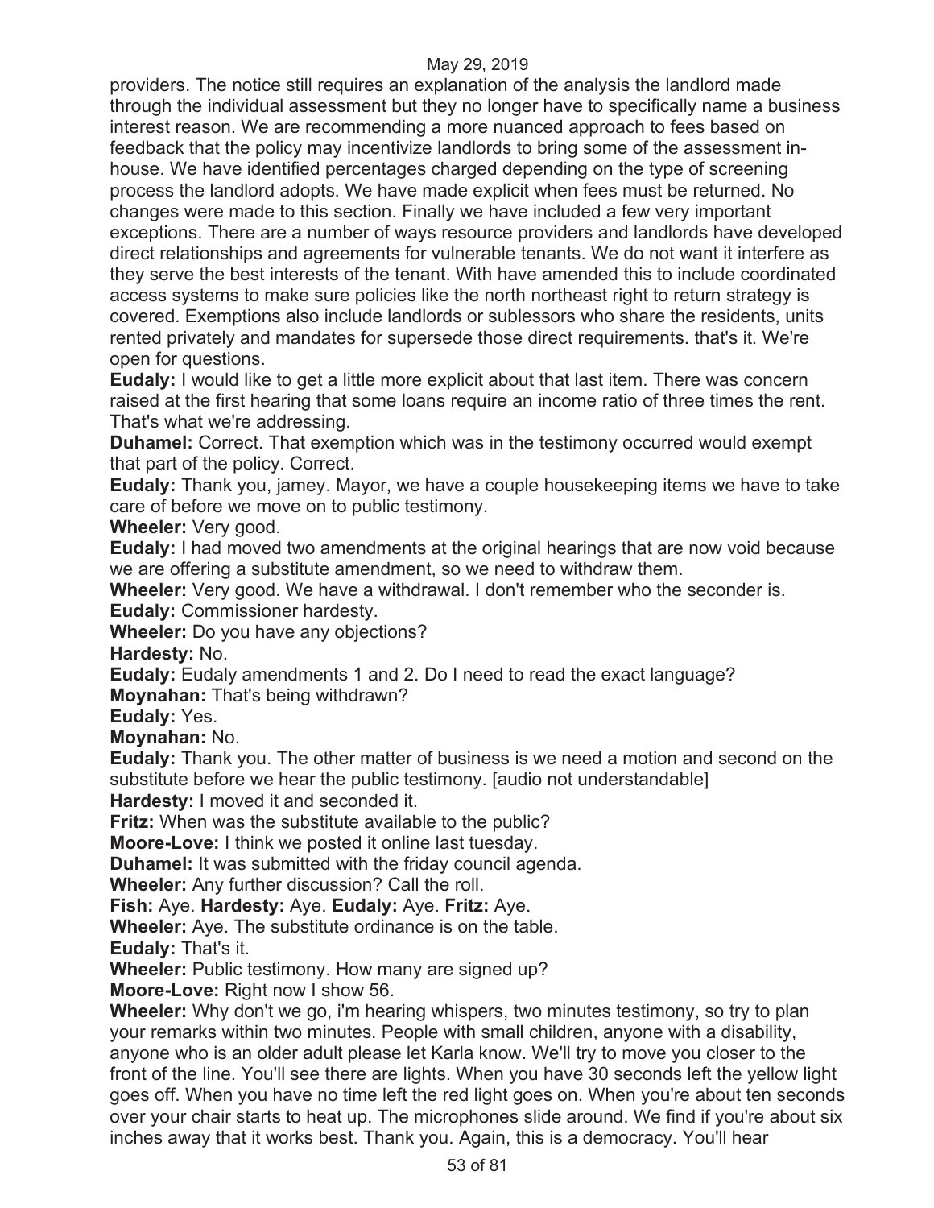providers. The notice still requires an explanation of the analysis the landlord made through the individual assessment but they no longer have to specifically name a business interest reason. We are recommending a more nuanced approach to fees based on feedback that the policy may incentivize landlords to bring some of the assessment in-house. We have identified percentages charged depending on the type of screening process the landlord adopts. We have made explicit when fees must be returned. No changes were made to this section. Finally we have included a few very important exceptions. There are a number of ways resource providers and landlords have developed direct relationships and agreements for vulnerable tenants. We do not want it interfere as they serve the best interests of the tenant. With have amended this to include coordinated access systems to make sure policies like the north northeast right to return strategy is covered. Exemptions also include landlords or sublessors who share the residents, units rented privately and mandates for supersede those direct requirements. that's it. We're open for questions.

**Eudaly:** I would like to get a little more explicit about that last item. There was concern raised at the first hearing that some loans require an income ratio of three times the rent. That's what we're addressing.

**Duhamel:** Correct. That exemption which was in the testimony occurred would exempt that part of the policy. Correct.

**Eudaly:** Thank you, jamey. Mayor, we have a couple housekeeping items we have to take care of before we move on to public testimony.

**Wheeler:** Very good.

**Eudaly:** I had moved two amendments at the original hearings that are now void because we are offering a substitute amendment, so we need to withdraw them.

**Wheeler:** Very good. We have a withdrawal. I don't remember who the seconder is.

**Eudaly:** Commissioner hardesty.

**Wheeler:** Do you have any objections?

**Hardesty:** No.

**Eudaly:** Eudaly amendments 1 and 2. Do I need to read the exact language?

**Moynahan:** That's being withdrawn?

**Eudaly:** Yes.

**Moynahan:** No.

**Eudaly:** Thank you. The other matter of business is we need a motion and second on the substitute before we hear the public testimony. [audio not understandable]

**Hardesty:** I moved it and seconded it.

**Fritz:** When was the substitute available to the public?

**Moore-Love:** I think we posted it online last tuesday.

**Duhamel:** It was submitted with the friday council agenda.

**Wheeler:** Any further discussion? Call the roll.

**Fish:** Aye. **Hardesty:** Aye. **Eudaly:** Aye. **Fritz:** Aye.

**Wheeler:** Aye. The substitute ordinance is on the table.

**Eudaly:** That's it.

**Wheeler:** Public testimony. How many are signed up?

**Moore-Love:** Right now I show 56.

**Wheeler:** Why don't we go, i'm hearing whispers, two minutes testimony, so try to plan your remarks within two minutes. People with small children, anyone with a disability, anyone who is an older adult please let Karla know. We'll try to move you closer to the front of the line. You'll see there are lights. When you have 30 seconds left the yellow light goes off. When you have no time left the red light goes on. When you're about ten seconds over your chair starts to heat up. The microphones slide around. We find if you're about six inches away that it works best. Thank you. Again, this is a democracy. You'll hear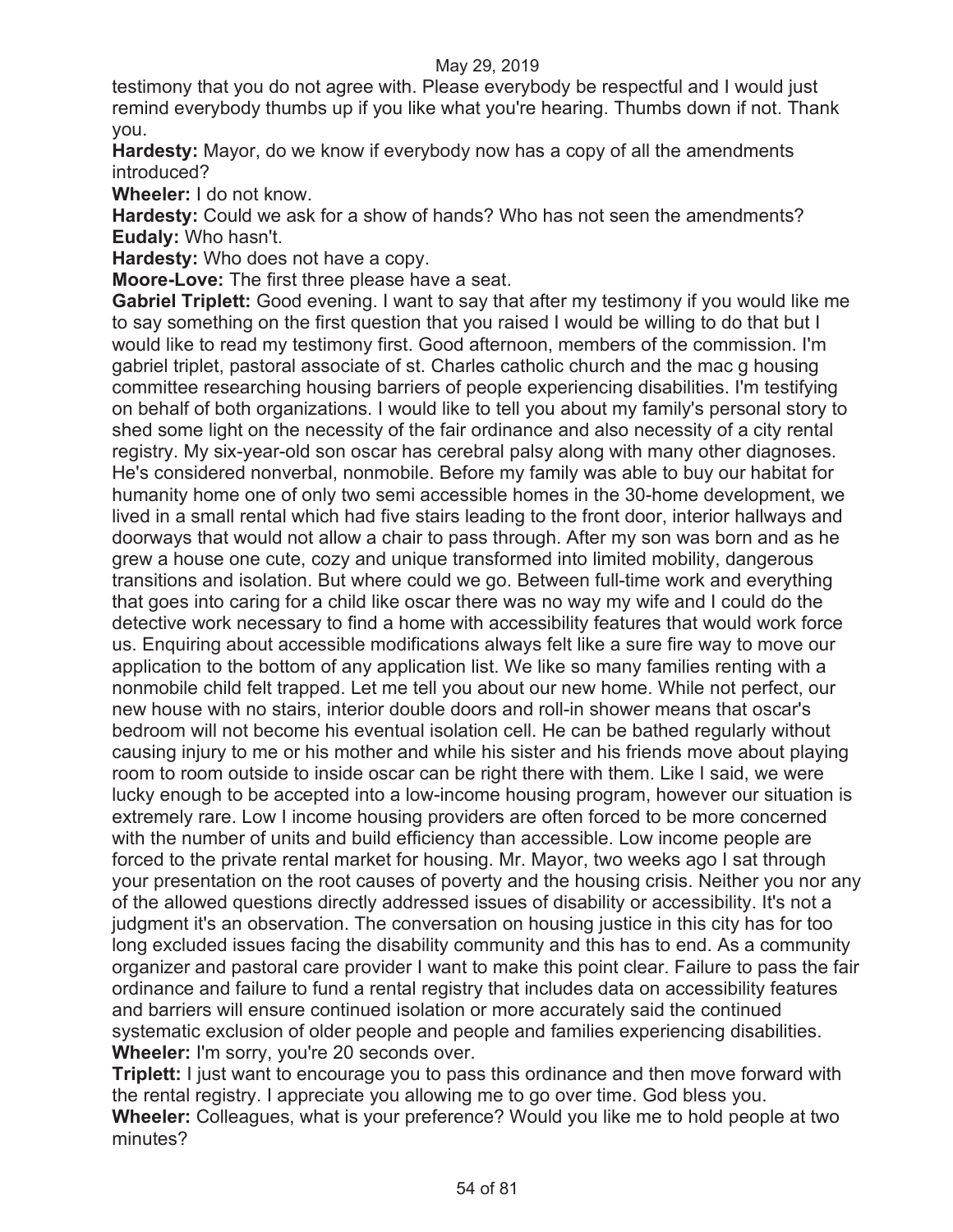testimony that you do not agree with. Please everybody be respectful and I would just remind everybody thumbs up if you like what you're hearing. Thumbs down if not. Thank you.

**Hardesty:** Mayor, do we know if everybody now has a copy of all the amendments introduced?

**Wheeler:** I do not know.

**Hardesty:** Could we ask for a show of hands? Who has not seen the amendments?

**Eudaly:** Who hasn't.

**Hardesty:** Who does not have a copy.

**Moore-Love:** The first three please have a seat.

**Gabriel Triplett:** Good evening. I want to say that after my testimony if you would like me to say something on the first question that you raised I would be willing to do that but I would like to read my testimony first. Good afternoon, members of the commission. I'm gabriel triplet, pastoral associate of st. Charles catholic church and the mac g housing committee researching housing barriers of people experiencing disabilities. I'm testifying on behalf of both organizations. I would like to tell you about my family's personal story to shed some light on the necessity of the fair ordinance and also necessity of a city rental registry. My six-year-old son oscar has cerebral palsy along with many other diagnoses. He's considered nonverbal, nonmobile. Before my family was able to buy our habitat for humanity home one of only two semi accessible homes in the 30-home development, we lived in a small rental which had five stairs leading to the front door, interior hallways and doorways that would not allow a chair to pass through. After my son was born and as he grew a house one cute, cozy and unique transformed into limited mobility, dangerous transitions and isolation. But where could we go. Between full-time work and everything that goes into caring for a child like oscar there was no way my wife and I could do the detective work necessary to find a home with accessibility features that would work force us. Enquiring about accessible modifications always felt like a sure fire way to move our application to the bottom of any application list. We like so many families renting with a nonmobile child felt trapped. Let me tell you about our new home. While not perfect, our new house with no stairs, interior double doors and roll-in shower means that oscar's bedroom will not become his eventual isolation cell. He can be bathed regularly without causing injury to me or his mother and while his sister and his friends move about playing room to room outside to inside oscar can be right there with them. Like I said, we were lucky enough to be accepted into a low-income housing program, however our situation is extremely rare. Low I income housing providers are often forced to be more concerned with the number of units and build efficiency than accessible. Low income people are forced to the private rental market for housing. Mr. Mayor, two weeks ago I sat through your presentation on the root causes of poverty and the housing crisis. Neither you nor any of the allowed questions directly addressed issues of disability or accessibility. It's not a judgment it's an observation. The conversation on housing justice in this city has for too long excluded issues facing the disability community and this has to end. As a community organizer and pastoral care provider I want to make this point clear. Failure to pass the fair ordinance and failure to fund a rental registry that includes data on accessibility features and barriers will ensure continued isolation or more accurately said the continued systematic exclusion of older people and people and families experiencing disabilities.

**Wheeler:** I'm sorry, you're 20 seconds over.

**Triplett:** I just want to encourage you to pass this ordinance and then move forward with the rental registry. I appreciate you allowing me to go over time. God bless you.

**Wheeler:** Colleagues, what is your preference? Would you like me to hold people at two minutes?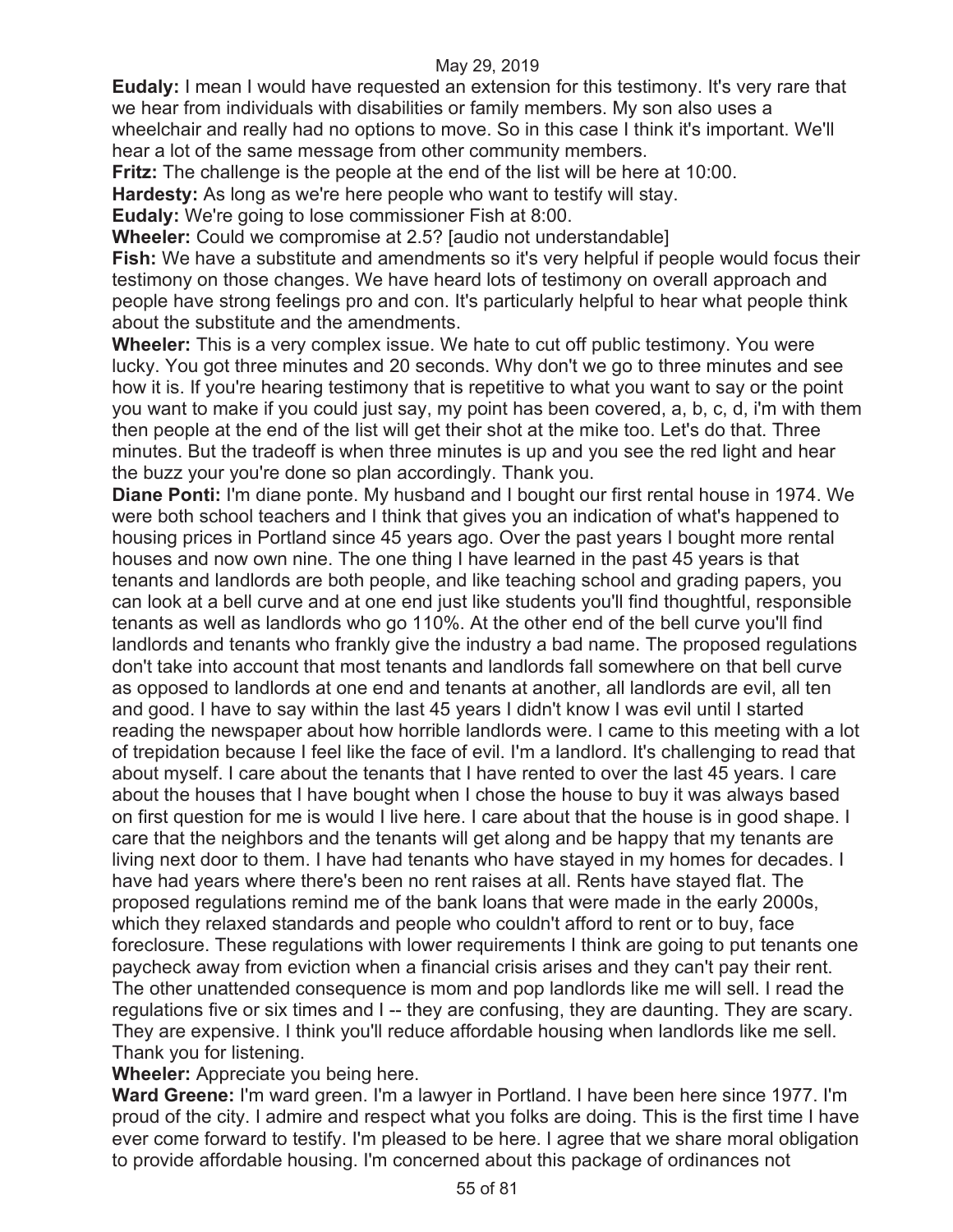**Eudaly:** I mean I would have requested an extension for this testimony. It's very rare that we hear from individuals with disabilities or family members. My son also uses a wheelchair and really had no options to move. So in this case I think it's important. We'll hear a lot of the same message from other community members.

**Fritz:** The challenge is the people at the end of the list will be here at 10:00.

**Hardesty:** As long as we're here people who want to testify will stay.

**Eudaly:** We're going to lose commissioner Fish at 8:00.

**Wheeler:** Could we compromise at 2.5? [audio not understandable]

**Fish:** We have a substitute and amendments so it's very helpful if people would focus their testimony on those changes. We have heard lots of testimony on overall approach and people have strong feelings pro and con. It's particularly helpful to hear what people think about the substitute and the amendments.

**Wheeler:** This is a very complex issue. We hate to cut off public testimony. You were lucky. You got three minutes and 20 seconds. Why don't we go to three minutes and see how it is. If you're hearing testimony that is repetitive to what you want to say or the point you want to make if you could just say, my point has been covered, a, b, c, d, i'm with them then people at the end of the list will get their shot at the mike too. Let's do that. Three minutes. But the tradeoff is when three minutes is up and you see the red light and hear the buzz your you're done so plan accordingly. Thank you.

**Diane Ponti:** I'm diane ponte. My husband and I bought our first rental house in 1974. We were both school teachers and I think that gives you an indication of what's happened to housing prices in Portland since 45 years ago. Over the past years I bought more rental houses and now own nine. The one thing I have learned in the past 45 years is that tenants and landlords are both people, and like teaching school and grading papers, you can look at a bell curve and at one end just like students you'll find thoughtful, responsible tenants as well as landlords who go 110%. At the other end of the bell curve you'll find landlords and tenants who frankly give the industry a bad name. The proposed regulations don't take into account that most tenants and landlords fall somewhere on that bell curve as opposed to landlords at one end and tenants at another, all landlords are evil, all ten and good. I have to say within the last 45 years I didn't know I was evil until I started reading the newspaper about how horrible landlords were. I came to this meeting with a lot of trepidation because I feel like the face of evil. I'm a landlord. It's challenging to read that about myself. I care about the tenants that I have rented to over the last 45 years. I care about the houses that I have bought when I chose the house to buy it was always based on first question for me is would I live here. I care about that the house is in good shape. I care that the neighbors and the tenants will get along and be happy that my tenants are living next door to them. I have had tenants who have stayed in my homes for decades. I have had years where there's been no rent raises at all. Rents have stayed flat. The proposed regulations remind me of the bank loans that were made in the early 2000s, which they relaxed standards and people who couldn't afford to rent or to buy, face foreclosure. These regulations with lower requirements I think are going to put tenants one paycheck away from eviction when a financial crisis arises and they can't pay their rent. The other unattended consequence is mom and pop landlords like me will sell. I read the regulations five or six times and I -- they are confusing, they are daunting. They are scary. They are expensive. I think you'll reduce affordable housing when landlords like me sell. Thank you for listening.

**Wheeler:** Appreciate you being here.

**Ward Greene:** I'm ward green. I'm a lawyer in Portland. I have been here since 1977. I'm proud of the city. I admire and respect what you folks are doing. This is the first time I have ever come forward to testify. I'm pleased to be here. I agree that we share moral obligation to provide affordable housing. I'm concerned about this package of ordinances not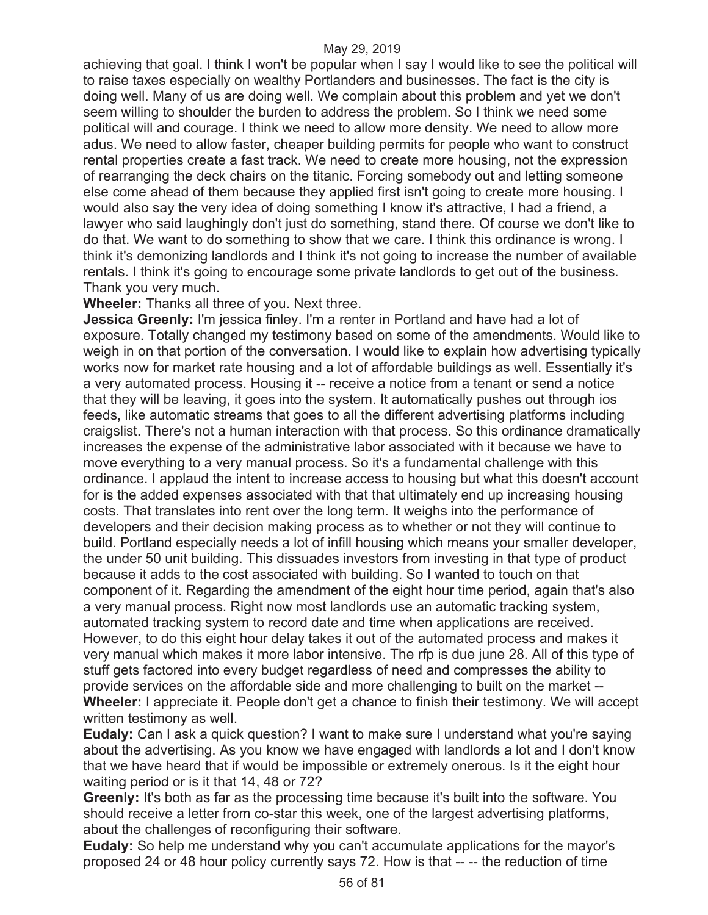achieving that goal. I think I won't be popular when I say I would like to see the political will to raise taxes especially on wealthy Portlanders and businesses. The fact is the city is doing well. Many of us are doing well. We complain about this problem and yet we don't seem willing to shoulder the burden to address the problem. So I think we need some political will and courage. I think we need to allow more density. We need to allow more adus. We need to allow faster, cheaper building permits for people who want to construct rental properties create a fast track. We need to create more housing, not the expression of rearranging the deck chairs on the titanic. Forcing somebody out and letting someone else come ahead of them because they applied first isn't going to create more housing. I would also say the very idea of doing something I know it's attractive, I had a friend, a lawyer who said laughingly don't just do something, stand there. Of course we don't like to do that. We want to do something to show that we care. I think this ordinance is wrong. I think it's demonizing landlords and I think it's not going to increase the number of available rentals. I think it's going to encourage some private landlords to get out of the business. Thank you very much.

**Wheeler:** Thanks all three of you. Next three.

**Jessica Greenly:** I'm jessica finley. I'm a renter in Portland and have had a lot of exposure. Totally changed my testimony based on some of the amendments. Would like to weigh in on that portion of the conversation. I would like to explain how advertising typically works now for market rate housing and a lot of affordable buildings as well. Essentially it's a very automated process. Housing it -- receive a notice from a tenant or send a notice that they will be leaving, it goes into the system. It automatically pushes out through ios feeds, like automatic streams that goes to all the different advertising platforms including craigslist. There's not a human interaction with that process. So this ordinance dramatically increases the expense of the administrative labor associated with it because we have to move everything to a very manual process. So it's a fundamental challenge with this ordinance. I applaud the intent to increase access to housing but what this doesn't account for is the added expenses associated with that that ultimately end up increasing housing costs. That translates into rent over the long term. It weighs into the performance of developers and their decision making process as to whether or not they will continue to build. Portland especially needs a lot of infill housing which means your smaller developer, the under 50 unit building. This dissuades investors from investing in that type of product because it adds to the cost associated with building. So I wanted to touch on that component of it. Regarding the amendment of the eight hour time period, again that's also a very manual process. Right now most landlords use an automatic tracking system, automated tracking system to record date and time when applications are received. However, to do this eight hour delay takes it out of the automated process and makes it very manual which makes it more labor intensive. The rfp is due june 28. All of this type of stuff gets factored into every budget regardless of need and compresses the ability to provide services on the affordable side and more challenging to built on the market --

**Wheeler:** I appreciate it. People don't get a chance to finish their testimony. We will accept written testimony as well.

**Eudaly:** Can I ask a quick question? I want to make sure I understand what you're saying about the advertising. As you know we have engaged with landlords a lot and I don't know that we have heard that if would be impossible or extremely onerous. Is it the eight hour waiting period or is it that 14, 48 or 72?

**Greenly:** It's both as far as the processing time because it's built into the software. You should receive a letter from co-star this week, one of the largest advertising platforms, about the challenges of reconfiguring their software.

**Eudaly:** So help me understand why you can't accumulate applications for the mayor's proposed 24 or 48 hour policy currently says 72. How is that -- -- the reduction of time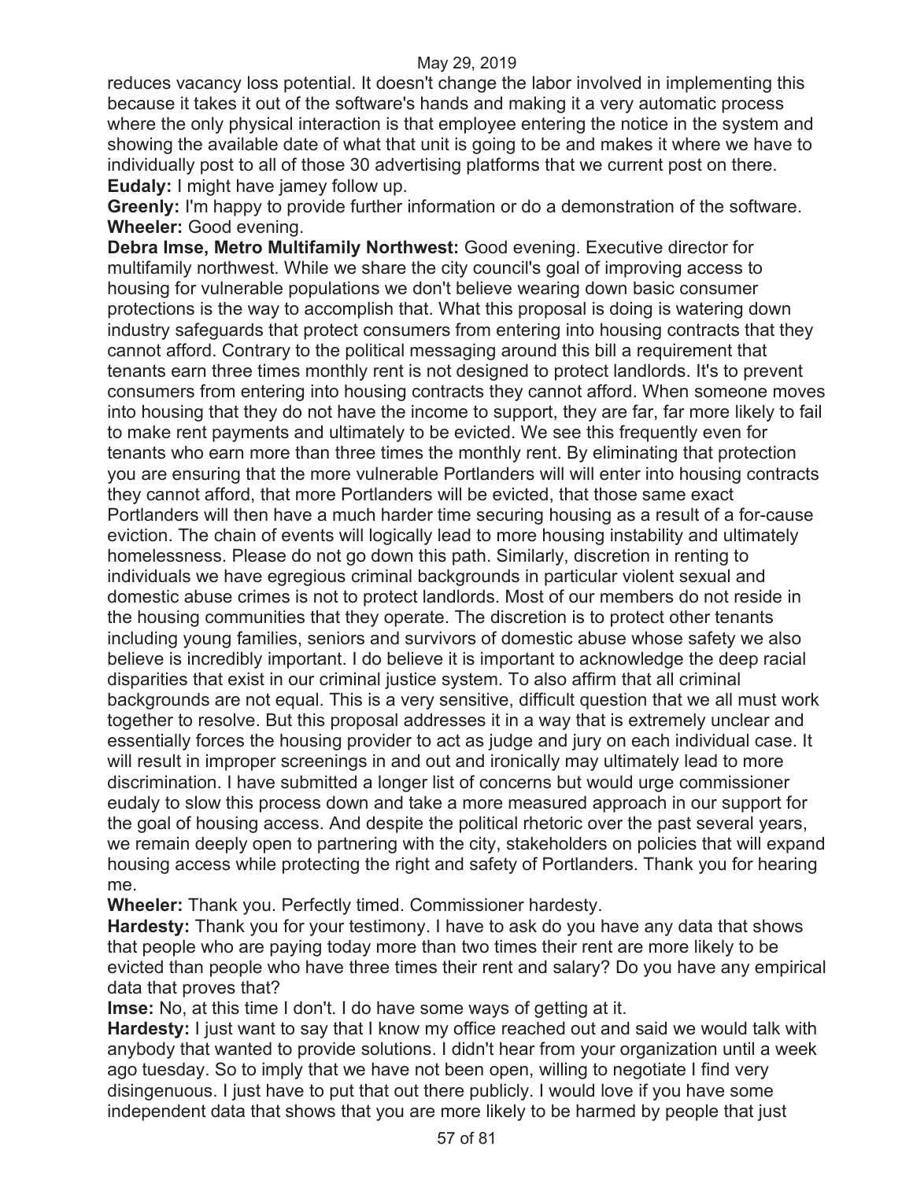reduces vacancy loss potential. It doesn't change the labor involved in implementing this because it takes it out of the software's hands and making it a very automatic process where the only physical interaction is that employee entering the notice in the system and showing the available date of what that unit is going to be and makes it where we have to individually post to all of those 30 advertising platforms that we current post on there.

**Eudaly:** I might have jamey follow up.

**Greenly:** I'm happy to provide further information or do a demonstration of the software.

**Wheeler:** Good evening.

**Debra Imse, Metro Multifamily Northwest:** Good evening. Executive director for multifamily northwest. While we share the city council's goal of improving access to housing for vulnerable populations we don't believe wearing down basic consumer protections is the way to accomplish that. What this proposal is doing is watering down industry safeguards that protect consumers from entering into housing contracts that they cannot afford. Contrary to the political messaging around this bill a requirement that tenants earn three times monthly rent is not designed to protect landlords. It's to prevent consumers from entering into housing contracts they cannot afford. When someone moves into housing that they do not have the income to support, they are far, far more likely to fail to make rent payments and ultimately to be evicted. We see this frequently even for tenants who earn more than three times the monthly rent. By eliminating that protection you are ensuring that the more vulnerable Portlanders will will enter into housing contracts they cannot afford, that more Portlanders will be evicted, that those same exact Portlanders will then have a much harder time securing housing as a result of a for-cause eviction. The chain of events will logically lead to more housing instability and ultimately homelessness. Please do not go down this path. Similarly, discretion in renting to individuals we have egregious criminal backgrounds in particular violent sexual and domestic abuse crimes is not to protect landlords. Most of our members do not reside in the housing communities that they operate. The discretion is to protect other tenants including young families, seniors and survivors of domestic abuse whose safety we also believe is incredibly important. I do believe it is important to acknowledge the deep racial disparities that exist in our criminal justice system. To also affirm that all criminal backgrounds are not equal. This is a very sensitive, difficult question that we all must work together to resolve. But this proposal addresses it in a way that is extremely unclear and essentially forces the housing provider to act as judge and jury on each individual case. It will result in improper screenings in and out and ironically may ultimately lead to more discrimination. I have submitted a longer list of concerns but would urge commissioner eudaly to slow this process down and take a more measured approach in our support for the goal of housing access. And despite the political rhetoric over the past several years, we remain deeply open to partnering with the city, stakeholders on policies that will expand housing access while protecting the right and safety of Portlanders. Thank you for hearing me.

**Wheeler:** Thank you. Perfectly timed. Commissioner hardesty.

**Hardesty:** Thank you for your testimony. I have to ask do you have any data that shows that people who are paying today more than two times their rent are more likely to be evicted than people who have three times their rent and salary? Do you have any empirical data that proves that?

**Imse:** No, at this time I don't. I do have some ways of getting at it.

**Hardesty:** I just want to say that I know my office reached out and said we would talk with anybody that wanted to provide solutions. I didn't hear from your organization until a week ago tuesday. So to imply that we have not been open, willing to negotiate I find very disingenuous. I just have to put that out there publicly. I would love if you have some independent data that shows that you are more likely to be harmed by people that just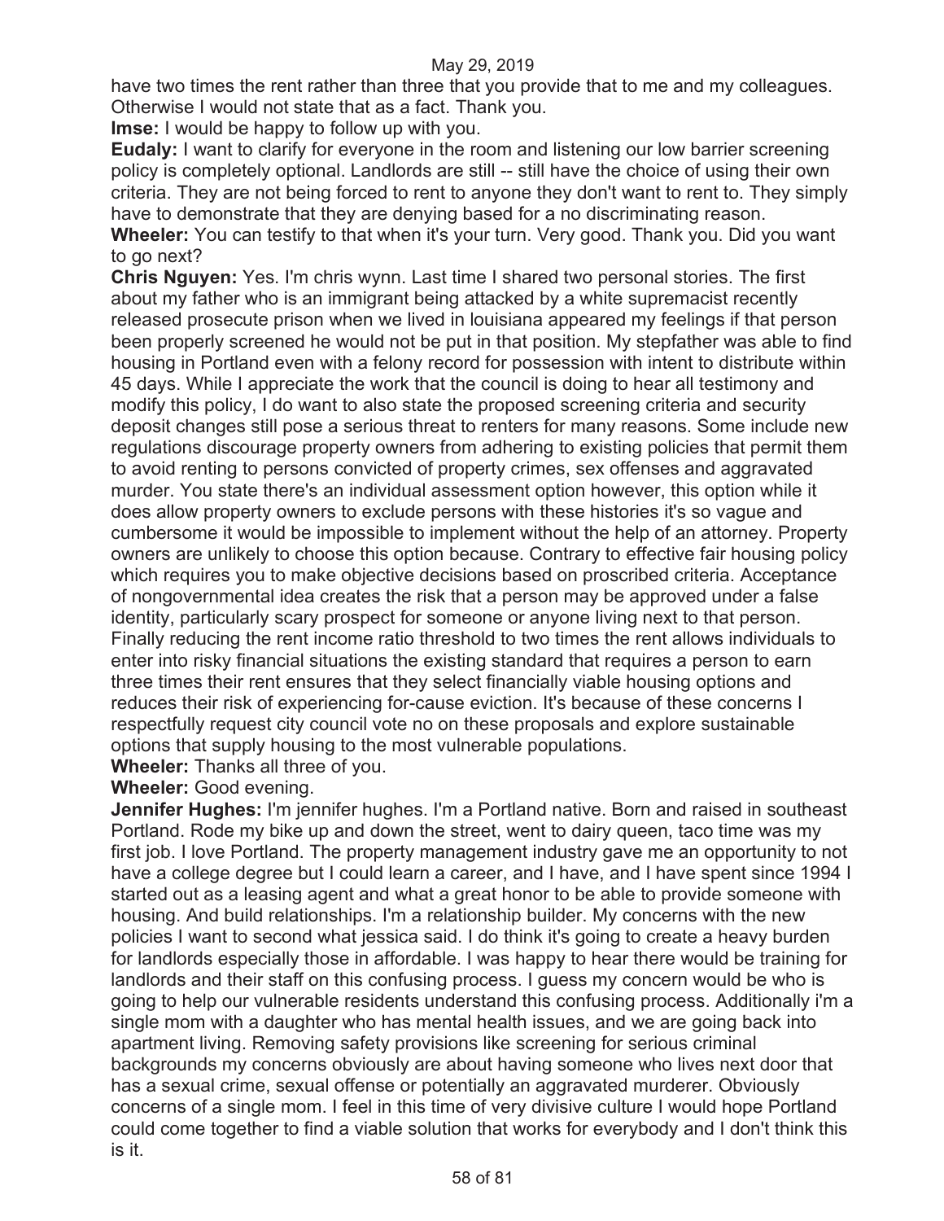have two times the rent rather than three that you provide that to me and my colleagues. Otherwise I would not state that as a fact. Thank you.

**Imse:** I would be happy to follow up with you.

**Eudaly:** I want to clarify for everyone in the room and listening our low barrier screening policy is completely optional. Landlords are still -- still have the choice of using their own criteria. They are not being forced to rent to anyone they don't want to rent to. They simply have to demonstrate that they are denying based for a no discriminating reason.

**Wheeler:** You can testify to that when it's your turn. Very good. Thank you. Did you want to go next?

**Chris Nguyen:** Yes. I'm chris wynn. Last time I shared two personal stories. The first about my father who is an immigrant being attacked by a white supremacist recently released prosecute prison when we lived in louisiana appeared my feelings if that person been properly screened he would not be put in that position. My stepfather was able to find housing in Portland even with a felony record for possession with intent to distribute within 45 days. While I appreciate the work that the council is doing to hear all testimony and modify this policy, I do want to also state the proposed screening criteria and security deposit changes still pose a serious threat to renters for many reasons. Some include new regulations discourage property owners from adhering to existing policies that permit them to avoid renting to persons convicted of property crimes, sex offenses and aggravated murder. You state there's an individual assessment option however, this option while it does allow property owners to exclude persons with these histories it's so vague and cumbersome it would be impossible to implement without the help of an attorney. Property owners are unlikely to choose this option because. Contrary to effective fair housing policy which requires you to make objective decisions based on proscribed criteria. Acceptance of nongovernmental idea creates the risk that a person may be approved under a false identity, particularly scary prospect for someone or anyone living next to that person. Finally reducing the rent income ratio threshold to two times the rent allows individuals to enter into risky financial situations the existing standard that requires a person to earn three times their rent ensures that they select financially viable housing options and reduces their risk of experiencing for-cause eviction. It's because of these concerns I respectfully request city council vote no on these proposals and explore sustainable options that supply housing to the most vulnerable populations.

**Wheeler:** Thanks all three of you.

**Wheeler:** Good evening.

**Jennifer Hughes:** I'm jennifer hughes. I'm a Portland native. Born and raised in southeast Portland. Rode my bike up and down the street, went to dairy queen, taco time was my first job. I love Portland. The property management industry gave me an opportunity to not have a college degree but I could learn a career, and I have, and I have spent since 1994 I started out as a leasing agent and what a great honor to be able to provide someone with housing. And build relationships. I'm a relationship builder. My concerns with the new policies I want to second what jessica said. I do think it's going to create a heavy burden for landlords especially those in affordable. I was happy to hear there would be training for landlords and their staff on this confusing process. I guess my concern would be who is going to help our vulnerable residents understand this confusing process. Additionally i'm a single mom with a daughter who has mental health issues, and we are going back into apartment living. Removing safety provisions like screening for serious criminal backgrounds my concerns obviously are about having someone who lives next door that has a sexual crime, sexual offense or potentially an aggravated murderer. Obviously concerns of a single mom. I feel in this time of very divisive culture I would hope Portland could come together to find a viable solution that works for everybody and I don't think this is it.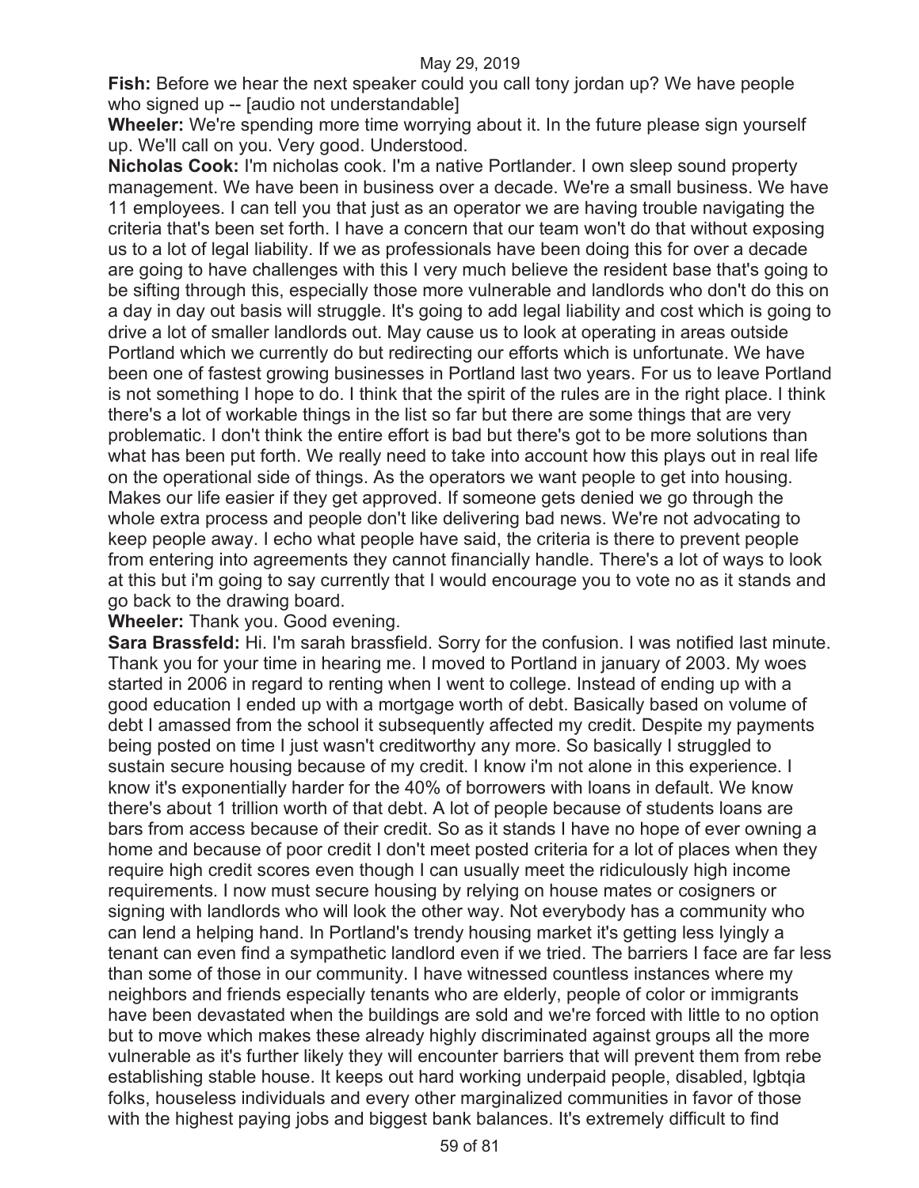**Fish:** Before we hear the next speaker could you call tony jordan up? We have people who signed up -- [audio not understandable]

**Wheeler:** We're spending more time worrying about it. In the future please sign yourself up. We'll call on you. Very good. Understood.

**Nicholas Cook:** I'm nicholas cook. I'm a native Portlander. I own sleep sound property management. We have been in business over a decade. We're a small business. We have 11 employees. I can tell you that just as an operator we are having trouble navigating the criteria that's been set forth. I have a concern that our team won't do that without exposing us to a lot of legal liability. If we as professionals have been doing this for over a decade are going to have challenges with this I very much believe the resident base that's going to be sifting through this, especially those more vulnerable and landlords who don't do this on a day in day out basis will struggle. It's going to add legal liability and cost which is going to drive a lot of smaller landlords out. May cause us to look at operating in areas outside Portland which we currently do but redirecting our efforts which is unfortunate. We have been one of fastest growing businesses in Portland last two years. For us to leave Portland is not something I hope to do. I think that the spirit of the rules are in the right place. I think there's a lot of workable things in the list so far but there are some things that are very problematic. I don't think the entire effort is bad but there's got to be more solutions than what has been put forth. We really need to take into account how this plays out in real life on the operational side of things. As the operators we want people to get into housing. Makes our life easier if they get approved. If someone gets denied we go through the whole extra process and people don't like delivering bad news. We're not advocating to keep people away. I echo what people have said, the criteria is there to prevent people from entering into agreements they cannot financially handle. There's a lot of ways to look at this but i'm going to say currently that I would encourage you to vote no as it stands and go back to the drawing board.

**Wheeler:** Thank you. Good evening.

**Sara Brassfeld:** Hi. I'm sarah brassfield. Sorry for the confusion. I was notified last minute. Thank you for your time in hearing me. I moved to Portland in january of 2003. My woes started in 2006 in regard to renting when I went to college. Instead of ending up with a good education I ended up with a mortgage worth of debt. Basically based on volume of debt I amassed from the school it subsequently affected my credit. Despite my payments being posted on time I just wasn't creditworthy any more. So basically I struggled to sustain secure housing because of my credit. I know i'm not alone in this experience. I know it's exponentially harder for the 40% of borrowers with loans in default. We know there's about 1 trillion worth of that debt. A lot of people because of students loans are bars from access because of their credit. So as it stands I have no hope of ever owning a home and because of poor credit I don't meet posted criteria for a lot of places when they require high credit scores even though I can usually meet the ridiculously high income requirements. I now must secure housing by relying on house mates or cosigners or signing with landlords who will look the other way. Not everybody has a community who can lend a helping hand. In Portland's trendy housing market it's getting less lyingly a tenant can even find a sympathetic landlord even if we tried. The barriers I face are far less than some of those in our community. I have witnessed countless instances where my neighbors and friends especially tenants who are elderly, people of color or immigrants have been devastated when the buildings are sold and we're forced with little to no option but to move which makes these already highly discriminated against groups all the more vulnerable as it's further likely they will encounter barriers that will prevent them from rebe establishing stable house. It keeps out hard working underpaid people, disabled, lgbtqia folks, houseless individuals and every other marginalized communities in favor of those with the highest paying jobs and biggest bank balances. It's extremely difficult to find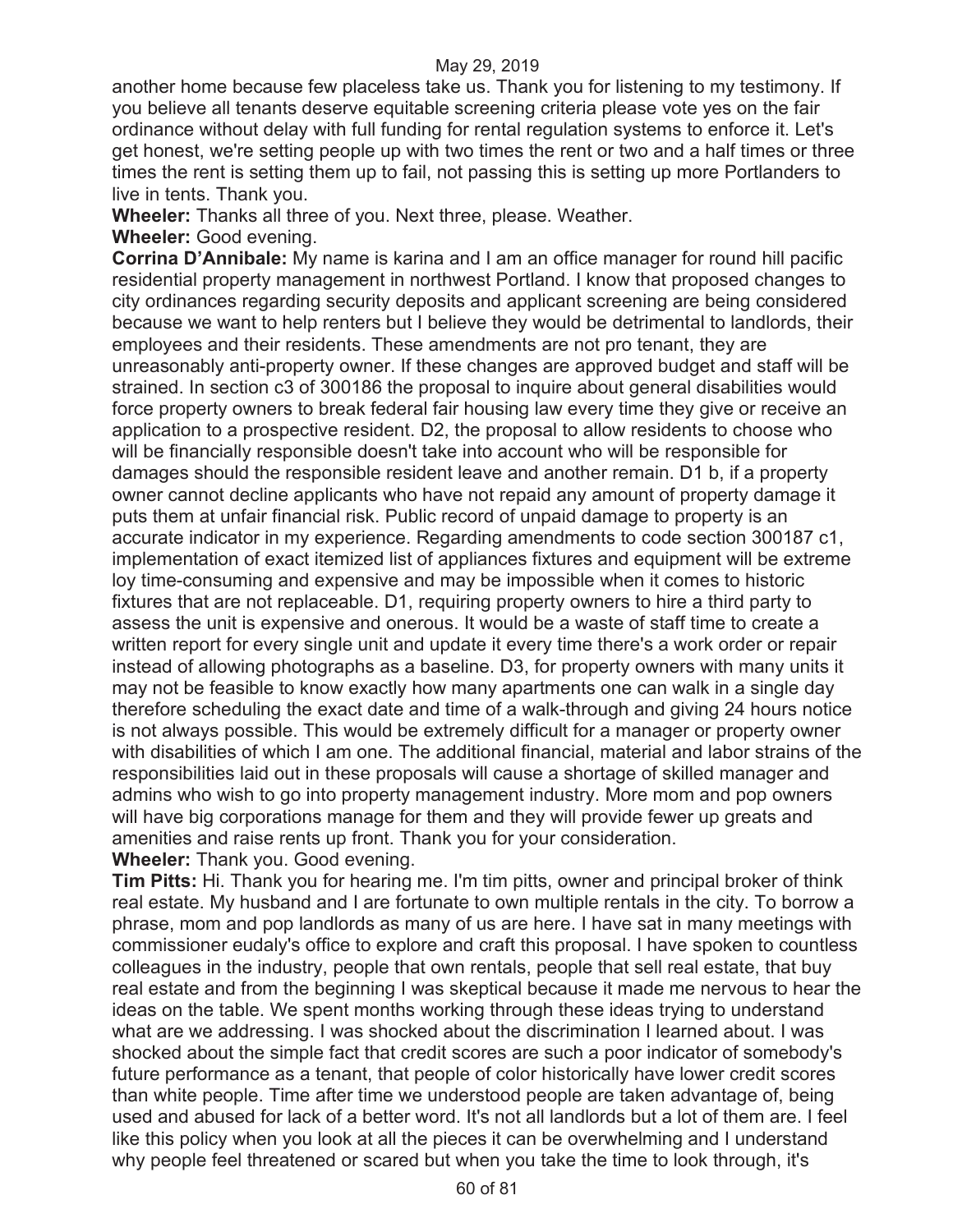another home because few placeless take us. Thank you for listening to my testimony. If you believe all tenants deserve equitable screening criteria please vote yes on the fair ordinance without delay with full funding for rental regulation systems to enforce it. Let's get honest, we're setting people up with two times the rent or two and a half times or three times the rent is setting them up to fail, not passing this is setting up more Portlanders to live in tents. Thank you.

**Wheeler:** Thanks all three of you. Next three, please. Weather.

**Wheeler:** Good evening.

**Corrina D'Annibale:** My name is karina and I am an office manager for round hill pacific residential property management in northwest Portland. I know that proposed changes to city ordinances regarding security deposits and applicant screening are being considered because we want to help renters but I believe they would be detrimental to landlords, their employees and their residents. These amendments are not pro tenant, they are unreasonably anti-property owner. If these changes are approved budget and staff will be strained. In section c3 of 300186 the proposal to inquire about general disabilities would force property owners to break federal fair housing law every time they give or receive an application to a prospective resident. D2, the proposal to allow residents to choose who will be financially responsible doesn't take into account who will be responsible for damages should the responsible resident leave and another remain. D1 b, if a property owner cannot decline applicants who have not repaid any amount of property damage it puts them at unfair financial risk. Public record of unpaid damage to property is an accurate indicator in my experience. Regarding amendments to code section 300187 c1, implementation of exact itemized list of appliances fixtures and equipment will be extreme loy time-consuming and expensive and may be impossible when it comes to historic fixtures that are not replaceable. D1, requiring property owners to hire a third party to assess the unit is expensive and onerous. It would be a waste of staff time to create a written report for every single unit and update it every time there's a work order or repair instead of allowing photographs as a baseline. D3, for property owners with many units it may not be feasible to know exactly how many apartments one can walk in a single day therefore scheduling the exact date and time of a walk-through and giving 24 hours notice is not always possible. This would be extremely difficult for a manager or property owner with disabilities of which I am one. The additional financial, material and labor strains of the responsibilities laid out in these proposals will cause a shortage of skilled manager and admins who wish to go into property management industry. More mom and pop owners will have big corporations manage for them and they will provide fewer up greats and amenities and raise rents up front. Thank you for your consideration.

**Wheeler:** Thank you. Good evening.

**Tim Pitts:** Hi. Thank you for hearing me. I'm tim pitts, owner and principal broker of think real estate. My husband and I are fortunate to own multiple rentals in the city. To borrow a phrase, mom and pop landlords as many of us are here. I have sat in many meetings with commissioner eudaly's office to explore and craft this proposal. I have spoken to countless colleagues in the industry, people that own rentals, people that sell real estate, that buy real estate and from the beginning I was skeptical because it made me nervous to hear the ideas on the table. We spent months working through these ideas trying to understand what are we addressing. I was shocked about the discrimination I learned about. I was shocked about the simple fact that credit scores are such a poor indicator of somebody's future performance as a tenant, that people of color historically have lower credit scores than white people. Time after time we understood people are taken advantage of, being used and abused for lack of a better word. It's not all landlords but a lot of them are. I feel like this policy when you look at all the pieces it can be overwhelming and I understand why people feel threatened or scared but when you take the time to look through, it's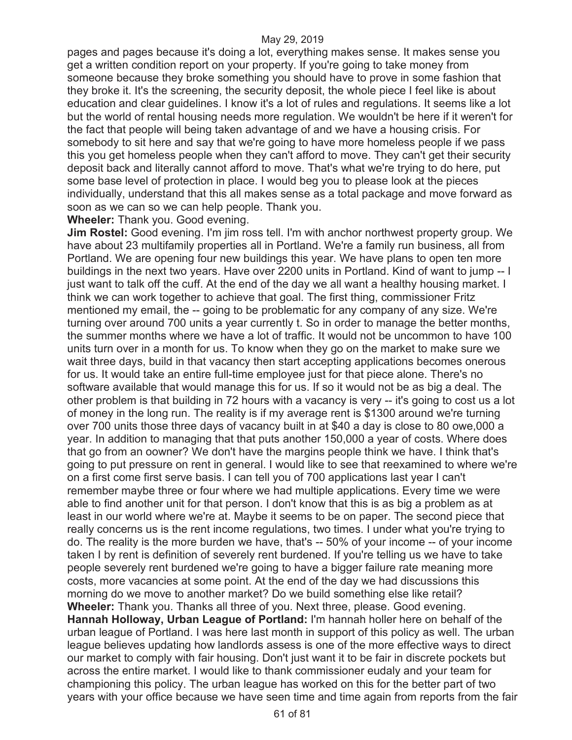pages and pages because it's doing a lot, everything makes sense. It makes sense you get a written condition report on your property. If you're going to take money from someone because they broke something you should have to prove in some fashion that they broke it. It's the screening, the security deposit, the whole piece I feel like is about education and clear guidelines. I know it's a lot of rules and regulations. It seems like a lot but the world of rental housing needs more regulation. We wouldn't be here if it weren't for the fact that people will being taken advantage of and we have a housing crisis. For somebody to sit here and say that we're going to have more homeless people if we pass this you get homeless people when they can't afford to move. They can't get their security deposit back and literally cannot afford to move. That's what we're trying to do here, put some base level of protection in place. I would beg you to please look at the pieces individually, understand that this all makes sense as a total package and move forward as soon as we can so we can help people. Thank you.

**Wheeler:** Thank you. Good evening.

**Jim Rostel:** Good evening. I'm jim ross tell. I'm with anchor northwest property group. We have about 23 multifamily properties all in Portland. We're a family run business, all from Portland. We are opening four new buildings this year. We have plans to open ten more buildings in the next two years. Have over 2200 units in Portland. Kind of want to jump -- I just want to talk off the cuff. At the end of the day we all want a healthy housing market. I think we can work together to achieve that goal. The first thing, commissioner Fritz mentioned my email, the -- going to be problematic for any company of any size. We're turning over around 700 units a year currently t. So in order to manage the better months, the summer months where we have a lot of traffic. It would not be uncommon to have 100 units turn over in a month for us. To know when they go on the market to make sure we wait three days, build in that vacancy then start accepting applications becomes onerous for us. It would take an entire full-time employee just for that piece alone. There's no software available that would manage this for us. If so it would not be as big a deal. The other problem is that building in 72 hours with a vacancy is very -- it's going to cost us a lot of money in the long run. The reality is if my average rent is $1300 around we're turning over 700 units those three days of vacancy built in at $40 a day is close to 80 owe,000 a year. In addition to managing that that puts another 150,000 a year of costs. Where does that go from an oowner? We don't have the margins people think we have. I think that's going to put pressure on rent in general. I would like to see that reexamined to where we're on a first come first serve basis. I can tell you of 700 applications last year I can't remember maybe three or four where we had multiple applications. Every time we were able to find another unit for that person. I don't know that this is as big a problem as at least in our world where we're at. Maybe it seems to be on paper. The second piece that really concerns us is the rent income regulations, two times. I under what you're trying to do. The reality is the more burden we have, that's -- 50% of your income -- of your income taken I by rent is definition of severely rent burdened. If you're telling us we have to take people severely rent burdened we're going to have a bigger failure rate meaning more costs, more vacancies at some point. At the end of the day we had discussions this morning do we move to another market? Do we build something else like retail?

**Wheeler:** Thank you. Thanks all three of you. Next three, please. Good evening.

**Hannah Holloway, Urban League of Portland:** I'm hannah holler here on behalf of the urban league of Portland. I was here last month in support of this policy as well. The urban league believes updating how landlords assess is one of the more effective ways to direct our market to comply with fair housing. Don't just want it to be fair in discrete pockets but across the entire market. I would like to thank commissioner eudaly and your team for championing this policy. The urban league has worked on this for the better part of two years with your office because we have seen time and time again from reports from the fair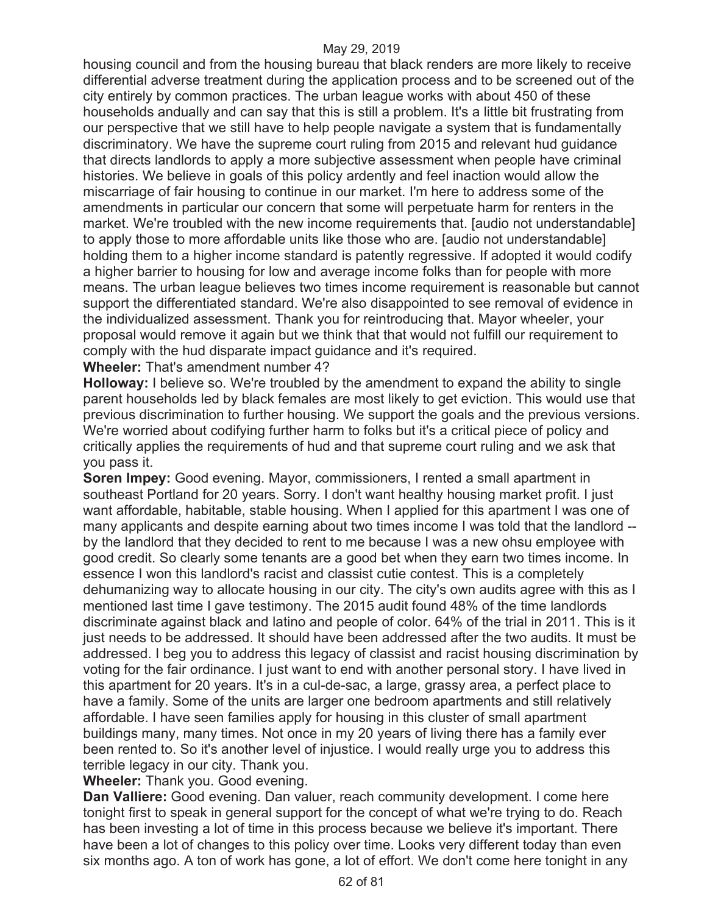housing council and from the housing bureau that black renders are more likely to receive differential adverse treatment during the application process and to be screened out of the city entirely by common practices. The urban league works with about 450 of these households andually and can say that this is still a problem. It's a little bit frustrating from our perspective that we still have to help people navigate a system that is fundamentally discriminatory. We have the supreme court ruling from 2015 and relevant hud guidance that directs landlords to apply a more subjective assessment when people have criminal histories. We believe in goals of this policy ardently and feel inaction would allow the miscarriage of fair housing to continue in our market. I'm here to address some of the amendments in particular our concern that some will perpetuate harm for renters in the market. We're troubled with the new income requirements that. [audio not understandable] to apply those to more affordable units like those who are. [audio not understandable] holding them to a higher income standard is patently regressive. If adopted it would codify a higher barrier to housing for low and average income folks than for people with more means. The urban league believes two times income requirement is reasonable but cannot support the differentiated standard. We're also disappointed to see removal of evidence in the individualized assessment. Thank you for reintroducing that. Mayor wheeler, your proposal would remove it again but we think that that would not fulfill our requirement to comply with the hud disparate impact guidance and it's required.

**Wheeler:** That's amendment number 4?

**Holloway:** I believe so. We're troubled by the amendment to expand the ability to single parent households led by black females are most likely to get eviction. This would use that previous discrimination to further housing. We support the goals and the previous versions. We're worried about codifying further harm to folks but it's a critical piece of policy and critically applies the requirements of hud and that supreme court ruling and we ask that you pass it.

**Soren Impey:** Good evening. Mayor, commissioners, I rented a small apartment in southeast Portland for 20 years. Sorry. I don't want healthy housing market profit. I just want affordable, habitable, stable housing. When I applied for this apartment I was one of many applicants and despite earning about two times income I was told that the landlord -- by the landlord that they decided to rent to me because I was a new ohsu employee with good credit. So clearly some tenants are a good bet when they earn two times income. In essence I won this landlord's racist and classist cutie contest. This is a completely dehumanizing way to allocate housing in our city. The city's own audits agree with this as I mentioned last time I gave testimony. The 2015 audit found 48% of the time landlords discriminate against black and latino and people of color. 64% of the trial in 2011. This is it just needs to be addressed. It should have been addressed after the two audits. It must be addressed. I beg you to address this legacy of classist and racist housing discrimination by voting for the fair ordinance. I just want to end with another personal story. I have lived in this apartment for 20 years. It's in a cul-de-sac, a large, grassy area, a perfect place to have a family. Some of the units are larger one bedroom apartments and still relatively affordable. I have seen families apply for housing in this cluster of small apartment buildings many, many times. Not once in my 20 years of living there has a family ever been rented to. So it's another level of injustice. I would really urge you to address this terrible legacy in our city. Thank you.

**Wheeler:** Thank you. Good evening.

**Dan Valliere:** Good evening. Dan valuer, reach community development. I come here tonight first to speak in general support for the concept of what we're trying to do. Reach has been investing a lot of time in this process because we believe it's important. There have been a lot of changes to this policy over time. Looks very different today than even six months ago. A ton of work has gone, a lot of effort. We don't come here tonight in any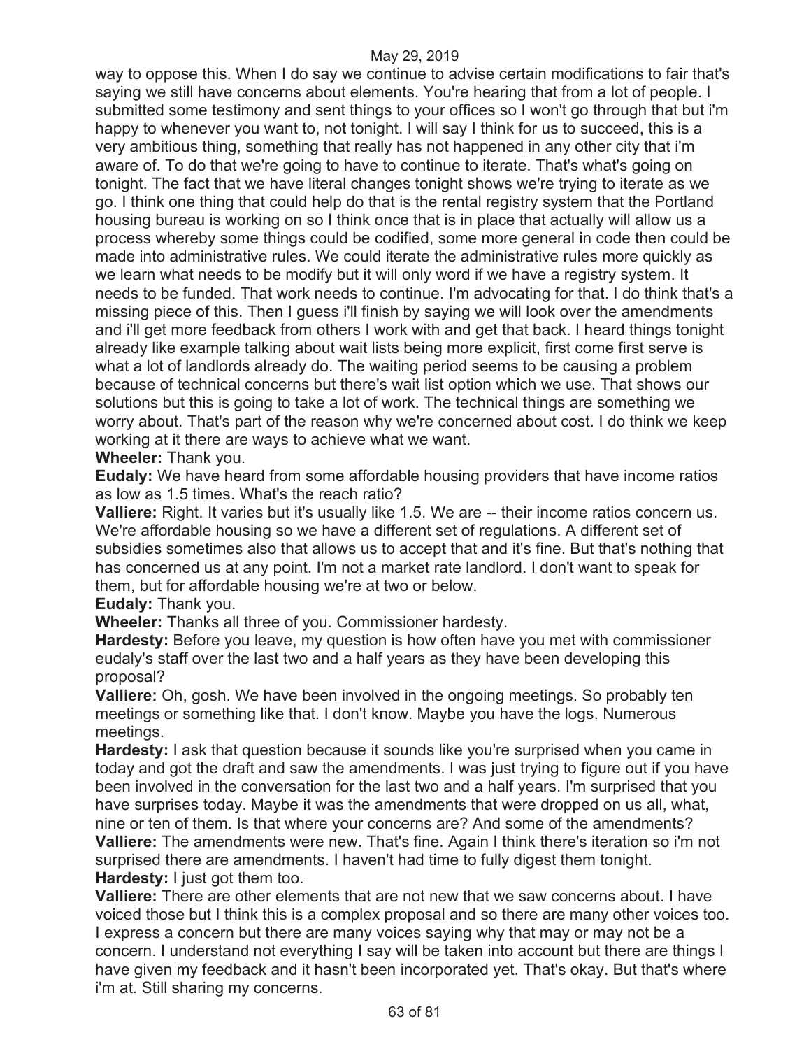way to oppose this. When I do say we continue to advise certain modifications to fair that's saying we still have concerns about elements. You're hearing that from a lot of people. I submitted some testimony and sent things to your offices so I won't go through that but i'm happy to whenever you want to, not tonight. I will say I think for us to succeed, this is a very ambitious thing, something that really has not happened in any other city that i'm aware of. To do that we're going to have to continue to iterate. That's what's going on tonight. The fact that we have literal changes tonight shows we're trying to iterate as we go. I think one thing that could help do that is the rental registry system that the Portland housing bureau is working on so I think once that is in place that actually will allow us a process whereby some things could be codified, some more general in code then could be made into administrative rules. We could iterate the administrative rules more quickly as we learn what needs to be modify but it will only word if we have a registry system. It needs to be funded. That work needs to continue. I'm advocating for that. I do think that's a missing piece of this. Then I guess i'll finish by saying we will look over the amendments and i'll get more feedback from others I work with and get that back. I heard things tonight already like example talking about wait lists being more explicit, first come first serve is what a lot of landlords already do. The waiting period seems to be causing a problem because of technical concerns but there's wait list option which we use. That shows our solutions but this is going to take a lot of work. The technical things are something we worry about. That's part of the reason why we're concerned about cost. I do think we keep working at it there are ways to achieve what we want.

**Wheeler:** Thank you.

**Eudaly:** We have heard from some affordable housing providers that have income ratios as low as 1.5 times. What's the reach ratio?

**Valliere:** Right. It varies but it's usually like 1.5. We are -- their income ratios concern us. We're affordable housing so we have a different set of regulations. A different set of subsidies sometimes also that allows us to accept that and it's fine. But that's nothing that has concerned us at any point. I'm not a market rate landlord. I don't want to speak for them, but for affordable housing we're at two or below.

**Eudaly:** Thank you.

**Wheeler:** Thanks all three of you. Commissioner hardesty.

**Hardesty:** Before you leave, my question is how often have you met with commissioner eudaly's staff over the last two and a half years as they have been developing this proposal?

**Valliere:** Oh, gosh. We have been involved in the ongoing meetings. So probably ten meetings or something like that. I don't know. Maybe you have the logs. Numerous meetings.

**Hardesty:** I ask that question because it sounds like you're surprised when you came in today and got the draft and saw the amendments. I was just trying to figure out if you have been involved in the conversation for the last two and a half years. I'm surprised that you have surprises today. Maybe it was the amendments that were dropped on us all, what, nine or ten of them. Is that where your concerns are? And some of the amendments?

**Valliere:** The amendments were new. That's fine. Again I think there's iteration so i'm not surprised there are amendments. I haven't had time to fully digest them tonight.

**Hardesty:** I just got them too.

**Valliere:** There are other elements that are not new that we saw concerns about. I have voiced those but I think this is a complex proposal and so there are many other voices too. I express a concern but there are many voices saying why that may or may not be a concern. I understand not everything I say will be taken into account but there are things I have given my feedback and it hasn't been incorporated yet. That's okay. But that's where i'm at. Still sharing my concerns.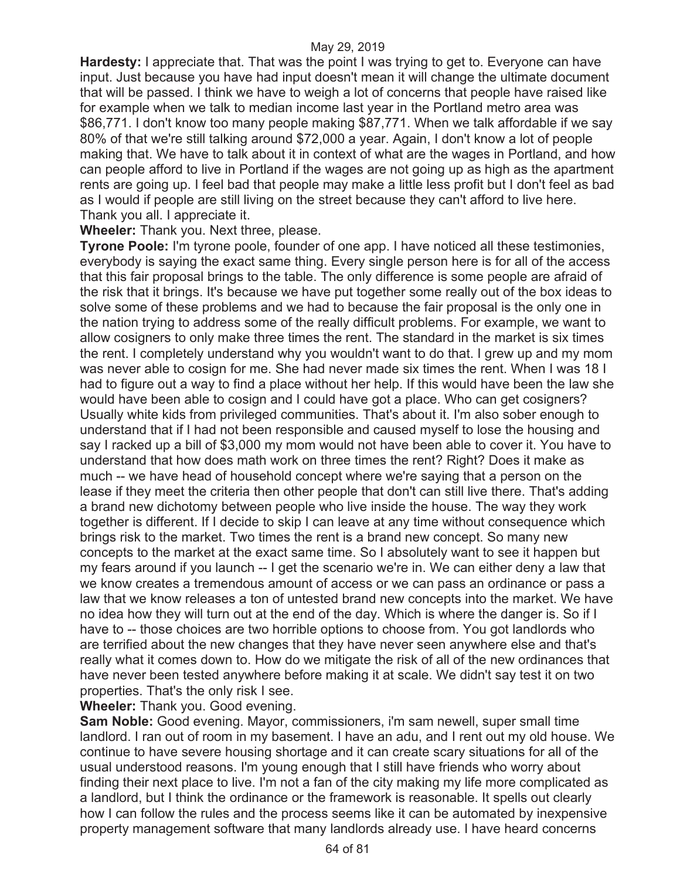**Hardesty:** I appreciate that. That was the point I was trying to get to. Everyone can have input. Just because you have had input doesn't mean it will change the ultimate document that will be passed. I think we have to weigh a lot of concerns that people have raised like for example when we talk to median income last year in the Portland metro area was $86,771. I don't know too many people making $87,771. When we talk affordable if we say 80% of that we're still talking around $72,000 a year. Again, I don't know a lot of people making that. We have to talk about it in context of what are the wages in Portland, and how can people afford to live in Portland if the wages are not going up as high as the apartment rents are going up. I feel bad that people may make a little less profit but I don't feel as bad as I would if people are still living on the street because they can't afford to live here. Thank you all. I appreciate it.

**Wheeler:** Thank you. Next three, please.

**Tyrone Poole:** I'm tyrone poole, founder of one app. I have noticed all these testimonies, everybody is saying the exact same thing. Every single person here is for all of the access that this fair proposal brings to the table. The only difference is some people are afraid of the risk that it brings. It's because we have put together some really out of the box ideas to solve some of these problems and we had to because the fair proposal is the only one in the nation trying to address some of the really difficult problems. For example, we want to allow cosigners to only make three times the rent. The standard in the market is six times the rent. I completely understand why you wouldn't want to do that. I grew up and my mom was never able to cosign for me. She had never made six times the rent. When I was 18 I had to figure out a way to find a place without her help. If this would have been the law she would have been able to cosign and I could have got a place. Who can get cosigners? Usually white kids from privileged communities. That's about it. I'm also sober enough to understand that if I had not been responsible and caused myself to lose the housing and say I racked up a bill of $3,000 my mom would not have been able to cover it. You have to understand that how does math work on three times the rent? Right? Does it make as much -- we have head of household concept where we're saying that a person on the lease if they meet the criteria then other people that don't can still live there. That's adding a brand new dichotomy between people who live inside the house. The way they work together is different. If I decide to skip I can leave at any time without consequence which brings risk to the market. Two times the rent is a brand new concept. So many new concepts to the market at the exact same time. So I absolutely want to see it happen but my fears around if you launch -- I get the scenario we're in. We can either deny a law that we know creates a tremendous amount of access or we can pass an ordinance or pass a law that we know releases a ton of untested brand new concepts into the market. We have no idea how they will turn out at the end of the day. Which is where the danger is. So if I have to -- those choices are two horrible options to choose from. You got landlords who are terrified about the new changes that they have never seen anywhere else and that's really what it comes down to. How do we mitigate the risk of all of the new ordinances that have never been tested anywhere before making it at scale. We didn't say test it on two properties. That's the only risk I see.

**Wheeler:** Thank you. Good evening.

**Sam Noble:** Good evening. Mayor, commissioners, i'm sam newell, super small time landlord. I ran out of room in my basement. I have an adu, and I rent out my old house. We continue to have severe housing shortage and it can create scary situations for all of the usual understood reasons. I'm young enough that I still have friends who worry about finding their next place to live. I'm not a fan of the city making my life more complicated as a landlord, but I think the ordinance or the framework is reasonable. It spells out clearly how I can follow the rules and the process seems like it can be automated by inexpensive property management software that many landlords already use. I have heard concerns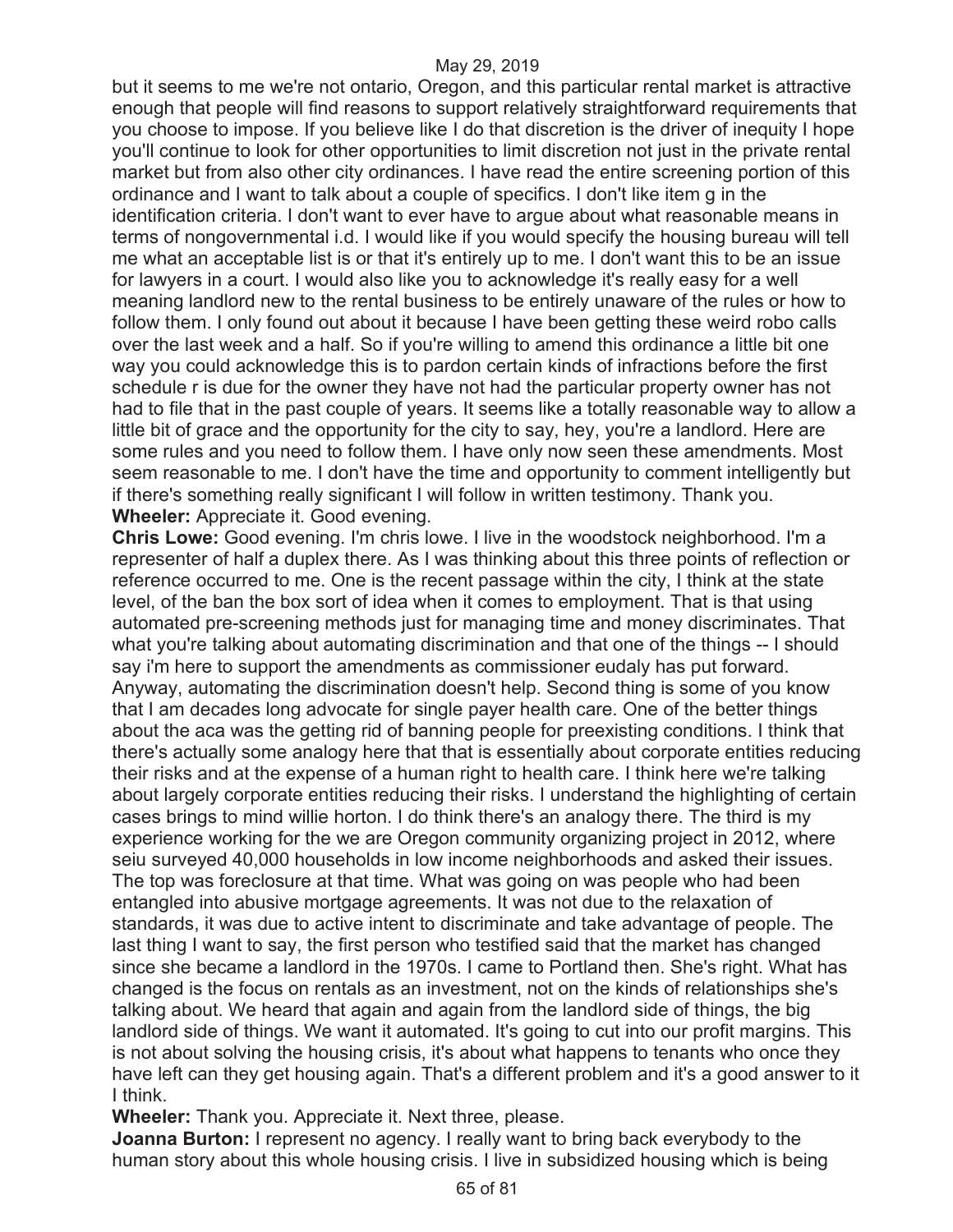but it seems to me we're not ontario, Oregon, and this particular rental market is attractive enough that people will find reasons to support relatively straightforward requirements that you choose to impose. If you believe like I do that discretion is the driver of inequity I hope you'll continue to look for other opportunities to limit discretion not just in the private rental market but from also other city ordinances. I have read the entire screening portion of this ordinance and I want to talk about a couple of specifics. I don't like item g in the identification criteria. I don't want to ever have to argue about what reasonable means in terms of nongovernmental i.d. I would like if you would specify the housing bureau will tell me what an acceptable list is or that it's entirely up to me. I don't want this to be an issue for lawyers in a court. I would also like you to acknowledge it's really easy for a well meaning landlord new to the rental business to be entirely unaware of the rules or how to follow them. I only found out about it because I have been getting these weird robo calls over the last week and a half. So if you're willing to amend this ordinance a little bit one way you could acknowledge this is to pardon certain kinds of infractions before the first schedule r is due for the owner they have not had the particular property owner has not had to file that in the past couple of years. It seems like a totally reasonable way to allow a little bit of grace and the opportunity for the city to say, hey, you're a landlord. Here are some rules and you need to follow them. I have only now seen these amendments. Most seem reasonable to me. I don't have the time and opportunity to comment intelligently but if there's something really significant I will follow in written testimony. Thank you.

**Wheeler:** Appreciate it. Good evening.

**Chris Lowe:** Good evening. I'm chris lowe. I live in the woodstock neighborhood. I'm a representer of half a duplex there. As I was thinking about this three points of reflection or reference occurred to me. One is the recent passage within the city, I think at the state level, of the ban the box sort of idea when it comes to employment. That is that using automated pre-screening methods just for managing time and money discriminates. That what you're talking about automating discrimination and that one of the things -- I should say i'm here to support the amendments as commissioner eudaly has put forward. Anyway, automating the discrimination doesn't help. Second thing is some of you know that I am decades long advocate for single payer health care. One of the better things about the aca was the getting rid of banning people for preexisting conditions. I think that there's actually some analogy here that that is essentially about corporate entities reducing their risks and at the expense of a human right to health care. I think here we're talking about largely corporate entities reducing their risks. I understand the highlighting of certain cases brings to mind willie horton. I do think there's an analogy there. The third is my experience working for the we are Oregon community organizing project in 2012, where seiu surveyed 40,000 households in low income neighborhoods and asked their issues. The top was foreclosure at that time. What was going on was people who had been entangled into abusive mortgage agreements. It was not due to the relaxation of standards, it was due to active intent to discriminate and take advantage of people. The last thing I want to say, the first person who testified said that the market has changed since she became a landlord in the 1970s. I came to Portland then. She's right. What has changed is the focus on rentals as an investment, not on the kinds of relationships she's talking about. We heard that again and again from the landlord side of things, the big landlord side of things. We want it automated. It's going to cut into our profit margins. This is not about solving the housing crisis, it's about what happens to tenants who once they have left can they get housing again. That's a different problem and it's a good answer to it I think.

**Wheeler:** Thank you. Appreciate it. Next three, please.

**Joanna Burton:** I represent no agency. I really want to bring back everybody to the human story about this whole housing crisis. I live in subsidized housing which is being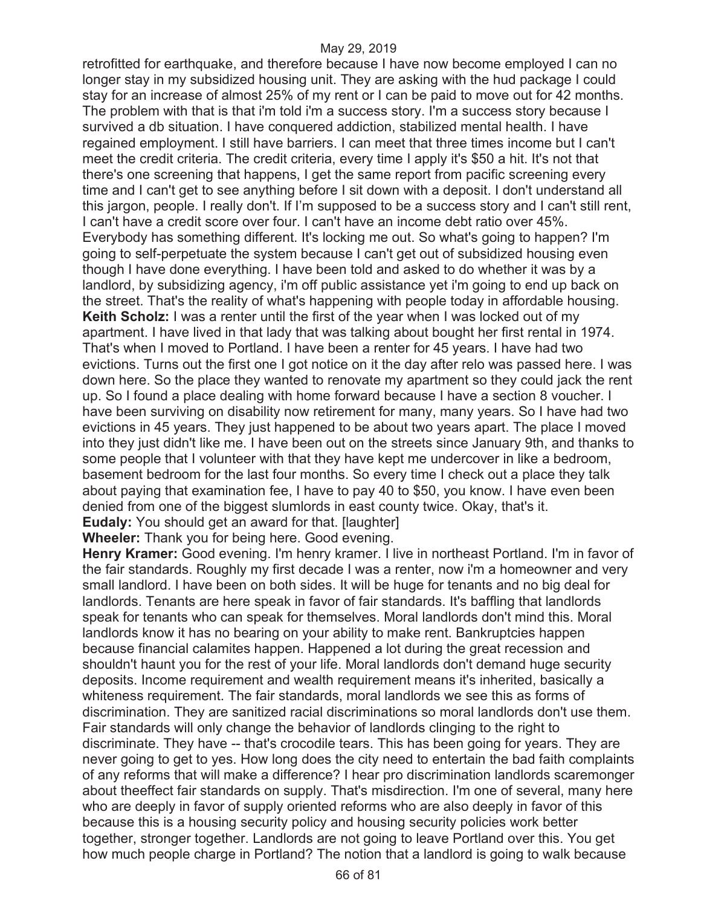retrofitted for earthquake, and therefore because I have now become employed I can no longer stay in my subsidized housing unit. They are asking with the hud package I could stay for an increase of almost 25% of my rent or I can be paid to move out for 42 months. The problem with that is that i'm told i'm a success story. I'm a success story because I survived a db situation. I have conquered addiction, stabilized mental health. I have regained employment. I still have barriers. I can meet that three times income but I can't meet the credit criteria. The credit criteria, every time I apply it's $50 a hit. It's not that there's one screening that happens, I get the same report from pacific screening every time and I can't get to see anything before I sit down with a deposit. I don't understand all this jargon, people. I really don't. If I'm supposed to be a success story and I can't still rent, I can't have a credit score over four. I can't have an income debt ratio over 45%. Everybody has something different. It's locking me out. So what's going to happen? I'm going to self-perpetuate the system because I can't get out of subsidized housing even though I have done everything. I have been told and asked to do whether it was by a landlord, by subsidizing agency, i'm off public assistance yet i'm going to end up back on the street. That's the reality of what's happening with people today in affordable housing.

**Keith Scholz:** I was a renter until the first of the year when I was locked out of my apartment. I have lived in that lady that was talking about bought her first rental in 1974. That's when I moved to Portland. I have been a renter for 45 years. I have had two evictions. Turns out the first one I got notice on it the day after relo was passed here. I was down here. So the place they wanted to renovate my apartment so they could jack the rent up. So I found a place dealing with home forward because I have a section 8 voucher. I have been surviving on disability now retirement for many, many years. So I have had two evictions in 45 years. They just happened to be about two years apart. The place I moved into they just didn't like me. I have been out on the streets since January 9th, and thanks to some people that I volunteer with that they have kept me undercover in like a bedroom, basement bedroom for the last four months. So every time I check out a place they talk about paying that examination fee, I have to pay 40 to $50, you know. I have even been denied from one of the biggest slumlords in east county twice. Okay, that's it.

**Eudaly:** You should get an award for that. [laughter]

**Wheeler:** Thank you for being here. Good evening.

**Henry Kramer:** Good evening. I'm henry kramer. I live in northeast Portland. I'm in favor of the fair standards. Roughly my first decade I was a renter, now i'm a homeowner and very small landlord. I have been on both sides. It will be huge for tenants and no big deal for landlords. Tenants are here speak in favor of fair standards. It's baffling that landlords speak for tenants who can speak for themselves. Moral landlords don't mind this. Moral landlords know it has no bearing on your ability to make rent. Bankruptcies happen because financial calamites happen. Happened a lot during the great recession and shouldn't haunt you for the rest of your life. Moral landlords don't demand huge security deposits. Income requirement and wealth requirement means it's inherited, basically a whiteness requirement. The fair standards, moral landlords we see this as forms of discrimination. They are sanitized racial discriminations so moral landlords don't use them. Fair standards will only change the behavior of landlords clinging to the right to discriminate. They have -- that's crocodile tears. This has been going for years. They are never going to get to yes. How long does the city need to entertain the bad faith complaints of any reforms that will make a difference? I hear pro discrimination landlords scaremonger about theeffect fair standards on supply. That's misdirection. I'm one of several, many here who are deeply in favor of supply oriented reforms who are also deeply in favor of this because this is a housing security policy and housing security policies work better together, stronger together. Landlords are not going to leave Portland over this. You get how much people charge in Portland? The notion that a landlord is going to walk because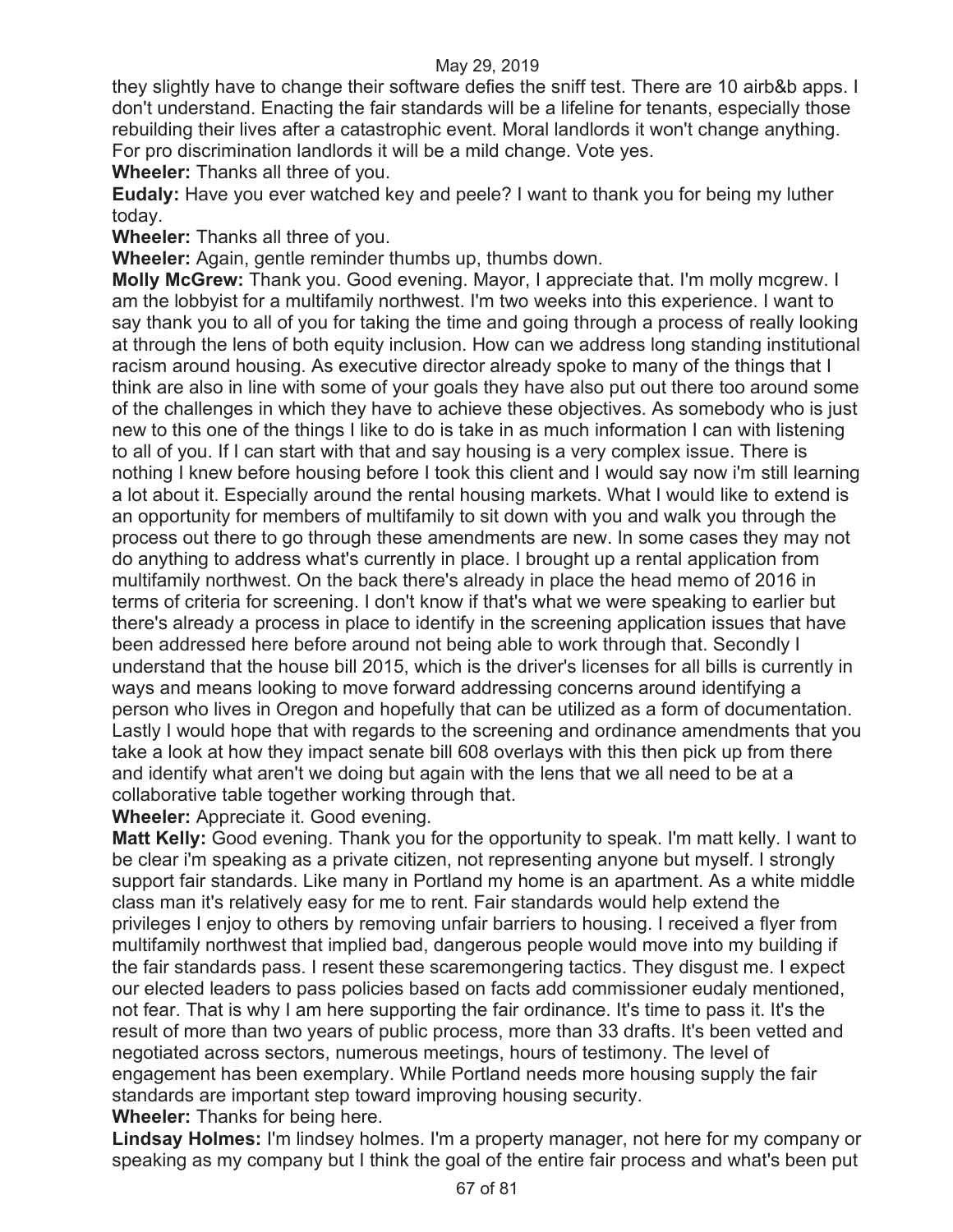they slightly have to change their software defies the sniff test. There are 10 airb&b apps. I don't understand. Enacting the fair standards will be a lifeline for tenants, especially those rebuilding their lives after a catastrophic event. Moral landlords it won't change anything. For pro discrimination landlords it will be a mild change. Vote yes.

**Wheeler:** Thanks all three of you.

**Eudaly:** Have you ever watched key and peele? I want to thank you for being my luther today.

**Wheeler:** Thanks all three of you.

**Wheeler:** Again, gentle reminder thumbs up, thumbs down.

**Molly McGrew:** Thank you. Good evening. Mayor, I appreciate that. I'm molly mcgrew. I am the lobbyist for a multifamily northwest. I'm two weeks into this experience. I want to say thank you to all of you for taking the time and going through a process of really looking at through the lens of both equity inclusion. How can we address long standing institutional racism around housing. As executive director already spoke to many of the things that I think are also in line with some of your goals they have also put out there too around some of the challenges in which they have to achieve these objectives. As somebody who is just new to this one of the things I like to do is take in as much information I can with listening to all of you. If I can start with that and say housing is a very complex issue. There is nothing I knew before housing before I took this client and I would say now i'm still learning a lot about it. Especially around the rental housing markets. What I would like to extend is an opportunity for members of multifamily to sit down with you and walk you through the process out there to go through these amendments are new. In some cases they may not do anything to address what's currently in place. I brought up a rental application from multifamily northwest. On the back there's already in place the head memo of 2016 in terms of criteria for screening. I don't know if that's what we were speaking to earlier but there's already a process in place to identify in the screening application issues that have been addressed here before around not being able to work through that. Secondly I understand that the house bill 2015, which is the driver's licenses for all bills is currently in ways and means looking to move forward addressing concerns around identifying a person who lives in Oregon and hopefully that can be utilized as a form of documentation. Lastly I would hope that with regards to the screening and ordinance amendments that you take a look at how they impact senate bill 608 overlays with this then pick up from there and identify what aren't we doing but again with the lens that we all need to be at a collaborative table together working through that.

**Wheeler:** Appreciate it. Good evening.

**Matt Kelly:** Good evening. Thank you for the opportunity to speak. I'm matt kelly. I want to be clear i'm speaking as a private citizen, not representing anyone but myself. I strongly support fair standards. Like many in Portland my home is an apartment. As a white middle class man it's relatively easy for me to rent. Fair standards would help extend the privileges I enjoy to others by removing unfair barriers to housing. I received a flyer from multifamily northwest that implied bad, dangerous people would move into my building if the fair standards pass. I resent these scaremongering tactics. They disgust me. I expect our elected leaders to pass policies based on facts add commissioner eudaly mentioned, not fear. That is why I am here supporting the fair ordinance. It's time to pass it. It's the result of more than two years of public process, more than 33 drafts. It's been vetted and negotiated across sectors, numerous meetings, hours of testimony. The level of engagement has been exemplary. While Portland needs more housing supply the fair standards are important step toward improving housing security.

**Wheeler:** Thanks for being here.

**Lindsay Holmes:** I'm lindsey holmes. I'm a property manager, not here for my company or speaking as my company but I think the goal of the entire fair process and what's been put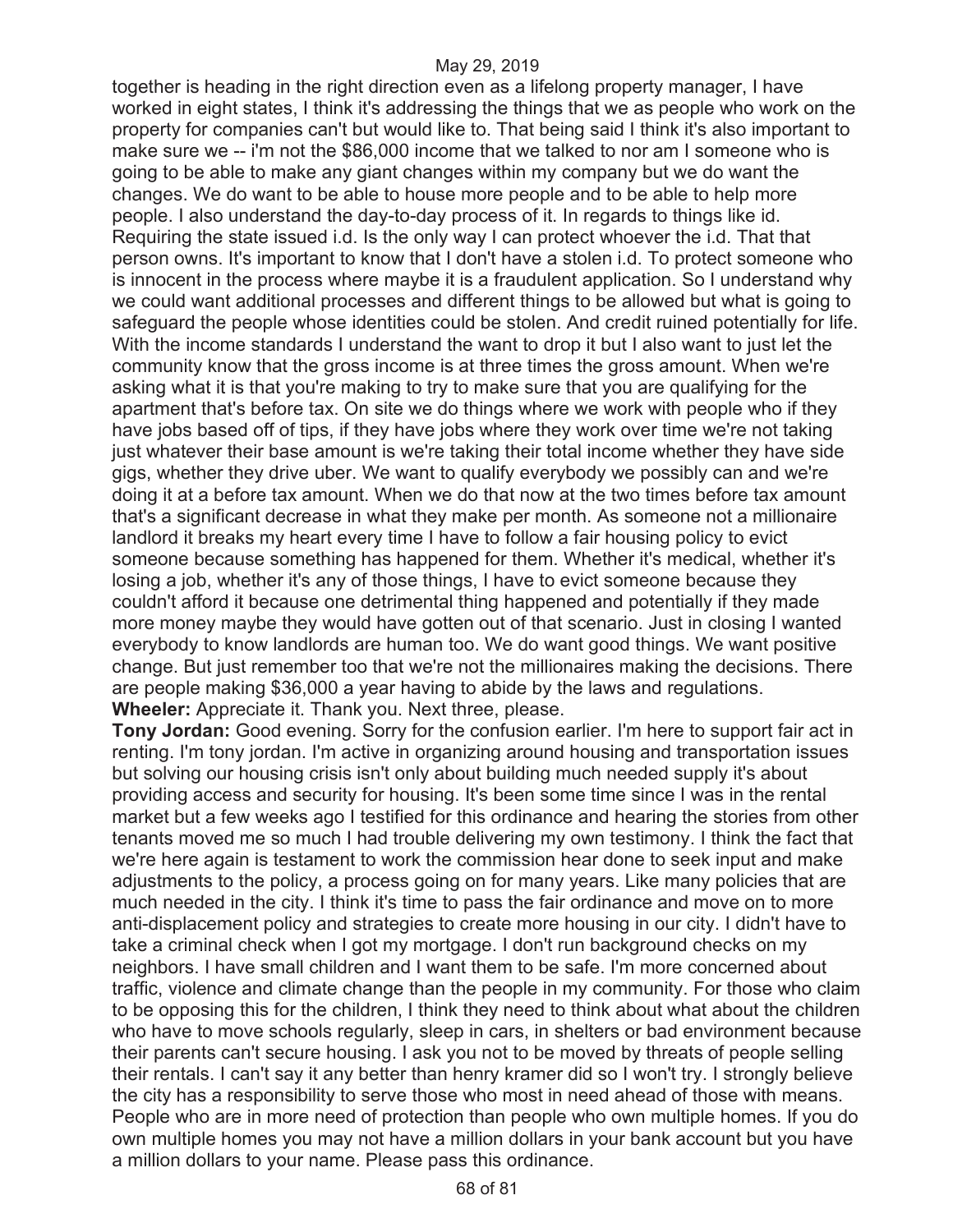together is heading in the right direction even as a lifelong property manager, I have worked in eight states, I think it's addressing the things that we as people who work on the property for companies can't but would like to. That being said I think it's also important to make sure we -- i'm not the $86,000 income that we talked to nor am I someone who is going to be able to make any giant changes within my company but we do want the changes. We do want to be able to house more people and to be able to help more people. I also understand the day-to-day process of it. In regards to things like id. Requiring the state issued i.d. Is the only way I can protect whoever the i.d. That that person owns. It's important to know that I don't have a stolen i.d. To protect someone who is innocent in the process where maybe it is a fraudulent application. So I understand why we could want additional processes and different things to be allowed but what is going to safeguard the people whose identities could be stolen. And credit ruined potentially for life. With the income standards I understand the want to drop it but I also want to just let the community know that the gross income is at three times the gross amount. When we're asking what it is that you're making to try to make sure that you are qualifying for the apartment that's before tax. On site we do things where we work with people who if they have jobs based off of tips, if they have jobs where they work over time we're not taking just whatever their base amount is we're taking their total income whether they have side gigs, whether they drive uber. We want to qualify everybody we possibly can and we're doing it at a before tax amount. When we do that now at the two times before tax amount that's a significant decrease in what they make per month. As someone not a millionaire landlord it breaks my heart every time I have to follow a fair housing policy to evict someone because something has happened for them. Whether it's medical, whether it's losing a job, whether it's any of those things, I have to evict someone because they couldn't afford it because one detrimental thing happened and potentially if they made more money maybe they would have gotten out of that scenario. Just in closing I wanted everybody to know landlords are human too. We do want good things. We want positive change. But just remember too that we're not the millionaires making the decisions. There are people making $36,000 a year having to abide by the laws and regulations.

**Wheeler:** Appreciate it. Thank you. Next three, please.

**Tony Jordan:** Good evening. Sorry for the confusion earlier. I'm here to support fair act in renting. I'm tony jordan. I'm active in organizing around housing and transportation issues but solving our housing crisis isn't only about building much needed supply it's about providing access and security for housing. It's been some time since I was in the rental market but a few weeks ago I testified for this ordinance and hearing the stories from other tenants moved me so much I had trouble delivering my own testimony. I think the fact that we're here again is testament to work the commission hear done to seek input and make adjustments to the policy, a process going on for many years. Like many policies that are much needed in the city. I think it's time to pass the fair ordinance and move on to more anti-displacement policy and strategies to create more housing in our city. I didn't have to take a criminal check when I got my mortgage. I don't run background checks on my neighbors. I have small children and I want them to be safe. I'm more concerned about traffic, violence and climate change than the people in my community. For those who claim to be opposing this for the children, I think they need to think about what about the children who have to move schools regularly, sleep in cars, in shelters or bad environment because their parents can't secure housing. I ask you not to be moved by threats of people selling their rentals. I can't say it any better than henry kramer did so I won't try. I strongly believe the city has a responsibility to serve those who most in need ahead of those with means. People who are in more need of protection than people who own multiple homes. If you do own multiple homes you may not have a million dollars in your bank account but you have a million dollars to your name. Please pass this ordinance.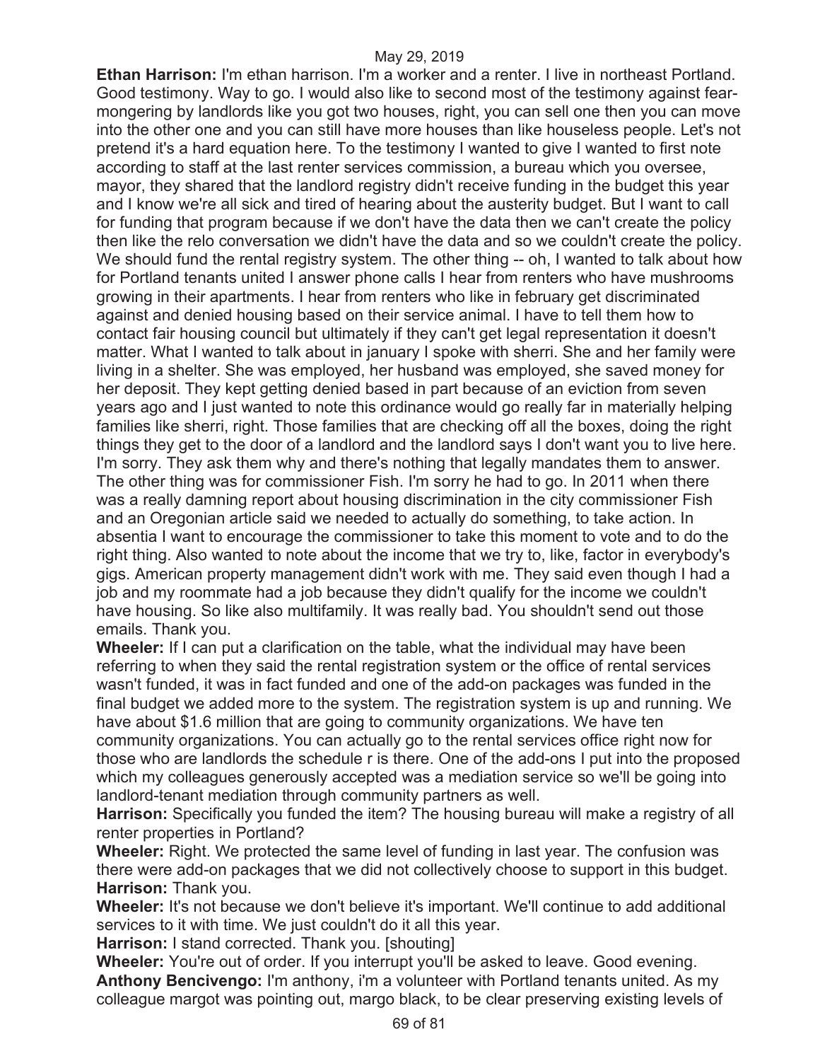**Ethan Harrison:** I'm ethan harrison. I'm a worker and a renter. I live in northeast Portland. Good testimony. Way to go. I would also like to second most of the testimony against fear-mongering by landlords like you got two houses, right, you can sell one then you can move into the other one and you can still have more houses than like houseless people. Let's not pretend it's a hard equation here. To the testimony I wanted to give I wanted to first note according to staff at the last renter services commission, a bureau which you oversee, mayor, they shared that the landlord registry didn't receive funding in the budget this year and I know we're all sick and tired of hearing about the austerity budget. But I want to call for funding that program because if we don't have the data then we can't create the policy then like the relo conversation we didn't have the data and so we couldn't create the policy. We should fund the rental registry system. The other thing -- oh, I wanted to talk about how for Portland tenants united I answer phone calls I hear from renters who have mushrooms growing in their apartments. I hear from renters who like in february get discriminated against and denied housing based on their service animal. I have to tell them how to contact fair housing council but ultimately if they can't get legal representation it doesn't matter. What I wanted to talk about in january I spoke with sherri. She and her family were living in a shelter. She was employed, her husband was employed, she saved money for her deposit. They kept getting denied based in part because of an eviction from seven years ago and I just wanted to note this ordinance would go really far in materially helping families like sherri, right. Those families that are checking off all the boxes, doing the right things they get to the door of a landlord and the landlord says I don't want you to live here. I'm sorry. They ask them why and there's nothing that legally mandates them to answer. The other thing was for commissioner Fish. I'm sorry he had to go. In 2011 when there was a really damning report about housing discrimination in the city commissioner Fish and an Oregonian article said we needed to actually do something, to take action. In absentia I want to encourage the commissioner to take this moment to vote and to do the right thing. Also wanted to note about the income that we try to, like, factor in everybody's gigs. American property management didn't work with me. They said even though I had a job and my roommate had a job because they didn't qualify for the income we couldn't have housing. So like also multifamily. It was really bad. You shouldn't send out those emails. Thank you.

**Wheeler:** If I can put a clarification on the table, what the individual may have been referring to when they said the rental registration system or the office of rental services wasn't funded, it was in fact funded and one of the add-on packages was funded in the final budget we added more to the system. The registration system is up and running. We have about $1.6 million that are going to community organizations. We have ten community organizations. You can actually go to the rental services office right now for those who are landlords the schedule r is there. One of the add-ons I put into the proposed which my colleagues generously accepted was a mediation service so we'll be going into landlord-tenant mediation through community partners as well.

**Harrison:** Specifically you funded the item? The housing bureau will make a registry of all renter properties in Portland?

**Wheeler:** Right. We protected the same level of funding in last year. The confusion was there were add-on packages that we did not collectively choose to support in this budget.

**Harrison:** Thank you.

**Wheeler:** It's not because we don't believe it's important. We'll continue to add additional services to it with time. We just couldn't do it all this year.

**Harrison:** I stand corrected. Thank you. [shouting]

**Wheeler:** You're out of order. If you interrupt you'll be asked to leave. Good evening.

**Anthony Bencivengo:** I'm anthony, i'm a volunteer with Portland tenants united. As my colleague margot was pointing out, margo black, to be clear preserving existing levels of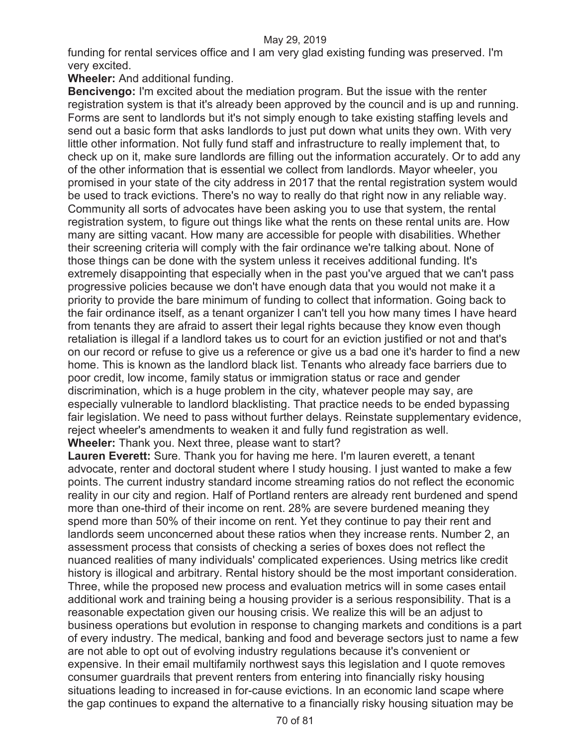funding for rental services office and I am very glad existing funding was preserved. I'm very excited.

**Wheeler:** And additional funding.

**Bencivengo:** I'm excited about the mediation program. But the issue with the renter registration system is that it's already been approved by the council and is up and running. Forms are sent to landlords but it's not simply enough to take existing staffing levels and send out a basic form that asks landlords to just put down what units they own. With very little other information. Not fully fund staff and infrastructure to really implement that, to check up on it, make sure landlords are filling out the information accurately. Or to add any of the other information that is essential we collect from landlords. Mayor wheeler, you promised in your state of the city address in 2017 that the rental registration system would be used to track evictions. There's no way to really do that right now in any reliable way. Community all sorts of advocates have been asking you to use that system, the rental registration system, to figure out things like what the rents on these rental units are. How many are sitting vacant. How many are accessible for people with disabilities. Whether their screening criteria will comply with the fair ordinance we're talking about. None of those things can be done with the system unless it receives additional funding. It's extremely disappointing that especially when in the past you've argued that we can't pass progressive policies because we don't have enough data that you would not make it a priority to provide the bare minimum of funding to collect that information. Going back to the fair ordinance itself, as a tenant organizer I can't tell you how many times I have heard from tenants they are afraid to assert their legal rights because they know even though retaliation is illegal if a landlord takes us to court for an eviction justified or not and that's on our record or refuse to give us a reference or give us a bad one it's harder to find a new home. This is known as the landlord black list. Tenants who already face barriers due to poor credit, low income, family status or immigration status or race and gender discrimination, which is a huge problem in the city, whatever people may say, are especially vulnerable to landlord blacklisting. That practice needs to be ended bypassing fair legislation. We need to pass without further delays. Reinstate supplementary evidence, reject wheeler's amendments to weaken it and fully fund registration as well.

**Wheeler:** Thank you. Next three, please want to start?

**Lauren Everett:** Sure. Thank you for having me here. I'm lauren everett, a tenant advocate, renter and doctoral student where I study housing. I just wanted to make a few points. The current industry standard income streaming ratios do not reflect the economic reality in our city and region. Half of Portland renters are already rent burdened and spend more than one-third of their income on rent. 28% are severe burdened meaning they spend more than 50% of their income on rent. Yet they continue to pay their rent and landlords seem unconcerned about these ratios when they increase rents. Number 2, an assessment process that consists of checking a series of boxes does not reflect the nuanced realities of many individuals' complicated experiences. Using metrics like credit history is illogical and arbitrary. Rental history should be the most important consideration. Three, while the proposed new process and evaluation metrics will in some cases entail additional work and training being a housing provider is a serious responsibility. That is a reasonable expectation given our housing crisis. We realize this will be an adjust to business operations but evolution in response to changing markets and conditions is a part of every industry. The medical, banking and food and beverage sectors just to name a few are not able to opt out of evolving industry regulations because it's convenient or expensive. In their email multifamily northwest says this legislation and I quote removes consumer guardrails that prevent renters from entering into financially risky housing situations leading to increased in for-cause evictions. In an economic land scape where the gap continues to expand the alternative to a financially risky housing situation may be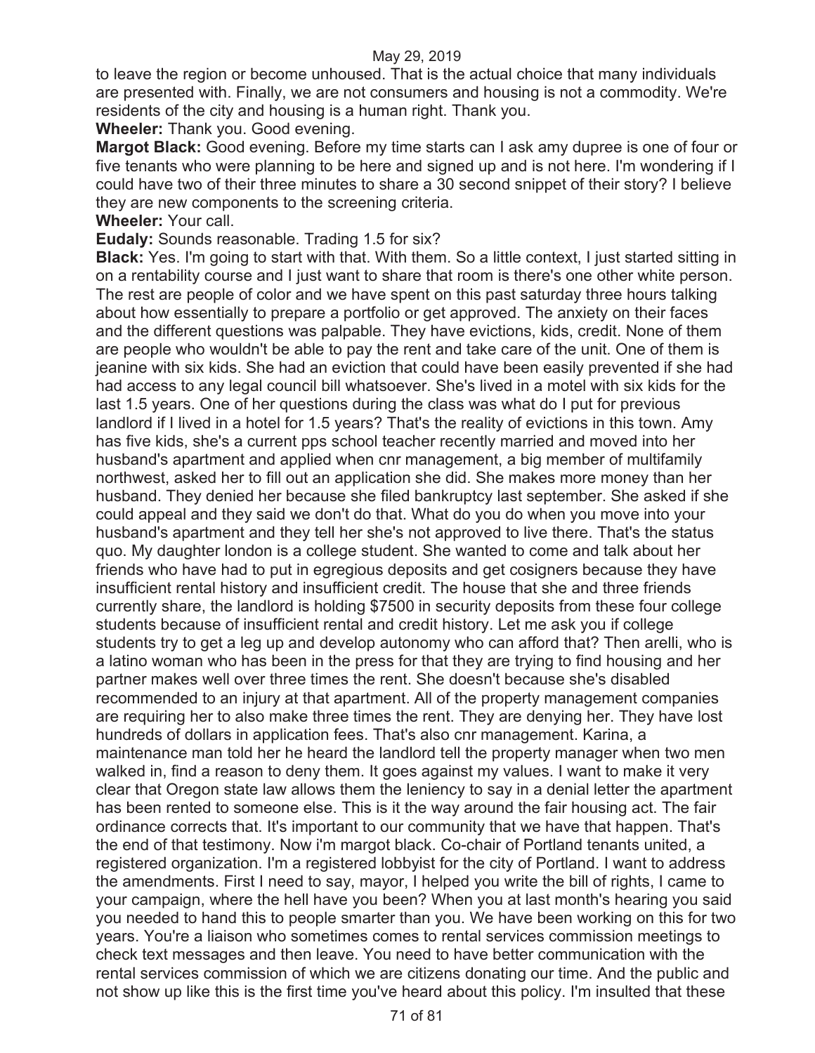to leave the region or become unhoused. That is the actual choice that many individuals are presented with. Finally, we are not consumers and housing is not a commodity. We're residents of the city and housing is a human right. Thank you.

**Wheeler:** Thank you. Good evening.

**Margot Black:** Good evening. Before my time starts can I ask amy dupree is one of four or five tenants who were planning to be here and signed up and is not here. I'm wondering if I could have two of their three minutes to share a 30 second snippet of their story? I believe they are new components to the screening criteria.

**Wheeler:** Your call.

**Eudaly:** Sounds reasonable. Trading 1.5 for six?

**Black:** Yes. I'm going to start with that. With them. So a little context, I just started sitting in on a rentability course and I just want to share that room is there's one other white person. The rest are people of color and we have spent on this past saturday three hours talking about how essentially to prepare a portfolio or get approved. The anxiety on their faces and the different questions was palpable. They have evictions, kids, credit. None of them are people who wouldn't be able to pay the rent and take care of the unit. One of them is jeanine with six kids. She had an eviction that could have been easily prevented if she had had access to any legal council bill whatsoever. She's lived in a motel with six kids for the last 1.5 years. One of her questions during the class was what do I put for previous landlord if I lived in a hotel for 1.5 years? That's the reality of evictions in this town. Amy has five kids, she's a current pps school teacher recently married and moved into her husband's apartment and applied when cnr management, a big member of multifamily northwest, asked her to fill out an application she did. She makes more money than her husband. They denied her because she filed bankruptcy last september. She asked if she could appeal and they said we don't do that. What do you do when you move into your husband's apartment and they tell her she's not approved to live there. That's the status quo. My daughter london is a college student. She wanted to come and talk about her friends who have had to put in egregious deposits and get cosigners because they have insufficient rental history and insufficient credit. The house that she and three friends currently share, the landlord is holding $7500 in security deposits from these four college students because of insufficient rental and credit history. Let me ask you if college students try to get a leg up and develop autonomy who can afford that? Then arelli, who is a latino woman who has been in the press for that they are trying to find housing and her partner makes well over three times the rent. She doesn't because she's disabled recommended to an injury at that apartment. All of the property management companies are requiring her to also make three times the rent. They are denying her. They have lost hundreds of dollars in application fees. That's also cnr management. Karina, a maintenance man told her he heard the landlord tell the property manager when two men walked in, find a reason to deny them. It goes against my values. I want to make it very clear that Oregon state law allows them the leniency to say in a denial letter the apartment has been rented to someone else. This is it the way around the fair housing act. The fair ordinance corrects that. It's important to our community that we have that happen. That's the end of that testimony. Now i'm margot black. Co-chair of Portland tenants united, a registered organization. I'm a registered lobbyist for the city of Portland. I want to address the amendments. First I need to say, mayor, I helped you write the bill of rights, I came to your campaign, where the hell have you been? When you at last month's hearing you said you needed to hand this to people smarter than you. We have been working on this for two years. You're a liaison who sometimes comes to rental services commission meetings to check text messages and then leave. You need to have better communication with the rental services commission of which we are citizens donating our time. And the public and not show up like this is the first time you've heard about this policy. I'm insulted that these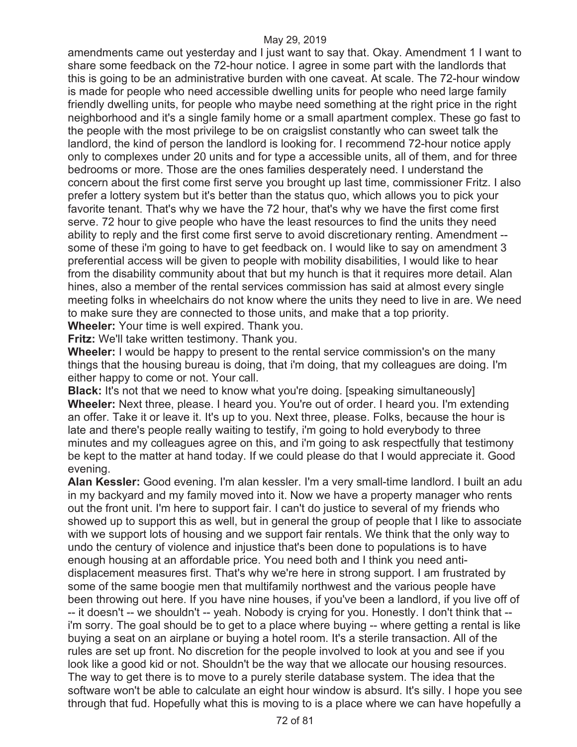amendments came out yesterday and I just want to say that. Okay. Amendment 1 I want to share some feedback on the 72-hour notice. I agree in some part with the landlords that this is going to be an administrative burden with one caveat. At scale. The 72-hour window is made for people who need accessible dwelling units for people who need large family friendly dwelling units, for people who maybe need something at the right price in the right neighborhood and it's a single family home or a small apartment complex. These go fast to the people with the most privilege to be on craigslist constantly who can sweet talk the landlord, the kind of person the landlord is looking for. I recommend 72-hour notice apply only to complexes under 20 units and for type a accessible units, all of them, and for three bedrooms or more. Those are the ones families desperately need. I understand the concern about the first come first serve you brought up last time, commissioner Fritz. I also prefer a lottery system but it's better than the status quo, which allows you to pick your favorite tenant. That's why we have the 72 hour, that's why we have the first come first serve. 72 hour to give people who have the least resources to find the units they need ability to reply and the first come first serve to avoid discretionary renting. Amendment -- some of these i'm going to have to get feedback on. I would like to say on amendment 3 preferential access will be given to people with mobility disabilities, I would like to hear from the disability community about that but my hunch is that it requires more detail. Alan hines, also a member of the rental services commission has said at almost every single meeting folks in wheelchairs do not know where the units they need to live in are. We need to make sure they are connected to those units, and make that a top priority.

**Wheeler:** Your time is well expired. Thank you.

**Fritz:** We'll take written testimony. Thank you.

**Wheeler:** I would be happy to present to the rental service commission's on the many things that the housing bureau is doing, that i'm doing, that my colleagues are doing. I'm either happy to come or not. Your call.

**Black:** It's not that we need to know what you're doing. [speaking simultaneously]

**Wheeler:** Next three, please. I heard you. You're out of order. I heard you. I'm extending an offer. Take it or leave it. It's up to you. Next three, please. Folks, because the hour is late and there's people really waiting to testify, i'm going to hold everybody to three minutes and my colleagues agree on this, and i'm going to ask respectfully that testimony be kept to the matter at hand today. If we could please do that I would appreciate it. Good evening.

**Alan Kessler:** Good evening. I'm alan kessler. I'm a very small-time landlord. I built an adu in my backyard and my family moved into it. Now we have a property manager who rents out the front unit. I'm here to support fair. I can't do justice to several of my friends who showed up to support this as well, but in general the group of people that I like to associate with we support lots of housing and we support fair rentals. We think that the only way to undo the century of violence and injustice that's been done to populations is to have enough housing at an affordable price. You need both and I think you need anti-displacement measures first. That's why we're here in strong support. I am frustrated by some of the same boogie men that multifamily northwest and the various people have been throwing out here. If you have nine houses, if you've been a landlord, if you live off of -- it doesn't -- we shouldn't -- yeah. Nobody is crying for you. Honestly. I don't think that -- i'm sorry. The goal should be to get to a place where buying -- where getting a rental is like buying a seat on an airplane or buying a hotel room. It's a sterile transaction. All of the rules are set up front. No discretion for the people involved to look at you and see if you look like a good kid or not. Shouldn't be the way that we allocate our housing resources. The way to get there is to move to a purely sterile database system. The idea that the software won't be able to calculate an eight hour window is absurd. It's silly. I hope you see through that fud. Hopefully what this is moving to is a place where we can have hopefully a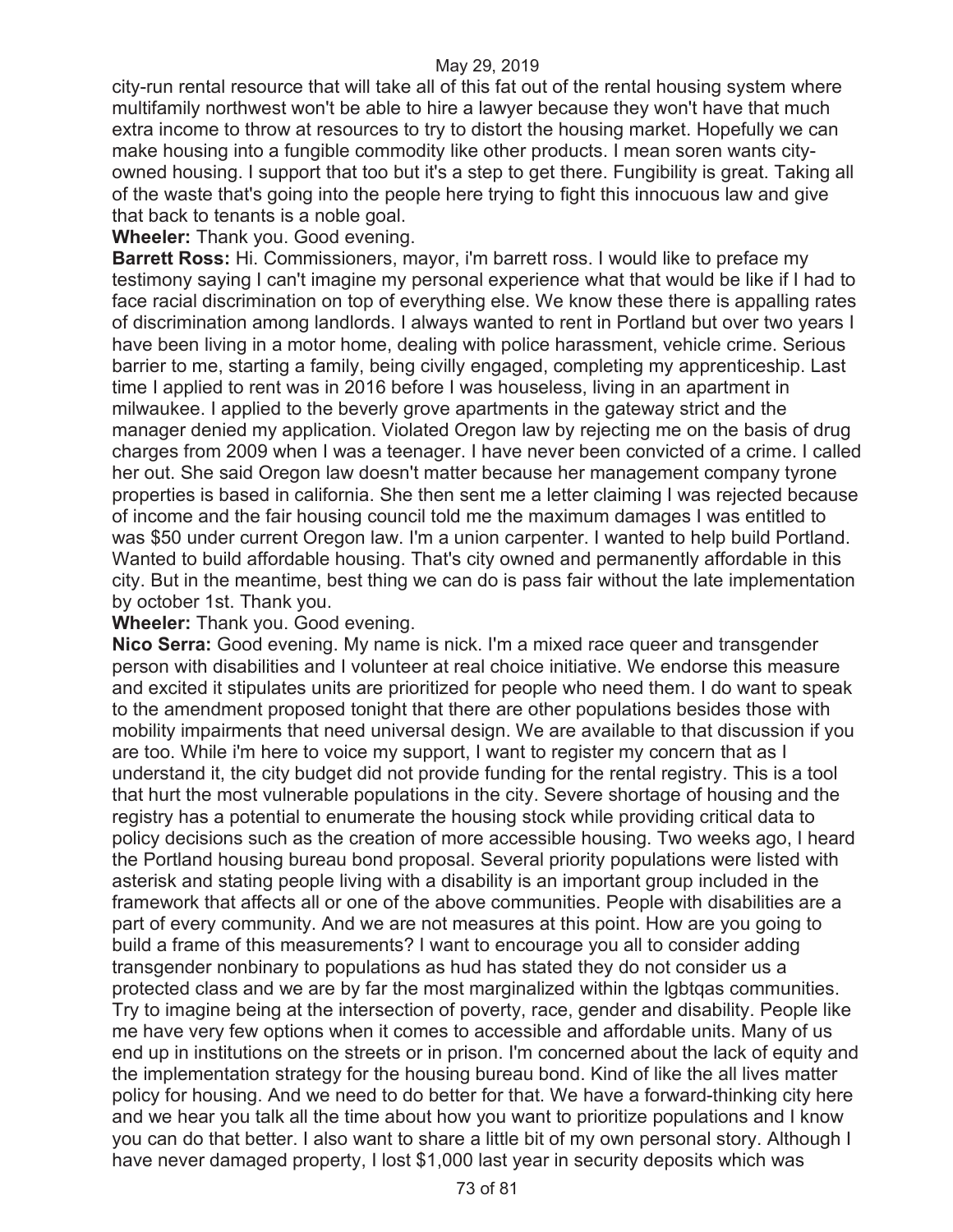city-run rental resource that will take all of this fat out of the rental housing system where multifamily northwest won't be able to hire a lawyer because they won't have that much extra income to throw at resources to try to distort the housing market. Hopefully we can make housing into a fungible commodity like other products. I mean soren wants city-owned housing. I support that too but it's a step to get there. Fungibility is great. Taking all of the waste that's going into the people here trying to fight this innocuous law and give that back to tenants is a noble goal.

**Wheeler:** Thank you. Good evening.

**Barrett Ross:** Hi. Commissioners, mayor, i'm barrett ross. I would like to preface my testimony saying I can't imagine my personal experience what that would be like if I had to face racial discrimination on top of everything else. We know these there is appalling rates of discrimination among landlords. I always wanted to rent in Portland but over two years I have been living in a motor home, dealing with police harassment, vehicle crime. Serious barrier to me, starting a family, being civilly engaged, completing my apprenticeship. Last time I applied to rent was in 2016 before I was houseless, living in an apartment in milwaukee. I applied to the beverly grove apartments in the gateway strict and the manager denied my application. Violated Oregon law by rejecting me on the basis of drug charges from 2009 when I was a teenager. I have never been convicted of a crime. I called her out. She said Oregon law doesn't matter because her management company tyrone properties is based in california. She then sent me a letter claiming I was rejected because of income and the fair housing council told me the maximum damages I was entitled to was $50 under current Oregon law. I'm a union carpenter. I wanted to help build Portland. Wanted to build affordable housing. That's city owned and permanently affordable in this city. But in the meantime, best thing we can do is pass fair without the late implementation by october 1st. Thank you.

**Wheeler:** Thank you. Good evening.

**Nico Serra:** Good evening. My name is nick. I'm a mixed race queer and transgender person with disabilities and I volunteer at real choice initiative. We endorse this measure and excited it stipulates units are prioritized for people who need them. I do want to speak to the amendment proposed tonight that there are other populations besides those with mobility impairments that need universal design. We are available to that discussion if you are too. While i'm here to voice my support, I want to register my concern that as I understand it, the city budget did not provide funding for the rental registry. This is a tool that hurt the most vulnerable populations in the city. Severe shortage of housing and the registry has a potential to enumerate the housing stock while providing critical data to policy decisions such as the creation of more accessible housing. Two weeks ago, I heard the Portland housing bureau bond proposal. Several priority populations were listed with asterisk and stating people living with a disability is an important group included in the framework that affects all or one of the above communities. People with disabilities are a part of every community. And we are not measures at this point. How are you going to build a frame of this measurements? I want to encourage you all to consider adding transgender nonbinary to populations as hud has stated they do not consider us a protected class and we are by far the most marginalized within the lgbtqas communities. Try to imagine being at the intersection of poverty, race, gender and disability. People like me have very few options when it comes to accessible and affordable units. Many of us end up in institutions on the streets or in prison. I'm concerned about the lack of equity and the implementation strategy for the housing bureau bond. Kind of like the all lives matter policy for housing. And we need to do better for that. We have a forward-thinking city here and we hear you talk all the time about how you want to prioritize populations and I know you can do that better. I also want to share a little bit of my own personal story. Although I have never damaged property, I lost $1,000 last year in security deposits which was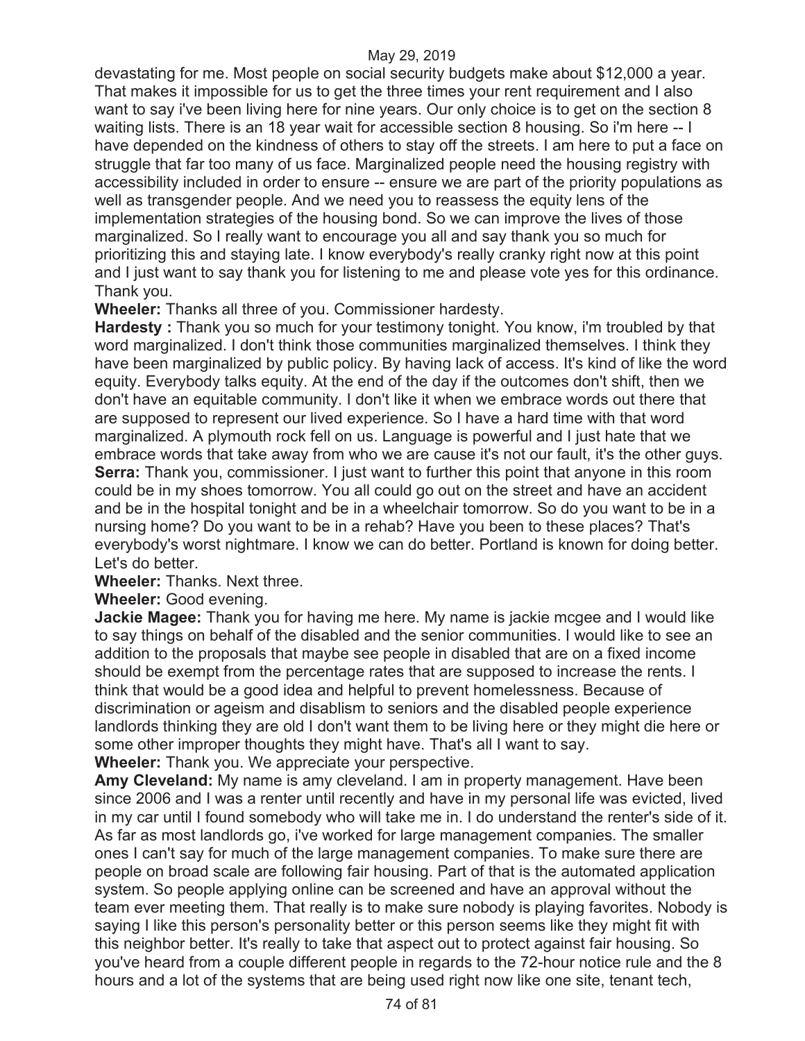devastating for me. Most people on social security budgets make about $12,000 a year. That makes it impossible for us to get the three times your rent requirement and I also want to say i've been living here for nine years. Our only choice is to get on the section 8 waiting lists. There is an 18 year wait for accessible section 8 housing. So i'm here -- I have depended on the kindness of others to stay off the streets. I am here to put a face on struggle that far too many of us face. Marginalized people need the housing registry with accessibility included in order to ensure -- ensure we are part of the priority populations as well as transgender people. And we need you to reassess the equity lens of the implementation strategies of the housing bond. So we can improve the lives of those marginalized. So I really want to encourage you all and say thank you so much for prioritizing this and staying late. I know everybody's really cranky right now at this point and I just want to say thank you for listening to me and please vote yes for this ordinance. Thank you.

**Wheeler:** Thanks all three of you. Commissioner hardesty.

**Hardesty :** Thank you so much for your testimony tonight. You know, i'm troubled by that word marginalized. I don't think those communities marginalized themselves. I think they have been marginalized by public policy. By having lack of access. It's kind of like the word equity. Everybody talks equity. At the end of the day if the outcomes don't shift, then we don't have an equitable community. I don't like it when we embrace words out there that are supposed to represent our lived experience. So I have a hard time with that word marginalized. A plymouth rock fell on us. Language is powerful and I just hate that we embrace words that take away from who we are cause it's not our fault, it's the other guys.

**Serra:** Thank you, commissioner. I just want to further this point that anyone in this room could be in my shoes tomorrow. You all could go out on the street and have an accident and be in the hospital tonight and be in a wheelchair tomorrow. So do you want to be in a nursing home? Do you want to be in a rehab? Have you been to these places? That's everybody's worst nightmare. I know we can do better. Portland is known for doing better. Let's do better.

**Wheeler:** Thanks. Next three.

**Wheeler:** Good evening.

**Jackie Magee:** Thank you for having me here. My name is jackie mcgee and I would like to say things on behalf of the disabled and the senior communities. I would like to see an addition to the proposals that maybe see people in disabled that are on a fixed income should be exempt from the percentage rates that are supposed to increase the rents. I think that would be a good idea and helpful to prevent homelessness. Because of discrimination or ageism and disablism to seniors and the disabled people experience landlords thinking they are old I don't want them to be living here or they might die here or some other improper thoughts they might have. That's all I want to say.

**Wheeler:** Thank you. We appreciate your perspective.

**Amy Cleveland:** My name is amy cleveland. I am in property management. Have been since 2006 and I was a renter until recently and have in my personal life was evicted, lived in my car until I found somebody who will take me in. I do understand the renter's side of it. As far as most landlords go, i've worked for large management companies. The smaller ones I can't say for much of the large management companies. To make sure there are people on broad scale are following fair housing. Part of that is the automated application system. So people applying online can be screened and have an approval without the team ever meeting them. That really is to make sure nobody is playing favorites. Nobody is saying I like this person's personality better or this person seems like they might fit with this neighbor better. It's really to take that aspect out to protect against fair housing. So you've heard from a couple different people in regards to the 72-hour notice rule and the 8 hours and a lot of the systems that are being used right now like one site, tenant tech,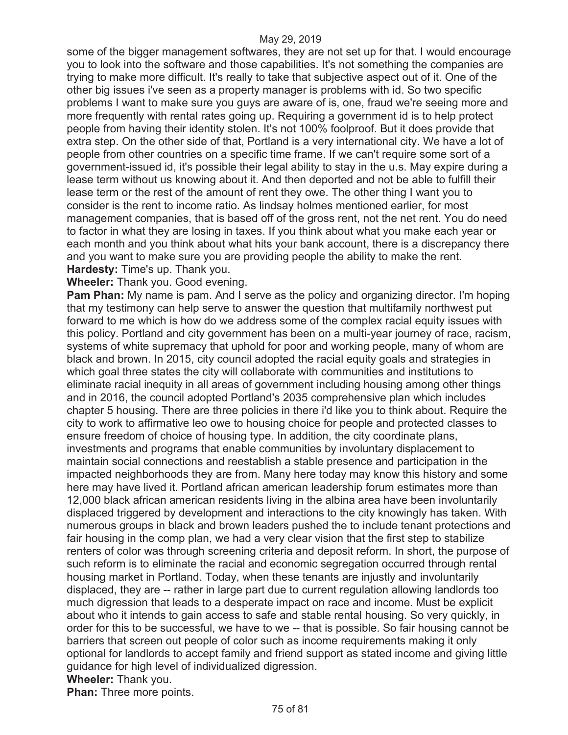some of the bigger management softwares, they are not set up for that. I would encourage you to look into the software and those capabilities. It's not something the companies are trying to make more difficult. It's really to take that subjective aspect out of it. One of the other big issues i've seen as a property manager is problems with id. So two specific problems I want to make sure you guys are aware of is, one, fraud we're seeing more and more frequently with rental rates going up. Requiring a government id is to help protect people from having their identity stolen. It's not 100% foolproof. But it does provide that extra step. On the other side of that, Portland is a very international city. We have a lot of people from other countries on a specific time frame. If we can't require some sort of a government-issued id, it's possible their legal ability to stay in the u.s. May expire during a lease term without us knowing about it. And then deported and not be able to fulfill their lease term or the rest of the amount of rent they owe. The other thing I want you to consider is the rent to income ratio. As lindsay holmes mentioned earlier, for most management companies, that is based off of the gross rent, not the net rent. You do need to factor in what they are losing in taxes. If you think about what you make each year or each month and you think about what hits your bank account, there is a discrepancy there and you want to make sure you are providing people the ability to make the rent.

**Hardesty:** Time's up. Thank you.

**Wheeler:** Thank you. Good evening.

**Pam Phan:** My name is pam. And I serve as the policy and organizing director. I'm hoping that my testimony can help serve to answer the question that multifamily northwest put forward to me which is how do we address some of the complex racial equity issues with this policy. Portland and city government has been on a multi-year journey of race, racism, systems of white supremacy that uphold for poor and working people, many of whom are black and brown. In 2015, city council adopted the racial equity goals and strategies in which goal three states the city will collaborate with communities and institutions to eliminate racial inequity in all areas of government including housing among other things and in 2016, the council adopted Portland's 2035 comprehensive plan which includes chapter 5 housing. There are three policies in there i'd like you to think about. Require the city to work to affirmative leo owe to housing choice for people and protected classes to ensure freedom of choice of housing type. In addition, the city coordinate plans, investments and programs that enable communities by involuntary displacement to maintain social connections and reestablish a stable presence and participation in the impacted neighborhoods they are from. Many here today may know this history and some here may have lived it. Portland african american leadership forum estimates more than 12,000 black african american residents living in the albina area have been involuntarily displaced triggered by development and interactions to the city knowingly has taken. With numerous groups in black and brown leaders pushed the to include tenant protections and fair housing in the comp plan, we had a very clear vision that the first step to stabilize renters of color was through screening criteria and deposit reform. In short, the purpose of such reform is to eliminate the racial and economic segregation occurred through rental housing market in Portland. Today, when these tenants are injustly and involuntarily displaced, they are -- rather in large part due to current regulation allowing landlords too much digression that leads to a desperate impact on race and income. Must be explicit about who it intends to gain access to safe and stable rental housing. So very quickly, in order for this to be successful, we have to we -- that is possible. So fair housing cannot be barriers that screen out people of color such as income requirements making it only optional for landlords to accept family and friend support as stated income and giving little guidance for high level of individualized digression.

**Wheeler:** Thank you.

**Phan:** Three more points.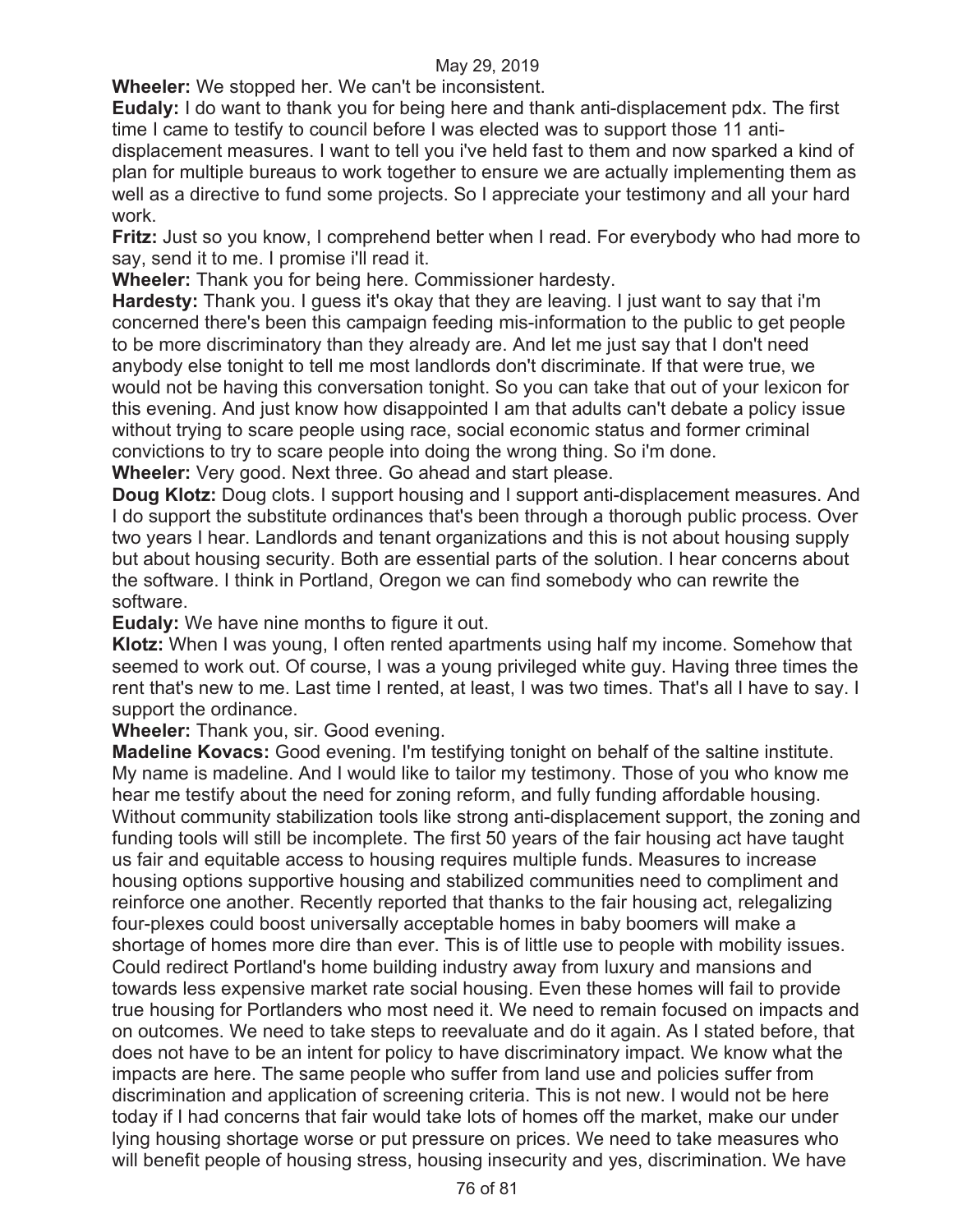**Wheeler:** We stopped her. We can't be inconsistent.

**Eudaly:** I do want to thank you for being here and thank anti-displacement pdx. The first time I came to testify to council before I was elected was to support those 11 anti-displacement measures. I want to tell you i've held fast to them and now sparked a kind of plan for multiple bureaus to work together to ensure we are actually implementing them as well as a directive to fund some projects. So I appreciate your testimony and all your hard work.

**Fritz:** Just so you know, I comprehend better when I read. For everybody who had more to say, send it to me. I promise i'll read it.

**Wheeler:** Thank you for being here. Commissioner hardesty.

**Hardesty:** Thank you. I guess it's okay that they are leaving. I just want to say that i'm concerned there's been this campaign feeding mis-information to the public to get people to be more discriminatory than they already are. And let me just say that I don't need anybody else tonight to tell me most landlords don't discriminate. If that were true, we would not be having this conversation tonight. So you can take that out of your lexicon for this evening. And just know how disappointed I am that adults can't debate a policy issue without trying to scare people using race, social economic status and former criminal convictions to try to scare people into doing the wrong thing. So i'm done.

**Wheeler:** Very good. Next three. Go ahead and start please.

**Doug Klotz:** Doug clots. I support housing and I support anti-displacement measures. And I do support the substitute ordinances that's been through a thorough public process. Over two years I hear. Landlords and tenant organizations and this is not about housing supply but about housing security. Both are essential parts of the solution. I hear concerns about the software. I think in Portland, Oregon we can find somebody who can rewrite the software.

**Eudaly:** We have nine months to figure it out.

**Klotz:** When I was young, I often rented apartments using half my income. Somehow that seemed to work out. Of course, I was a young privileged white guy. Having three times the rent that's new to me. Last time I rented, at least, I was two times. That's all I have to say. I support the ordinance.

**Wheeler:** Thank you, sir. Good evening.

**Madeline Kovacs:** Good evening. I'm testifying tonight on behalf of the saltine institute. My name is madeline. And I would like to tailor my testimony. Those of you who know me hear me testify about the need for zoning reform, and fully funding affordable housing. Without community stabilization tools like strong anti-displacement support, the zoning and funding tools will still be incomplete. The first 50 years of the fair housing act have taught us fair and equitable access to housing requires multiple funds. Measures to increase housing options supportive housing and stabilized communities need to compliment and reinforce one another. Recently reported that thanks to the fair housing act, relegalizing four-plexes could boost universally acceptable homes in baby boomers will make a shortage of homes more dire than ever. This is of little use to people with mobility issues. Could redirect Portland's home building industry away from luxury and mansions and towards less expensive market rate social housing. Even these homes will fail to provide true housing for Portlanders who most need it. We need to remain focused on impacts and on outcomes. We need to take steps to reevaluate and do it again. As I stated before, that does not have to be an intent for policy to have discriminatory impact. We know what the impacts are here. The same people who suffer from land use and policies suffer from discrimination and application of screening criteria. This is not new. I would not be here today if I had concerns that fair would take lots of homes off the market, make our under lying housing shortage worse or put pressure on prices. We need to take measures who will benefit people of housing stress, housing insecurity and yes, discrimination. We have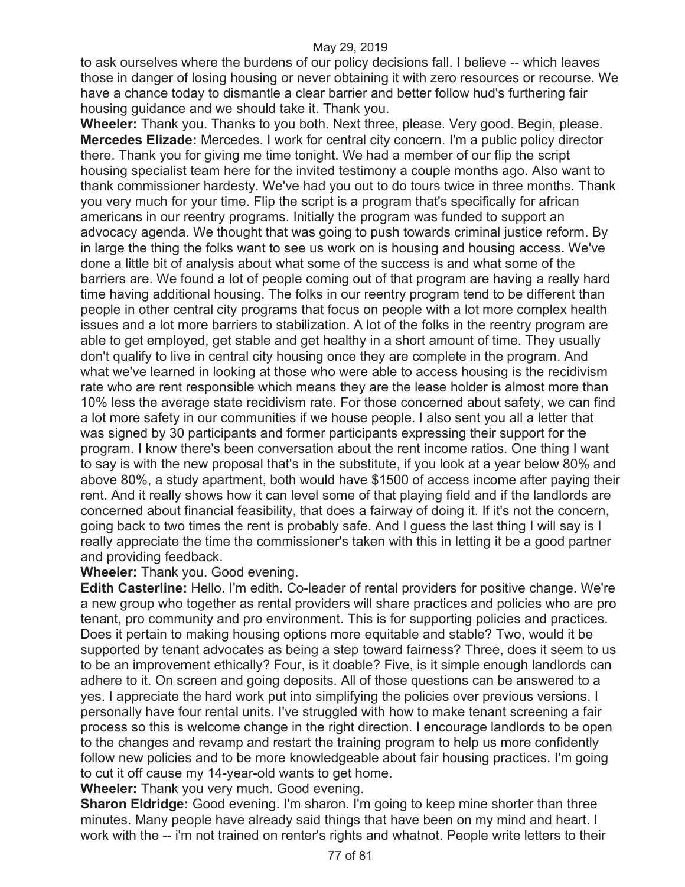to ask ourselves where the burdens of our policy decisions fall. I believe -- which leaves those in danger of losing housing or never obtaining it with zero resources or recourse. We have a chance today to dismantle a clear barrier and better follow hud's furthering fair housing guidance and we should take it. Thank you.

**Wheeler:** Thank you. Thanks to you both. Next three, please. Very good. Begin, please.

**Mercedes Elizade:** Mercedes. I work for central city concern. I'm a public policy director there. Thank you for giving me time tonight. We had a member of our flip the script housing specialist team here for the invited testimony a couple months ago. Also want to thank commissioner hardesty. We've had you out to do tours twice in three months. Thank you very much for your time. Flip the script is a program that's specifically for african americans in our reentry programs. Initially the program was funded to support an advocacy agenda. We thought that was going to push towards criminal justice reform. By in large the thing the folks want to see us work on is housing and housing access. We've done a little bit of analysis about what some of the success is and what some of the barriers are. We found a lot of people coming out of that program are having a really hard time having additional housing. The folks in our reentry program tend to be different than people in other central city programs that focus on people with a lot more complex health issues and a lot more barriers to stabilization. A lot of the folks in the reentry program are able to get employed, get stable and get healthy in a short amount of time. They usually don't qualify to live in central city housing once they are complete in the program. And what we've learned in looking at those who were able to access housing is the recidivism rate who are rent responsible which means they are the lease holder is almost more than 10% less the average state recidivism rate. For those concerned about safety, we can find a lot more safety in our communities if we house people. I also sent you all a letter that was signed by 30 participants and former participants expressing their support for the program. I know there's been conversation about the rent income ratios. One thing I want to say is with the new proposal that's in the substitute, if you look at a year below 80% and above 80%, a study apartment, both would have $1500 of access income after paying their rent. And it really shows how it can level some of that playing field and if the landlords are concerned about financial feasibility, that does a fairway of doing it. If it's not the concern, going back to two times the rent is probably safe. And I guess the last thing I will say is I really appreciate the time the commissioner's taken with this in letting it be a good partner and providing feedback.

**Wheeler:** Thank you. Good evening.

**Edith Casterline:** Hello. I'm edith. Co-leader of rental providers for positive change. We're a new group who together as rental providers will share practices and policies who are pro tenant, pro community and pro environment. This is for supporting policies and practices. Does it pertain to making housing options more equitable and stable? Two, would it be supported by tenant advocates as being a step toward fairness? Three, does it seem to us to be an improvement ethically? Four, is it doable? Five, is it simple enough landlords can adhere to it. On screen and going deposits. All of those questions can be answered to a yes. I appreciate the hard work put into simplifying the policies over previous versions. I personally have four rental units. I've struggled with how to make tenant screening a fair process so this is welcome change in the right direction. I encourage landlords to be open to the changes and revamp and restart the training program to help us more confidently follow new policies and to be more knowledgeable about fair housing practices. I'm going to cut it off cause my 14-year-old wants to get home.

**Wheeler:** Thank you very much. Good evening.

**Sharon Eldridge:** Good evening. I'm sharon. I'm going to keep mine shorter than three minutes. Many people have already said things that have been on my mind and heart. I work with the -- i'm not trained on renter's rights and whatnot. People write letters to their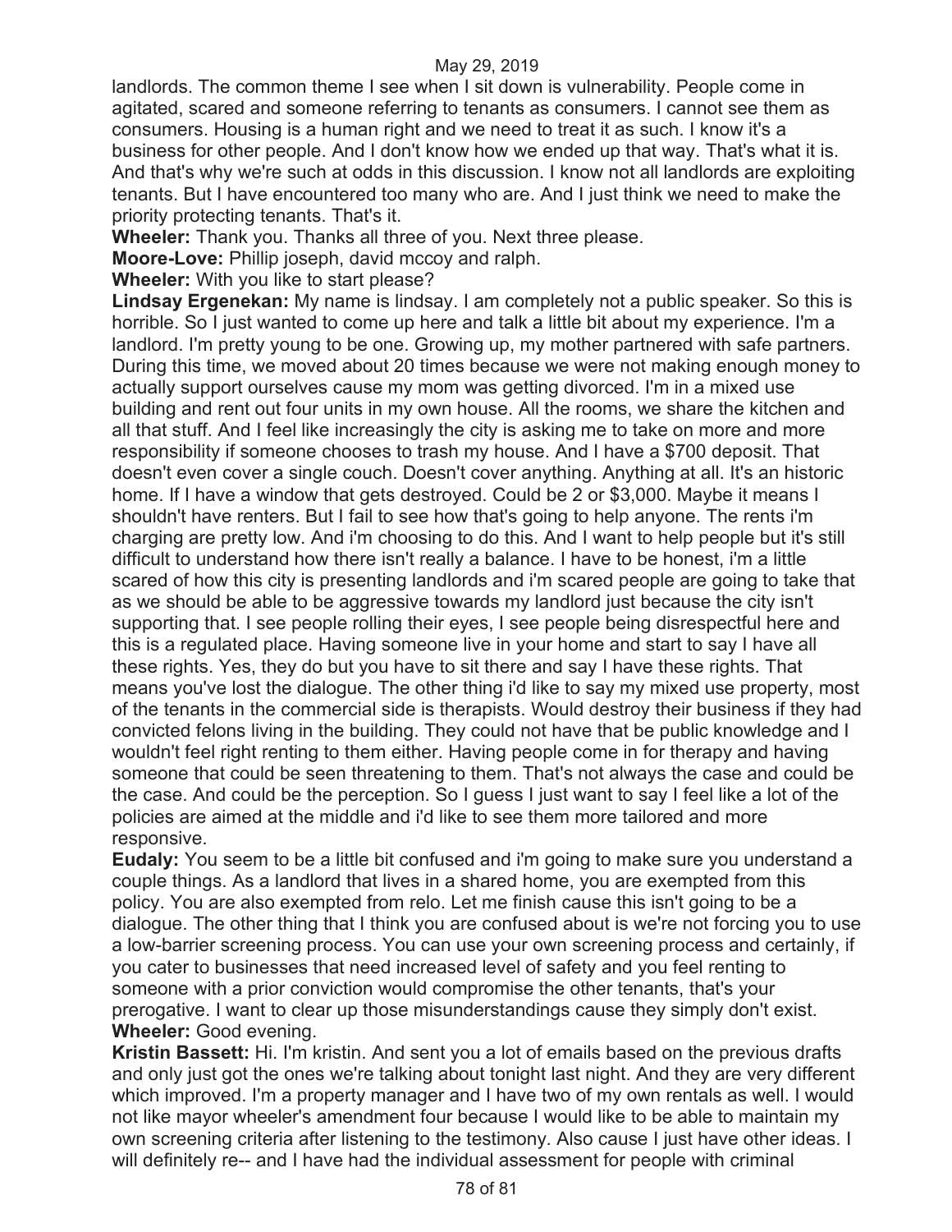landlords. The common theme I see when I sit down is vulnerability. People come in agitated, scared and someone referring to tenants as consumers. I cannot see them as consumers. Housing is a human right and we need to treat it as such. I know it's a business for other people. And I don't know how we ended up that way. That's what it is. And that's why we're such at odds in this discussion. I know not all landlords are exploiting tenants. But I have encountered too many who are. And I just think we need to make the priority protecting tenants. That's it.

**Wheeler:** Thank you. Thanks all three of you. Next three please.

**Moore-Love:** Phillip joseph, david mccoy and ralph.

**Wheeler:** With you like to start please?

**Lindsay Ergenekan:** My name is lindsay. I am completely not a public speaker. So this is horrible. So I just wanted to come up here and talk a little bit about my experience. I'm a landlord. I'm pretty young to be one. Growing up, my mother partnered with safe partners. During this time, we moved about 20 times because we were not making enough money to actually support ourselves cause my mom was getting divorced. I'm in a mixed use building and rent out four units in my own house. All the rooms, we share the kitchen and all that stuff. And I feel like increasingly the city is asking me to take on more and more responsibility if someone chooses to trash my house. And I have a $700 deposit. That doesn't even cover a single couch. Doesn't cover anything. Anything at all. It's an historic home. If I have a window that gets destroyed. Could be 2 or $3,000. Maybe it means I shouldn't have renters. But I fail to see how that's going to help anyone. The rents i'm charging are pretty low. And i'm choosing to do this. And I want to help people but it's still difficult to understand how there isn't really a balance. I have to be honest, i'm a little scared of how this city is presenting landlords and i'm scared people are going to take that as we should be able to be aggressive towards my landlord just because the city isn't supporting that. I see people rolling their eyes, I see people being disrespectful here and this is a regulated place. Having someone live in your home and start to say I have all these rights. Yes, they do but you have to sit there and say I have these rights. That means you've lost the dialogue. The other thing i'd like to say my mixed use property, most of the tenants in the commercial side is therapists. Would destroy their business if they had convicted felons living in the building. They could not have that be public knowledge and I wouldn't feel right renting to them either. Having people come in for therapy and having someone that could be seen threatening to them. That's not always the case and could be the case. And could be the perception. So I guess I just want to say I feel like a lot of the policies are aimed at the middle and i'd like to see them more tailored and more responsive.

**Eudaly:** You seem to be a little bit confused and i'm going to make sure you understand a couple things. As a landlord that lives in a shared home, you are exempted from this policy. You are also exempted from relo. Let me finish cause this isn't going to be a dialogue. The other thing that I think you are confused about is we're not forcing you to use a low-barrier screening process. You can use your own screening process and certainly, if you cater to businesses that need increased level of safety and you feel renting to someone with a prior conviction would compromise the other tenants, that's your prerogative. I want to clear up those misunderstandings cause they simply don't exist.

**Wheeler:** Good evening.

**Kristin Bassett:** Hi. I'm kristin. And sent you a lot of emails based on the previous drafts and only just got the ones we're talking about tonight last night. And they are very different which improved. I'm a property manager and I have two of my own rentals as well. I would not like mayor wheeler's amendment four because I would like to be able to maintain my own screening criteria after listening to the testimony. Also cause I just have other ideas. I will definitely re-- and I have had the individual assessment for people with criminal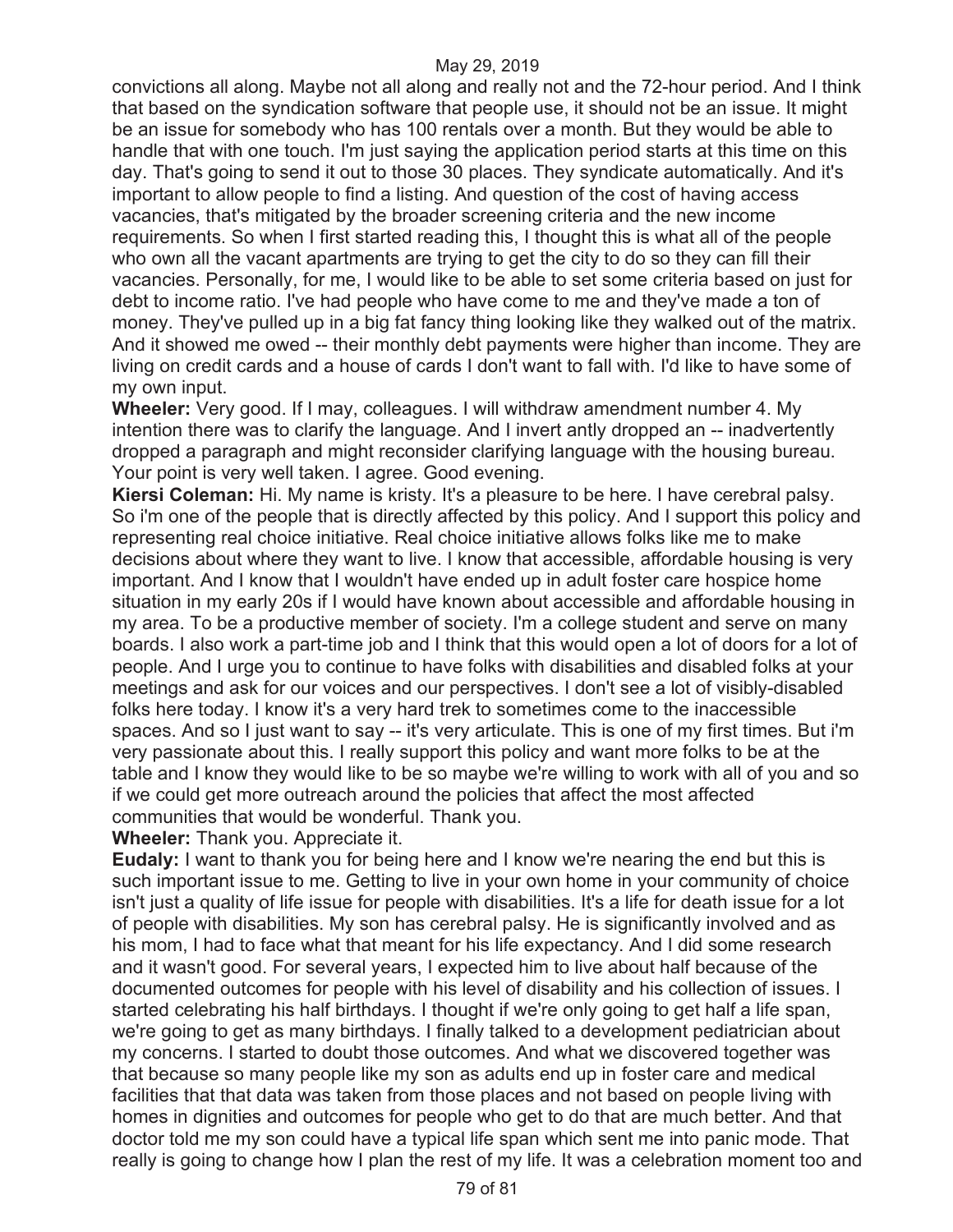convictions all along. Maybe not all along and really not and the 72-hour period. And I think that based on the syndication software that people use, it should not be an issue. It might be an issue for somebody who has 100 rentals over a month. But they would be able to handle that with one touch. I'm just saying the application period starts at this time on this day. That's going to send it out to those 30 places. They syndicate automatically. And it's important to allow people to find a listing. And question of the cost of having access vacancies, that's mitigated by the broader screening criteria and the new income requirements. So when I first started reading this, I thought this is what all of the people who own all the vacant apartments are trying to get the city to do so they can fill their vacancies. Personally, for me, I would like to be able to set some criteria based on just for debt to income ratio. I've had people who have come to me and they've made a ton of money. They've pulled up in a big fat fancy thing looking like they walked out of the matrix. And it showed me owed -- their monthly debt payments were higher than income. They are living on credit cards and a house of cards I don't want to fall with. I'd like to have some of my own input.

**Wheeler:** Very good. If I may, colleagues. I will withdraw amendment number 4. My intention there was to clarify the language. And I invert antly dropped an -- inadvertently dropped a paragraph and might reconsider clarifying language with the housing bureau. Your point is very well taken. I agree. Good evening.

**Kiersi Coleman:** Hi. My name is kristy. It's a pleasure to be here. I have cerebral palsy. So i'm one of the people that is directly affected by this policy. And I support this policy and representing real choice initiative. Real choice initiative allows folks like me to make decisions about where they want to live. I know that accessible, affordable housing is very important. And I know that I wouldn't have ended up in adult foster care hospice home situation in my early 20s if I would have known about accessible and affordable housing in my area. To be a productive member of society. I'm a college student and serve on many boards. I also work a part-time job and I think that this would open a lot of doors for a lot of people. And I urge you to continue to have folks with disabilities and disabled folks at your meetings and ask for our voices and our perspectives. I don't see a lot of visibly-disabled folks here today. I know it's a very hard trek to sometimes come to the inaccessible spaces. And so I just want to say -- it's very articulate. This is one of my first times. But i'm very passionate about this. I really support this policy and want more folks to be at the table and I know they would like to be so maybe we're willing to work with all of you and so if we could get more outreach around the policies that affect the most affected communities that would be wonderful. Thank you.

**Wheeler:** Thank you. Appreciate it.

**Eudaly:** I want to thank you for being here and I know we're nearing the end but this is such important issue to me. Getting to live in your own home in your community of choice isn't just a quality of life issue for people with disabilities. It's a life for death issue for a lot of people with disabilities. My son has cerebral palsy. He is significantly involved and as his mom, I had to face what that meant for his life expectancy. And I did some research and it wasn't good. For several years, I expected him to live about half because of the documented outcomes for people with his level of disability and his collection of issues. I started celebrating his half birthdays. I thought if we're only going to get half a life span, we're going to get as many birthdays. I finally talked to a development pediatrician about my concerns. I started to doubt those outcomes. And what we discovered together was that because so many people like my son as adults end up in foster care and medical facilities that that data was taken from those places and not based on people living with homes in dignities and outcomes for people who get to do that are much better. And that doctor told me my son could have a typical life span which sent me into panic mode. That really is going to change how I plan the rest of my life. It was a celebration moment too and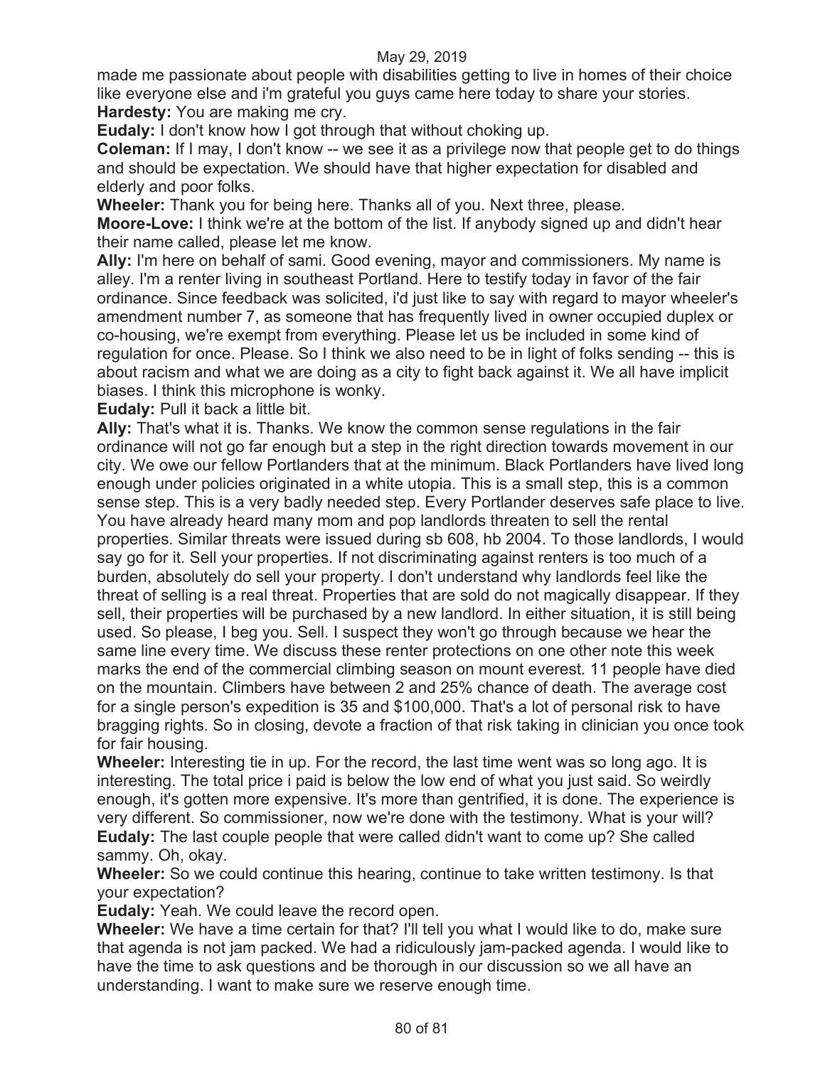made me passionate about people with disabilities getting to live in homes of their choice like everyone else and i'm grateful you guys came here today to share your stories.

**Hardesty:** You are making me cry.

**Eudaly:** I don't know how I got through that without choking up.

**Coleman:** If I may, I don't know -- we see it as a privilege now that people get to do things and should be expectation. We should have that higher expectation for disabled and elderly and poor folks.

**Wheeler:** Thank you for being here. Thanks all of you. Next three, please.

**Moore-Love:** I think we're at the bottom of the list. If anybody signed up and didn't hear their name called, please let me know.

**Ally:** I'm here on behalf of sami. Good evening, mayor and commissioners. My name is alley. I'm a renter living in southeast Portland. Here to testify today in favor of the fair ordinance. Since feedback was solicited, i'd just like to say with regard to mayor wheeler's amendment number 7, as someone that has frequently lived in owner occupied duplex or co-housing, we're exempt from everything. Please let us be included in some kind of regulation for once. Please. So I think we also need to be in light of folks sending -- this is about racism and what we are doing as a city to fight back against it. We all have implicit biases. I think this microphone is wonky.

**Eudaly:** Pull it back a little bit.

**Ally:** That's what it is. Thanks. We know the common sense regulations in the fair ordinance will not go far enough but a step in the right direction towards movement in our city. We owe our fellow Portlanders that at the minimum. Black Portlanders have lived long enough under policies originated in a white utopia. This is a small step, this is a common sense step. This is a very badly needed step. Every Portlander deserves safe place to live. You have already heard many mom and pop landlords threaten to sell the rental properties. Similar threats were issued during sb 608, hb 2004. To those landlords, I would say go for it. Sell your properties. If not discriminating against renters is too much of a burden, absolutely do sell your property. I don't understand why landlords feel like the threat of selling is a real threat. Properties that are sold do not magically disappear. If they sell, their properties will be purchased by a new landlord. In either situation, it is still being used. So please, I beg you. Sell. I suspect they won't go through because we hear the same line every time. We discuss these renter protections on one other note this week marks the end of the commercial climbing season on mount everest. 11 people have died on the mountain. Climbers have between 2 and 25% chance of death. The average cost for a single person's expedition is 35 and $100,000. That's a lot of personal risk to have bragging rights. So in closing, devote a fraction of that risk taking in clinician you once took for fair housing.

**Wheeler:** Interesting tie in up. For the record, the last time went was so long ago. It is interesting. The total price i paid is below the low end of what you just said. So weirdly enough, it's gotten more expensive. It's more than gentrified, it is done. The experience is very different. So commissioner, now we're done with the testimony. What is your will?

**Eudaly:** The last couple people that were called didn't want to come up? She called sammy. Oh, okay.

**Wheeler:** So we could continue this hearing, continue to take written testimony. Is that your expectation?

**Eudaly:** Yeah. We could leave the record open.

**Wheeler:** We have a time certain for that? I'll tell you what I would like to do, make sure that agenda is not jam packed. We had a ridiculously jam-packed agenda. I would like to have the time to ask questions and be thorough in our discussion so we all have an understanding. I want to make sure we reserve enough time.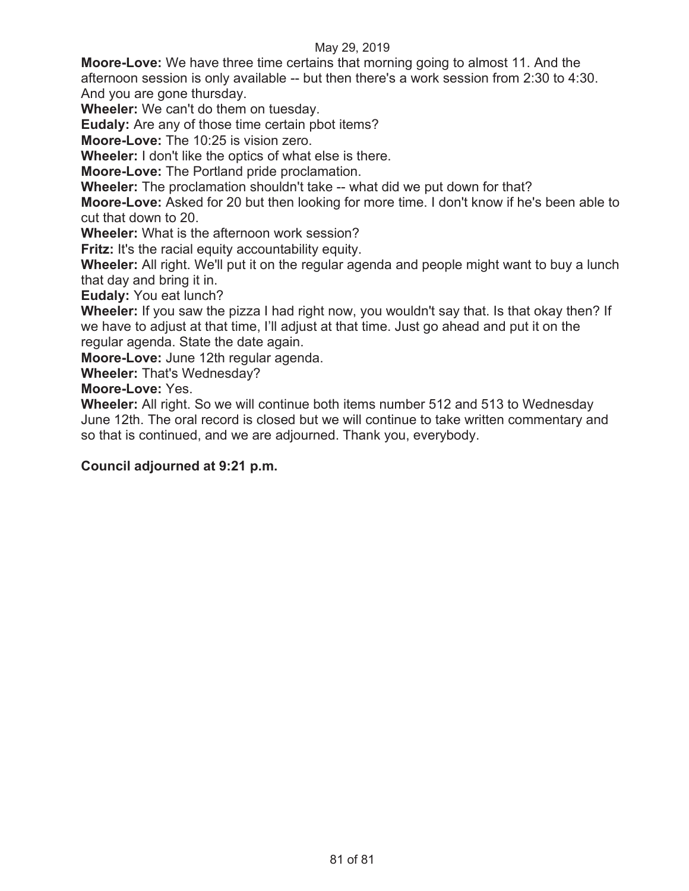**Moore-Love:** We have three time certains that morning going to almost 11. And the afternoon session is only available -- but then there's a work session from 2:30 to 4:30. And you are gone thursday.

**Wheeler:** We can't do them on tuesday.

**Eudaly:** Are any of those time certain pbot items?

**Moore-Love:** The 10:25 is vision zero.

**Wheeler:** I don't like the optics of what else is there.

**Moore-Love:** The Portland pride proclamation.

**Wheeler:** The proclamation shouldn't take -- what did we put down for that?

**Moore-Love:** Asked for 20 but then looking for more time. I don't know if he's been able to cut that down to 20.

**Wheeler:** What is the afternoon work session?

**Fritz:** It's the racial equity accountability equity.

**Wheeler:** All right. We'll put it on the regular agenda and people might want to buy a lunch that day and bring it in.

**Eudaly:** You eat lunch?

**Wheeler:** If you saw the pizza I had right now, you wouldn't say that. Is that okay then? If we have to adjust at that time, I'll adjust at that time. Just go ahead and put it on the regular agenda. State the date again.

**Moore-Love:** June 12th regular agenda.

**Wheeler:** That's Wednesday?

**Moore-Love:** Yes.

**Wheeler:** All right. So we will continue both items number 512 and 513 to Wednesday June 12th. The oral record is closed but we will continue to take written commentary and so that is continued, and we are adjourned. Thank you, everybody.

**Council adjourned at 9:21 p.m.**